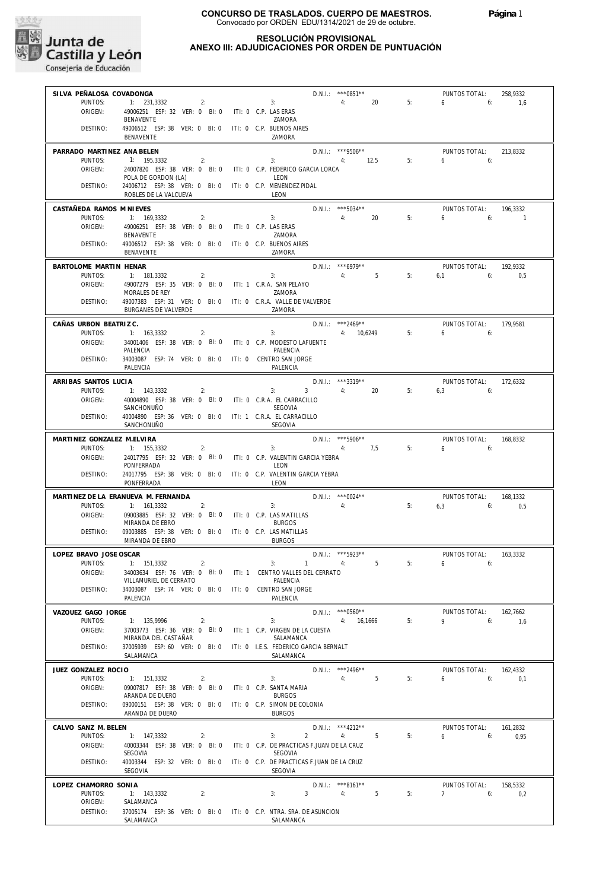# CONCURSO DE TRASLADOS. CUERPO DE MAESTROS.

Convocado por ORDEN EDU/1314/2021 de 29 de octubre.

## RESOLUCIÓN PROVISIONAL
## ANEXO III: ADJUDICACIONES POR ORDEN DE PUNTUACIÓN

**SILVA PEÑALOSA COVADONGA** — D.N.I.: ***0851** — PUNTOS TOTAL: 258,9332
PUNTOS: 1: 231,3332 2: 3: 4: 20 5: 6 6: 1,6
ORIGEN: 49006251 ESP: 32 VER: 0 BI: 0 ITI: 0 C.P. LAS ERAS — BENAVENTE — ZAMORA
DESTINO: 49006512 ESP: 38 VER: 0 BI: 0 ITI: 0 C.P. BUENOS AIRES — BENAVENTE — ZAMORA

**PARRADO MARTINEZ ANA BELEN** — D.N.I.: ***9506** — PUNTOS TOTAL: 213,8332
PUNTOS: 1: 195,3332 2: 3: 4: 12,5 5: 6 6:
ORIGEN: 24007820 ESP: 38 VER: 0 BI: 0 ITI: 0 C.P. FEDERICO GARCIA LORCA — POLA DE GORDON (LA) — LEON
DESTINO: 24006712 ESP: 38 VER: 0 BI: 0 ITI: 0 C.P. MENENDEZ PIDAL — ROBLES DE LA VALCUEVA — LEON

**CASTAÑEDA RAMOS M NIEVES** — D.N.I.: ***5034** — PUNTOS TOTAL: 196,3332
PUNTOS: 1: 169,3332 2: 3: 4: 20 5: 6 6: 1
ORIGEN: 49006251 ESP: 38 VER: 0 BI: 0 ITI: 0 C.P. LAS ERAS — BENAVENTE — ZAMORA
DESTINO: 49006512 ESP: 38 VER: 0 BI: 0 ITI: 0 C.P. BUENOS AIRES — BENAVENTE — ZAMORA

**BARTOLOME MARTIN HENAR** — D.N.I.: ***6979** — PUNTOS TOTAL: 192,9332
PUNTOS: 1: 181,3332 2: 3: 4: 5 5: 6,1 6: 0,5
ORIGEN: 49007279 ESP: 35 VER: 0 BI: 0 ITI: 1 C.R.A. SAN PELAYO — MORALES DE REY — ZAMORA
DESTINO: 49007383 ESP: 31 VER: 0 BI: 0 ITI: 0 C.R.A. VALLE DE VALVERDE — BURGANES DE VALVERDE — ZAMORA

**CAÑAS URBON BEATRIZ C.** — D.N.I.: ***2469** — PUNTOS TOTAL: 179,9581
PUNTOS: 1: 163,3332 2: 3: 4: 10,6249 5: 6 6:
ORIGEN: 34001406 ESP: 38 VER: 0 BI: 0 ITI: 0 C.P. MODESTO LAFUENTE — PALENCIA — PALENCIA
DESTINO: 34003087 ESP: 74 VER: 0 BI: 0 ITI: 0 CENTRO SAN JORGE — PALENCIA — PALENCIA

**ARRIBAS SANTOS LUCIA** — D.N.I.: ***3319** — PUNTOS TOTAL: 172,6332
PUNTOS: 1: 143,3332 2: 3: 3 4: 20 5: 6,3 6:
ORIGEN: 40004890 ESP: 38 VER: 0 BI: 0 ITI: 0 C.R.A. EL CARRACILLO — SANCHONUÑO — SEGOVIA
DESTINO: 40004890 ESP: 36 VER: 0 BI: 0 ITI: 1 C.R.A. EL CARRACILLO — SANCHONUÑO — SEGOVIA

**MARTINEZ GONZALEZ M.ELVIRA** — D.N.I.: ***5906** — PUNTOS TOTAL: 168,8332
PUNTOS: 1: 155,3332 2: 3: 4: 7,5 5: 6 6:
ORIGEN: 24017795 ESP: 32 VER: 0 BI: 0 ITI: 0 C.P. VALENTIN GARCIA YEBRA — PONFERRADA — LEON
DESTINO: 24017795 ESP: 38 VER: 0 BI: 0 ITI: 0 C.P. VALENTIN GARCIA YEBRA — PONFERRADA — LEON

**MARTINEZ DE LA ERANUEVA M. FERNANDA** — D.N.I.: ***0024** — PUNTOS TOTAL: 168,1332
PUNTOS: 1: 161,3332 2: 3: 4: 5: 6,3 6: 0,5
ORIGEN: 09003885 ESP: 32 VER: 0 BI: 0 ITI: 0 C.P. LAS MATILLAS — MIRANDA DE EBRO — BURGOS
DESTINO: 09003885 ESP: 38 VER: 0 BI: 0 ITI: 0 C.P. LAS MATILLAS — MIRANDA DE EBRO — BURGOS

**LOPEZ BRAVO JOSE OSCAR** — D.N.I.: ***5923** — PUNTOS TOTAL: 163,3332
PUNTOS: 1: 151,3332 2: 3: 1 4: 5 5: 6 6:
ORIGEN: 34003634 ESP: 76 VER: 0 BI: 0 ITI: 1 CENTRO VALLES DEL CERRATO — VILLAMURIEL DE CERRATO — PALENCIA
DESTINO: 34003087 ESP: 74 VER: 0 BI: 0 ITI: 0 CENTRO SAN JORGE — PALENCIA — PALENCIA

**VAZQUEZ GAGO JORGE** — D.N.I.: ***0560** — PUNTOS TOTAL: 162,7662
PUNTOS: 1: 135,9996 2: 3: 4: 16,1666 5: 9 6: 1,6
ORIGEN: 37003773 ESP: 36 VER: 0 BI: 0 ITI: 1 C.P. VIRGEN DE LA CUESTA — MIRANDA DEL CASTAÑAR — SALAMANCA
DESTINO: 37005939 ESP: 60 VER: 0 BI: 0 ITI: 0 I.E.S. FEDERICO GARCIA BERNALT — SALAMANCA — SALAMANCA

**JUEZ GONZALEZ ROCIO** — D.N.I.: ***2496** — PUNTOS TOTAL: 162,4332
PUNTOS: 1: 151,3332 2: 3: 4: 5 5: 6 6: 0,1
ORIGEN: 09007817 ESP: 38 VER: 0 BI: 0 ITI: 0 C.P. SANTA MARIA — ARANDA DE DUERO — BURGOS
DESTINO: 09000151 ESP: 38 VER: 0 BI: 0 ITI: 0 C.P. SIMON DE COLONIA — ARANDA DE DUERO — BURGOS

**CALVO SANZ M. BELEN** — D.N.I.: ***4212** — PUNTOS TOTAL: 161,2832
PUNTOS: 1: 147,3332 2: 3: 2 4: 5 5: 6 6: 0,95
ORIGEN: 40003344 ESP: 38 VER: 0 BI: 0 ITI: 0 C.P. DE PRACTICAS F.JUAN DE LA CRUZ — SEGOVIA — SEGOVIA
DESTINO: 40003344 ESP: 32 VER: 0 BI: 0 ITI: 0 C.P. DE PRACTICAS F.JUAN DE LA CRUZ — SEGOVIA — SEGOVIA

**LOPEZ CHAMORRO SONIA** — D.N.I.: ***8161** — PUNTOS TOTAL: 158,5332
PUNTOS: 1: 143,3332 2: 3: 3 4: 5 5: 7 6: 0,2
ORIGEN: SALAMANCA
DESTINO: 37005174 ESP: 36 VER: 0 BI: 0 ITI: 0 C.P. NTRA. SRA. DE ASUNCION — SALAMANCA — SALAMANCA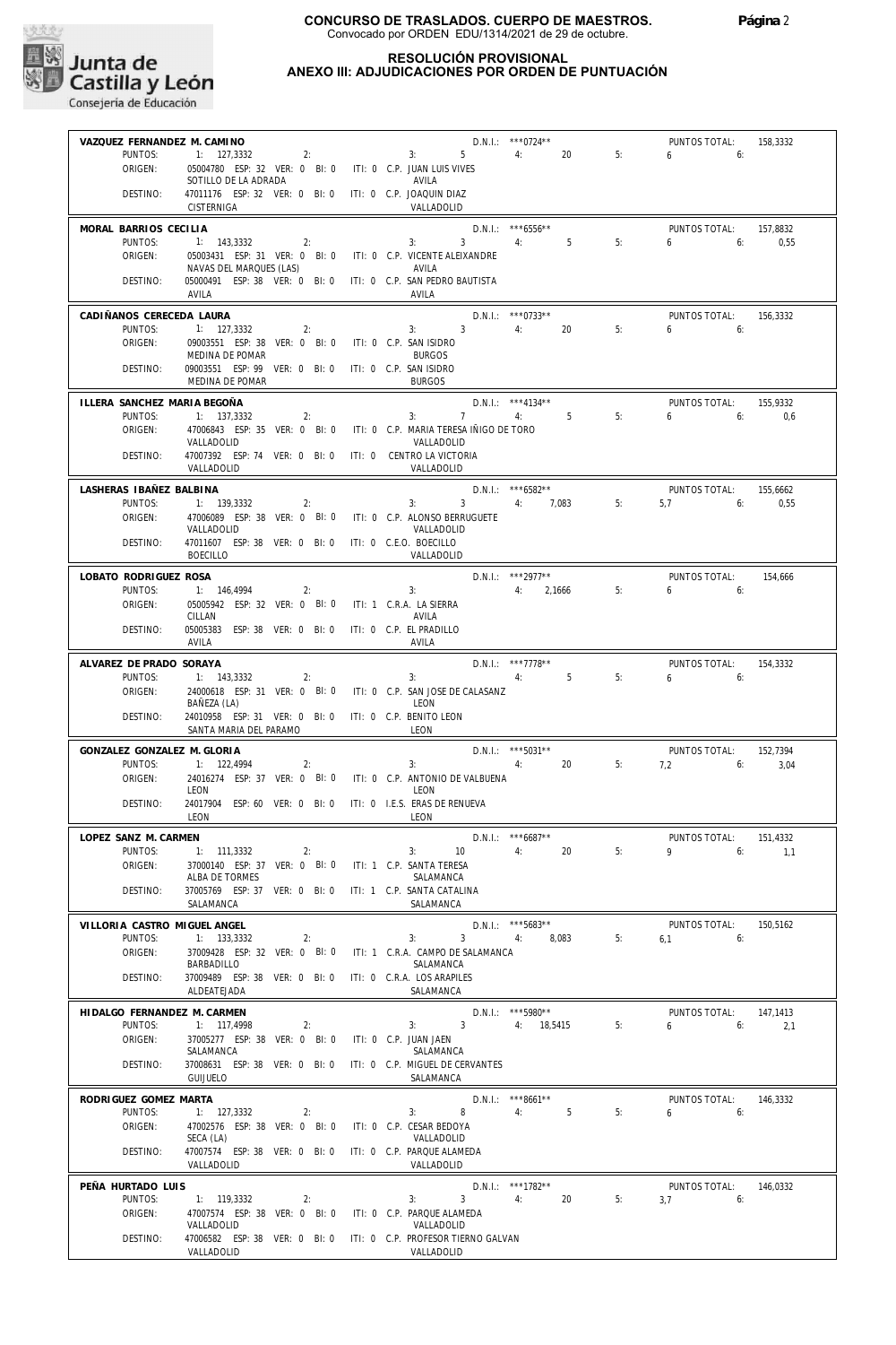**CONCURSO DE TRASLADOS. CUERPO DE MAESTROS.**
Convocado por ORDEN EDU/1314/2021 de 29 de octubre.

## RESOLUCIÓN PROVISIONAL
## ANEXO III: ADJUDICACIONES POR ORDEN DE PUNTUACIÓN

**VAZQUEZ FERNANDEZ M. CAMINO** — D.N.I.: ***0724** — PUNTOS TOTAL: 158,3332
PUNTOS: 1: 127,3332 2: 3: 5 4: 20 5: 6 6:
ORIGEN: 05004780 ESP: 32 VER: 0 BI: 0 ITI: 0 C.P. JUAN LUIS VIVES — SOTILLO DE LA ADRADA — AVILA
DESTINO: 47011176 ESP: 32 VER: 0 BI: 0 ITI: 0 C.P. JOAQUIN DIAZ — CISTERNIGA — VALLADOLID

**MORAL BARRIOS CECILIA** — D.N.I.: ***6556** — PUNTOS TOTAL: 157,8832
PUNTOS: 1: 143,3332 2: 3: 3 4: 5 5: 6 6: 0,55
ORIGEN: 05003431 ESP: 31 VER: 0 BI: 0 ITI: 0 C.P. VICENTE ALEIXANDRE — NAVAS DEL MARQUES (LAS) — AVILA
DESTINO: 05000491 ESP: 38 VER: 0 BI: 0 ITI: 0 C.P. SAN PEDRO BAUTISTA — AVILA — AVILA

**CADIÑANOS CERECEDA LAURA** — D.N.I.: ***0733** — PUNTOS TOTAL: 156,3332
PUNTOS: 1: 127,3332 2: 3: 3 4: 20 5: 6 6:
ORIGEN: 09003551 ESP: 38 VER: 0 BI: 0 ITI: 0 C.P. SAN ISIDRO — MEDINA DE POMAR — BURGOS
DESTINO: 09003551 ESP: 99 VER: 0 BI: 0 ITI: 0 C.P. SAN ISIDRO — MEDINA DE POMAR — BURGOS

**ILLERA SANCHEZ MARIA BEGOÑA** — D.N.I.: ***4134** — PUNTOS TOTAL: 155,9332
PUNTOS: 1: 137,3332 2: 3: 7 4: 5 5: 6 6: 0,6
ORIGEN: 47006843 ESP: 35 VER: 0 BI: 0 ITI: 0 C.P. MARIA TERESA IÑIGO DE TORO — VALLADOLID — VALLADOLID
DESTINO: 47007392 ESP: 74 VER: 0 BI: 0 ITI: 0 CENTRO LA VICTORIA — VALLADOLID — VALLADOLID

**LASHERAS IBAÑEZ BALBINA** — D.N.I.: ***6582** — PUNTOS TOTAL: 155,6662
PUNTOS: 1: 139,3332 2: 3: 3 4: 7,083 5: 5,7 6: 0,55
ORIGEN: 47006089 ESP: 38 VER: 0 BI: 0 ITI: 0 C.P. ALONSO BERRUGUETE — VALLADOLID — VALLADOLID
DESTINO: 47011607 ESP: 38 VER: 0 BI: 0 ITI: 0 C.E.O. BOECILLO — BOECILLO — VALLADOLID

**LOBATO RODRIGUEZ ROSA** — D.N.I.: ***2977** — PUNTOS TOTAL: 154,666
PUNTOS: 1: 146,4994 2: 3: 4: 2,1666 5: 6 6:
ORIGEN: 05005942 ESP: 32 VER: 0 BI: 0 ITI: 1 C.R.A. LA SIERRA — CILLAN — AVILA
DESTINO: 05005383 ESP: 38 VER: 0 BI: 0 ITI: 0 C.P. EL PRADILLO — AVILA — AVILA

**ALVAREZ DE PRADO SORAYA** — D.N.I.: ***7778** — PUNTOS TOTAL: 154,3332
PUNTOS: 1: 143,3332 2: 3: 4: 5 5: 6 6:
ORIGEN: 24000618 ESP: 31 VER: 0 BI: 0 ITI: 0 C.P. SAN JOSE DE CALASANZ — BAÑEZA (LA) — LEON
DESTINO: 24010958 ESP: 31 VER: 0 BI: 0 ITI: 0 C.P. BENITO LEON — SANTA MARIA DEL PARAMO — LEON

**GONZALEZ GONZALEZ M. GLORIA** — D.N.I.: ***5031** — PUNTOS TOTAL: 152,7394
PUNTOS: 1: 122,4994 2: 3: 4: 20 5: 7,2 6: 3,04
ORIGEN: 24016274 ESP: 37 VER: 0 BI: 0 ITI: 0 C.P. ANTONIO DE VALBUENA — LEON — LEON
DESTINO: 24017904 ESP: 60 VER: 0 BI: 0 ITI: 0 I.E.S. ERAS DE RENUEVA — LEON — LEON

**LOPEZ SANZ M. CARMEN** — D.N.I.: ***6687** — PUNTOS TOTAL: 151,4332
PUNTOS: 1: 111,3332 2: 3: 10 4: 20 5: 9 6: 1,1
ORIGEN: 37000140 ESP: 37 VER: 0 BI: 0 ITI: 1 C.P. SANTA TERESA — ALBA DE TORMES — SALAMANCA
DESTINO: 37005769 ESP: 37 VER: 0 BI: 0 ITI: 1 C.P. SANTA CATALINA — SALAMANCA — SALAMANCA

**VILLORIA CASTRO MIGUEL ANGEL** — D.N.I.: ***5683** — PUNTOS TOTAL: 150,5162
PUNTOS: 1: 133,3332 2: 3: 3 4: 8,083 5: 6,1 6:
ORIGEN: 37009428 ESP: 32 VER: 0 BI: 0 ITI: 1 C.R.A. CAMPO DE SALAMANCA — BARBADILLO — SALAMANCA
DESTINO: 37009489 ESP: 38 VER: 0 BI: 0 ITI: 0 C.R.A. LOS ARAPILES — ALDEATEJADA — SALAMANCA

**HIDALGO FERNANDEZ M. CARMEN** — D.N.I.: ***5980** — PUNTOS TOTAL: 147,1413
PUNTOS: 1: 117,4998 2: 3: 3 4: 18,5415 5: 6 6: 2,1
ORIGEN: 37005277 ESP: 38 VER: 0 BI: 0 ITI: 0 C.P. JUAN JAEN — SALAMANCA — SALAMANCA
DESTINO: 37008631 ESP: 38 VER: 0 BI: 0 ITI: 0 C.P. MIGUEL DE CERVANTES — GUIJUELO — SALAMANCA

**RODRIGUEZ GOMEZ MARTA** — D.N.I.: ***8661** — PUNTOS TOTAL: 146,3332
PUNTOS: 1: 127,3332 2: 3: 8 4: 5 5: 6 6:
ORIGEN: 47002576 ESP: 38 VER: 0 BI: 0 ITI: 0 C.P. CESAR BEDOYA — SECA (LA) — VALLADOLID
DESTINO: 47007574 ESP: 38 VER: 0 BI: 0 ITI: 0 C.P. PARQUE ALAMEDA — VALLADOLID — VALLADOLID

**PEÑA HURTADO LUIS** — D.N.I.: ***1782** — PUNTOS TOTAL: 146,0332
PUNTOS: 1: 119,3332 2: 3: 3 4: 20 5: 3,7 6:
ORIGEN: 47007574 ESP: 38 VER: 0 BI: 0 ITI: 0 C.P. PARQUE ALAMEDA — VALLADOLID — VALLADOLID
DESTINO: 47006582 ESP: 38 VER: 0 BI: 0 ITI: 0 C.P. PROFESOR TIERNO GALVAN — VALLADOLID — VALLADOLID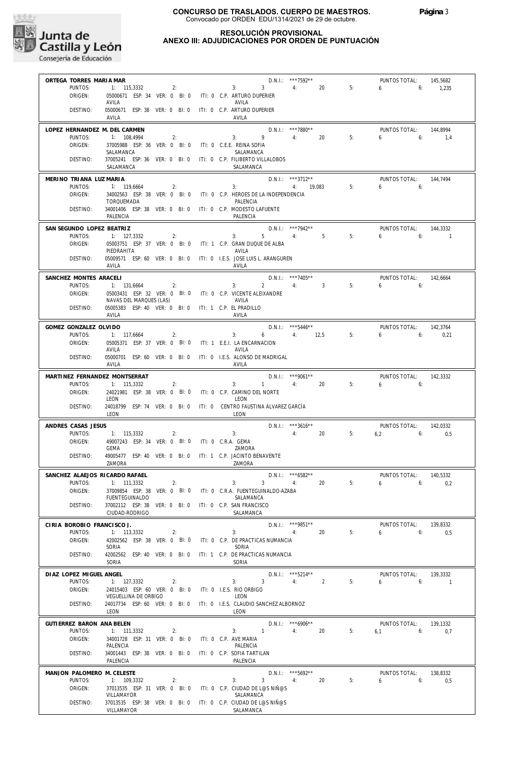# CONCURSO DE TRASLADOS. CUERPO DE MAESTROS.

Convocado por ORDEN EDU/1314/2021 de 29 de octubre.

## RESOLUCIÓN PROVISIONAL
## ANEXO III: ADJUDICACIONES POR ORDEN DE PUNTUACIÓN

**ORTEGA TORRES MARIA MAR** — D.N.I.: ***7592** — PUNTOS TOTAL: 145,5682
PUNTOS: 1: 115,3332 2: 3: 3 4: 20 5: 6 6: 1,235
ORIGEN: 05000671 ESP: 34 VER: 0 BI: 0 ITI: 0 C.P. ARTURO DUPERIER — AVILA — AVILA
DESTINO: 05000671 ESP: 38 VER: 0 BI: 0 ITI: 0 C.P. ARTURO DUPERIER — AVILA — AVILA

**LOPEZ HERNANDEZ M. DEL CARMEN** — D.N.I.: ***7880** — PUNTOS TOTAL: 144,8994
PUNTOS: 1: 108,4994 2: 3: 9 4: 20 5: 6 6: 1,4
ORIGEN: 37005988 ESP: 36 VER: 0 BI: 0 ITI: 0 C.E.E. REINA SOFIA — SALAMANCA — SALAMANCA
DESTINO: 37005241 ESP: 36 VER: 0 BI: 0 ITI: 0 C.P. FILIBERTO VILLALOBOS — SALAMANCA — SALAMANCA

**MERINO TRIANA LUZ MARIA** — D.N.I.: ***3712** — PUNTOS TOTAL: 144,7494
PUNTOS: 1: 119,6664 2: 3: 4: 19,083 5: 6 6:
ORIGEN: 34002563 ESP: 38 VER: 0 BI: 0 ITI: 0 C.P. HEROES DE LA INDEPENDENCIA — TORQUEMADA — PALENCIA
DESTINO: 34001406 ESP: 38 VER: 0 BI: 0 ITI: 0 C.P. MODESTO LAFUENTE — PALENCIA — PALENCIA

**SAN SEGUNDO LOPEZ BEATRIZ** — D.N.I.: ***7942** — PUNTOS TOTAL: 144,3332
PUNTOS: 1: 127,3332 2: 3: 5 4: 5 5: 6 6: 1
ORIGEN: 05003751 ESP: 37 VER: 0 BI: 0 ITI: 1 C.P. GRAN DUQUE DE ALBA — PIEDRAHITA — AVILA
DESTINO: 05009571 ESP: 60 VER: 0 BI: 0 ITI: 0 I.E.S. JOSE LUIS L. ARANGUREN — AVILA — AVILA

**SANCHEZ MONTES ARACELI** — D.N.I.: ***7405** — PUNTOS TOTAL: 142,6664
PUNTOS: 1: 131,6664 2: 3: 2 4: 3 5: 6 6:
ORIGEN: 05003431 ESP: 32 VER: 0 BI: 0 ITI: 0 C.P. VICENTE ALEIXANDRE — NAVAS DEL MARQUES (LAS) — AVILA
DESTINO: 05005383 ESP: 40 VER: 0 BI: 0 ITI: 1 C.P. EL PRADILLO — AVILA — AVILA

**GOMEZ GONZALEZ OLVIDO** — D.N.I.: ***5446** — PUNTOS TOTAL: 142,3764
PUNTOS: 1: 117,6664 2: 3: 6 4: 12,5 5: 6 6: 0,21
ORIGEN: 05005371 ESP: 37 VER: 0 BI: 0 ITI: 1 E.E.I. LA ENCARNACION — AVILA — AVILA
DESTINO: 05000701 ESP: 60 VER: 0 BI: 0 ITI: 0 I.E.S. ALONSO DE MADRIGAL — AVILA — AVILA

**MARTINEZ FERNANDEZ MONTSERRAT** — D.N.I.: ***9061** — PUNTOS TOTAL: 142,3332
PUNTOS: 1: 115,3332 2: 3: 1 4: 20 5: 6 6:
ORIGEN: 24021981 ESP: 38 VER: 0 BI: 0 ITI: 0 C.P. CAMINO DEL NORTE — LEON — LEON
DESTINO: 24018799 ESP: 74 VER: 0 BI: 0 ITI: 0 CENTRO FAUSTINA ÁLVAREZ GARCÍA — LEON — LEON

**ANDRES CASAS JESUS** — D.N.I.: ***3616** — PUNTOS TOTAL: 142,0332
PUNTOS: 1: 115,3332 2: 3: 4: 20 5: 6,2 6: 0,5
ORIGEN: 49007243 ESP: 34 VER: 0 BI: 0 ITI: 0 C.R.A. GEMA — GEMA — ZAMORA
DESTINO: 49005477 ESP: 40 VER: 0 BI: 0 ITI: 1 C.P. JACINTO BENAVENTE — ZAMORA — ZAMORA

**SANCHEZ ALAEJOS RICARDO RAFAEL** — D.N.I.: ***6582** — PUNTOS TOTAL: 140,5332
PUNTOS: 1: 111,3332 2: 3: 3 4: 20 5: 6 6: 0,2
ORIGEN: 37009854 ESP: 38 VER: 0 BI: 0 ITI: 0 C.R.A. FUENTEGUINALDO-AZABA — FUENTEGUINALDO — SALAMANCA
DESTINO: 37002112 ESP: 38 VER: 0 BI: 0 ITI: 0 C.P. SAN FRANCISCO — CIUDAD-RODRIGO — SALAMANCA

**CIRIA BOROBIO FRANCISCO J.** — D.N.I.: ***9851** — PUNTOS TOTAL: 139,8332
PUNTOS: 1: 113,3332 2: 3: 4: 20 5: 6 6: 0,5
ORIGEN: 42002562 ESP: 38 VER: 0 BI: 0 ITI: 0 C.P. DE PRACTICAS NUMANCIA — SORIA — SORIA
DESTINO: 42002562 ESP: 40 VER: 0 BI: 0 ITI: 1 C.P. DE PRACTICAS NUMANCIA — SORIA — SORIA

**DIAZ LOPEZ MIGUEL ANGEL** — D.N.I.: ***5214** — PUNTOS TOTAL: 139,3332
PUNTOS: 1: 127,3332 2: 3: 3 4: 2 5: 6 6: 1
ORIGEN: 24015403 ESP: 60 VER: 0 BI: 0 ITI: 0 I.E.S. RIO ORBIGO — VEGUELLINA DE ORBIGO — LEON
DESTINO: 24017734 ESP: 60 VER: 0 BI: 0 ITI: 0 I.E.S. CLAUDIO SANCHEZ ALBORNOZ — LEON — LEON

**GUTIERREZ BARON ANA BELEN** — D.N.I.: ***6906** — PUNTOS TOTAL: 139,1332
PUNTOS: 1: 111,3332 2: 3: 1 4: 20 5: 6,1 6: 0,7
ORIGEN: 34001728 ESP: 31 VER: 0 BI: 0 ITI: 0 C.P. AVE MARIA — PALENCIA — PALENCIA
DESTINO: 34001443 ESP: 38 VER: 0 BI: 0 ITI: 0 C.P. SOFIA TARTILAN — PALENCIA — PALENCIA

**MANJON PALOMERO M. CELESTE** — D.N.I.: ***5692** — PUNTOS TOTAL: 138,8332
PUNTOS: 1: 109,3332 2: 3: 3 4: 20 5: 6 6: 0,5
ORIGEN: 37013535 ESP: 31 VER: 0 BI: 0 ITI: 0 C.P. CIUDAD DE L@S NIÑ@S — VILLAMAYOR — SALAMANCA
DESTINO: 37013535 ESP: 38 VER: 0 BI: 0 ITI: 0 C.P. CIUDAD DE L@S NIÑ@S — VILLAMAYOR — SALAMANCA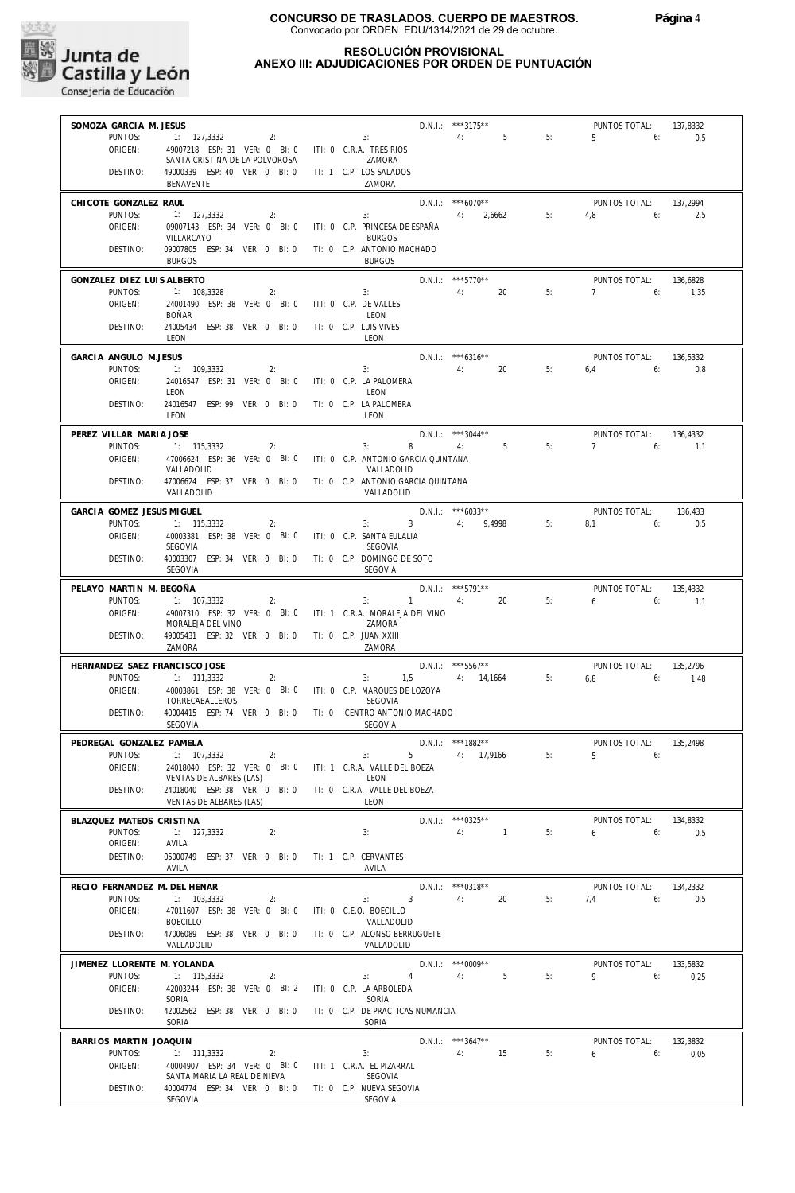**CONCURSO DE TRASLADOS. CUERPO DE MAESTROS.**
Convocado por ORDEN EDU/1314/2021 de 29 de octubre.

**RESOLUCIÓN PROVISIONAL**
**ANEXO III: ADJUDICACIONES POR ORDEN DE PUNTUACIÓN**

---

**SOMOZA GARCIA M. JESUS** — D.N.I.: ***3175** — PUNTOS TOTAL: 137,8332
PUNTOS: 1: 127,3332 2: 3: 4: 5 5: 5 6: 0,5
ORIGEN: 49007218 ESP: 31 VER: 0 BI: 0 ITI: 0 C.R.A. TRES RIOS — SANTA CRISTINA DE LA POLVOROSA — ZAMORA
DESTINO: 49000339 ESP: 40 VER: 0 BI: 0 ITI: 1 C.P. LOS SALADOS — BENAVENTE — ZAMORA

---

**CHICOTE GONZALEZ RAUL** — D.N.I.: ***6070** — PUNTOS TOTAL: 137,2994
PUNTOS: 1: 127,3332 2: 3: 4: 2,6662 5: 4,8 6: 2,5
ORIGEN: 09007143 ESP: 34 VER: 0 BI: 0 ITI: 0 C.P. PRINCESA DE ESPAÑA — VILLARCAYO — BURGOS
DESTINO: 09007805 ESP: 34 VER: 0 BI: 0 ITI: 0 C.P. ANTONIO MACHADO — BURGOS — BURGOS

---

**GONZALEZ DIEZ LUIS ALBERTO** — D.N.I.: ***5770** — PUNTOS TOTAL: 136,6828
PUNTOS: 1: 108,3328 2: 3: 4: 20 5: 7 6: 1,35
ORIGEN: 24001490 ESP: 38 VER: 0 BI: 0 ITI: 0 C.P. DE VALLES — BOÑAR — LEON
DESTINO: 24005434 ESP: 38 VER: 0 BI: 0 ITI: 0 C.P. LUIS VIVES — LEON — LEON

---

**GARCIA ANGULO M.JESUS** — D.N.I.: ***6316** — PUNTOS TOTAL: 136,5332
PUNTOS: 1: 109,3332 2: 3: 4: 20 5: 6,4 6: 0,8
ORIGEN: 24016547 ESP: 31 VER: 0 BI: 0 ITI: 0 C.P. LA PALOMERA — LEON — LEON
DESTINO: 24016547 ESP: 99 VER: 0 BI: 0 ITI: 0 C.P. LA PALOMERA — LEON — LEON

---

**PEREZ VILLAR MARIA JOSE** — D.N.I.: ***3044** — PUNTOS TOTAL: 136,4332
PUNTOS: 1: 115,3332 2: 3: 8 4: 5 5: 7 6: 1,1
ORIGEN: 47006624 ESP: 36 VER: 0 BI: 0 ITI: 0 C.P. ANTONIO GARCIA QUINTANA — VALLADOLID — VALLADOLID
DESTINO: 47006624 ESP: 37 VER: 0 BI: 0 ITI: 0 C.P. ANTONIO GARCIA QUINTANA — VALLADOLID — VALLADOLID

---

**GARCIA GOMEZ JESUS MIGUEL** — D.N.I.: ***6033** — PUNTOS TOTAL: 136,433
PUNTOS: 1: 115,3332 2: 3: 3 4: 9,4998 5: 8,1 6: 0,5
ORIGEN: 40003381 ESP: 38 VER: 0 BI: 0 ITI: 0 C.P. SANTA EULALIA — SEGOVIA — SEGOVIA
DESTINO: 40003307 ESP: 34 VER: 0 BI: 0 ITI: 0 C.P. DOMINGO DE SOTO — SEGOVIA — SEGOVIA

---

**PELAYO MARTIN M. BEGOÑA** — D.N.I.: ***5791** — PUNTOS TOTAL: 135,4332
PUNTOS: 1: 107,3332 2: 3: 1 4: 20 5: 6 6: 1,1
ORIGEN: 49007310 ESP: 32 VER: 0 BI: 0 ITI: 1 C.R.A. MORALEJA DEL VINO — MORALEJA DEL VINO — ZAMORA
DESTINO: 49005431 ESP: 32 VER: 0 BI: 0 ITI: 0 C.P. JUAN XXIII — ZAMORA — ZAMORA

---

**HERNANDEZ SAEZ FRANCISCO JOSE** — D.N.I.: ***5567** — PUNTOS TOTAL: 135,2796
PUNTOS: 1: 111,3332 2: 3: 1,5 4: 14,1664 5: 6,8 6: 1,48
ORIGEN: 40003861 ESP: 38 VER: 0 BI: 0 ITI: 0 C.P. MARQUES DE LOZOYA — TORRECABALLEROS — SEGOVIA
DESTINO: 40004415 ESP: 74 VER: 0 BI: 0 ITI: 0 CENTRO ANTONIO MACHADO — SEGOVIA — SEGOVIA

---

**PEDREGAL GONZALEZ PAMELA** — D.N.I.: ***1882** — PUNTOS TOTAL: 135,2498
PUNTOS: 1: 107,3332 2: 3: 5 4: 17,9166 5: 5 6:
ORIGEN: 24018040 ESP: 32 VER: 0 BI: 0 ITI: 1 C.R.A. VALLE DEL BOEZA — VENTAS DE ALBARES (LAS) — LEON
DESTINO: 24018040 ESP: 38 VER: 0 BI: 0 ITI: 0 C.R.A. VALLE DEL BOEZA — VENTAS DE ALBARES (LAS) — LEON

---

**BLAZQUEZ MATEOS CRISTINA** — D.N.I.: ***0325** — PUNTOS TOTAL: 134,8332
PUNTOS: 1: 127,3332 2: 3: 4: 1 5: 6 6: 0,5
ORIGEN: AVILA
DESTINO: 05000749 ESP: 37 VER: 0 BI: 0 ITI: 1 C.P. CERVANTES — AVILA — AVILA

---

**RECIO FERNANDEZ M. DEL HENAR** — D.N.I.: ***0318** — PUNTOS TOTAL: 134,2332
PUNTOS: 1: 103,3332 2: 3: 3 4: 20 5: 7,4 6: 0,5
ORIGEN: 47011607 ESP: 38 VER: 0 BI: 0 ITI: 0 C.E.O. BOECILLO — BOECILLO — VALLADOLID
DESTINO: 47006089 ESP: 38 VER: 0 BI: 0 ITI: 0 C.P. ALONSO BERRUGUETE — VALLADOLID — VALLADOLID

---

**JIMENEZ LLORENTE M. YOLANDA** — D.N.I.: ***0009** — PUNTOS TOTAL: 133,5832
PUNTOS: 1: 115,3332 2: 3: 4 4: 5 5: 9 6: 0,25
ORIGEN: 42003244 ESP: 38 VER: 0 BI: 2 ITI: 0 C.P. LA ARBOLEDA — SORIA — SORIA
DESTINO: 42002562 ESP: 38 VER: 0 BI: 0 ITI: 0 C.P. DE PRACTICAS NUMANCIA — SORIA — SORIA

---

**BARRIOS MARTIN JOAQUIN** — D.N.I.: ***3647** — PUNTOS TOTAL: 132,3832
PUNTOS: 1: 111,3332 2: 3: 4: 15 5: 6 6: 0,05
ORIGEN: 40004907 ESP: 34 VER: 0 BI: 0 ITI: 1 C.R.A. EL PIZARRAL — SANTA MARIA LA REAL DE NIEVA — SEGOVIA
DESTINO: 40004774 ESP: 34 VER: 0 BI: 0 ITI: 0 C.P. NUEVA SEGOVIA — SEGOVIA — SEGOVIA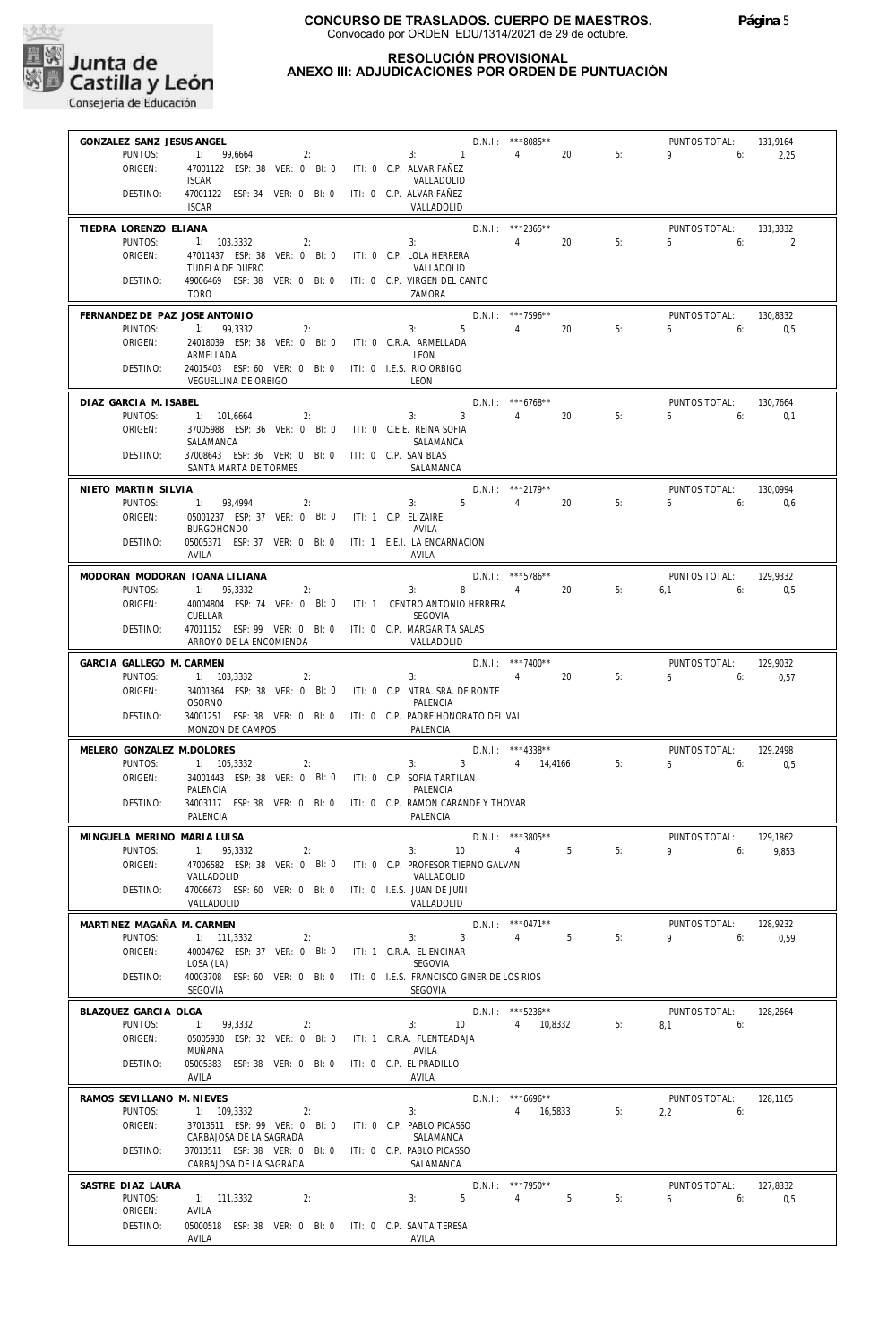# CONCURSO DE TRASLADOS. CUERPO DE MAESTROS.

Convocado por ORDEN EDU/1314/2021 de 29 de octubre.

## RESOLUCIÓN PROVISIONAL
## ANEXO III: ADJUDICACIONES POR ORDEN DE PUNTUACIÓN

---

**GONZALEZ SANZ JESUS ANGEL** — D.N.I.: ***8085** — PUNTOS TOTAL: 131,9164

PUNTOS: 1: 99,6664 2: 3: 1 4: 20 5: 9 6: 2,25

ORIGEN: 47001122 ESP: 38 VER: 0 BI: 0 ITI: 0 C.P. ALVAR FAÑEZ — ISCAR — VALLADOLID

DESTINO: 47001122 ESP: 34 VER: 0 BI: 0 ITI: 0 C.P. ALVAR FAÑEZ — ISCAR — VALLADOLID

---

**TIEDRA LORENZO ELIANA** — D.N.I.: ***2365** — PUNTOS TOTAL: 131,3332

PUNTOS: 1: 103,3332 2: 3: 4: 20 5: 6 6: 2

ORIGEN: 47011437 ESP: 38 VER: 0 BI: 0 ITI: 0 C.P. LOLA HERRERA — TUDELA DE DUERO — VALLADOLID

DESTINO: 49006469 ESP: 38 VER: 0 BI: 0 ITI: 0 C.P. VIRGEN DEL CANTO — TORO — ZAMORA

---

**FERNANDEZ DE PAZ JOSE ANTONIO** — D.N.I.: ***7596** — PUNTOS TOTAL: 130,8332

PUNTOS: 1: 99,3332 2: 3: 5 4: 20 5: 6 6: 0,5

ORIGEN: 24018039 ESP: 38 VER: 0 BI: 0 ITI: 0 C.R.A. ARMELLADA — ARMELLADA — LEON

DESTINO: 24015403 ESP: 60 VER: 0 BI: 0 ITI: 0 I.E.S. RIO ORBIGO — VEGUELLINA DE ORBIGO — LEON

---

**DIAZ GARCIA M. ISABEL** — D.N.I.: ***6768** — PUNTOS TOTAL: 130,7664

PUNTOS: 1: 101,6664 2: 3: 3 4: 20 5: 6 6: 0,1

ORIGEN: 37005988 ESP: 36 VER: 0 BI: 0 ITI: 0 C.E.E. REINA SOFIA — SALAMANCA — SALAMANCA

DESTINO: 37008643 ESP: 36 VER: 0 BI: 0 ITI: 0 C.P. SAN BLAS — SANTA MARTA DE TORMES — SALAMANCA

---

**NIETO MARTIN SILVIA** — D.N.I.: ***2179** — PUNTOS TOTAL: 130,0994

PUNTOS: 1: 98,4994 2: 3: 5 4: 20 5: 6 6: 0,6

ORIGEN: 05001237 ESP: 37 VER: 0 BI: 0 ITI: 1 C.P. EL ZAIRE — BURGOHONDO — AVILA

DESTINO: 05005371 ESP: 37 VER: 0 BI: 0 ITI: 1 E.E.I. LA ENCARNACION — AVILA — AVILA

---

**MODORAN MODORAN IOANA LILIANA** — D.N.I.: ***5786** — PUNTOS TOTAL: 129,9332

PUNTOS: 1: 95,3332 2: 3: 8 4: 20 5: 6,1 6: 0,5

ORIGEN: 40004804 ESP: 74 VER: 0 BI: 0 ITI: 1 CENTRO ANTONIO HERRERA — CUELLAR — SEGOVIA

DESTINO: 47011152 ESP: 99 VER: 0 BI: 0 ITI: 0 C.P. MARGARITA SALAS — ARROYO DE LA ENCOMIENDA — VALLADOLID

---

**GARCIA GALLEGO M. CARMEN** — D.N.I.: ***7400** — PUNTOS TOTAL: 129,9032

PUNTOS: 1: 103,3332 2: 3: 4: 20 5: 6 6: 0,57

ORIGEN: 34001364 ESP: 38 VER: 0 BI: 0 ITI: 0 C.P. NTRA. SRA. DE RONTE — OSORNO — PALENCIA

DESTINO: 34001251 ESP: 38 VER: 0 BI: 0 ITI: 0 C.P. PADRE HONORATO DEL VAL — MONZON DE CAMPOS — PALENCIA

---

**MELERO GONZALEZ M.DOLORES** — D.N.I.: ***4338** — PUNTOS TOTAL: 129,2498

PUNTOS: 1: 105,3332 2: 3: 3 4: 14,4166 5: 6 6: 0,5

ORIGEN: 34001443 ESP: 38 VER: 0 BI: 0 ITI: 0 C.P. SOFIA TARTILAN — PALENCIA — PALENCIA

DESTINO: 34003117 ESP: 38 VER: 0 BI: 0 ITI: 0 C.P. RAMON CARANDE Y THOVAR — PALENCIA — PALENCIA

---

**MINGUELA MERINO MARIA LUISA** — D.N.I.: ***3805** — PUNTOS TOTAL: 129,1862

PUNTOS: 1: 95,3332 2: 3: 10 4: 5 5: 9 6: 9,853

ORIGEN: 47006582 ESP: 38 VER: 0 BI: 0 ITI: 0 C.P. PROFESOR TIERNO GALVAN — VALLADOLID — VALLADOLID

DESTINO: 47006673 ESP: 60 VER: 0 BI: 0 ITI: 0 I.E.S. JUAN DE JUNI — VALLADOLID — VALLADOLID

---

**MARTINEZ MAGAÑA M. CARMEN** — D.N.I.: ***0471** — PUNTOS TOTAL: 128,9232

PUNTOS: 1: 111,3332 2: 3: 3 4: 5 5: 9 6: 0,59

ORIGEN: 40004762 ESP: 37 VER: 0 BI: 0 ITI: 1 C.R.A. EL ENCINAR — LOSA (LA) — SEGOVIA

DESTINO: 40003708 ESP: 60 VER: 0 BI: 0 ITI: 0 I.E.S. FRANCISCO GINER DE LOS RIOS — SEGOVIA — SEGOVIA

---

**BLAZQUEZ GARCIA OLGA** — D.N.I.: ***5236** — PUNTOS TOTAL: 128,2664

PUNTOS: 1: 99,3332 2: 3: 10 4: 10,8332 5: 8,1 6:

ORIGEN: 05005930 ESP: 32 VER: 0 BI: 0 ITI: 1 C.R.A. FUENTEADAJA — MUÑANA — AVILA

DESTINO: 05005383 ESP: 38 VER: 0 BI: 0 ITI: 0 C.P. EL PRADILLO — AVILA — AVILA

---

**RAMOS SEVILLANO M. NIEVES** — D.N.I.: ***6696** — PUNTOS TOTAL: 128,1165

PUNTOS: 1: 109,3332 2: 3: 4: 16,5833 5: 2,2 6:

ORIGEN: 37013511 ESP: 99 VER: 0 BI: 0 ITI: 0 C.P. PABLO PICASSO — CARBAJOSA DE LA SAGRADA — SALAMANCA

DESTINO: 37013511 ESP: 38 VER: 0 BI: 0 ITI: 0 C.P. PABLO PICASSO — CARBAJOSA DE LA SAGRADA — SALAMANCA

---

**SASTRE DIAZ LAURA** — D.N.I.: ***7950** — PUNTOS TOTAL: 127,8332

PUNTOS: 1: 111,3332 2: 3: 5 4: 5 5: 6 6: 0,5

ORIGEN: AVILA

DESTINO: 05000518 ESP: 38 VER: 0 BI: 0 ITI: 0 C.P. SANTA TERESA — AVILA — AVILA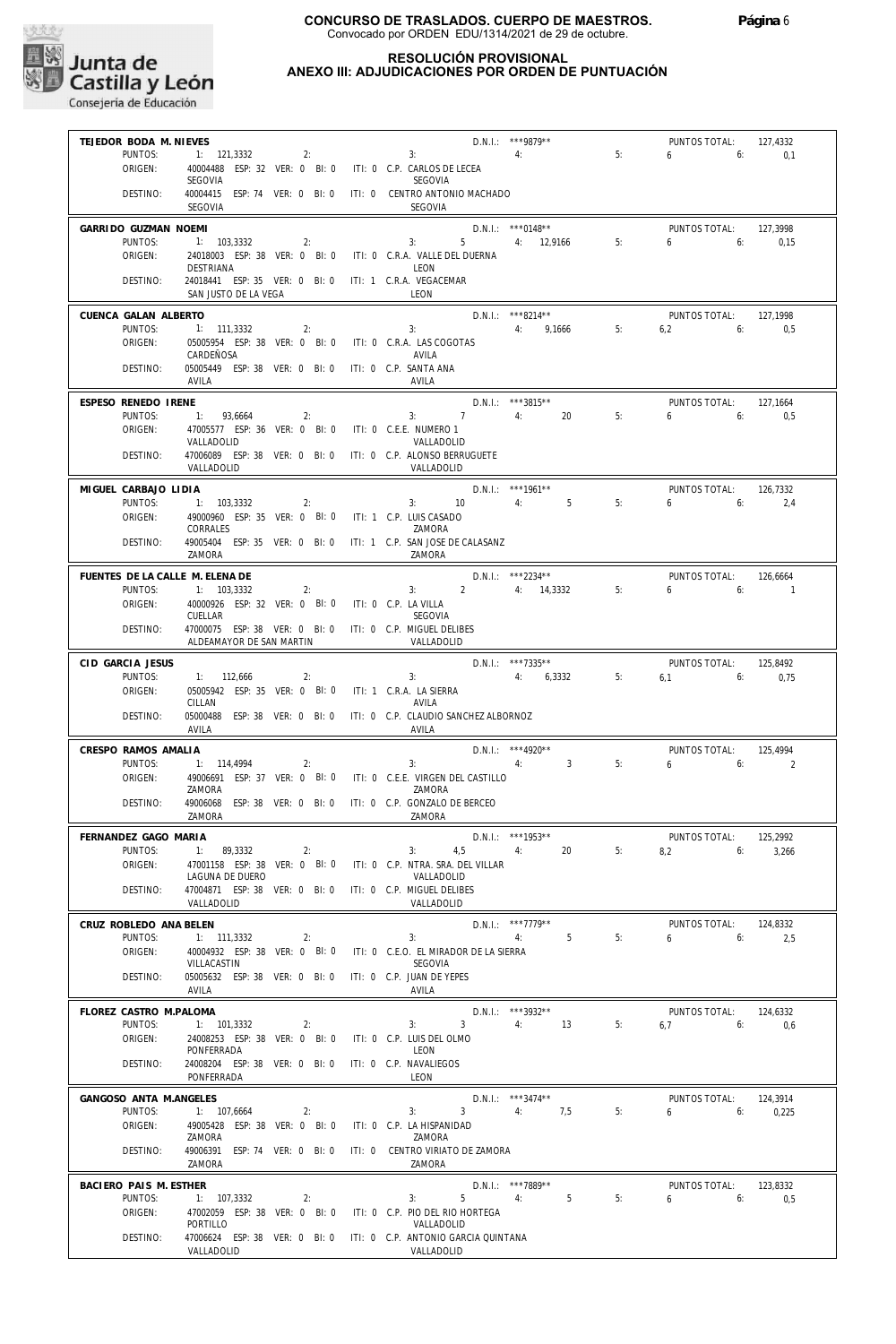**CONCURSO DE TRASLADOS. CUERPO DE MAESTROS.**
Convocado por ORDEN EDU/1314/2021 de 29 de octubre.

**RESOLUCIÓN PROVISIONAL**
**ANEXO III: ADJUDICACIONES POR ORDEN DE PUNTUACIÓN**

---

**TEJEDOR BODA M. NIEVES** — D.N.I.: ***9879** — PUNTOS TOTAL: 127,4332
PUNTOS: 1: 121,3332 2: 3: 4: 5: 6 6: 0,1
ORIGEN: 40004488 ESP: 32 VER: 0 BI: 0 ITI: 0 C.P. CARLOS DE LECEA — SEGOVIA — SEGOVIA
DESTINO: 40004415 ESP: 74 VER: 0 BI: 0 ITI: 0 CENTRO ANTONIO MACHADO — SEGOVIA — SEGOVIA

---

**GARRIDO GUZMAN NOEMI** — D.N.I.: ***0148** — PUNTOS TOTAL: 127,3998
PUNTOS: 1: 103,3332 2: 3: 5 4: 12,9166 5: 6 6: 0,15
ORIGEN: 24018003 ESP: 38 VER: 0 BI: 0 ITI: 0 C.R.A. VALLE DEL DUERNA — DESTRIANA — LEON
DESTINO: 24018441 ESP: 35 VER: 0 BI: 0 ITI: 1 C.R.A. VEGACEMAR — SAN JUSTO DE LA VEGA — LEON

---

**CUENCA GALAN ALBERTO** — D.N.I.: ***8214** — PUNTOS TOTAL: 127,1998
PUNTOS: 1: 111,3332 2: 3: 4: 9,1666 5: 6,2 6: 0,5
ORIGEN: 05005954 ESP: 38 VER: 0 BI: 0 ITI: 0 C.R.A. LAS COGOTAS — CARDEÑOSA — AVILA
DESTINO: 05005449 ESP: 38 VER: 0 BI: 0 ITI: 0 C.P. SANTA ANA — AVILA — AVILA

---

**ESPESO RENEDO IRENE** — D.N.I.: ***3815** — PUNTOS TOTAL: 127,1664
PUNTOS: 1: 93,6664 2: 3: 7 4: 20 5: 6 6: 0,5
ORIGEN: 47005577 ESP: 36 VER: 0 BI: 0 ITI: 0 C.E.E. NUMERO 1 — VALLADOLID — VALLADOLID
DESTINO: 47006089 ESP: 38 VER: 0 BI: 0 ITI: 0 C.P. ALONSO BERRUGUETE — VALLADOLID — VALLADOLID

---

**MIGUEL CARBAJO LIDIA** — D.N.I.: ***1961** — PUNTOS TOTAL: 126,7332
PUNTOS: 1: 103,3332 2: 3: 10 4: 5 5: 6 6: 2,4
ORIGEN: 49000960 ESP: 35 VER: 0 BI: 0 ITI: 1 C.P. LUIS CASADO — CORRALES — ZAMORA
DESTINO: 49005404 ESP: 35 VER: 0 BI: 0 ITI: 1 C.P. SAN JOSE DE CALASANZ — ZAMORA — ZAMORA

---

**FUENTES DE LA CALLE M. ELENA DE** — D.N.I.: ***2234** — PUNTOS TOTAL: 126,6664
PUNTOS: 1: 103,3332 2: 3: 2 4: 14,3332 5: 6 6: 1
ORIGEN: 40000926 ESP: 32 VER: 0 BI: 0 ITI: 0 C.P. LA VILLA — CUELLAR — SEGOVIA
DESTINO: 47000075 ESP: 38 VER: 0 BI: 0 ITI: 0 C.P. MIGUEL DELIBES — ALDEAMAYOR DE SAN MARTIN — VALLADOLID

---

**CID GARCIA JESUS** — D.N.I.: ***7335** — PUNTOS TOTAL: 125,8492
PUNTOS: 1: 112,666 2: 3: 4: 6,3332 5: 6,1 6: 0,75
ORIGEN: 05005942 ESP: 35 VER: 0 BI: 0 ITI: 1 C.R.A. LA SIERRA — CILLAN — AVILA
DESTINO: 05000488 ESP: 38 VER: 0 BI: 0 ITI: 0 C.P. CLAUDIO SANCHEZ ALBORNOZ — AVILA — AVILA

---

**CRESPO RAMOS AMALIA** — D.N.I.: ***4920** — PUNTOS TOTAL: 125,4994
PUNTOS: 1: 114,4994 2: 3: 4: 3 5: 6 6: 2
ORIGEN: 49006691 ESP: 37 VER: 0 BI: 0 ITI: 0 C.E.E. VIRGEN DEL CASTILLO — ZAMORA — ZAMORA
DESTINO: 49006068 ESP: 38 VER: 0 BI: 0 ITI: 0 C.P. GONZALO DE BERCEO — ZAMORA — ZAMORA

---

**FERNANDEZ GAGO MARIA** — D.N.I.: ***1953** — PUNTOS TOTAL: 125,2992
PUNTOS: 1: 89,3332 2: 3: 4,5 4: 20 5: 8,2 6: 3,266
ORIGEN: 47001158 ESP: 38 VER: 0 BI: 0 ITI: 0 C.P. NTRA. SRA. DEL VILLAR — LAGUNA DE DUERO — VALLADOLID
DESTINO: 47004871 ESP: 38 VER: 0 BI: 0 ITI: 0 C.P. MIGUEL DELIBES — VALLADOLID — VALLADOLID

---

**CRUZ ROBLEDO ANA BELEN** — D.N.I.: ***7779** — PUNTOS TOTAL: 124,8332
PUNTOS: 1: 111,3332 2: 3: 4: 5 5: 6 6: 2,5
ORIGEN: 40004932 ESP: 38 VER: 0 BI: 0 ITI: 0 C.E.O. EL MIRADOR DE LA SIERRA — VILLACASTIN — SEGOVIA
DESTINO: 05005632 ESP: 38 VER: 0 BI: 0 ITI: 0 C.P. JUAN DE YEPES — AVILA — AVILA

---

**FLOREZ CASTRO M.PALOMA** — D.N.I.: ***3932** — PUNTOS TOTAL: 124,6332
PUNTOS: 1: 101,3332 2: 3: 3 4: 13 5: 6,7 6: 0,6
ORIGEN: 24008253 ESP: 38 VER: 0 BI: 0 ITI: 0 C.P. LUIS DEL OLMO — PONFERRADA — LEON
DESTINO: 24008204 ESP: 38 VER: 0 BI: 0 ITI: 0 C.P. NAVALIEGOS — PONFERRADA — LEON

---

**GANGOSO ANTA M.ANGELES** — D.N.I.: ***3474** — PUNTOS TOTAL: 124,3914
PUNTOS: 1: 107,6664 2: 3: 3 4: 7,5 5: 6 6: 0,225
ORIGEN: 49005428 ESP: 38 VER: 0 BI: 0 ITI: 0 C.P. LA HISPANIDAD — ZAMORA — ZAMORA
DESTINO: 49006391 ESP: 74 VER: 0 BI: 0 ITI: 0 CENTRO VIRIATO DE ZAMORA — ZAMORA — ZAMORA

---

**BACIERO PAIS M. ESTHER** — D.N.I.: ***7889** — PUNTOS TOTAL: 123,8332
PUNTOS: 1: 107,3332 2: 3: 5 4: 5 5: 6 6: 0,5
ORIGEN: 47002059 ESP: 38 VER: 0 BI: 0 ITI: 0 C.P. PIO DEL RIO HORTEGA — PORTILLO — VALLADOLID
DESTINO: 47006624 ESP: 38 VER: 0 BI: 0 ITI: 0 C.P. ANTONIO GARCIA QUINTANA — VALLADOLID — VALLADOLID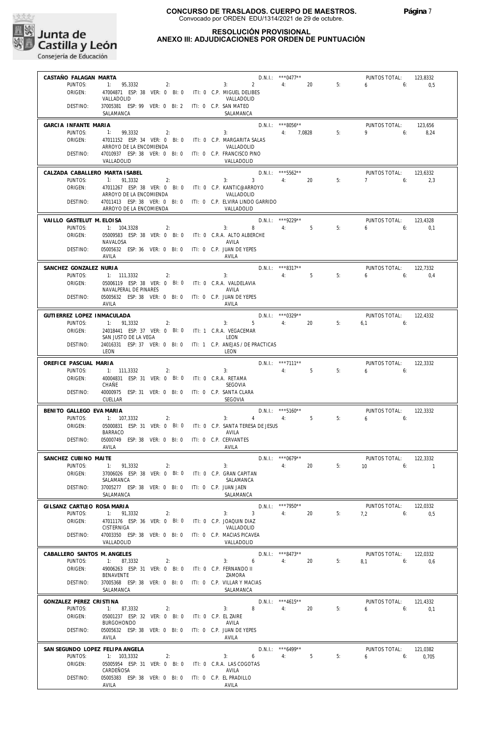**CONCURSO DE TRASLADOS. CUERPO DE MAESTROS.**
Convocado por ORDEN EDU/1314/2021 de 29 de octubre.

**RESOLUCIÓN PROVISIONAL**
**ANEXO III: ADJUDICACIONES POR ORDEN DE PUNTUACIÓN**

---

**CASTAÑO FALAGAN MARTA** — D.N.I.: ***0477** — PUNTOS TOTAL: 123,8332

PUNTOS: 1: 95,3332 2: 3: 2 4: 20 5: 6 6: 0,5

ORIGEN: 47004871 ESP: 38 VER: 0 BI: 0 ITI: 0 C.P. MIGUEL DELIBES — VALLADOLID — VALLADOLID

DESTINO: 37005381 ESP: 99 VER: 0 BI: 2 ITI: 0 C.P. SAN MATEO — SALAMANCA — SALAMANCA

---

**GARCIA INFANTE MARIA** — D.N.I.: ***8056** — PUNTOS TOTAL: 123,656

PUNTOS: 1: 99,3332 2: 3: 4: 7,0828 5: 9 6: 8,24

ORIGEN: 47011152 ESP: 34 VER: 0 BI: 0 ITI: 0 C.P. MARGARITA SALAS — ARROYO DE LA ENCOMIENDA — VALLADOLID

DESTINO: 47010937 ESP: 38 VER: 0 BI: 0 ITI: 0 C.P. FRANCISCO PINO — VALLADOLID — VALLADOLID

---

**CALZADA CABALLERO MARTA ISABEL** — D.N.I.: ***5562** — PUNTOS TOTAL: 123,6332

PUNTOS: 1: 91,3332 2: 3: 3 4: 20 5: 7 6: 2,3

ORIGEN: 47011267 ESP: 38 VER: 0 BI: 0 ITI: 0 C.P. KANTIC@ARROYO — ARROYO DE LA ENCOMIENDA — VALLADOLID

DESTINO: 47011413 ESP: 38 VER: 0 BI: 0 ITI: 0 C.P. ELVIRA LINDO GARRIDO — ARROYO DE LA ENCOMIENDA — VALLADOLID

---

**VAILLO GASTELUT M. ELOISA** — D.N.I.: ***9229** — PUNTOS TOTAL: 123,4328

PUNTOS: 1: 104,3328 2: 3: 8 4: 5 5: 6 6: 0,1

ORIGEN: 05009583 ESP: 38 VER: 0 BI: 0 ITI: 0 C.R.A. ALTO ALBERCHE — NAVALOSA — AVILA

DESTINO: 05005632 ESP: 36 VER: 0 BI: 0 ITI: 0 C.P. JUAN DE YEPES — AVILA — AVILA

---

**SANCHEZ GONZALEZ NURIA** — D.N.I.: ***8317** — PUNTOS TOTAL: 122,7332

PUNTOS: 1: 111,3332 2: 3: 4: 5 5: 6 6: 0,4

ORIGEN: 05006119 ESP: 38 VER: 0 BI: 0 ITI: 0 C.R.A. VALDELAVIA — NAVALPERAL DE PINARES — AVILA

DESTINO: 05005632 ESP: 38 VER: 0 BI: 0 ITI: 0 C.P. JUAN DE YEPES — AVILA — AVILA

---

**GUTIERREZ LOPEZ INMACULADA** — D.N.I.: ***0329** — PUNTOS TOTAL: 122,4332

PUNTOS: 1: 91,3332 2: 3: 5 4: 20 5: 6,1 6:

ORIGEN: 24018441 ESP: 37 VER: 0 BI: 0 ITI: 1 C.R.A. VEGACEMAR — SAN JUSTO DE LA VEGA — LEON

DESTINO: 24016331 ESP: 37 VER: 0 BI: 0 ITI: 1 C.P. ANEJAS / DE PRACTICAS — LEON — LEON

---

**OREFICE PASCUAL MARIA** — D.N.I.: ***7111** — PUNTOS TOTAL: 122,3332

PUNTOS: 1: 111,3332 2: 3: 4: 5 5: 6 6:

ORIGEN: 40004831 ESP: 31 VER: 0 BI: 0 ITI: 0 C.R.A. RETAMA — CHAÑE — SEGOVIA

DESTINO: 40000975 ESP: 31 VER: 0 BI: 0 ITI: 0 C.P. SANTA CLARA — CUELLAR — SEGOVIA

---

**BENITO GALLEGO EVA MARIA** — D.N.I.: ***5160** — PUNTOS TOTAL: 122,3332

PUNTOS: 1: 107,3332 2: 3: 4 4: 5 5: 6 6:

ORIGEN: 05000831 ESP: 31 VER: 0 BI: 0 ITI: 0 C.P. SANTA TERESA DE JESUS — BARRACO — AVILA

DESTINO: 05000749 ESP: 38 VER: 0 BI: 0 ITI: 0 C.P. CERVANTES — AVILA — AVILA

---

**SANCHEZ CUBINO MAITE** — D.N.I.: ***0679** — PUNTOS TOTAL: 122,3332

PUNTOS: 1: 91,3332 2: 3: 4: 20 5: 10 6: 1

ORIGEN: 37006026 ESP: 38 VER: 0 BI: 0 ITI: 0 C.P. GRAN CAPITAN — SALAMANCA — SALAMANCA

DESTINO: 37005277 ESP: 38 VER: 0 BI: 0 ITI: 0 C.P. JUAN JAEN — SALAMANCA — SALAMANCA

---

**GILSANZ CARTUJO ROSA MARIA** — D.N.I.: ***7950** — PUNTOS TOTAL: 122,0332

PUNTOS: 1: 91,3332 2: 3: 3 4: 20 5: 7,2 6: 0,5

ORIGEN: 47011176 ESP: 36 VER: 0 BI: 0 ITI: 0 C.P. JOAQUIN DIAZ — CISTERNIGA — VALLADOLID

DESTINO: 47003350 ESP: 38 VER: 0 BI: 0 ITI: 0 C.P. MACIAS PICAVEA — VALLADOLID — VALLADOLID

---

**CABALLERO SANTOS M. ANGELES** — D.N.I.: ***8473** — PUNTOS TOTAL: 122,0332

PUNTOS: 1: 87,3332 2: 3: 6 4: 20 5: 8,1 6: 0,6

ORIGEN: 49006263 ESP: 31 VER: 0 BI: 0 ITI: 0 C.P. FERNANDO II — BENAVENTE — ZAMORA

DESTINO: 37005368 ESP: 38 VER: 0 BI: 0 ITI: 0 C.P. VILLAR Y MACIAS — SALAMANCA — SALAMANCA

---

**GONZALEZ PEREZ CRISTINA** — D.N.I.: ***4615** — PUNTOS TOTAL: 121,4332

PUNTOS: 1: 87,3332 2: 3: 8 4: 20 5: 6 6: 0,1

ORIGEN: 05001237 ESP: 32 VER: 0 BI: 0 ITI: 0 C.P. EL ZAIRE — BURGOHONDO — AVILA

DESTINO: 05005632 ESP: 38 VER: 0 BI: 0 ITI: 0 C.P. JUAN DE YEPES — AVILA — AVILA

---

**SAN SEGUNDO LOPEZ FELIPA ANGELA** — D.N.I.: ***6499** — PUNTOS TOTAL: 121,0382

PUNTOS: 1: 103,3332 2: 3: 6 4: 5 5: 6 6: 0,705

ORIGEN: 05005954 ESP: 31 VER: 0 BI: 0 ITI: 0 C.R.A. LAS COGOTAS — CARDEÑOSA — AVILA

DESTINO: 05005383 ESP: 38 VER: 0 BI: 0 ITI: 0 C.P. EL PRADILLO — AVILA — AVILA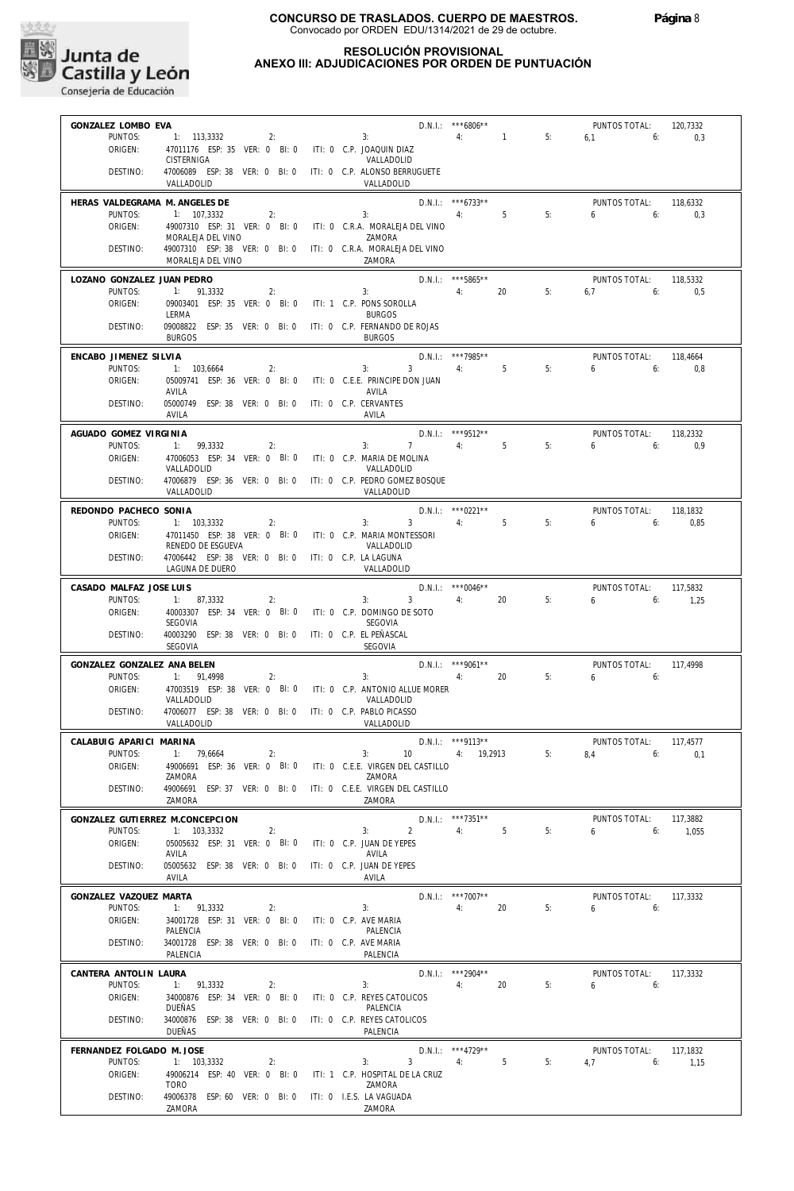# CONCURSO DE TRASLADOS. CUERPO DE MAESTROS.

Convocado por ORDEN EDU/1314/2021 de 29 de octubre.

## RESOLUCIÓN PROVISIONAL
## ANEXO III: ADJUDICACIONES POR ORDEN DE PUNTUACIÓN

**GONZALEZ LOMBO EVA** — D.N.I.: ***6806** — PUNTOS TOTAL: 120,7332
PUNTOS: 1: 113,3332 2: 3: 4: 1 5: 6,1 6: 0,3
ORIGEN: 47011176 ESP: 35 VER: 0 BI: 0 ITI: 0 C.P. JOAQUIN DIAZ — CISTERNIGA — VALLADOLID
DESTINO: 47006089 ESP: 38 VER: 0 BI: 0 ITI: 0 C.P. ALONSO BERRUGUETE — VALLADOLID — VALLADOLID

**HERAS VALDEGRAMA M. ANGELES DE** — D.N.I.: ***6733** — PUNTOS TOTAL: 118,6332
PUNTOS: 1: 107,3332 2: 3: 4: 5 5: 6 6: 0,3
ORIGEN: 49007310 ESP: 31 VER: 0 BI: 0 ITI: 0 C.R.A. MORALEJA DEL VINO — MORALEJA DEL VINO — ZAMORA
DESTINO: 49007310 ESP: 38 VER: 0 BI: 0 ITI: 0 C.R.A. MORALEJA DEL VINO — MORALEJA DEL VINO — ZAMORA

**LOZANO GONZALEZ JUAN PEDRO** — D.N.I.: ***5865** — PUNTOS TOTAL: 118,5332
PUNTOS: 1: 91,3332 2: 3: 4: 20 5: 6,7 6: 0,5
ORIGEN: 09003401 ESP: 35 VER: 0 BI: 0 ITI: 1 C.P. PONS SOROLLA — LERMA — BURGOS
DESTINO: 09008822 ESP: 35 VER: 0 BI: 0 ITI: 0 C.P. FERNANDO DE ROJAS — BURGOS — BURGOS

**ENCABO JIMENEZ SILVIA** — D.N.I.: ***7985** — PUNTOS TOTAL: 118,4664
PUNTOS: 1: 103,6664 2: 3: 3 4: 5 5: 6 6: 0,8
ORIGEN: 05009741 ESP: 36 VER: 0 BI: 0 ITI: 0 C.E.E. PRINCIPE DON JUAN — AVILA — AVILA
DESTINO: 05000749 ESP: 38 VER: 0 BI: 0 ITI: 0 C.P. CERVANTES — AVILA — AVILA

**AGUADO GOMEZ VIRGINIA** — D.N.I.: ***9512** — PUNTOS TOTAL: 118,2332
PUNTOS: 1: 99,3332 2: 3: 7 4: 5 5: 6 6: 0,9
ORIGEN: 47006053 ESP: 34 VER: 0 BI: 0 ITI: 0 C.P. MARIA DE MOLINA — VALLADOLID — VALLADOLID
DESTINO: 47006879 ESP: 36 VER: 0 BI: 0 ITI: 0 C.P. PEDRO GOMEZ BOSQUE — VALLADOLID — VALLADOLID

**REDONDO PACHECO SONIA** — D.N.I.: ***0221** — PUNTOS TOTAL: 118,1832
PUNTOS: 1: 103,3332 2: 3: 3 4: 5 5: 6 6: 0,85
ORIGEN: 47011450 ESP: 38 VER: 0 BI: 0 ITI: 0 C.P. MARIA MONTESSORI — RENEDO DE ESGUEVA — VALLADOLID
DESTINO: 47006442 ESP: 38 VER: 0 BI: 0 ITI: 0 C.P. LA LAGUNA — LAGUNA DE DUERO — VALLADOLID

**CASADO MALFAZ JOSE LUIS** — D.N.I.: ***0046** — PUNTOS TOTAL: 117,5832
PUNTOS: 1: 87,3332 2: 3: 3 4: 20 5: 6 6: 1,25
ORIGEN: 40003307 ESP: 34 VER: 0 BI: 0 ITI: 0 C.P. DOMINGO DE SOTO — SEGOVIA — SEGOVIA
DESTINO: 40003290 ESP: 38 VER: 0 BI: 0 ITI: 0 C.P. EL PEÑASCAL — SEGOVIA — SEGOVIA

**GONZALEZ GONZALEZ ANA BELEN** — D.N.I.: ***9061** — PUNTOS TOTAL: 117,4998
PUNTOS: 1: 91,4998 2: 3: 4: 20 5: 6 6:
ORIGEN: 47003519 ESP: 38 VER: 0 BI: 0 ITI: 0 C.P. ANTONIO ALLUE MORER — VALLADOLID — VALLADOLID
DESTINO: 47006077 ESP: 38 VER: 0 BI: 0 ITI: 0 C.P. PABLO PICASSO — VALLADOLID — VALLADOLID

**CALABUIG APARICI MARINA** — D.N.I.: ***9113** — PUNTOS TOTAL: 117,4577
PUNTOS: 1: 79,6664 2: 3: 10 4: 19,2913 5: 8,4 6: 0,1
ORIGEN: 49006691 ESP: 36 VER: 0 BI: 0 ITI: 0 C.E.E. VIRGEN DEL CASTILLO — ZAMORA — ZAMORA
DESTINO: 49006691 ESP: 37 VER: 0 BI: 0 ITI: 0 C.E.E. VIRGEN DEL CASTILLO — ZAMORA — ZAMORA

**GONZALEZ GUTIERREZ M.CONCEPCION** — D.N.I.: ***7351** — PUNTOS TOTAL: 117,3882
PUNTOS: 1: 103,3332 2: 3: 2 4: 5 5: 6 6: 1,055
ORIGEN: 05005632 ESP: 31 VER: 0 BI: 0 ITI: 0 C.P. JUAN DE YEPES — AVILA — AVILA
DESTINO: 05005632 ESP: 38 VER: 0 BI: 0 ITI: 0 C.P. JUAN DE YEPES — AVILA — AVILA

**GONZALEZ VAZQUEZ MARTA** — D.N.I.: ***7007** — PUNTOS TOTAL: 117,3332
PUNTOS: 1: 91,3332 2: 3: 4: 20 5: 6 6:
ORIGEN: 34001728 ESP: 31 VER: 0 BI: 0 ITI: 0 C.P. AVE MARIA — PALENCIA — PALENCIA
DESTINO: 34001728 ESP: 38 VER: 0 BI: 0 ITI: 0 C.P. AVE MARIA — PALENCIA — PALENCIA

**CANTERA ANTOLIN LAURA** — D.N.I.: ***2904** — PUNTOS TOTAL: 117,3332
PUNTOS: 1: 91,3332 2: 3: 4: 20 5: 6 6:
ORIGEN: 34000876 ESP: 34 VER: 0 BI: 0 ITI: 0 C.P. REYES CATOLICOS — DUEÑAS — PALENCIA
DESTINO: 34000876 ESP: 38 VER: 0 BI: 0 ITI: 0 C.P. REYES CATOLICOS — DUEÑAS — PALENCIA

**FERNANDEZ FOLGADO M. JOSE** — D.N.I.: ***4729** — PUNTOS TOTAL: 117,1832
PUNTOS: 1: 103,3332 2: 3: 3 4: 5 5: 4,7 6: 1,15
ORIGEN: 49006214 ESP: 40 VER: 0 BI: 0 ITI: 1 C.P. HOSPITAL DE LA CRUZ — TORO — ZAMORA
DESTINO: 49006378 ESP: 60 VER: 0 BI: 0 ITI: 0 I.E.S. LA VAGUADA — ZAMORA — ZAMORA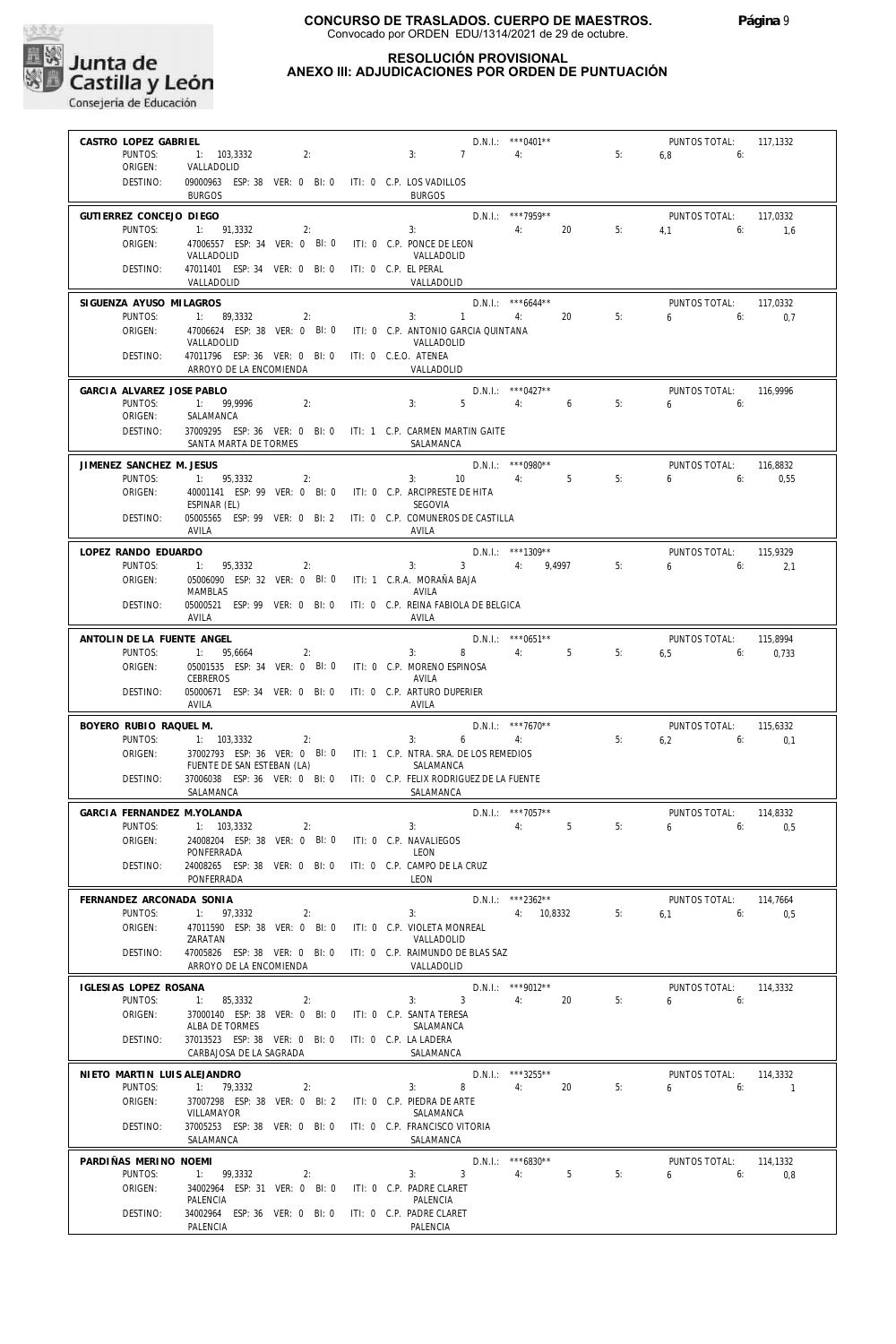**CONCURSO DE TRASLADOS. CUERPO DE MAESTROS.**
Convocado por ORDEN EDU/1314/2021 de 29 de octubre.

**RESOLUCIÓN PROVISIONAL**
**ANEXO III: ADJUDICACIONES POR ORDEN DE PUNTUACIÓN**

---

**CASTRO LOPEZ GABRIEL** — D.N.I.: \*\*\*0401\*\* — PUNTOS TOTAL: 117,1332
PUNTOS: 1: 103,3332 2: 3: 7 4: 5: 6,8 6:
ORIGEN: VALLADOLID
DESTINO: 09000963 ESP: 38 VER: 0 BI: 0 ITI: 0 C.P. LOS VADILLOS — BURGOS — BURGOS

---

**GUTIERREZ CONCEJO DIEGO** — D.N.I.: \*\*\*7959\*\* — PUNTOS TOTAL: 117,0332
PUNTOS: 1: 91,3332 2: 3: 4: 20 5: 4,1 6: 1,6
ORIGEN: 47006557 ESP: 34 VER: 0 BI: 0 ITI: 0 C.P. PONCE DE LEON — VALLADOLID — VALLADOLID
DESTINO: 47011401 ESP: 34 VER: 0 BI: 0 ITI: 0 C.P. EL PERAL — VALLADOLID — VALLADOLID

---

**SIGUENZA AYUSO MILAGROS** — D.N.I.: \*\*\*6644\*\* — PUNTOS TOTAL: 117,0332
PUNTOS: 1: 89,3332 2: 3: 1 4: 20 5: 6 6: 0,7
ORIGEN: 47006624 ESP: 38 VER: 0 BI: 0 ITI: 0 C.P. ANTONIO GARCIA QUINTANA — VALLADOLID — VALLADOLID
DESTINO: 47011796 ESP: 36 VER: 0 BI: 0 ITI: 0 C.E.O. ATENEA — ARROYO DE LA ENCOMIENDA — VALLADOLID

---

**GARCIA ALVAREZ JOSE PABLO** — D.N.I.: \*\*\*0427\*\* — PUNTOS TOTAL: 116,9996
PUNTOS: 1: 99,9996 2: 3: 5 4: 6 5: 6 6:
ORIGEN: SALAMANCA
DESTINO: 37009295 ESP: 36 VER: 0 BI: 0 ITI: 1 C.P. CARMEN MARTIN GAITE — SANTA MARTA DE TORMES — SALAMANCA

---

**JIMENEZ SANCHEZ M. JESUS** — D.N.I.: \*\*\*0980\*\* — PUNTOS TOTAL: 116,8832
PUNTOS: 1: 95,3332 2: 3: 10 4: 5 5: 6 6: 0,55
ORIGEN: 40001141 ESP: 99 VER: 0 BI: 0 ITI: 0 C.P. ARCIPRESTE DE HITA — ESPINAR (EL) — SEGOVIA
DESTINO: 05005565 ESP: 99 VER: 0 BI: 2 ITI: 0 C.P. COMUNEROS DE CASTILLA — AVILA — AVILA

---

**LOPEZ RANDO EDUARDO** — D.N.I.: \*\*\*1309\*\* — PUNTOS TOTAL: 115,9329
PUNTOS: 1: 95,3332 2: 3: 3 4: 9,4997 5: 6 6: 2,1
ORIGEN: 05006090 ESP: 32 VER: 0 BI: 0 ITI: 1 C.R.A. MORAÑA BAJA — MAMBLAS — AVILA
DESTINO: 05000521 ESP: 99 VER: 0 BI: 0 ITI: 0 C.P. REINA FABIOLA DE BELGICA — AVILA — AVILA

---

**ANTOLIN DE LA FUENTE ANGEL** — D.N.I.: \*\*\*0651\*\* — PUNTOS TOTAL: 115,8994
PUNTOS: 1: 95,6664 2: 3: 8 4: 5 5: 6,5 6: 0,733
ORIGEN: 05001535 ESP: 34 VER: 0 BI: 0 ITI: 0 C.P. MORENO ESPINOSA — CEBREROS — AVILA
DESTINO: 05000671 ESP: 34 VER: 0 BI: 0 ITI: 0 C.P. ARTURO DUPERIER — AVILA — AVILA

---

**BOYERO RUBIO RAQUEL M.** — D.N.I.: \*\*\*7670\*\* — PUNTOS TOTAL: 115,6332
PUNTOS: 1: 103,3332 2: 3: 6 4: 5: 6,2 6: 0,1
ORIGEN: 37002793 ESP: 36 VER: 0 BI: 0 ITI: 1 C.P. NTRA. SRA. DE LOS REMEDIOS — FUENTE DE SAN ESTEBAN (LA) — SALAMANCA
DESTINO: 37006038 ESP: 36 VER: 0 BI: 0 ITI: 0 C.P. FELIX RODRIGUEZ DE LA FUENTE — SALAMANCA — SALAMANCA

---

**GARCIA FERNANDEZ M.YOLANDA** — D.N.I.: \*\*\*7057\*\* — PUNTOS TOTAL: 114,8332
PUNTOS: 1: 103,3332 2: 3: 4: 5 5: 6 6: 0,5
ORIGEN: 24008204 ESP: 38 VER: 0 BI: 0 ITI: 0 C.P. NAVALIEGOS — PONFERRADA — LEON
DESTINO: 24008265 ESP: 38 VER: 0 BI: 0 ITI: 0 C.P. CAMPO DE LA CRUZ — PONFERRADA — LEON

---

**FERNANDEZ ARCONADA SONIA** — D.N.I.: \*\*\*2362\*\* — PUNTOS TOTAL: 114,7664
PUNTOS: 1: 97,3332 2: 3: 4: 10,8332 5: 6,1 6: 0,5
ORIGEN: 47011590 ESP: 38 VER: 0 BI: 0 ITI: 0 C.P. VIOLETA MONREAL — ZARATAN — VALLADOLID
DESTINO: 47005826 ESP: 38 VER: 0 BI: 0 ITI: 0 C.P. RAIMUNDO DE BLAS SAZ — ARROYO DE LA ENCOMIENDA — VALLADOLID

---

**IGLESIAS LOPEZ ROSANA** — D.N.I.: \*\*\*9012\*\* — PUNTOS TOTAL: 114,3332
PUNTOS: 1: 85,3332 2: 3: 3 4: 20 5: 6 6:
ORIGEN: 37000140 ESP: 38 VER: 0 BI: 0 ITI: 0 C.P. SANTA TERESA — ALBA DE TORMES — SALAMANCA
DESTINO: 37013523 ESP: 38 VER: 0 BI: 0 ITI: 0 C.P. LA LADERA — CARBAJOSA DE LA SAGRADA — SALAMANCA

---

**NIETO MARTIN LUIS ALEJANDRO** — D.N.I.: \*\*\*3255\*\* — PUNTOS TOTAL: 114,3332
PUNTOS: 1: 79,3332 2: 3: 8 4: 20 5: 6 6: 1
ORIGEN: 37007298 ESP: 38 VER: 0 BI: 2 ITI: 0 C.P. PIEDRA DE ARTE — VILLAMAYOR — SALAMANCA
DESTINO: 37005253 ESP: 38 VER: 0 BI: 0 ITI: 0 C.P. FRANCISCO VITORIA — SALAMANCA — SALAMANCA

---

**PARDIÑAS MERINO NOEMI** — D.N.I.: \*\*\*6830\*\* — PUNTOS TOTAL: 114,1332
PUNTOS: 1: 99,3332 2: 3: 3 4: 5 5: 6 6: 0,8
ORIGEN: 34002964 ESP: 31 VER: 0 BI: 0 ITI: 0 C.P. PADRE CLARET — PALENCIA — PALENCIA
DESTINO: 34002964 ESP: 36 VER: 0 BI: 0 ITI: 0 C.P. PADRE CLARET — PALENCIA — PALENCIA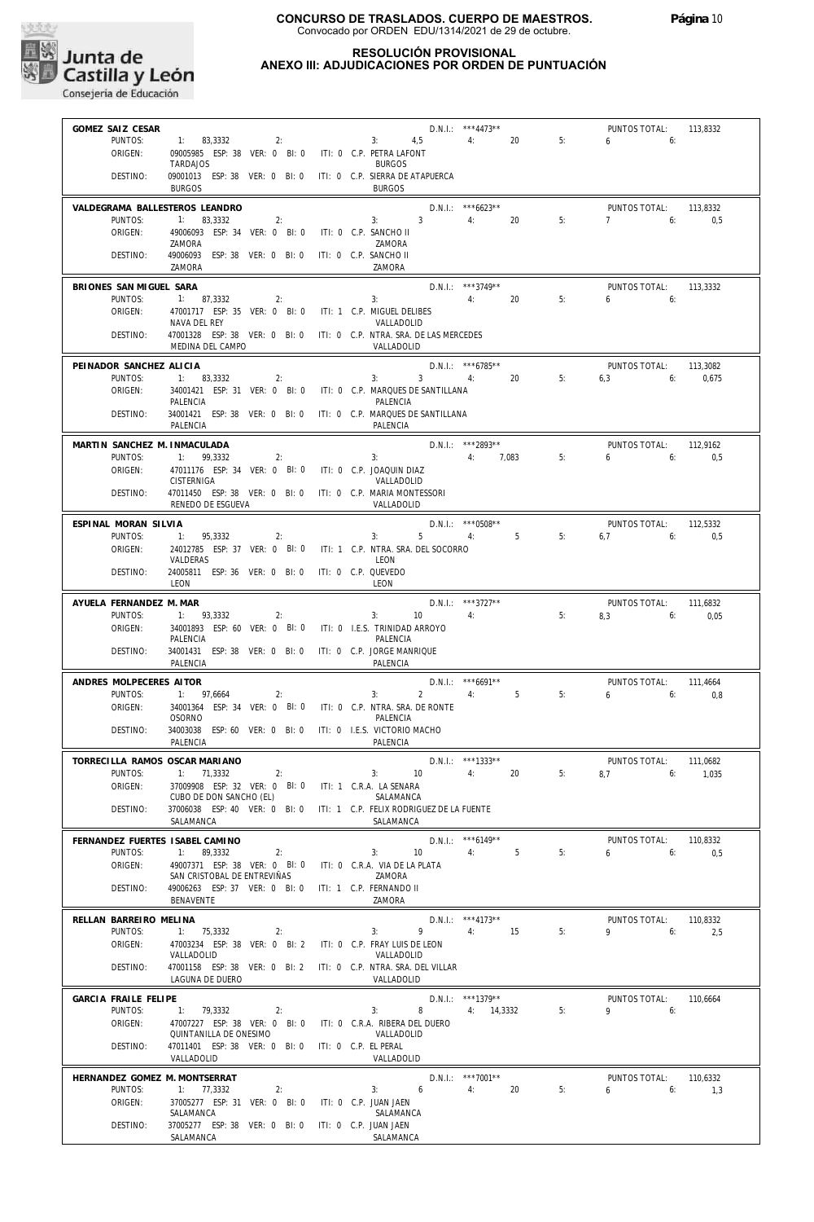**CONCURSO DE TRASLADOS. CUERPO DE MAESTROS.**
Convocado por ORDEN EDU/1314/2021 de 29 de octubre.

**RESOLUCIÓN PROVISIONAL**
**ANEXO III: ADJUDICACIONES POR ORDEN DE PUNTUACIÓN**

---

**GOMEZ SAIZ CESAR** — D.N.I.: ***4473** — PUNTOS TOTAL: 113,8332
PUNTOS: 1: 83,3332 2: 3: 4,5 4: 20 5: 6 6:
ORIGEN: 09005985 ESP: 38 VER: 0 BI: 0 ITI: 0 C.P. PETRA LAFONT — TARDAJOS — BURGOS
DESTINO: 09001013 ESP: 38 VER: 0 BI: 0 ITI: 0 C.P. SIERRA DE ATAPUERCA — BURGOS — BURGOS

---

**VALDEGRAMA BALLESTEROS LEANDRO** — D.N.I.: ***6623** — PUNTOS TOTAL: 113,8332
PUNTOS: 1: 83,3332 2: 3: 3 4: 20 5: 7 6: 0,5
ORIGEN: 49006093 ESP: 34 VER: 0 BI: 0 ITI: 0 C.P. SANCHO II — ZAMORA — ZAMORA
DESTINO: 49006093 ESP: 38 VER: 0 BI: 0 ITI: 0 C.P. SANCHO II — ZAMORA — ZAMORA

---

**BRIONES SAN MIGUEL SARA** — D.N.I.: ***3749** — PUNTOS TOTAL: 113,3332
PUNTOS: 1: 87,3332 2: 3: 4: 20 5: 6 6:
ORIGEN: 47001717 ESP: 35 VER: 0 BI: 0 ITI: 1 C.P. MIGUEL DELIBES — NAVA DEL REY — VALLADOLID
DESTINO: 47001328 ESP: 38 VER: 0 BI: 0 ITI: 0 C.P. NTRA. SRA. DE LAS MERCEDES — MEDINA DEL CAMPO — VALLADOLID

---

**PEINADOR SANCHEZ ALICIA** — D.N.I.: ***6785** — PUNTOS TOTAL: 113,3082
PUNTOS: 1: 83,3332 2: 3: 3 4: 20 5: 6,3 6: 0,675
ORIGEN: 34001421 ESP: 31 VER: 0 BI: 0 ITI: 0 C.P. MARQUES DE SANTILLANA — PALENCIA — PALENCIA
DESTINO: 34001421 ESP: 38 VER: 0 BI: 0 ITI: 0 C.P. MARQUES DE SANTILLANA — PALENCIA — PALENCIA

---

**MARTIN SANCHEZ M. INMACULADA** — D.N.I.: ***2893** — PUNTOS TOTAL: 112,9162
PUNTOS: 1: 99,3332 2: 3: 4: 7,083 5: 6 6: 0,5
ORIGEN: 47011176 ESP: 34 VER: 0 BI: 0 ITI: 0 C.P. JOAQUIN DIAZ — CISTERNIGA — VALLADOLID
DESTINO: 47011450 ESP: 38 VER: 0 BI: 0 ITI: 0 C.P. MARIA MONTESSORI — RENEDO DE ESGUEVA — VALLADOLID

---

**ESPINAL MORAN SILVIA** — D.N.I.: ***0508** — PUNTOS TOTAL: 112,5332
PUNTOS: 1: 95,3332 2: 3: 5 4: 5 5: 6,7 6: 0,5
ORIGEN: 24012785 ESP: 37 VER: 0 BI: 0 ITI: 1 C.P. NTRA. SRA. DEL SOCORRO — VALDERAS — LEON
DESTINO: 24005811 ESP: 36 VER: 0 BI: 0 ITI: 0 C.P. QUEVEDO — LEON — LEON

---

**AYUELA FERNANDEZ M. MAR** — D.N.I.: ***3727** — PUNTOS TOTAL: 111,6832
PUNTOS: 1: 93,3332 2: 3: 10 4: 5: 8,3 6: 0,05
ORIGEN: 34001893 ESP: 60 VER: 0 BI: 0 ITI: 0 I.E.S. TRINIDAD ARROYO — PALENCIA — PALENCIA
DESTINO: 34001431 ESP: 38 VER: 0 BI: 0 ITI: 0 C.P. JORGE MANRIQUE — PALENCIA — PALENCIA

---

**ANDRES MOLPECERES AITOR** — D.N.I.: ***6691** — PUNTOS TOTAL: 111,4664
PUNTOS: 1: 97,6664 2: 3: 2 4: 5 5: 6 6: 0,8
ORIGEN: 34001364 ESP: 34 VER: 0 BI: 0 ITI: 0 C.P. NTRA. SRA. DE RONTE — OSORNO — PALENCIA
DESTINO: 34003038 ESP: 60 VER: 0 BI: 0 ITI: 0 I.E.S. VICTORIO MACHO — PALENCIA — PALENCIA

---

**TORRECILLA RAMOS OSCAR MARIANO** — D.N.I.: ***1333** — PUNTOS TOTAL: 111,0682
PUNTOS: 1: 71,3332 2: 3: 10 4: 20 5: 8,7 6: 1,035
ORIGEN: 37009908 ESP: 32 VER: 0 BI: 0 ITI: 1 C.R.A. LA SENARA — CUBO DE DON SANCHO (EL) — SALAMANCA
DESTINO: 37006038 ESP: 40 VER: 0 BI: 0 ITI: 1 C.P. FELIX RODRIGUEZ DE LA FUENTE — SALAMANCA — SALAMANCA

---

**FERNANDEZ FUERTES ISABEL CAMINO** — D.N.I.: ***6149** — PUNTOS TOTAL: 110,8332
PUNTOS: 1: 89,3332 2: 3: 10 4: 5 5: 6 6: 0,5
ORIGEN: 49007371 ESP: 38 VER: 0 BI: 0 ITI: 0 C.R.A. VIA DE LA PLATA — SAN CRISTOBAL DE ENTREVIÑAS — ZAMORA
DESTINO: 49006263 ESP: 37 VER: 0 BI: 0 ITI: 1 C.P. FERNANDO II — BENAVENTE — ZAMORA

---

**RELLAN BARREIRO MELINA** — D.N.I.: ***4173** — PUNTOS TOTAL: 110,8332
PUNTOS: 1: 75,3332 2: 3: 9 4: 15 5: 9 6: 2,5
ORIGEN: 47003234 ESP: 38 VER: 0 BI: 2 ITI: 0 C.P. FRAY LUIS DE LEON — VALLADOLID — VALLADOLID
DESTINO: 47001158 ESP: 38 VER: 0 BI: 2 ITI: 0 C.P. NTRA. SRA. DEL VILLAR — LAGUNA DE DUERO — VALLADOLID

---

**GARCIA FRAILE FELIPE** — D.N.I.: ***1379** — PUNTOS TOTAL: 110,6664
PUNTOS: 1: 79,3332 2: 3: 8 4: 14,3332 5: 9 6:
ORIGEN: 47007227 ESP: 38 VER: 0 BI: 0 ITI: 0 C.R.A. RIBERA DEL DUERO — QUINTANILLA DE ONESIMO — VALLADOLID
DESTINO: 47011401 ESP: 38 VER: 0 BI: 0 ITI: 0 C.P. EL PERAL — VALLADOLID — VALLADOLID

---

**HERNANDEZ GOMEZ M. MONTSERRAT** — D.N.I.: ***7001** — PUNTOS TOTAL: 110,6332
PUNTOS: 1: 77,3332 2: 3: 6 4: 20 5: 6 6: 1,3
ORIGEN: 37005277 ESP: 31 VER: 0 BI: 0 ITI: 0 C.P. JUAN JAEN — SALAMANCA — SALAMANCA
DESTINO: 37005277 ESP: 38 VER: 0 BI: 0 ITI: 0 C.P. JUAN JAEN — SALAMANCA — SALAMANCA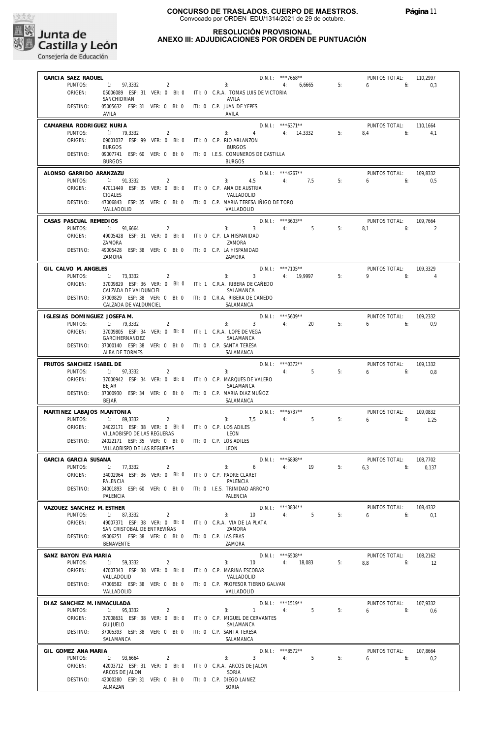**CONCURSO DE TRASLADOS. CUERPO DE MAESTROS.**
Convocado por ORDEN EDU/1314/2021 de 29 de octubre.

**RESOLUCIÓN PROVISIONAL**
**ANEXO III: ADJUDICACIONES POR ORDEN DE PUNTUACIÓN**

---

**GARCIA SAEZ RAQUEL** — D.N.I.: ***7668** — PUNTOS TOTAL: 110,2997
PUNTOS: 1: 97,3332 2: 3: 4: 6,6665 5: 6 6: 0,3
ORIGEN: 05006089 ESP: 31 VER: 0 BI: 0 ITI: 0 C.R.A. TOMAS LUIS DE VICTORIA — SANCHIDRIAN — AVILA
DESTINO: 05005632 ESP: 31 VER: 0 BI: 0 ITI: 0 C.P. JUAN DE YEPES — AVILA — AVILA

---

**CAMARENA RODRIGUEZ NURIA** — D.N.I.: ***6371** — PUNTOS TOTAL: 110,1664
PUNTOS: 1: 79,3332 2: 3: 4 4: 14,3332 5: 8,4 6: 4,1
ORIGEN: 09001037 ESP: 99 VER: 0 BI: 0 ITI: 0 C.P. RIO ARLANZON — BURGOS — BURGOS
DESTINO: 09007741 ESP: 60 VER: 0 BI: 0 ITI: 0 I.E.S. COMUNEROS DE CASTILLA — BURGOS — BURGOS

---

**ALONSO GARRIDO ARANZAZU** — D.N.I.: ***4267** — PUNTOS TOTAL: 109,8332
PUNTOS: 1: 91,3332 2: 3: 4,5 4: 7,5 5: 6 6: 0,5
ORIGEN: 47011449 ESP: 35 VER: 0 BI: 0 ITI: 0 C.P. ANA DE AUSTRIA — CIGALES — VALLADOLID
DESTINO: 47006843 ESP: 35 VER: 0 BI: 0 ITI: 0 C.P. MARIA TERESA IÑIGO DE TORO — VALLADOLID — VALLADOLID

---

**CASAS PASCUAL REMEDIOS** — D.N.I.: ***3603** — PUNTOS TOTAL: 109,7664
PUNTOS: 1: 91,6664 2: 3: 3 4: 5 5: 8,1 6: 2
ORIGEN: 49005428 ESP: 31 VER: 0 BI: 0 ITI: 0 C.P. LA HISPANIDAD — ZAMORA — ZAMORA
DESTINO: 49005428 ESP: 38 VER: 0 BI: 0 ITI: 0 C.P. LA HISPANIDAD — ZAMORA — ZAMORA

---

**GIL CALVO M. ANGELES** — D.N.I.: ***7105** — PUNTOS TOTAL: 109,3329
PUNTOS: 1: 73,3332 2: 3: 3 4: 19,9997 5: 9 6: 4
ORIGEN: 37009829 ESP: 36 VER: 0 BI: 0 ITI: 1 C.R.A. RIBERA DE CAÑEDO — CALZADA DE VALDUNCIEL — SALAMANCA
DESTINO: 37009829 ESP: 38 VER: 0 BI: 0 ITI: 0 C.R.A. RIBERA DE CAÑEDO — CALZADA DE VALDUNCIEL — SALAMANCA

---

**IGLESIAS DOMINGUEZ JOSEFA M.** — D.N.I.: ***5609** — PUNTOS TOTAL: 109,2332
PUNTOS: 1: 79,3332 2: 3: 3 4: 20 5: 6 6: 0,9
ORIGEN: 37009805 ESP: 34 VER: 0 BI: 0 ITI: 1 C.R.A. LOPE DE VEGA — GARCIHERNANDEZ — SALAMANCA
DESTINO: 37000140 ESP: 38 VER: 0 BI: 0 ITI: 0 C.P. SANTA TERESA — ALBA DE TORMES — SALAMANCA

---

**FRUTOS SANCHEZ ISABEL DE** — D.N.I.: ***0372** — PUNTOS TOTAL: 109,1332
PUNTOS: 1: 97,3332 2: 3: 4: 5 5: 6 6: 0,8
ORIGEN: 37000942 ESP: 34 VER: 0 BI: 0 ITI: 0 C.P. MARQUES DE VALERO — BEJAR — SALAMANCA
DESTINO: 37000930 ESP: 34 VER: 0 BI: 0 ITI: 0 C.P. MARIA DIAZ MUÑOZ — BEJAR — SALAMANCA

---

**MARTINEZ LABAJOS M.ANTONIA** — D.N.I.: ***6737** — PUNTOS TOTAL: 109,0832
PUNTOS: 1: 89,3332 2: 3: 7,5 4: 5 5: 6 6: 1,25
ORIGEN: 24022171 ESP: 38 VER: 0 BI: 0 ITI: 0 C.P. LOS ADILES — VILLAOBISPO DE LAS REGUERAS — LEON
DESTINO: 24022171 ESP: 35 VER: 0 BI: 0 ITI: 0 C.P. LOS ADILES — VILLAOBISPO DE LAS REGUERAS — LEON

---

**GARCIA GARCIA SUSANA** — D.N.I.: ***6898** — PUNTOS TOTAL: 108,7702
PUNTOS: 1: 77,3332 2: 3: 6 4: 19 5: 6,3 6: 0,137
ORIGEN: 34002964 ESP: 36 VER: 0 BI: 0 ITI: 0 C.P. PADRE CLARET — PALENCIA — PALENCIA
DESTINO: 34001893 ESP: 60 VER: 0 BI: 0 ITI: 0 I.E.S. TRINIDAD ARROYO — PALENCIA — PALENCIA

---

**VAZQUEZ SANCHEZ M. ESTHER** — D.N.I.: ***3834** — PUNTOS TOTAL: 108,4332
PUNTOS: 1: 87,3332 2: 3: 10 4: 5 5: 6 6: 0,1
ORIGEN: 49007371 ESP: 38 VER: 0 BI: 0 ITI: 0 C.R.A. VIA DE LA PLATA — SAN CRISTOBAL DE ENTREVIÑAS — ZAMORA
DESTINO: 49006251 ESP: 38 VER: 0 BI: 0 ITI: 0 C.P. LAS ERAS — BENAVENTE — ZAMORA

---

**SANZ BAYON EVA MARIA** — D.N.I.: ***6508** — PUNTOS TOTAL: 108,2162
PUNTOS: 1: 59,3332 2: 3: 10 4: 18,083 5: 8,8 6: 12
ORIGEN: 47007343 ESP: 38 VER: 0 BI: 0 ITI: 0 C.P. MARINA ESCOBAR — VALLADOLID — VALLADOLID
DESTINO: 47006582 ESP: 38 VER: 0 BI: 0 ITI: 0 C.P. PROFESOR TIERNO GALVAN — VALLADOLID — VALLADOLID

---

**DIAZ SANCHEZ M. INMACULADA** — D.N.I.: ***1519** — PUNTOS TOTAL: 107,9332
PUNTOS: 1: 95,3332 2: 3: 1 4: 5 5: 6 6: 0,6
ORIGEN: 37008631 ESP: 38 VER: 0 BI: 0 ITI: 0 C.P. MIGUEL DE CERVANTES — GUIJUELO — SALAMANCA
DESTINO: 37005393 ESP: 38 VER: 0 BI: 0 ITI: 0 C.P. SANTA TERESA — SALAMANCA — SALAMANCA

---

**GIL GOMEZ ANA MARIA** — D.N.I.: ***8572** — PUNTOS TOTAL: 107,8664
PUNTOS: 1: 93,6664 2: 3: 3 4: 5 5: 6 6: 0,2
ORIGEN: 42003712 ESP: 31 VER: 0 BI: 0 ITI: 0 C.R.A. ARCOS DE JALON — ARCOS DE JALON — SORIA
DESTINO: 42000280 ESP: 31 VER: 0 BI: 0 ITI: 0 C.P. DIEGO LAINEZ — ALMAZAN — SORIA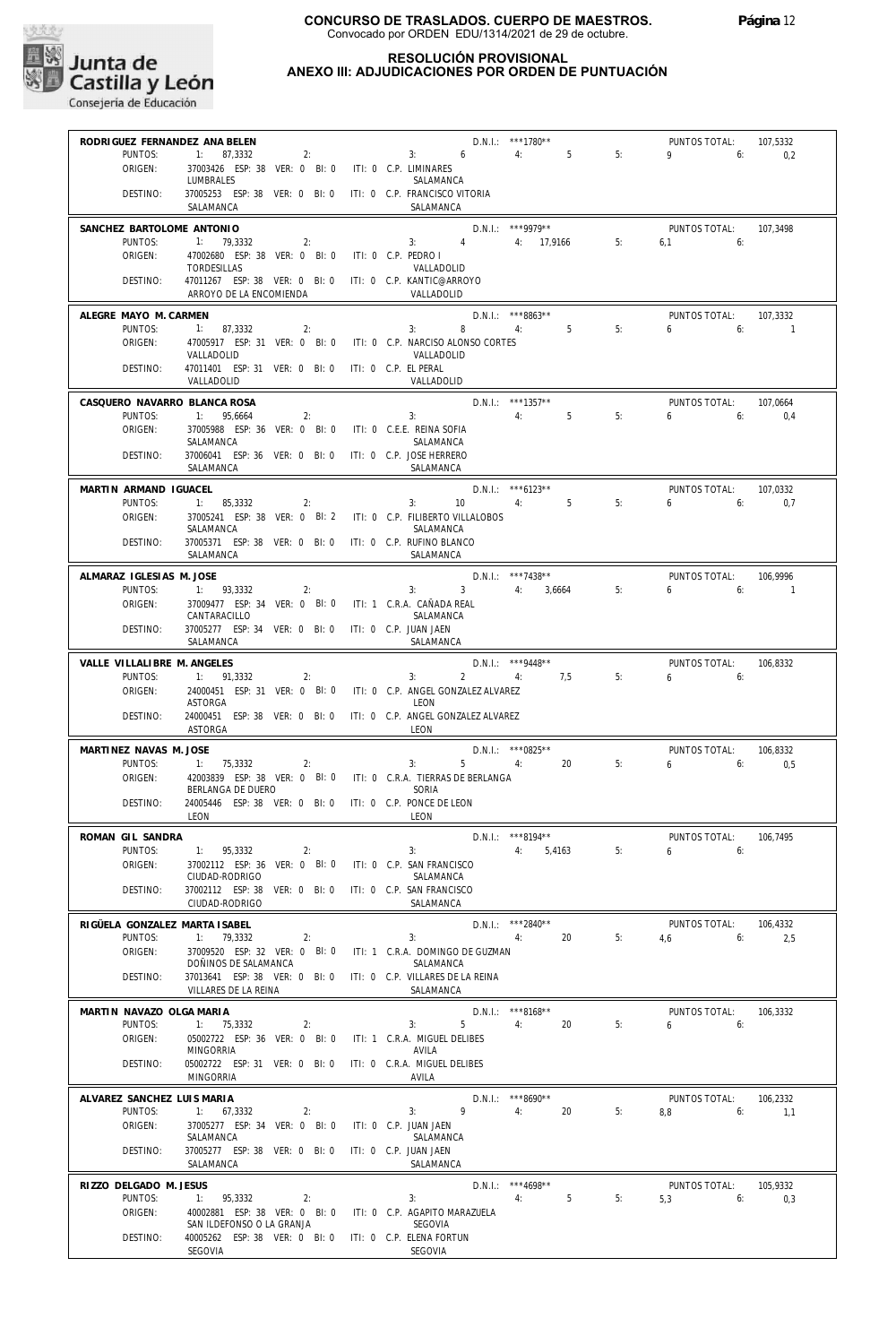**CONCURSO DE TRASLADOS. CUERPO DE MAESTROS.**
Convocado por ORDEN EDU/1314/2021 de 29 de octubre.

**RESOLUCIÓN PROVISIONAL**
**ANEXO III: ADJUDICACIONES POR ORDEN DE PUNTUACIÓN**

**RODRIGUEZ FERNANDEZ ANA BELEN** — D.N.I.: ***1780** — PUNTOS TOTAL: 107,5332
PUNTOS: 1: 87,3332 2: 3: 6 4: 5 5: 9 6: 0,2
ORIGEN: 37003426 ESP: 38 VER: 0 BI: 0 ITI: 0 C.P. LIMINARES — LUMBRALES — SALAMANCA
DESTINO: 37005253 ESP: 38 VER: 0 BI: 0 ITI: 0 C.P. FRANCISCO VITORIA — SALAMANCA — SALAMANCA

**SANCHEZ BARTOLOME ANTONIO** — D.N.I.: ***9979** — PUNTOS TOTAL: 107,3498
PUNTOS: 1: 79,3332 2: 3: 4 4: 17,9166 5: 6,1 6:
ORIGEN: 47002680 ESP: 38 VER: 0 BI: 0 ITI: 0 C.P. PEDRO I — TORDESILLAS — VALLADOLID
DESTINO: 47011267 ESP: 38 VER: 0 BI: 0 ITI: 0 C.P. KANTIC@ARROYO — ARROYO DE LA ENCOMIENDA — VALLADOLID

**ALEGRE MAYO M. CARMEN** — D.N.I.: ***8863** — PUNTOS TOTAL: 107,3332
PUNTOS: 1: 87,3332 2: 3: 8 4: 5 5: 6 6: 1
ORIGEN: 47005917 ESP: 31 VER: 0 BI: 0 ITI: 0 C.P. NARCISO ALONSO CORTES — VALLADOLID — VALLADOLID
DESTINO: 47011401 ESP: 31 VER: 0 BI: 0 ITI: 0 C.P. EL PERAL — VALLADOLID — VALLADOLID

**CASQUERO NAVARRO BLANCA ROSA** — D.N.I.: ***1357** — PUNTOS TOTAL: 107,0664
PUNTOS: 1: 95,6664 2: 3: 4: 5 5: 6 6: 0,4
ORIGEN: 37005988 ESP: 36 VER: 0 BI: 0 ITI: 0 C.E.E. REINA SOFIA — SALAMANCA — SALAMANCA
DESTINO: 37006041 ESP: 36 VER: 0 BI: 0 ITI: 0 C.P. JOSE HERRERO — SALAMANCA — SALAMANCA

**MARTIN ARMAND IGUACEL** — D.N.I.: ***6123** — PUNTOS TOTAL: 107,0332
PUNTOS: 1: 85,3332 2: 3: 10 4: 5 5: 6 6: 0,7
ORIGEN: 37005241 ESP: 38 VER: 0 BI: 2 ITI: 0 C.P. FILIBERTO VILLALOBOS — SALAMANCA — SALAMANCA
DESTINO: 37005371 ESP: 38 VER: 0 BI: 0 ITI: 0 C.P. RUFINO BLANCO — SALAMANCA — SALAMANCA

**ALMARAZ IGLESIAS M. JOSE** — D.N.I.: ***7438** — PUNTOS TOTAL: 106,9996
PUNTOS: 1: 93,3332 2: 3: 3 4: 3,6664 5: 6 6: 1
ORIGEN: 37009477 ESP: 34 VER: 0 BI: 0 ITI: 1 C.R.A. CAÑADA REAL — CANTARACILLO — SALAMANCA
DESTINO: 37005277 ESP: 34 VER: 0 BI: 0 ITI: 0 C.P. JUAN JAEN — SALAMANCA — SALAMANCA

**VALLE VILLALIBRE M. ANGELES** — D.N.I.: ***9448** — PUNTOS TOTAL: 106,8332
PUNTOS: 1: 91,3332 2: 3: 2 4: 7,5 5: 6 6:
ORIGEN: 24000451 ESP: 31 VER: 0 BI: 0 ITI: 0 C.P. ANGEL GONZALEZ ALVAREZ — ASTORGA — LEON
DESTINO: 24000451 ESP: 38 VER: 0 BI: 0 ITI: 0 C.P. ANGEL GONZALEZ ALVAREZ — ASTORGA — LEON

**MARTINEZ NAVAS M. JOSE** — D.N.I.: ***0825** — PUNTOS TOTAL: 106,8332
PUNTOS: 1: 75,3332 2: 3: 5 4: 20 5: 6 6: 0,5
ORIGEN: 42003839 ESP: 38 VER: 0 BI: 0 ITI: 0 C.R.A. TIERRAS DE BERLANGA — BERLANGA DE DUERO — SORIA
DESTINO: 24005446 ESP: 38 VER: 0 BI: 0 ITI: 0 C.P. PONCE DE LEON — LEON — LEON

**ROMAN GIL SANDRA** — D.N.I.: ***8194** — PUNTOS TOTAL: 106,7495
PUNTOS: 1: 95,3332 2: 3: 4: 5,4163 5: 6 6:
ORIGEN: 37002112 ESP: 36 VER: 0 BI: 0 ITI: 0 C.P. SAN FRANCISCO — CIUDAD-RODRIGO — SALAMANCA
DESTINO: 37002112 ESP: 38 VER: 0 BI: 0 ITI: 0 C.P. SAN FRANCISCO — CIUDAD-RODRIGO — SALAMANCA

**RIGÜELA GONZALEZ MARTA ISABEL** — D.N.I.: ***2840** — PUNTOS TOTAL: 106,4332
PUNTOS: 1: 79,3332 2: 3: 4: 20 5: 4,6 6: 2,5
ORIGEN: 37009520 ESP: 32 VER: 0 BI: 0 ITI: 1 C.R.A. DOMINGO DE GUZMAN — DOÑINOS DE SALAMANCA — SALAMANCA
DESTINO: 37013641 ESP: 38 VER: 0 BI: 0 ITI: 0 C.P. VILLARES DE LA REINA — VILLARES DE LA REINA — SALAMANCA

**MARTIN NAVAZO OLGA MARIA** — D.N.I.: ***8168** — PUNTOS TOTAL: 106,3332
PUNTOS: 1: 75,3332 2: 3: 5 4: 20 5: 6 6:
ORIGEN: 05002722 ESP: 36 VER: 0 BI: 0 ITI: 1 C.R.A. MIGUEL DELIBES — MINGORRIA — AVILA
DESTINO: 05002722 ESP: 31 VER: 0 BI: 0 ITI: 0 C.R.A. MIGUEL DELIBES — MINGORRIA — AVILA

**ALVAREZ SANCHEZ LUIS MARIA** — D.N.I.: ***8690** — PUNTOS TOTAL: 106,2332
PUNTOS: 1: 67,3332 2: 3: 9 4: 20 5: 8,8 6: 1,1
ORIGEN: 37005277 ESP: 34 VER: 0 BI: 0 ITI: 0 C.P. JUAN JAEN — SALAMANCA — SALAMANCA
DESTINO: 37005277 ESP: 38 VER: 0 BI: 0 ITI: 0 C.P. JUAN JAEN — SALAMANCA — SALAMANCA

**RIZZO DELGADO M. JESUS** — D.N.I.: ***4698** — PUNTOS TOTAL: 105,9332
PUNTOS: 1: 95,3332 2: 3: 4: 5 5: 5,3 6: 0,3
ORIGEN: 40002881 ESP: 38 VER: 0 BI: 0 ITI: 0 C.P. AGAPITO MARAZUELA — SAN ILDEFONSO O LA GRANJA — SEGOVIA
DESTINO: 40005262 ESP: 38 VER: 0 BI: 0 ITI: 0 C.P. ELENA FORTUN — SEGOVIA — SEGOVIA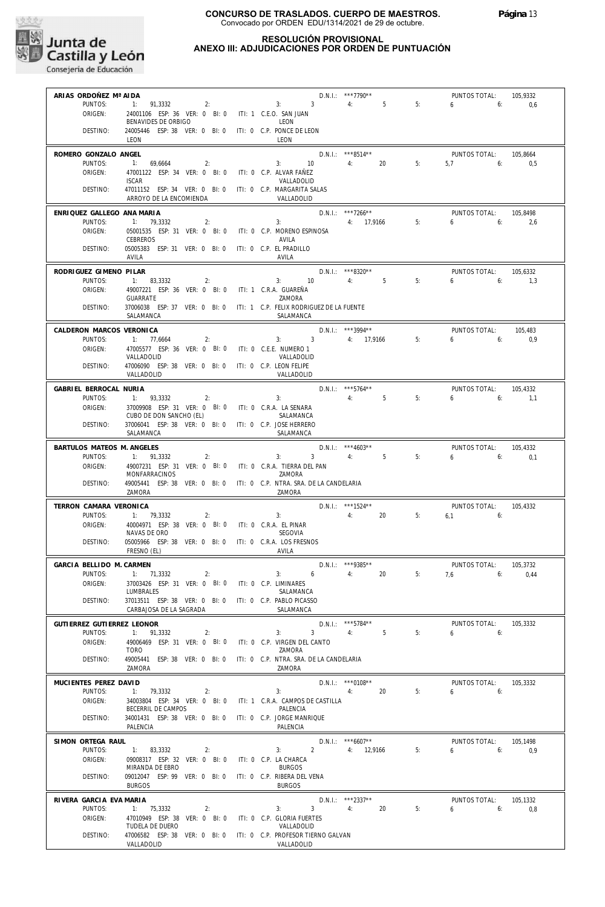**CONCURSO DE TRASLADOS. CUERPO DE MAESTROS.**
Convocado por ORDEN EDU/1314/2021 de 29 de octubre.

**RESOLUCIÓN PROVISIONAL**
**ANEXO III: ADJUDICACIONES POR ORDEN DE PUNTUACIÓN**

**ARIAS ORDOÑEZ Mª AIDA** — D.N.I.: ***7790** — PUNTOS TOTAL: 105,9332
PUNTOS: 1: 91,3332 2: 3: 3 4: 5 5: 6 6: 0,6
ORIGEN: 24001106 ESP: 36 VER: 0 BI: 0 ITI: 1 C.E.O. SAN JUAN — BENAVIDES DE ORBIGO — LEON
DESTINO: 24005446 ESP: 38 VER: 0 BI: 0 ITI: 0 C.P. PONCE DE LEON — LEON — LEON

**ROMERO GONZALO ANGEL** — D.N.I.: ***8514** — PUNTOS TOTAL: 105,8664
PUNTOS: 1: 69,6664 2: 3: 10 4: 20 5: 5,7 6: 0,5
ORIGEN: 47001122 ESP: 34 VER: 0 BI: 0 ITI: 0 C.P. ALVAR FAÑEZ — ISCAR — VALLADOLID
DESTINO: 47011152 ESP: 34 VER: 0 BI: 0 ITI: 0 C.P. MARGARITA SALAS — ARROYO DE LA ENCOMIENDA — VALLADOLID

**ENRIQUEZ GALLEGO ANA MARIA** — D.N.I.: ***7266** — PUNTOS TOTAL: 105,8498
PUNTOS: 1: 79,3332 2: 3: 4: 17,9166 5: 6 6: 2,6
ORIGEN: 05001535 ESP: 31 VER: 0 BI: 0 ITI: 0 C.P. MORENO ESPINOSA — CEBREROS — AVILA
DESTINO: 05005383 ESP: 31 VER: 0 BI: 0 ITI: 0 C.P. EL PRADILLO — AVILA — AVILA

**RODRIGUEZ GIMENO PILAR** — D.N.I.: ***8320** — PUNTOS TOTAL: 105,6332
PUNTOS: 1: 83,3332 2: 3: 10 4: 5 5: 6 6: 1,3
ORIGEN: 49007221 ESP: 36 VER: 0 BI: 0 ITI: 1 C.R.A. GUAREÑA — GUARRATE — ZAMORA
DESTINO: 37006038 ESP: 37 VER: 0 BI: 0 ITI: 1 C.P. FELIX RODRIGUEZ DE LA FUENTE — SALAMANCA — SALAMANCA

**CALDERON MARCOS VERONICA** — D.N.I.: ***3994** — PUNTOS TOTAL: 105,483
PUNTOS: 1: 77,6664 2: 3: 3 4: 17,9166 5: 6 6: 0,9
ORIGEN: 47005577 ESP: 36 VER: 0 BI: 0 ITI: 0 C.E.E. NUMERO 1 — VALLADOLID — VALLADOLID
DESTINO: 47006090 ESP: 38 VER: 0 BI: 0 ITI: 0 C.P. LEON FELIPE — VALLADOLID — VALLADOLID

**GABRIEL BERROCAL NURIA** — D.N.I.: ***5764** — PUNTOS TOTAL: 105,4332
PUNTOS: 1: 93,3332 2: 3: 4: 5 5: 6 6: 1,1
ORIGEN: 37009908 ESP: 31 VER: 0 BI: 0 ITI: 0 C.R.A. LA SENARA — CUBO DE DON SANCHO (EL) — SALAMANCA
DESTINO: 37006041 ESP: 38 VER: 0 BI: 0 ITI: 0 C.P. JOSE HERRERO — SALAMANCA — SALAMANCA

**BARTULOS MATEOS M. ANGELES** — D.N.I.: ***4603** — PUNTOS TOTAL: 105,4332
PUNTOS: 1: 91,3332 2: 3: 3 4: 5 5: 6 6: 0,1
ORIGEN: 49007231 ESP: 31 VER: 0 BI: 0 ITI: 0 C.R.A. TIERRA DEL PAN — MONFARRACINOS — ZAMORA
DESTINO: 49005441 ESP: 38 VER: 0 BI: 0 ITI: 0 C.P. NTRA. SRA. DE LA CANDELARIA — ZAMORA — ZAMORA

**TERRON CAMARA VERONICA** — D.N.I.: ***1524** — PUNTOS TOTAL: 105,4332
PUNTOS: 1: 79,3332 2: 3: 4: 20 5: 6,1 6:
ORIGEN: 40004971 ESP: 38 VER: 0 BI: 0 ITI: 0 C.R.A. EL PINAR — NAVAS DE ORO — SEGOVIA
DESTINO: 05005966 ESP: 38 VER: 0 BI: 0 ITI: 0 C.R.A. LOS FRESNOS — FRESNO (EL) — AVILA

**GARCIA BELLIDO M. CARMEN** — D.N.I.: ***9385** — PUNTOS TOTAL: 105,3732
PUNTOS: 1: 71,3332 2: 3: 6 4: 20 5: 7,6 6: 0,44
ORIGEN: 37003426 ESP: 31 VER: 0 BI: 0 ITI: 0 C.P. LIMINARES — LUMBRALES — SALAMANCA
DESTINO: 37013511 ESP: 38 VER: 0 BI: 0 ITI: 0 C.P. PABLO PICASSO — CARBAJOSA DE LA SAGRADA — SALAMANCA

**GUTIERREZ GUTIERREZ LEONOR** — D.N.I.: ***5784** — PUNTOS TOTAL: 105,3332
PUNTOS: 1: 91,3332 2: 3: 3 4: 5 5: 6 6:
ORIGEN: 49006469 ESP: 31 VER: 0 BI: 0 ITI: 0 C.P. VIRGEN DEL CANTO — TORO — ZAMORA
DESTINO: 49005441 ESP: 38 VER: 0 BI: 0 ITI: 0 C.P. NTRA. SRA. DE LA CANDELARIA — ZAMORA — ZAMORA

**MUCIENTES PEREZ DAVID** — D.N.I.: ***0108** — PUNTOS TOTAL: 105,3332
PUNTOS: 1: 79,3332 2: 3: 4: 20 5: 6 6:
ORIGEN: 34003804 ESP: 34 VER: 0 BI: 0 ITI: 1 C.R.A. CAMPOS DE CASTILLA — BECERRIL DE CAMPOS — PALENCIA
DESTINO: 34001431 ESP: 38 VER: 0 BI: 0 ITI: 0 C.P. JORGE MANRIQUE — PALENCIA — PALENCIA

**SIMON ORTEGA RAUL** — D.N.I.: ***6607** — PUNTOS TOTAL: 105,1498
PUNTOS: 1: 83,3332 2: 3: 2 4: 12,9166 5: 6 6: 0,9
ORIGEN: 09008317 ESP: 32 VER: 0 BI: 0 ITI: 0 C.P. LA CHARCA — MIRANDA DE EBRO — BURGOS
DESTINO: 09012047 ESP: 99 VER: 0 BI: 0 ITI: 0 C.P. RIBERA DEL VENA — BURGOS — BURGOS

**RIVERA GARCIA EVA MARIA** — D.N.I.: ***2337** — PUNTOS TOTAL: 105,1332
PUNTOS: 1: 75,3332 2: 3: 3 4: 20 5: 6 6: 0,8
ORIGEN: 47010949 ESP: 38 VER: 0 BI: 0 ITI: 0 C.P. GLORIA FUERTES — TUDELA DE DUERO — VALLADOLID
DESTINO: 47006582 ESP: 38 VER: 0 BI: 0 ITI: 0 C.P. PROFESOR TIERNO GALVAN — VALLADOLID — VALLADOLID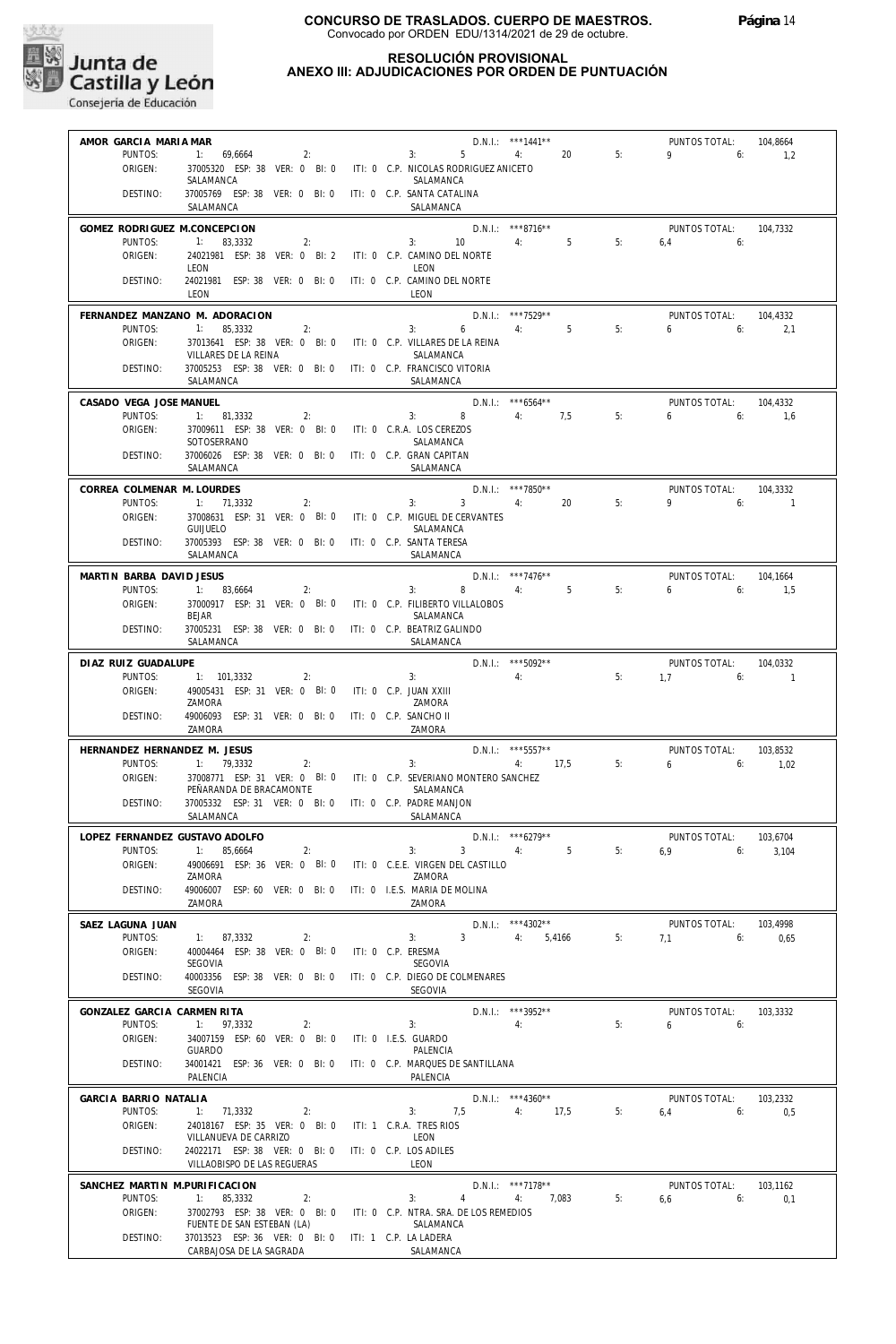**CONCURSO DE TRASLADOS. CUERPO DE MAESTROS.**
Convocado por ORDEN EDU/1314/2021 de 29 de octubre.

**RESOLUCIÓN PROVISIONAL**
**ANEXO III: ADJUDICACIONES POR ORDEN DE PUNTUACIÓN**

---

**AMOR GARCIA MARIA MAR** — D.N.I.: ***1441** — PUNTOS TOTAL: 104,8664
PUNTOS: 1: 69,6664 2: 3: 5 4: 20 5: 9 6: 1,2
ORIGEN: 37005320 ESP: 38 VER: 0 BI: 0 ITI: 0 C.P. NICOLAS RODRIGUEZ ANICETO — SALAMANCA — SALAMANCA
DESTINO: 37005769 ESP: 38 VER: 0 BI: 0 ITI: 0 C.P. SANTA CATALINA — SALAMANCA — SALAMANCA

---

**GOMEZ RODRIGUEZ M.CONCEPCION** — D.N.I.: ***8716** — PUNTOS TOTAL: 104,7332
PUNTOS: 1: 83,3332 2: 3: 10 4: 5 5: 6,4 6:
ORIGEN: 24021981 ESP: 38 VER: 0 BI: 2 ITI: 0 C.P. CAMINO DEL NORTE — LEON — LEON
DESTINO: 24021981 ESP: 38 VER: 0 BI: 0 ITI: 0 C.P. CAMINO DEL NORTE — LEON — LEON

---

**FERNANDEZ MANZANO M. ADORACION** — D.N.I.: ***7529** — PUNTOS TOTAL: 104,4332
PUNTOS: 1: 85,3332 2: 3: 6 4: 5 5: 6 6: 2,1
ORIGEN: 37013641 ESP: 38 VER: 0 BI: 0 ITI: 0 C.P. VILLARES DE LA REINA — VILLARES DE LA REINA — SALAMANCA
DESTINO: 37005253 ESP: 38 VER: 0 BI: 0 ITI: 0 C.P. FRANCISCO VITORIA — SALAMANCA — SALAMANCA

---

**CASADO VEGA JOSE MANUEL** — D.N.I.: ***6564** — PUNTOS TOTAL: 104,4332
PUNTOS: 1: 81,3332 2: 3: 8 4: 7,5 5: 6 6: 1,6
ORIGEN: 37009611 ESP: 38 VER: 0 BI: 0 ITI: 0 C.R.A. LOS CEREZOS — SOTOSERRANO — SALAMANCA
DESTINO: 37006026 ESP: 38 VER: 0 BI: 0 ITI: 0 C.P. GRAN CAPITAN — SALAMANCA — SALAMANCA

---

**CORREA COLMENAR M. LOURDES** — D.N.I.: ***7850** — PUNTOS TOTAL: 104,3332
PUNTOS: 1: 71,3332 2: 3: 3 4: 20 5: 9 6: 1
ORIGEN: 37008631 ESP: 31 VER: 0 BI: 0 ITI: 0 C.P. MIGUEL DE CERVANTES — GUIJUELO — SALAMANCA
DESTINO: 37005393 ESP: 38 VER: 0 BI: 0 ITI: 0 C.P. SANTA TERESA — SALAMANCA — SALAMANCA

---

**MARTIN BARBA DAVID JESUS** — D.N.I.: ***7476** — PUNTOS TOTAL: 104,1664
PUNTOS: 1: 83,6664 2: 3: 8 4: 5 5: 6 6: 1,5
ORIGEN: 37000917 ESP: 31 VER: 0 BI: 0 ITI: 0 C.P. FILIBERTO VILLALOBOS — BEJAR — SALAMANCA
DESTINO: 37005231 ESP: 38 VER: 0 BI: 0 ITI: 0 C.P. BEATRIZ GALINDO — SALAMANCA — SALAMANCA

---

**DIAZ RUIZ GUADALUPE** — D.N.I.: ***5092** — PUNTOS TOTAL: 104,0332
PUNTOS: 1: 101,3332 2: 3: 4: 5: 1,7 6: 1
ORIGEN: 49005431 ESP: 31 VER: 0 BI: 0 ITI: 0 C.P. JUAN XXIII — ZAMORA — ZAMORA
DESTINO: 49006093 ESP: 31 VER: 0 BI: 0 ITI: 0 C.P. SANCHO II — ZAMORA — ZAMORA

---

**HERNANDEZ HERNANDEZ M. JESUS** — D.N.I.: ***5557** — PUNTOS TOTAL: 103,8532
PUNTOS: 1: 79,3332 2: 3: 4: 17,5 5: 6 6: 1,02
ORIGEN: 37008771 ESP: 31 VER: 0 BI: 0 ITI: 0 C.P. SEVERIANO MONTERO SANCHEZ — PEÑARANDA DE BRACAMONTE — SALAMANCA
DESTINO: 37005332 ESP: 31 VER: 0 BI: 0 ITI: 0 C.P. PADRE MANJON — SALAMANCA — SALAMANCA

---

**LOPEZ FERNANDEZ GUSTAVO ADOLFO** — D.N.I.: ***6279** — PUNTOS TOTAL: 103,6704
PUNTOS: 1: 85,6664 2: 3: 3 4: 5 5: 6,9 6: 3,104
ORIGEN: 49006691 ESP: 36 VER: 0 BI: 0 ITI: 0 C.E.E. VIRGEN DEL CASTILLO — ZAMORA — ZAMORA
DESTINO: 49006007 ESP: 60 VER: 0 BI: 0 ITI: 0 I.E.S. MARIA DE MOLINA — ZAMORA — ZAMORA

---

**SAEZ LAGUNA JUAN** — D.N.I.: ***4302** — PUNTOS TOTAL: 103,4998
PUNTOS: 1: 87,3332 2: 3: 3 4: 5,4166 5: 7,1 6: 0,65
ORIGEN: 40004464 ESP: 38 VER: 0 BI: 0 ITI: 0 C.P. ERESMA — SEGOVIA — SEGOVIA
DESTINO: 40003356 ESP: 38 VER: 0 BI: 0 ITI: 0 C.P. DIEGO DE COLMENARES — SEGOVIA — SEGOVIA

---

**GONZALEZ GARCIA CARMEN RITA** — D.N.I.: ***3952** — PUNTOS TOTAL: 103,3332
PUNTOS: 1: 97,3332 2: 3: 4: 5: 6 6:
ORIGEN: 34007159 ESP: 60 VER: 0 BI: 0 ITI: 0 I.E.S. GUARDO — GUARDO — PALENCIA
DESTINO: 34001421 ESP: 36 VER: 0 BI: 0 ITI: 0 C.P. MARQUES DE SANTILLANA — PALENCIA — PALENCIA

---

**GARCIA BARRIO NATALIA** — D.N.I.: ***4360** — PUNTOS TOTAL: 103,2332
PUNTOS: 1: 71,3332 2: 3: 7,5 4: 17,5 5: 6,4 6: 0,5
ORIGEN: 24018167 ESP: 35 VER: 0 BI: 0 ITI: 1 C.R.A. TRES RIOS — VILLANUEVA DE CARRIZO — LEON
DESTINO: 24022171 ESP: 38 VER: 0 BI: 0 ITI: 0 C.P. LOS ADILES — VILLAOBISPO DE LAS REGUERAS — LEON

---

**SANCHEZ MARTIN M.PURIFICACION** — D.N.I.: ***7178** — PUNTOS TOTAL: 103,1162
PUNTOS: 1: 85,3332 2: 3: 4 4: 7,083 5: 6,6 6: 0,1
ORIGEN: 37002793 ESP: 38 VER: 0 BI: 0 ITI: 0 C.P. NTRA. SRA. DE LOS REMEDIOS — FUENTE DE SAN ESTEBAN (LA) — SALAMANCA
DESTINO: 37013523 ESP: 36 VER: 0 BI: 0 ITI: 1 C.P. LA LADERA — CARBAJOSA DE LA SAGRADA — SALAMANCA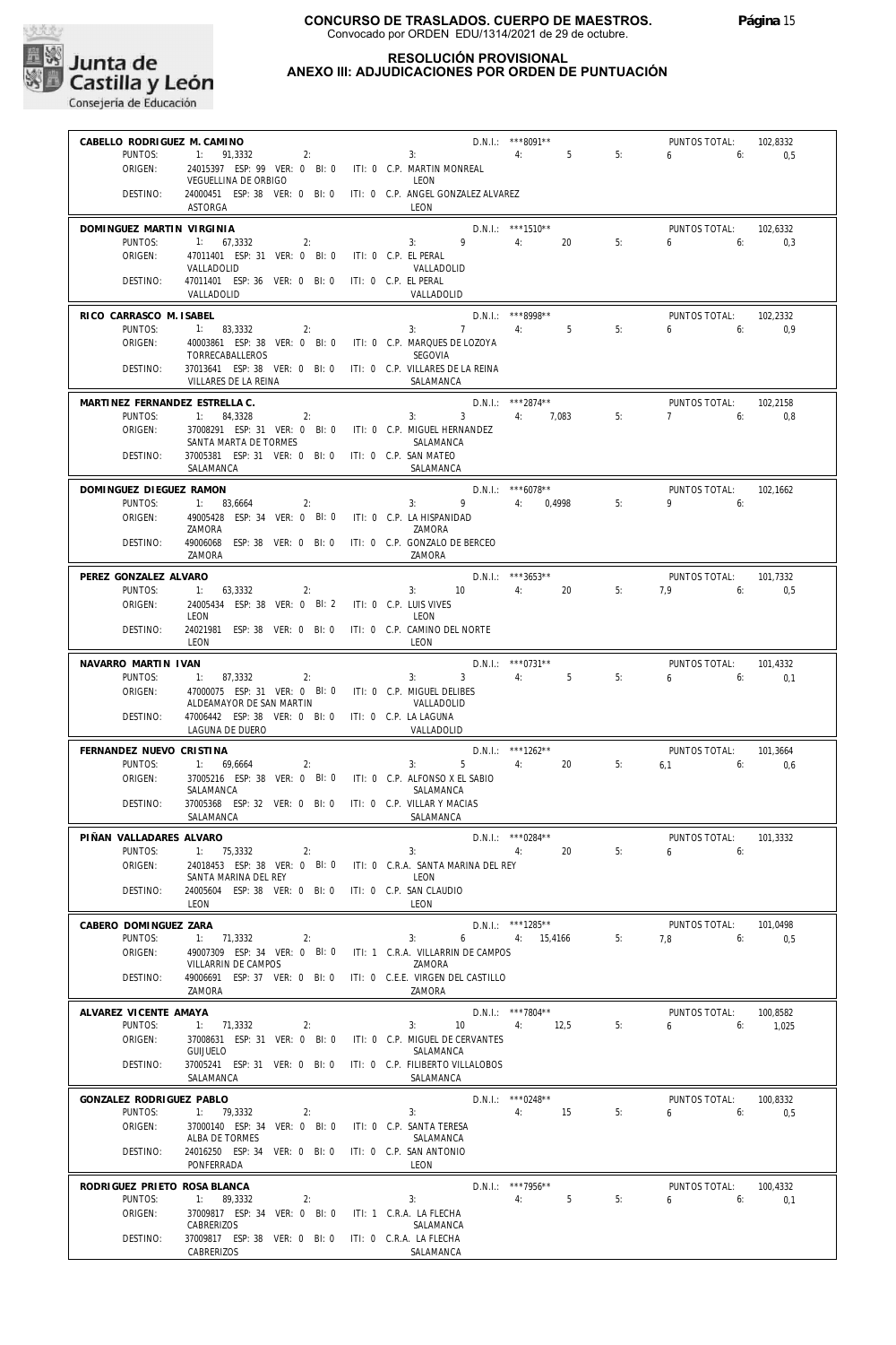# CONCURSO DE TRASLADOS. CUERPO DE MAESTROS.
Convocado por ORDEN EDU/1314/2021 de 29 de octubre.

## RESOLUCIÓN PROVISIONAL
## ANEXO III: ADJUDICACIONES POR ORDEN DE PUNTUACIÓN

**CABELLO RODRIGUEZ M. CAMINO** — D.N.I.: ***8091** — PUNTOS TOTAL: 102,8332
PUNTOS: 1: 91,3332 2: 3: 4: 5 5: 6 6: 0,5
ORIGEN: 24015397 ESP: 99 VER: 0 BI: 0 ITI: 0 C.P. MARTIN MONREAL — VEGUELLINA DE ORBIGO — LEON
DESTINO: 24000451 ESP: 38 VER: 0 BI: 0 ITI: 0 C.P. ANGEL GONZALEZ ALVAREZ — ASTORGA — LEON

**DOMINGUEZ MARTIN VIRGINIA** — D.N.I.: ***1510** — PUNTOS TOTAL: 102,6332
PUNTOS: 1: 67,3332 2: 3: 9 4: 20 5: 6 6: 0,3
ORIGEN: 47011401 ESP: 31 VER: 0 BI: 0 ITI: 0 C.P. EL PERAL — VALLADOLID — VALLADOLID
DESTINO: 47011401 ESP: 36 VER: 0 BI: 0 ITI: 0 C.P. EL PERAL — VALLADOLID — VALLADOLID

**RICO CARRASCO M. ISABEL** — D.N.I.: ***8998** — PUNTOS TOTAL: 102,2332
PUNTOS: 1: 83,3332 2: 3: 7 4: 5 5: 6 6: 0,9
ORIGEN: 40003861 ESP: 38 VER: 0 BI: 0 ITI: 0 C.P. MARQUES DE LOZOYA — TORRECABALLEROS — SEGOVIA
DESTINO: 37013641 ESP: 38 VER: 0 BI: 0 ITI: 0 C.P. VILLARES DE LA REINA — VILLARES DE LA REINA — SALAMANCA

**MARTINEZ FERNANDEZ ESTRELLA C.** — D.N.I.: ***2874** — PUNTOS TOTAL: 102,2158
PUNTOS: 1: 84,3328 2: 3: 3 4: 7,083 5: 7 6: 0,8
ORIGEN: 37008291 ESP: 31 VER: 0 BI: 0 ITI: 0 C.P. MIGUEL HERNANDEZ — SANTA MARTA DE TORMES — SALAMANCA
DESTINO: 37005381 ESP: 31 VER: 0 BI: 0 ITI: 0 C.P. SAN MATEO — SALAMANCA — SALAMANCA

**DOMINGUEZ DIEGUEZ RAMON** — D.N.I.: ***6078** — PUNTOS TOTAL: 102,1662
PUNTOS: 1: 83,6664 2: 3: 9 4: 0,4998 5: 9 6:
ORIGEN: 49005428 ESP: 34 VER: 0 BI: 0 ITI: 0 C.P. LA HISPANIDAD — ZAMORA — ZAMORA
DESTINO: 49006068 ESP: 38 VER: 0 BI: 0 ITI: 0 C.P. GONZALO DE BERCEO — ZAMORA — ZAMORA

**PEREZ GONZALEZ ALVARO** — D.N.I.: ***3653** — PUNTOS TOTAL: 101,7332
PUNTOS: 1: 63,3332 2: 3: 10 4: 20 5: 7,9 6: 0,5
ORIGEN: 24005434 ESP: 38 VER: 0 BI: 2 ITI: 0 C.P. LUIS VIVES — LEON — LEON
DESTINO: 24021981 ESP: 38 VER: 0 BI: 0 ITI: 0 C.P. CAMINO DEL NORTE — LEON — LEON

**NAVARRO MARTIN IVAN** — D.N.I.: ***0731** — PUNTOS TOTAL: 101,4332
PUNTOS: 1: 87,3332 2: 3: 3 4: 5 5: 6 6: 0,1
ORIGEN: 47000075 ESP: 31 VER: 0 BI: 0 ITI: 0 C.P. MIGUEL DELIBES — ALDEAMAYOR DE SAN MARTIN — VALLADOLID
DESTINO: 47006442 ESP: 38 VER: 0 BI: 0 ITI: 0 C.P. LA LAGUNA — LAGUNA DE DUERO — VALLADOLID

**FERNANDEZ NUEVO CRISTINA** — D.N.I.: ***1262** — PUNTOS TOTAL: 101,3664
PUNTOS: 1: 69,6664 2: 3: 5 4: 20 5: 6,1 6: 0,6
ORIGEN: 37005216 ESP: 38 VER: 0 BI: 0 ITI: 0 C.P. ALFONSO X EL SABIO — SALAMANCA — SALAMANCA
DESTINO: 37005368 ESP: 32 VER: 0 BI: 0 ITI: 0 C.P. VILLAR Y MACIAS — SALAMANCA — SALAMANCA

**PIÑAN VALLADARES ALVARO** — D.N.I.: ***0284** — PUNTOS TOTAL: 101,3332
PUNTOS: 1: 75,3332 2: 3: 4: 20 5: 6 6:
ORIGEN: 24018453 ESP: 38 VER: 0 BI: 0 ITI: 0 C.R.A. SANTA MARINA DEL REY — SANTA MARINA DEL REY — LEON
DESTINO: 24005604 ESP: 38 VER: 0 BI: 0 ITI: 0 C.P. SAN CLAUDIO — LEON — LEON

**CABERO DOMINGUEZ ZARA** — D.N.I.: ***1285** — PUNTOS TOTAL: 101,0498
PUNTOS: 1: 71,3332 2: 3: 6 4: 15,4166 5: 7,8 6: 0,5
ORIGEN: 49007309 ESP: 34 VER: 0 BI: 0 ITI: 1 C.R.A. VILLARRIN DE CAMPOS — VILLARRIN DE CAMPOS — ZAMORA
DESTINO: 49006691 ESP: 37 VER: 0 BI: 0 ITI: 0 C.E.E. VIRGEN DEL CASTILLO — ZAMORA — ZAMORA

**ALVAREZ VICENTE AMAYA** — D.N.I.: ***7804** — PUNTOS TOTAL: 100,8582
PUNTOS: 1: 71,3332 2: 3: 10 4: 12,5 5: 6 6: 1,025
ORIGEN: 37008631 ESP: 31 VER: 0 BI: 0 ITI: 0 C.P. MIGUEL DE CERVANTES — GUIJUELO — SALAMANCA
DESTINO: 37005241 ESP: 31 VER: 0 BI: 0 ITI: 0 C.P. FILIBERTO VILLALOBOS — SALAMANCA — SALAMANCA

**GONZALEZ RODRIGUEZ PABLO** — D.N.I.: ***0248** — PUNTOS TOTAL: 100,8332
PUNTOS: 1: 79,3332 2: 3: 4: 15 5: 6 6: 0,5
ORIGEN: 37000140 ESP: 34 VER: 0 BI: 0 ITI: 0 C.P. SANTA TERESA — ALBA DE TORMES — SALAMANCA
DESTINO: 24016250 ESP: 34 VER: 0 BI: 0 ITI: 0 C.P. SAN ANTONIO — PONFERRADA — LEON

**RODRIGUEZ PRIETO ROSA BLANCA** — D.N.I.: ***7956** — PUNTOS TOTAL: 100,4332
PUNTOS: 1: 89,3332 2: 3: 4: 5 5: 6 6: 0,1
ORIGEN: 37009817 ESP: 34 VER: 0 BI: 0 ITI: 1 C.R.A. LA FLECHA — CABRERIZOS — SALAMANCA
DESTINO: 37009817 ESP: 38 VER: 0 BI: 0 ITI: 0 C.R.A. LA FLECHA — CABRERIZOS — SALAMANCA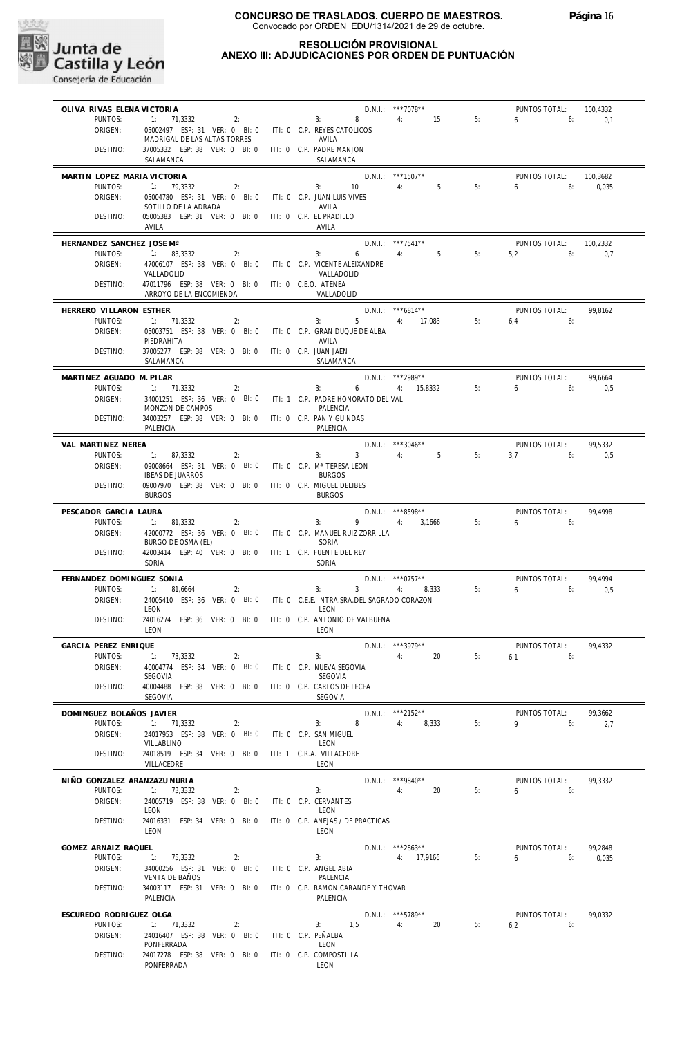# CONCURSO DE TRASLADOS. CUERPO DE MAESTROS.

Convocado por ORDEN EDU/1314/2021 de 29 de octubre.

## RESOLUCIÓN PROVISIONAL
## ANEXO III: ADJUDICACIONES POR ORDEN DE PUNTUACIÓN

**OLIVA RIVAS ELENA VICTORIA** — D.N.I.: ***7078** — PUNTOS TOTAL: 100,4332
PUNTOS: 1: 71,3332 2: 3: 8 4: 15 5: 6 6: 0,1
ORIGEN: 05002497 ESP: 31 VER: 0 BI: 0 ITI: 0 C.P. REYES CATOLICOS — MADRIGAL DE LAS ALTAS TORRES — AVILA
DESTINO: 37005332 ESP: 38 VER: 0 BI: 0 ITI: 0 C.P. PADRE MANJON — SALAMANCA — SALAMANCA

**MARTIN LOPEZ MARIA VICTORIA** — D.N.I.: ***1507** — PUNTOS TOTAL: 100,3682
PUNTOS: 1: 79,3332 2: 3: 10 4: 5 5: 6 6: 0,035
ORIGEN: 05004780 ESP: 31 VER: 0 BI: 0 ITI: 0 C.P. JUAN LUIS VIVES — SOTILLO DE LA ADRADA — AVILA
DESTINO: 05005383 ESP: 31 VER: 0 BI: 0 ITI: 0 C.P. EL PRADILLO — AVILA — AVILA

**HERNANDEZ SANCHEZ JOSE Mª** — D.N.I.: ***7541** — PUNTOS TOTAL: 100,2332
PUNTOS: 1: 83,3332 2: 3: 6 4: 5 5: 5,2 6: 0,7
ORIGEN: 47006107 ESP: 38 VER: 0 BI: 0 ITI: 0 C.P. VICENTE ALEIXANDRE — VALLADOLID — VALLADOLID
DESTINO: 47011796 ESP: 38 VER: 0 BI: 0 ITI: 0 C.E.O. ATENEA — ARROYO DE LA ENCOMIENDA — VALLADOLID

**HERRERO VILLARON ESTHER** — D.N.I.: ***6814** — PUNTOS TOTAL: 99,8162
PUNTOS: 1: 71,3332 2: 3: 5 4: 17,083 5: 6,4 6:
ORIGEN: 05003751 ESP: 38 VER: 0 BI: 0 ITI: 0 C.P. GRAN DUQUE DE ALBA — PIEDRAHITA — AVILA
DESTINO: 37005277 ESP: 38 VER: 0 BI: 0 ITI: 0 C.P. JUAN JAEN — SALAMANCA — SALAMANCA

**MARTINEZ AGUADO M. PILAR** — D.N.I.: ***2989** — PUNTOS TOTAL: 99,6664
PUNTOS: 1: 71,3332 2: 3: 6 4: 15,8332 5: 6 6: 0,5
ORIGEN: 34001251 ESP: 36 VER: 0 BI: 0 ITI: 1 C.P. PADRE HONORATO DEL VAL — MONZON DE CAMPOS — PALENCIA
DESTINO: 34003257 ESP: 38 VER: 0 BI: 0 ITI: 0 C.P. PAN Y GUINDAS — PALENCIA — PALENCIA

**VAL MARTINEZ NEREA** — D.N.I.: ***3046** — PUNTOS TOTAL: 99,5332
PUNTOS: 1: 87,3332 2: 3: 3 4: 5 5: 3,7 6: 0,5
ORIGEN: 09008664 ESP: 31 VER: 0 BI: 0 ITI: 0 C.P. Mª TERESA LEON — IBEAS DE JUARROS — BURGOS
DESTINO: 09007970 ESP: 38 VER: 0 BI: 0 ITI: 0 C.P. MIGUEL DELIBES — BURGOS — BURGOS

**PESCADOR GARCIA LAURA** — D.N.I.: ***8598** — PUNTOS TOTAL: 99,4998
PUNTOS: 1: 81,3332 2: 3: 9 4: 3,1666 5: 6 6:
ORIGEN: 42000772 ESP: 36 VER: 0 BI: 0 ITI: 0 C.P. MANUEL RUIZ ZORRILLA — BURGO DE OSMA (EL) — SORIA
DESTINO: 42003414 ESP: 40 VER: 0 BI: 0 ITI: 1 C.P. FUENTE DEL REY — SORIA — SORIA

**FERNANDEZ DOMINGUEZ SONIA** — D.N.I.: ***0757** — PUNTOS TOTAL: 99,4994
PUNTOS: 1: 81,6664 2: 3: 3 4: 8,333 5: 6 6: 0,5
ORIGEN: 24005410 ESP: 36 VER: 0 BI: 0 ITI: 0 C.E.E. NTRA.SRA.DEL SAGRADO CORAZON — LEON — LEON
DESTINO: 24016274 ESP: 36 VER: 0 BI: 0 ITI: 0 C.P. ANTONIO DE VALBUENA — LEON — LEON

**GARCIA PEREZ ENRIQUE** — D.N.I.: ***3979** — PUNTOS TOTAL: 99,4332
PUNTOS: 1: 73,3332 2: 3: 4: 20 5: 6,1 6:
ORIGEN: 40004774 ESP: 34 VER: 0 BI: 0 ITI: 0 C.P. NUEVA SEGOVIA — SEGOVIA — SEGOVIA
DESTINO: 40004488 ESP: 38 VER: 0 BI: 0 ITI: 0 C.P. CARLOS DE LECEA — SEGOVIA — SEGOVIA

**DOMINGUEZ BOLAÑOS JAVIER** — D.N.I.: ***2152** — PUNTOS TOTAL: 99,3662
PUNTOS: 1: 71,3332 2: 3: 8 4: 8,333 5: 9 6: 2,7
ORIGEN: 24017953 ESP: 38 VER: 0 BI: 0 ITI: 0 C.P. SAN MIGUEL — VILLABLINO — LEON
DESTINO: 24018519 ESP: 34 VER: 0 BI: 0 ITI: 1 C.R.A. VILLACEDRE — VILLACEDRE — LEON

**NIÑO GONZALEZ ARANZAZU NURIA** — D.N.I.: ***9840** — PUNTOS TOTAL: 99,3332
PUNTOS: 1: 73,3332 2: 3: 4: 20 5: 6 6:
ORIGEN: 24005719 ESP: 38 VER: 0 BI: 0 ITI: 0 C.P. CERVANTES — LEON — LEON
DESTINO: 24016331 ESP: 34 VER: 0 BI: 0 ITI: 0 C.P. ANEJAS / DE PRACTICAS — LEON — LEON

**GOMEZ ARNAIZ RAQUEL** — D.N.I.: ***2863** — PUNTOS TOTAL: 99,2848
PUNTOS: 1: 75,3332 2: 3: 4: 17,9166 5: 6 6: 0,035
ORIGEN: 34000256 ESP: 31 VER: 0 BI: 0 ITI: 0 C.P. ANGEL ABIA — VENTA DE BAÑOS — PALENCIA
DESTINO: 34003117 ESP: 31 VER: 0 BI: 0 ITI: 0 C.P. RAMON CARANDE Y THOVAR — PALENCIA — PALENCIA

**ESCUREDO RODRIGUEZ OLGA** — D.N.I.: ***5789** — PUNTOS TOTAL: 99,0332
PUNTOS: 1: 71,3332 2: 3: 1,5 4: 20 5: 6,2 6:
ORIGEN: 24016407 ESP: 38 VER: 0 BI: 0 ITI: 0 C.P. PEÑALBA — PONFERRADA — LEON
DESTINO: 24017278 ESP: 38 VER: 0 BI: 0 ITI: 0 C.P. COMPOSTILLA — PONFERRADA — LEON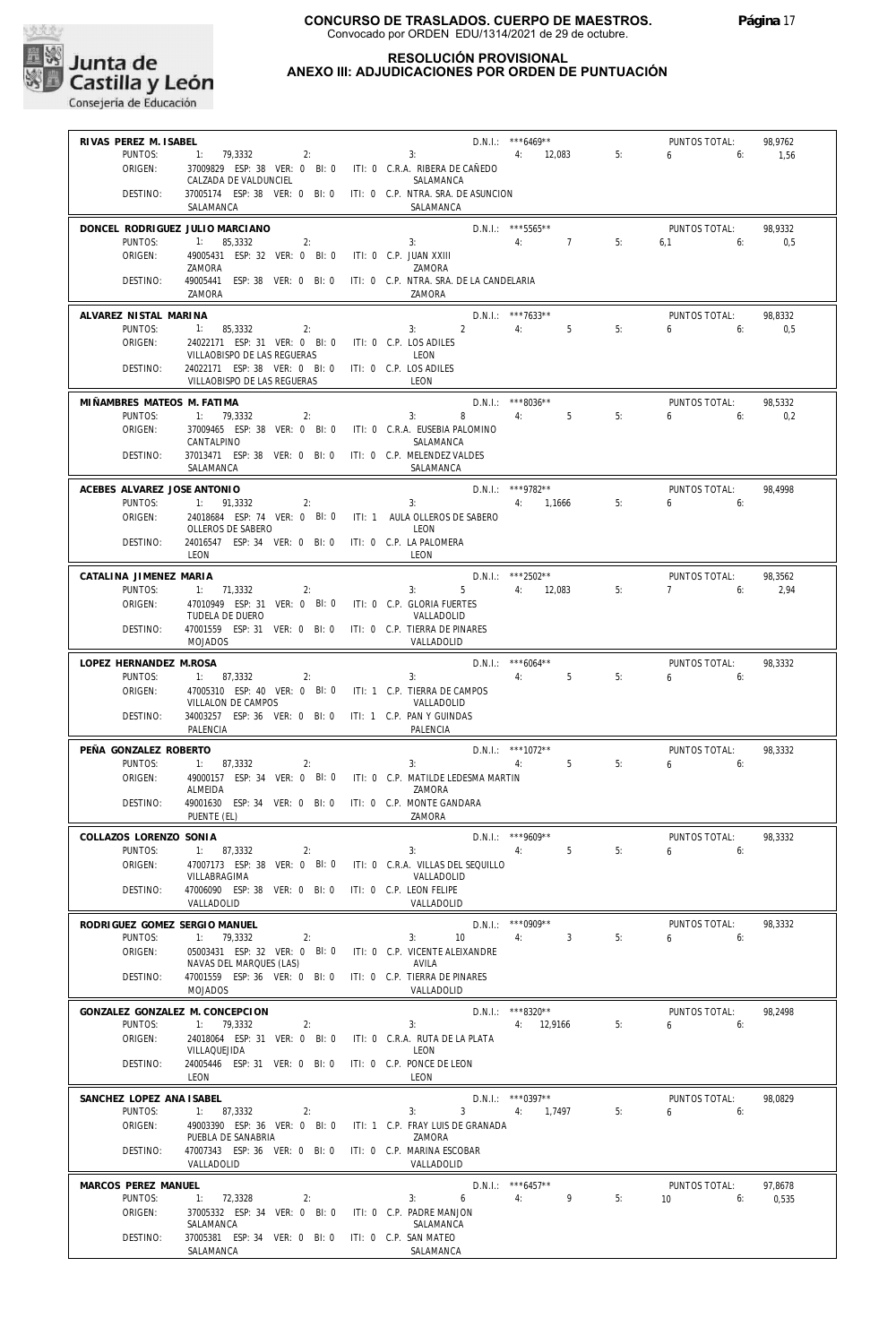# CONCURSO DE TRASLADOS. CUERPO DE MAESTROS.

Convocado por ORDEN EDU/1314/2021 de 29 de octubre.

## RESOLUCIÓN PROVISIONAL
## ANEXO III: ADJUDICACIONES POR ORDEN DE PUNTUACIÓN

---

**RIVAS PEREZ M. ISABEL** — D.N.I.: ***6469** — PUNTOS TOTAL: 98,9762

PUNTOS: 1: 79,3332 2: 3: 4: 12,083 5: 6 6: 1,56

ORIGEN: 37009829 ESP: 38 VER: 0 BI: 0 ITI: 0 C.R.A. RIBERA DE CAÑEDO — CALZADA DE VALDUNCIEL — SALAMANCA

DESTINO: 37005174 ESP: 38 VER: 0 BI: 0 ITI: 0 C.P. NTRA. SRA. DE ASUNCION — SALAMANCA — SALAMANCA

---

**DONCEL RODRIGUEZ JULIO MARCIANO** — D.N.I.: ***5565** — PUNTOS TOTAL: 98,9332

PUNTOS: 1: 85,3332 2: 3: 4: 7 5: 6,1 6: 0,5

ORIGEN: 49005431 ESP: 32 VER: 0 BI: 0 ITI: 0 C.P. JUAN XXIII — ZAMORA — ZAMORA

DESTINO: 49005441 ESP: 38 VER: 0 BI: 0 ITI: 0 C.P. NTRA. SRA. DE LA CANDELARIA — ZAMORA — ZAMORA

---

**ALVAREZ NISTAL MARINA** — D.N.I.: ***7633** — PUNTOS TOTAL: 98,8332

PUNTOS: 1: 85,3332 2: 3: 2 4: 5 5: 6 6: 0,5

ORIGEN: 24022171 ESP: 31 VER: 0 BI: 0 ITI: 0 C.P. LOS ADILES — VILLAOBISPO DE LAS REGUERAS — LEON

DESTINO: 24022171 ESP: 38 VER: 0 BI: 0 ITI: 0 C.P. LOS ADILES — VILLAOBISPO DE LAS REGUERAS — LEON

---

**MIÑAMBRES MATEOS M. FATIMA** — D.N.I.: ***8036** — PUNTOS TOTAL: 98,5332

PUNTOS: 1: 79,3332 2: 3: 8 4: 5 5: 6 6: 0,2

ORIGEN: 37009465 ESP: 38 VER: 0 BI: 0 ITI: 0 C.R.A. EUSEBIA PALOMINO — CANTALPINO — SALAMANCA

DESTINO: 37013471 ESP: 38 VER: 0 BI: 0 ITI: 0 C.P. MELENDEZ VALDES — SALAMANCA — SALAMANCA

---

**ACEBES ALVAREZ JOSE ANTONIO** — D.N.I.: ***9782** — PUNTOS TOTAL: 98,4998

PUNTOS: 1: 91,3332 2: 3: 4: 1,1666 5: 6 6:

ORIGEN: 24018684 ESP: 74 VER: 0 BI: 0 ITI: 1 AULA OLLEROS DE SABERO — OLLEROS DE SABERO — LEON

DESTINO: 24016547 ESP: 34 VER: 0 BI: 0 ITI: 0 C.P. LA PALOMERA — LEON — LEON

---

**CATALINA JIMENEZ MARIA** — D.N.I.: ***2502** — PUNTOS TOTAL: 98,3562

PUNTOS: 1: 71,3332 2: 3: 5 4: 12,083 5: 7 6: 2,94

ORIGEN: 47010949 ESP: 31 VER: 0 BI: 0 ITI: 0 C.P. GLORIA FUERTES — TUDELA DE DUERO — VALLADOLID

DESTINO: 47001559 ESP: 31 VER: 0 BI: 0 ITI: 0 C.P. TIERRA DE PINARES — MOJADOS — VALLADOLID

---

**LOPEZ HERNANDEZ M.ROSA** — D.N.I.: ***6064** — PUNTOS TOTAL: 98,3332

PUNTOS: 1: 87,3332 2: 3: 4: 5 5: 6 6:

ORIGEN: 47005310 ESP: 40 VER: 0 BI: 0 ITI: 1 C.P. TIERRA DE CAMPOS — VILLALON DE CAMPOS — VALLADOLID

DESTINO: 34003257 ESP: 36 VER: 0 BI: 0 ITI: 1 C.P. PAN Y GUINDAS — PALENCIA — PALENCIA

---

**PEÑA GONZALEZ ROBERTO** — D.N.I.: ***1072** — PUNTOS TOTAL: 98,3332

PUNTOS: 1: 87,3332 2: 3: 4: 5 5: 6 6:

ORIGEN: 49000157 ESP: 34 VER: 0 BI: 0 ITI: 0 C.P. MATILDE LEDESMA MARTIN — ALMEIDA — ZAMORA

DESTINO: 49001630 ESP: 34 VER: 0 BI: 0 ITI: 0 C.P. MONTE GANDARA — PUENTE (EL) — ZAMORA

---

**COLLAZOS LORENZO SONIA** — D.N.I.: ***9609** — PUNTOS TOTAL: 98,3332

PUNTOS: 1: 87,3332 2: 3: 4: 5 5: 6 6:

ORIGEN: 47007173 ESP: 38 VER: 0 BI: 0 ITI: 0 C.R.A. VILLAS DEL SEQUILLO — VILLABRAGIMA — VALLADOLID

DESTINO: 47006090 ESP: 38 VER: 0 BI: 0 ITI: 0 C.P. LEON FELIPE — VALLADOLID — VALLADOLID

---

**RODRIGUEZ GOMEZ SERGIO MANUEL** — D.N.I.: ***0909** — PUNTOS TOTAL: 98,3332

PUNTOS: 1: 79,3332 2: 3: 10 4: 3 5: 6 6:

ORIGEN: 05003431 ESP: 32 VER: 0 BI: 0 ITI: 0 C.P. VICENTE ALEIXANDRE — NAVAS DEL MARQUES (LAS) — AVILA

DESTINO: 47001559 ESP: 36 VER: 0 BI: 0 ITI: 0 C.P. TIERRA DE PINARES — MOJADOS — VALLADOLID

---

**GONZALEZ GONZALEZ M. CONCEPCION** — D.N.I.: ***8320** — PUNTOS TOTAL: 98,2498

PUNTOS: 1: 79,3332 2: 3: 4: 12,9166 5: 6 6:

ORIGEN: 24018064 ESP: 31 VER: 0 BI: 0 ITI: 0 C.R.A. RUTA DE LA PLATA — VILLAQUEJIDA — LEON

DESTINO: 24005446 ESP: 31 VER: 0 BI: 0 ITI: 0 C.P. PONCE DE LEON — LEON — LEON

---

**SANCHEZ LOPEZ ANA ISABEL** — D.N.I.: ***0397** — PUNTOS TOTAL: 98,0829

PUNTOS: 1: 87,3332 2: 3: 3 4: 1,7497 5: 6 6:

ORIGEN: 49003390 ESP: 36 VER: 0 BI: 0 ITI: 1 C.P. FRAY LUIS DE GRANADA — PUEBLA DE SANABRIA — ZAMORA

DESTINO: 47007343 ESP: 36 VER: 0 BI: 0 ITI: 0 C.P. MARINA ESCOBAR — VALLADOLID — VALLADOLID

---

**MARCOS PEREZ MANUEL** — D.N.I.: ***6457** — PUNTOS TOTAL: 97,8678

PUNTOS: 1: 72,3328 2: 3: 6 4: 9 5: 10 6: 0,535

ORIGEN: 37005332 ESP: 34 VER: 0 BI: 0 ITI: 0 C.P. PADRE MANJON — SALAMANCA — SALAMANCA

DESTINO: 37005381 ESP: 34 VER: 0 BI: 0 ITI: 0 C.P. SAN MATEO — SALAMANCA — SALAMANCA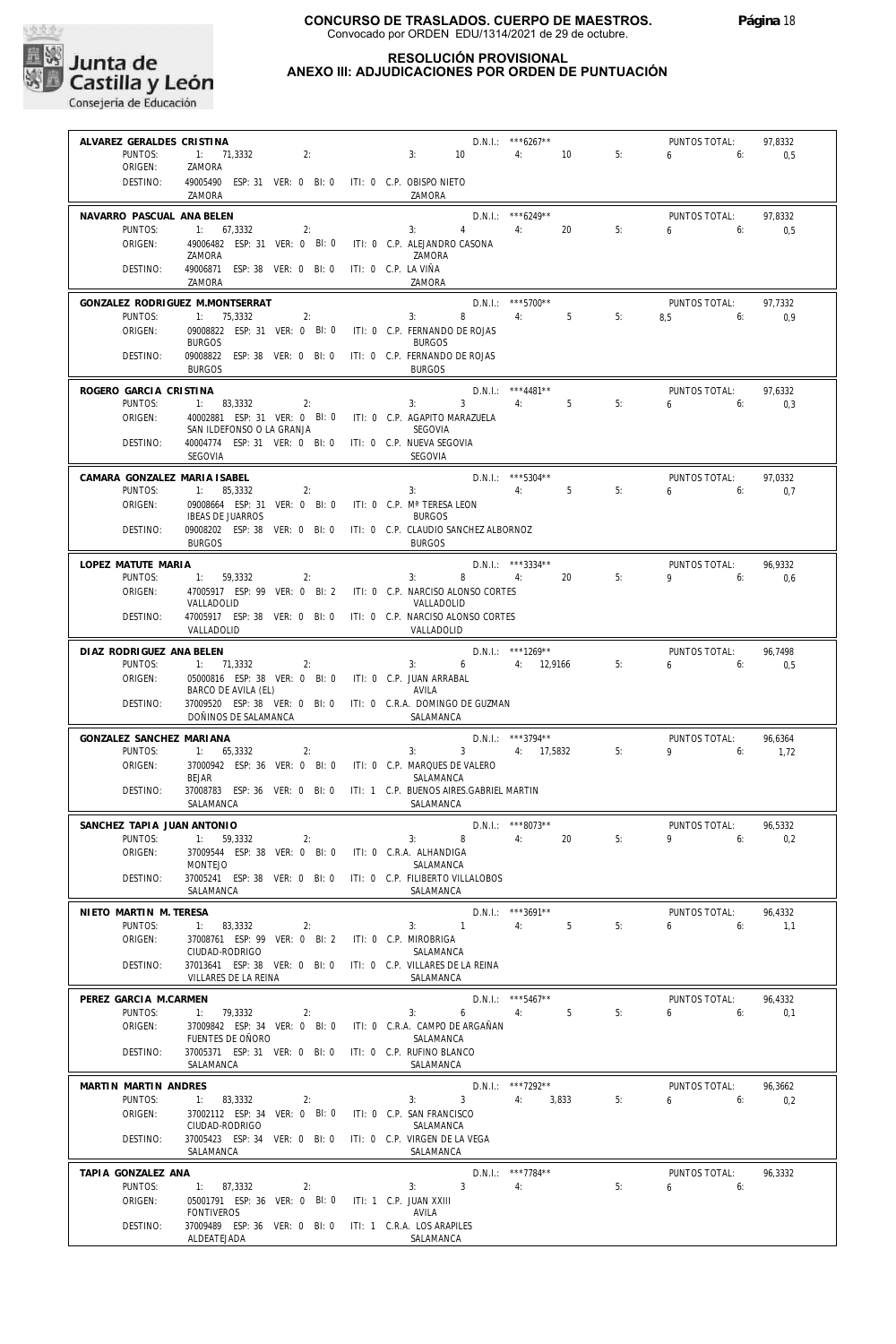# CONCURSO DE TRASLADOS. CUERPO DE MAESTROS.

Convocado por ORDEN EDU/1314/2021 de 29 de octubre.

## RESOLUCIÓN PROVISIONAL
## ANEXO III: ADJUDICACIONES POR ORDEN DE PUNTUACIÓN

**ALVAREZ GERALDES CRISTINA** — D.N.I.: ***6267** — PUNTOS TOTAL: 97,8332
PUNTOS: 1: 71,3332 2: 3: 10 4: 10 5: 6 6: 0,5
ORIGEN: ZAMORA
DESTINO: 49005490 ESP: 31 VER: 0 BI: 0 ITI: 0 C.P. OBISPO NIETO — ZAMORA — ZAMORA

**NAVARRO PASCUAL ANA BELEN** — D.N.I.: ***6249** — PUNTOS TOTAL: 97,8332
PUNTOS: 1: 67,3332 2: 3: 4 4: 20 5: 6 6: 0,5
ORIGEN: 49006482 ESP: 31 VER: 0 BI: 0 ITI: 0 C.P. ALEJANDRO CASONA — ZAMORA — ZAMORA
DESTINO: 49006871 ESP: 38 VER: 0 BI: 0 ITI: 0 C.P. LA VIÑA — ZAMORA — ZAMORA

**GONZALEZ RODRIGUEZ M.MONTSERRAT** — D.N.I.: ***5700** — PUNTOS TOTAL: 97,7332
PUNTOS: 1: 75,3332 2: 3: 8 4: 5 5: 8,5 6: 0,9
ORIGEN: 09008822 ESP: 31 VER: 0 BI: 0 ITI: 0 C.P. FERNANDO DE ROJAS — BURGOS — BURGOS
DESTINO: 09008822 ESP: 38 VER: 0 BI: 0 ITI: 0 C.P. FERNANDO DE ROJAS — BURGOS — BURGOS

**ROGERO GARCIA CRISTINA** — D.N.I.: ***4481** — PUNTOS TOTAL: 97,6332
PUNTOS: 1: 83,3332 2: 3: 3 4: 5 5: 6 6: 0,3
ORIGEN: 40002881 ESP: 31 VER: 0 BI: 0 ITI: 0 C.P. AGAPITO MARAZUELA — SAN ILDEFONSO O LA GRANJA — SEGOVIA
DESTINO: 40004774 ESP: 31 VER: 0 BI: 0 ITI: 0 C.P. NUEVA SEGOVIA — SEGOVIA — SEGOVIA

**CAMARA GONZALEZ MARIA ISABEL** — D.N.I.: ***5304** — PUNTOS TOTAL: 97,0332
PUNTOS: 1: 85,3332 2: 3: 4: 5 5: 6 6: 0,7
ORIGEN: 09008664 ESP: 31 VER: 0 BI: 0 ITI: 0 C.P. Mª TERESA LEON — IBEAS DE JUARROS — BURGOS
DESTINO: 09008202 ESP: 38 VER: 0 BI: 0 ITI: 0 C.P. CLAUDIO SANCHEZ ALBORNOZ — BURGOS — BURGOS

**LOPEZ MATUTE MARIA** — D.N.I.: ***3334** — PUNTOS TOTAL: 96,9332
PUNTOS: 1: 59,3332 2: 3: 8 4: 20 5: 9 6: 0,6
ORIGEN: 47005917 ESP: 99 VER: 0 BI: 2 ITI: 0 C.P. NARCISO ALONSO CORTES — VALLADOLID — VALLADOLID
DESTINO: 47005917 ESP: 38 VER: 0 BI: 0 ITI: 0 C.P. NARCISO ALONSO CORTES — VALLADOLID — VALLADOLID

**DIAZ RODRIGUEZ ANA BELEN** — D.N.I.: ***1269** — PUNTOS TOTAL: 96,7498
PUNTOS: 1: 71,3332 2: 3: 6 4: 12,9166 5: 6 6: 0,5
ORIGEN: 05000816 ESP: 38 VER: 0 BI: 0 ITI: 0 C.P. JUAN ARRABAL — BARCO DE AVILA (EL) — AVILA
DESTINO: 37009520 ESP: 38 VER: 0 BI: 0 ITI: 0 C.R.A. DOMINGO DE GUZMAN — DOÑINOS DE SALAMANCA — SALAMANCA

**GONZALEZ SANCHEZ MARIANA** — D.N.I.: ***3794** — PUNTOS TOTAL: 96,6364
PUNTOS: 1: 65,3332 2: 3: 3 4: 17,5832 5: 9 6: 1,72
ORIGEN: 37000942 ESP: 36 VER: 0 BI: 0 ITI: 0 C.P. MARQUES DE VALERO — BEJAR — SALAMANCA
DESTINO: 37008783 ESP: 36 VER: 0 BI: 0 ITI: 1 C.P. BUENOS AIRES.GABRIEL MARTIN — SALAMANCA — SALAMANCA

**SANCHEZ TAPIA JUAN ANTONIO** — D.N.I.: ***8073** — PUNTOS TOTAL: 96,5332
PUNTOS: 1: 59,3332 2: 3: 8 4: 20 5: 9 6: 0,2
ORIGEN: 37009544 ESP: 38 VER: 0 BI: 0 ITI: 0 C.R.A. ALHANDIGA — MONTEJO — SALAMANCA
DESTINO: 37005241 ESP: 38 VER: 0 BI: 0 ITI: 0 C.P. FILIBERTO VILLALOBOS — SALAMANCA — SALAMANCA

**NIETO MARTIN M. TERESA** — D.N.I.: ***3691** — PUNTOS TOTAL: 96,4332
PUNTOS: 1: 83,3332 2: 3: 1 4: 5 5: 6 6: 1,1
ORIGEN: 37008761 ESP: 99 VER: 0 BI: 2 ITI: 0 C.P. MIROBRIGA — CIUDAD-RODRIGO — SALAMANCA
DESTINO: 37013641 ESP: 38 VER: 0 BI: 0 ITI: 0 C.P. VILLARES DE LA REINA — VILLARES DE LA REINA — SALAMANCA

**PEREZ GARCIA M.CARMEN** — D.N.I.: ***5467** — PUNTOS TOTAL: 96,4332
PUNTOS: 1: 79,3332 2: 3: 6 4: 5 5: 6 6: 0,1
ORIGEN: 37009842 ESP: 34 VER: 0 BI: 0 ITI: 0 C.R.A. CAMPO DE ARGAÑAN — FUENTES DE OÑORO — SALAMANCA
DESTINO: 37005371 ESP: 31 VER: 0 BI: 0 ITI: 0 C.P. RUFINO BLANCO — SALAMANCA — SALAMANCA

**MARTIN MARTIN ANDRES** — D.N.I.: ***7292** — PUNTOS TOTAL: 96,3662
PUNTOS: 1: 83,3332 2: 3: 3 4: 3,833 5: 6 6: 0,2
ORIGEN: 37002112 ESP: 34 VER: 0 BI: 0 ITI: 0 C.P. SAN FRANCISCO — CIUDAD-RODRIGO — SALAMANCA
DESTINO: 37005423 ESP: 34 VER: 0 BI: 0 ITI: 0 C.P. VIRGEN DE LA VEGA — SALAMANCA — SALAMANCA

**TAPIA GONZALEZ ANA** — D.N.I.: ***7784** — PUNTOS TOTAL: 96,3332
PUNTOS: 1: 87,3332 2: 3: 3 4: 5: 6 6:
ORIGEN: 05001791 ESP: 36 VER: 0 BI: 0 ITI: 1 C.P. JUAN XXIII — FONTIVEROS — AVILA
DESTINO: 37009489 ESP: 36 VER: 0 BI: 0 ITI: 1 C.R.A. LOS ARAPILES — ALDEATEJADA — SALAMANCA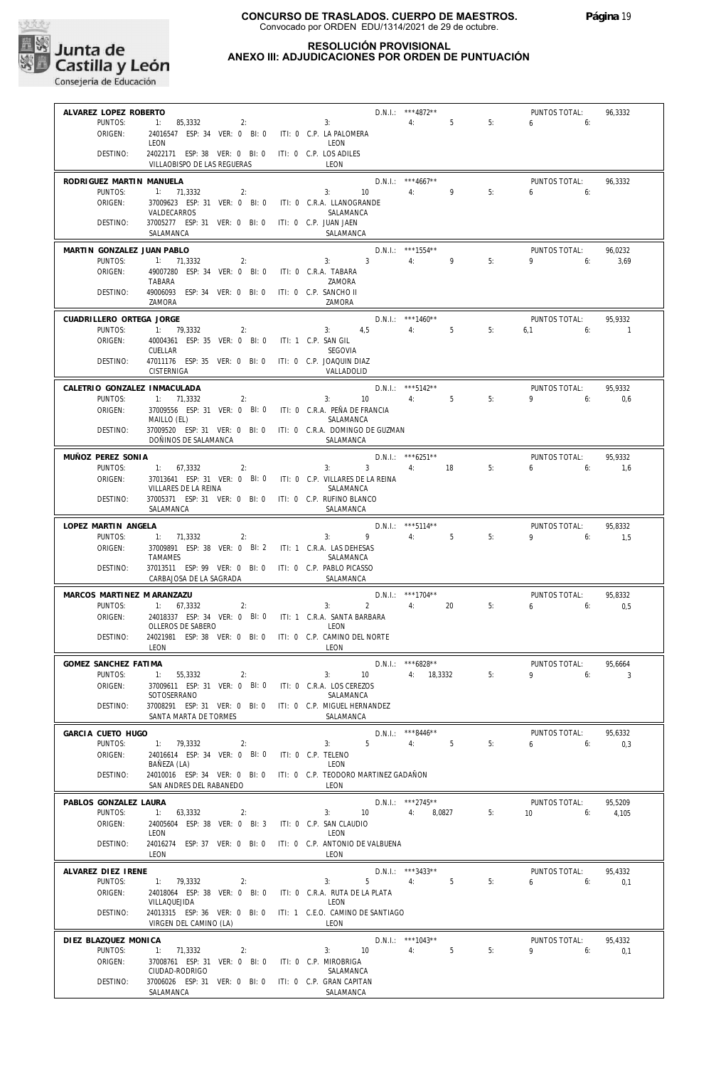**CONCURSO DE TRASLADOS. CUERPO DE MAESTROS.**
Convocado por ORDEN EDU/1314/2021 de 29 de octubre.

Junta de Castilla y León
Consejería de Educación

## RESOLUCIÓN PROVISIONAL
## ANEXO III: ADJUDICACIONES POR ORDEN DE PUNTUACIÓN

**ALVAREZ LOPEZ ROBERTO** — D.N.I.: ***4872** — PUNTOS TOTAL: 96,3332
PUNTOS: 1: 85,3332 2: 3: 4: 5 5: 6 6:
ORIGEN: 24016547 ESP: 34 VER: 0 BI: 0 ITI: 0 C.P. LA PALOMERA — LEON — LEON
DESTINO: 24022171 ESP: 38 VER: 0 BI: 0 ITI: 0 C.P. LOS ADILES — VILLAOBISPO DE LAS REGUERAS — LEON

**RODRIGUEZ MARTIN MANUELA** — D.N.I.: ***4667** — PUNTOS TOTAL: 96,3332
PUNTOS: 1: 71,3332 2: 3: 10 4: 9 5: 6 6:
ORIGEN: 37009623 ESP: 31 VER: 0 BI: 0 ITI: 0 C.R.A. LLANOGRANDE — VALDECARROS — SALAMANCA
DESTINO: 37005277 ESP: 31 VER: 0 BI: 0 ITI: 0 C.P. JUAN JAEN — SALAMANCA — SALAMANCA

**MARTIN GONZALEZ JUAN PABLO** — D.N.I.: ***1554** — PUNTOS TOTAL: 96,0232
PUNTOS: 1: 71,3332 2: 3: 3 4: 9 5: 9 6: 3,69
ORIGEN: 49007280 ESP: 34 VER: 0 BI: 0 ITI: 0 C.R.A. TABARA — TABARA — ZAMORA
DESTINO: 49006093 ESP: 34 VER: 0 BI: 0 ITI: 0 C.P. SANCHO II — ZAMORA — ZAMORA

**CUADRILLERO ORTEGA JORGE** — D.N.I.: ***1460** — PUNTOS TOTAL: 95,9332
PUNTOS: 1: 79,3332 2: 3: 4,5 4: 5 5: 6,1 6: 1
ORIGEN: 40004361 ESP: 35 VER: 0 BI: 0 ITI: 1 C.P. SAN GIL — CUELLAR — SEGOVIA
DESTINO: 47011176 ESP: 35 VER: 0 BI: 0 ITI: 0 C.P. JOAQUIN DIAZ — CISTERNIGA — VALLADOLID

**CALETRIO GONZALEZ INMACULADA** — D.N.I.: ***5142** — PUNTOS TOTAL: 95,9332
PUNTOS: 1: 71,3332 2: 3: 10 4: 5 5: 9 6: 0,6
ORIGEN: 37009556 ESP: 31 VER: 0 BI: 0 ITI: 0 C.R.A. PEÑA DE FRANCIA — MAILLO (EL) — SALAMANCA
DESTINO: 37009520 ESP: 31 VER: 0 BI: 0 ITI: 0 C.R.A. DOMINGO DE GUZMAN — DOÑINOS DE SALAMANCA — SALAMANCA

**MUÑOZ PEREZ SONIA** — D.N.I.: ***6251** — PUNTOS TOTAL: 95,9332
PUNTOS: 1: 67,3332 2: 3: 3 4: 18 5: 6 6: 1,6
ORIGEN: 37013641 ESP: 31 VER: 0 BI: 0 ITI: 0 C.P. VILLARES DE LA REINA — VILLARES DE LA REINA — SALAMANCA
DESTINO: 37005371 ESP: 31 VER: 0 BI: 0 ITI: 0 C.P. RUFINO BLANCO — SALAMANCA — SALAMANCA

**LOPEZ MARTIN ANGELA** — D.N.I.: ***5114** — PUNTOS TOTAL: 95,8332
PUNTOS: 1: 71,3332 2: 3: 9 4: 5 5: 9 6: 1,5
ORIGEN: 37009891 ESP: 38 VER: 0 BI: 2 ITI: 1 C.R.A. LAS DEHESAS — TAMAMES — SALAMANCA
DESTINO: 37013511 ESP: 99 VER: 0 BI: 0 ITI: 0 C.P. PABLO PICASSO — CARBAJOSA DE LA SAGRADA — SALAMANCA

**MARCOS MARTINEZ M ARANZAZU** — D.N.I.: ***1704** — PUNTOS TOTAL: 95,8332
PUNTOS: 1: 67,3332 2: 3: 2 4: 20 5: 6 6: 0,5
ORIGEN: 24018337 ESP: 34 VER: 0 BI: 0 ITI: 1 C.R.A. SANTA BARBARA — OLLEROS DE SABERO — LEON
DESTINO: 24021981 ESP: 38 VER: 0 BI: 0 ITI: 0 C.P. CAMINO DEL NORTE — LEON — LEON

**GOMEZ SANCHEZ FATIMA** — D.N.I.: ***6828** — PUNTOS TOTAL: 95,6664
PUNTOS: 1: 55,3332 2: 3: 10 4: 18,3332 5: 9 6: 3
ORIGEN: 37009611 ESP: 31 VER: 0 BI: 0 ITI: 0 C.R.A. LOS CEREZOS — SOTOSERRANO — SALAMANCA
DESTINO: 37008291 ESP: 31 VER: 0 BI: 0 ITI: 0 C.P. MIGUEL HERNANDEZ — SANTA MARTA DE TORMES — SALAMANCA

**GARCIA CUETO HUGO** — D.N.I.: ***8446** — PUNTOS TOTAL: 95,6332
PUNTOS: 1: 79,3332 2: 3: 5 4: 5 5: 6 6: 0,3
ORIGEN: 24016614 ESP: 34 VER: 0 BI: 0 ITI: 0 C.P. TELENO — BAÑEZA (LA) — LEON
DESTINO: 24010016 ESP: 34 VER: 0 BI: 0 ITI: 0 C.P. TEODORO MARTINEZ GADAÑON — SAN ANDRES DEL RABANEDO — LEON

**PABLOS GONZALEZ LAURA** — D.N.I.: ***2745** — PUNTOS TOTAL: 95,5209
PUNTOS: 1: 63,3332 2: 3: 10 4: 8,0827 5: 10 6: 4,105
ORIGEN: 24005604 ESP: 38 VER: 0 BI: 3 ITI: 0 C.P. SAN CLAUDIO — LEON — LEON
DESTINO: 24016274 ESP: 37 VER: 0 BI: 0 ITI: 0 C.P. ANTONIO DE VALBUENA — LEON — LEON

**ALVAREZ DIEZ IRENE** — D.N.I.: ***3433** — PUNTOS TOTAL: 95,4332
PUNTOS: 1: 79,3332 2: 3: 5 4: 5 5: 6 6: 0,1
ORIGEN: 24018064 ESP: 38 VER: 0 BI: 0 ITI: 0 C.R.A. RUTA DE LA PLATA — VILLAQUEJIDA — LEON
DESTINO: 24013315 ESP: 36 VER: 0 BI: 0 ITI: 1 C.E.O. CAMINO DE SANTIAGO — VIRGEN DEL CAMINO (LA) — LEON

**DIEZ BLAZQUEZ MONICA** — D.N.I.: ***1043** — PUNTOS TOTAL: 95,4332
PUNTOS: 1: 71,3332 2: 3: 10 4: 5 5: 9 6: 0,1
ORIGEN: 37008761 ESP: 31 VER: 0 BI: 0 ITI: 0 C.P. MIROBRIGA — CIUDAD-RODRIGO — SALAMANCA
DESTINO: 37006026 ESP: 31 VER: 0 BI: 0 ITI: 0 C.P. GRAN CAPITAN — SALAMANCA — SALAMANCA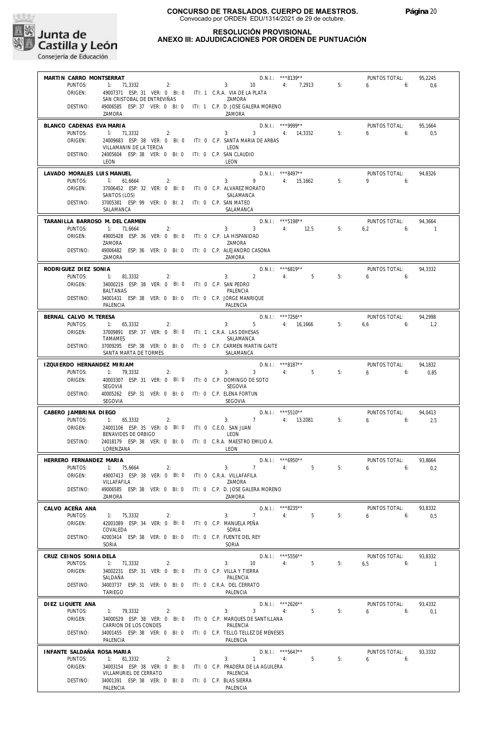**CONCURSO DE TRASLADOS. CUERPO DE MAESTROS.**
Convocado por ORDEN EDU/1314/2021 de 29 de octubre.

**RESOLUCIÓN PROVISIONAL**
**ANEXO III: ADJUDICACIONES POR ORDEN DE PUNTUACIÓN**

**MARTIN CARRO MONTSERRAT** — D.N.I.: \*\*\*8139\*\* — PUNTOS TOTAL: 95,2245
PUNTOS: 1: 71,3332 2: 3: 10 4: 7,2913 5: 6 6: 0,6
ORIGEN: 49007371 ESP: 31 VER: 0 BI: 0 ITI: 1 C.R.A. VIA DE LA PLATA — SAN CRISTOBAL DE ENTREVIÑAS — ZAMORA
DESTINO: 49006585 ESP: 37 VER: 0 BI: 0 ITI: 1 C.P. D. JOSE GALERA MORENO — ZAMORA — ZAMORA

**BLANCO CADENAS EVA MARIA** — D.N.I.: \*\*\*9999\*\* — PUNTOS TOTAL: 95,1664
PUNTOS: 1: 71,3332 2: 3: 3 4: 14,3332 5: 6 6: 0,5
ORIGEN: 24009683 ESP: 38 VER: 0 BI: 0 ITI: 0 C.P. SANTA MARIA DE ARBAS — VILLAMANIN DE LA TERCIA — LEON
DESTINO: 24005604 ESP: 38 VER: 0 BI: 0 ITI: 0 C.P. SAN CLAUDIO — LEON — LEON

**LAVADO MORALES LUIS MANUEL** — D.N.I.: \*\*\*8497\*\* — PUNTOS TOTAL: 94,8326
PUNTOS: 1: 61,6664 2: 3: 9 4: 15,1662 5: 9 6:
ORIGEN: 37006452 ESP: 32 VER: 0 BI: 0 ITI: 0 C.P. ALVAREZ MORATO — SANTOS (LOS) — SALAMANCA
DESTINO: 37005381 ESP: 99 VER: 0 BI: 2 ITI: 0 C.P. SAN MATEO — SALAMANCA — SALAMANCA

**TARANILLA BARROSO M. DEL CARMEN** — D.N.I.: \*\*\*5198\*\* — PUNTOS TOTAL: 94,3664
PUNTOS: 1: 71,6664 2: 3: 3 4: 12,5 5: 6,2 6: 1
ORIGEN: 49005428 ESP: 36 VER: 0 BI: 0 ITI: 0 C.P. LA HISPANIDAD — ZAMORA — ZAMORA
DESTINO: 49006482 ESP: 36 VER: 0 BI: 0 ITI: 0 C.P. ALEJANDRO CASONA — ZAMORA — ZAMORA

**RODRIGUEZ DIEZ SONIA** — D.N.I.: \*\*\*6819\*\* — PUNTOS TOTAL: 94,3332
PUNTOS: 1: 81,3332 2: 3: 2 4: 5 5: 6 6:
ORIGEN: 34000219 ESP: 38 VER: 0 BI: 0 ITI: 0 C.P. SAN PEDRO — BALTANAS — PALENCIA
DESTINO: 34001431 ESP: 38 VER: 0 BI: 0 ITI: 0 C.P. JORGE MANRIQUE — PALENCIA — PALENCIA

**BERNAL CALVO M. TERESA** — D.N.I.: \*\*\*7256\*\* — PUNTOS TOTAL: 94,2998
PUNTOS: 1: 65,3332 2: 3: 5 4: 16,1666 5: 6,6 6: 1,2
ORIGEN: 37009891 ESP: 37 VER: 0 BI: 0 ITI: 1 C.R.A. LAS DEHESAS — TAMAMES — SALAMANCA
DESTINO: 37009295 ESP: 38 VER: 0 BI: 0 ITI: 0 C.P. CARMEN MARTIN GAITE — SANTA MARTA DE TORMES — SALAMANCA

**IZQUIERDO HERNANDEZ MIRIAM** — D.N.I.: \*\*\*8187\*\* — PUNTOS TOTAL: 94,1832
PUNTOS: 1: 79,3332 2: 3: 3 4: 5 5: 6 6: 0,85
ORIGEN: 40003307 ESP: 31 VER: 0 BI: 0 ITI: 0 C.P. DOMINGO DE SOTO — SEGOVIA — SEGOVIA
DESTINO: 40005262 ESP: 31 VER: 0 BI: 0 ITI: 0 C.P. ELENA FORTUN — SEGOVIA — SEGOVIA

**CABERO JAMBRINA DIEGO** — D.N.I.: \*\*\*5510\*\* — PUNTOS TOTAL: 94,0413
PUNTOS: 1: 65,3332 2: 3: 7 4: 13,2081 5: 6 6: 2,5
ORIGEN: 24001106 ESP: 35 VER: 0 BI: 0 ITI: 0 C.E.O. SAN JUAN — BENAVIDES DE ORBIGO — LEON
DESTINO: 24018179 ESP: 38 VER: 0 BI: 0 ITI: 0 C.R.A. MAESTRO EMILIO A. — LORENZANA — LEON

**HERRERO FERNANDEZ MARIA** — D.N.I.: \*\*\*6950\*\* — PUNTOS TOTAL: 93,8664
PUNTOS: 1: 75,6664 2: 3: 7 4: 5 5: 6 6: 0,2
ORIGEN: 49007413 ESP: 38 VER: 0 BI: 0 ITI: 0 C.R.A. VILLAFAFILA — VILLAFAFILA — ZAMORA
DESTINO: 49006585 ESP: 38 VER: 0 BI: 0 ITI: 0 C.P. D. JOSE GALERA MORENO — ZAMORA — ZAMORA

**CALVO ACEÑA ANA** — D.N.I.: \*\*\*8235\*\* — PUNTOS TOTAL: 93,8332
PUNTOS: 1: 75,3332 2: 3: 7 4: 5 5: 6 6: 0,5
ORIGEN: 42001089 ESP: 34 VER: 0 BI: 0 ITI: 0 C.P. MANUELA PEÑA — COVALEDA — SORIA
DESTINO: 42003414 ESP: 38 VER: 0 BI: 0 ITI: 0 C.P. FUENTE DEL REY — SORIA — SORIA

**CRUZ CEINOS SONIA DELA** — D.N.I.: \*\*\*5556\*\* — PUNTOS TOTAL: 93,8332
PUNTOS: 1: 71,3332 2: 3: 10 4: 5 5: 6,5 6: 1
ORIGEN: 34002231 ESP: 31 VER: 0 BI: 0 ITI: 0 C.P. VILLA Y TIERRA — SALDAÑA — PALENCIA
DESTINO: 34003737 ESP: 31 VER: 0 BI: 0 ITI: 0 C.R.A. DEL CERRATO — TARIEGO — PALENCIA

**DIEZ LIQUETE ANA** — D.N.I.: \*\*\*2626\*\* — PUNTOS TOTAL: 93,4332
PUNTOS: 1: 79,3332 2: 3: 3 4: 5 5: 6 6: 0,1
ORIGEN: 34000529 ESP: 38 VER: 0 BI: 0 ITI: 0 C.P. MARQUES DE SANTILLANA — CARRION DE LOS CONDES — PALENCIA
DESTINO: 34001455 ESP: 38 VER: 0 BI: 0 ITI: 0 C.P. TELLO TELLEZ DE MENESES — PALENCIA — PALENCIA

**INFANTE SALDAÑA ROSA MARIA** — D.N.I.: \*\*\*5647\*\* — PUNTOS TOTAL: 93,3332
PUNTOS: 1: 81,3332 2: 3: 1 4: 5 5: 6 6:
ORIGEN: 34003154 ESP: 38 VER: 0 BI: 0 ITI: 0 C.P. PRADERA DE LA AGUILERA — VILLAMURIEL DE CERRATO — PALENCIA
DESTINO: 34001391 ESP: 38 VER: 0 BI: 0 ITI: 0 C.P. BLAS SIERRA — PALENCIA — PALENCIA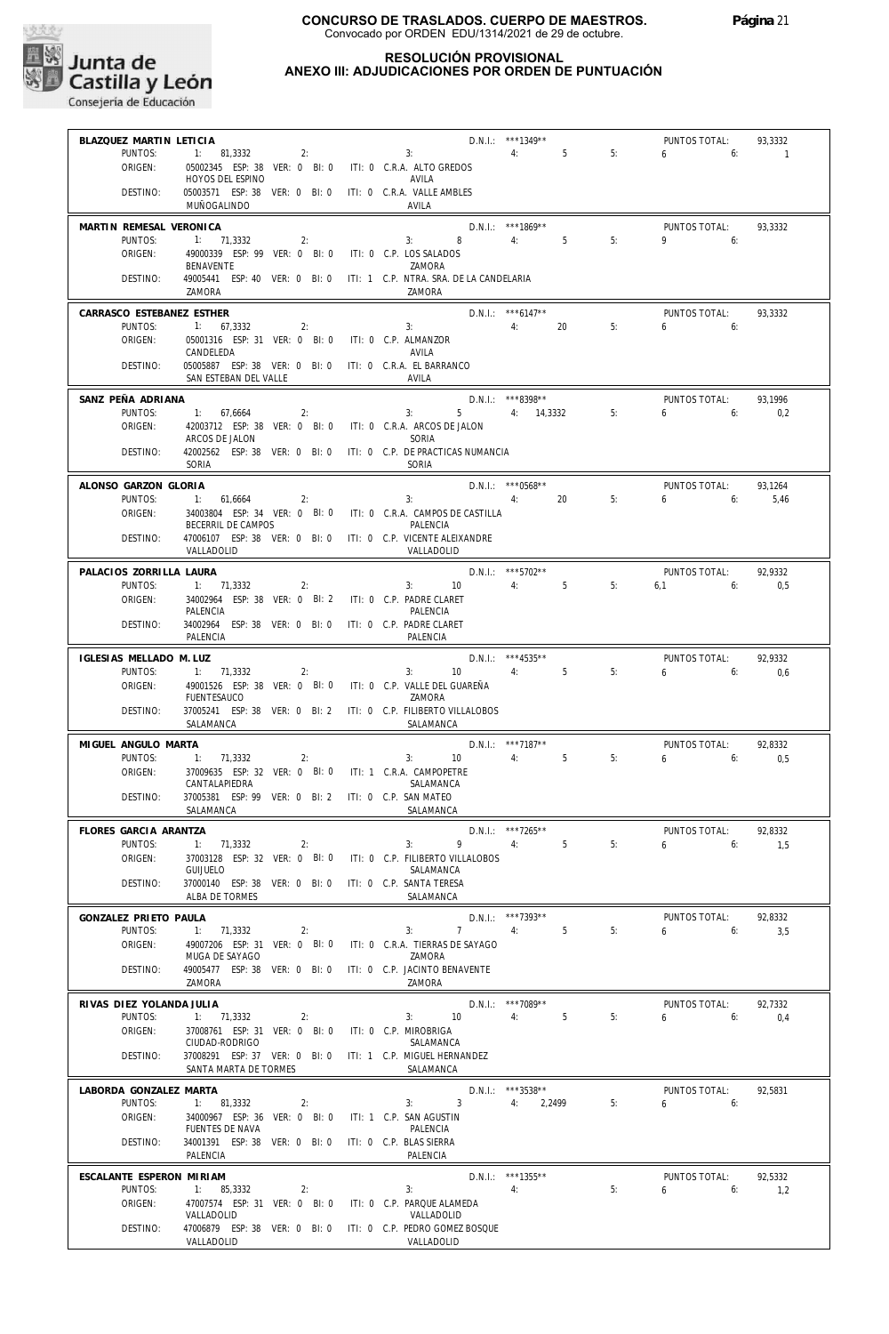# CONCURSO DE TRASLADOS. CUERPO DE MAESTROS.

Convocado por ORDEN EDU/1314/2021 de 29 de octubre.

## RESOLUCIÓN PROVISIONAL
## ANEXO III: ADJUDICACIONES POR ORDEN DE PUNTUACIÓN

**BLAZQUEZ MARTIN LETICIA** — D.N.I.: ***1349** — PUNTOS TOTAL: 93,3332
PUNTOS: 1: 81,3332 2: 3: 4: 5 5: 6 6: 1
ORIGEN: 05002345 ESP: 38 VER: 0 BI: 0 ITI: 0 C.R.A. ALTO GREDOS — HOYOS DEL ESPINO — AVILA
DESTINO: 05003571 ESP: 38 VER: 0 BI: 0 ITI: 0 C.R.A. VALLE AMBLES — MUÑOGALINDO — AVILA

**MARTIN REMESAL VERONICA** — D.N.I.: ***1869** — PUNTOS TOTAL: 93,3332
PUNTOS: 1: 71,3332 2: 3: 8 4: 5 5: 9 6:
ORIGEN: 49000339 ESP: 99 VER: 0 BI: 0 ITI: 0 C.P. LOS SALADOS — BENAVENTE — ZAMORA
DESTINO: 49005441 ESP: 40 VER: 0 BI: 0 ITI: 1 C.P. NTRA. SRA. DE LA CANDELARIA — ZAMORA — ZAMORA

**CARRASCO ESTEBANEZ ESTHER** — D.N.I.: ***6147** — PUNTOS TOTAL: 93,3332
PUNTOS: 1: 67,3332 2: 3: 4: 20 5: 6 6:
ORIGEN: 05001316 ESP: 31 VER: 0 BI: 0 ITI: 0 C.P. ALMANZOR — CANDELEDA — AVILA
DESTINO: 05005887 ESP: 38 VER: 0 BI: 0 ITI: 0 C.R.A. EL BARRANCO — SAN ESTEBAN DEL VALLE — AVILA

**SANZ PEÑA ADRIANA** — D.N.I.: ***8398** — PUNTOS TOTAL: 93,1996
PUNTOS: 1: 67,6664 2: 3: 5 4: 14,3332 5: 6 6: 0,2
ORIGEN: 42003712 ESP: 38 VER: 0 BI: 0 ITI: 0 C.R.A. ARCOS DE JALON — ARCOS DE JALON — SORIA
DESTINO: 42002562 ESP: 38 VER: 0 BI: 0 ITI: 0 C.P. DE PRACTICAS NUMANCIA — SORIA — SORIA

**ALONSO GARZON GLORIA** — D.N.I.: ***0568** — PUNTOS TOTAL: 93,1264
PUNTOS: 1: 61,6664 2: 3: 4: 20 5: 6 6: 5,46
ORIGEN: 34003804 ESP: 34 VER: 0 BI: 0 ITI: 0 C.R.A. CAMPOS DE CASTILLA — BECERRIL DE CAMPOS — PALENCIA
DESTINO: 47006107 ESP: 38 VER: 0 BI: 0 ITI: 0 C.P. VICENTE ALEIXANDRE — VALLADOLID — VALLADOLID

**PALACIOS ZORRILLA LAURA** — D.N.I.: ***5702** — PUNTOS TOTAL: 92,9332
PUNTOS: 1: 71,3332 2: 3: 10 4: 5 5: 6,1 6: 0,5
ORIGEN: 34002964 ESP: 38 VER: 0 BI: 2 ITI: 0 C.P. PADRE CLARET — PALENCIA — PALENCIA
DESTINO: 34002964 ESP: 38 VER: 0 BI: 0 ITI: 0 C.P. PADRE CLARET — PALENCIA — PALENCIA

**IGLESIAS MELLADO M. LUZ** — D.N.I.: ***4535** — PUNTOS TOTAL: 92,9332
PUNTOS: 1: 71,3332 2: 3: 10 4: 5 5: 6 6: 0,6
ORIGEN: 49001526 ESP: 38 VER: 0 BI: 0 ITI: 0 C.P. VALLE DEL GUAREÑA — FUENTESAUCO — ZAMORA
DESTINO: 37005241 ESP: 38 VER: 0 BI: 2 ITI: 0 C.P. FILIBERTO VILLALOBOS — SALAMANCA — SALAMANCA

**MIGUEL ANGULO MARTA** — D.N.I.: ***7187** — PUNTOS TOTAL: 92,8332
PUNTOS: 1: 71,3332 2: 3: 10 4: 5 5: 6 6: 0,5
ORIGEN: 37009635 ESP: 32 VER: 0 BI: 0 ITI: 1 C.R.A. CAMPOPETRE — CANTALAPIEDRA — SALAMANCA
DESTINO: 37005381 ESP: 99 VER: 0 BI: 2 ITI: 0 C.P. SAN MATEO — SALAMANCA — SALAMANCA

**FLORES GARCIA ARANTZA** — D.N.I.: ***7265** — PUNTOS TOTAL: 92,8332
PUNTOS: 1: 71,3332 2: 3: 9 4: 5 5: 6 6: 1,5
ORIGEN: 37003128 ESP: 32 VER: 0 BI: 0 ITI: 0 C.P. FILIBERTO VILLALOBOS — GUIJUELO — SALAMANCA
DESTINO: 37000140 ESP: 38 VER: 0 BI: 0 ITI: 0 C.P. SANTA TERESA — ALBA DE TORMES — SALAMANCA

**GONZALEZ PRIETO PAULA** — D.N.I.: ***7393** — PUNTOS TOTAL: 92,8332
PUNTOS: 1: 71,3332 2: 3: 7 4: 5 5: 6 6: 3,5
ORIGEN: 49007206 ESP: 31 VER: 0 BI: 0 ITI: 0 C.R.A. TIERRAS DE SAYAGO — MUGA DE SAYAGO — ZAMORA
DESTINO: 49005477 ESP: 38 VER: 0 BI: 0 ITI: 0 C.P. JACINTO BENAVENTE — ZAMORA — ZAMORA

**RIVAS DIEZ YOLANDA JULIA** — D.N.I.: ***7089** — PUNTOS TOTAL: 92,7332
PUNTOS: 1: 71,3332 2: 3: 10 4: 5 5: 6 6: 0,4
ORIGEN: 37008761 ESP: 31 VER: 0 BI: 0 ITI: 0 C.P. MIROBRIGA — CIUDAD-RODRIGO — SALAMANCA
DESTINO: 37008291 ESP: 37 VER: 0 BI: 0 ITI: 1 C.P. MIGUEL HERNANDEZ — SANTA MARTA DE TORMES — SALAMANCA

**LABORDA GONZALEZ MARTA** — D.N.I.: ***3538** — PUNTOS TOTAL: 92,5831
PUNTOS: 1: 81,3332 2: 3: 3 4: 2,2499 5: 6 6:
ORIGEN: 34000967 ESP: 36 VER: 0 BI: 0 ITI: 1 C.P. SAN AGUSTIN — FUENTES DE NAVA — PALENCIA
DESTINO: 34001391 ESP: 38 VER: 0 BI: 0 ITI: 0 C.P. BLAS SIERRA — PALENCIA — PALENCIA

**ESCALANTE ESPERON MIRIAM** — D.N.I.: ***1355** — PUNTOS TOTAL: 92,5332
PUNTOS: 1: 85,3332 2: 3: 4: 5: 6 6: 1,2
ORIGEN: 47007574 ESP: 31 VER: 0 BI: 0 ITI: 0 C.P. PARQUE ALAMEDA — VALLADOLID — VALLADOLID
DESTINO: 47006879 ESP: 38 VER: 0 BI: 0 ITI: 0 C.P. PEDRO GOMEZ BOSQUE — VALLADOLID — VALLADOLID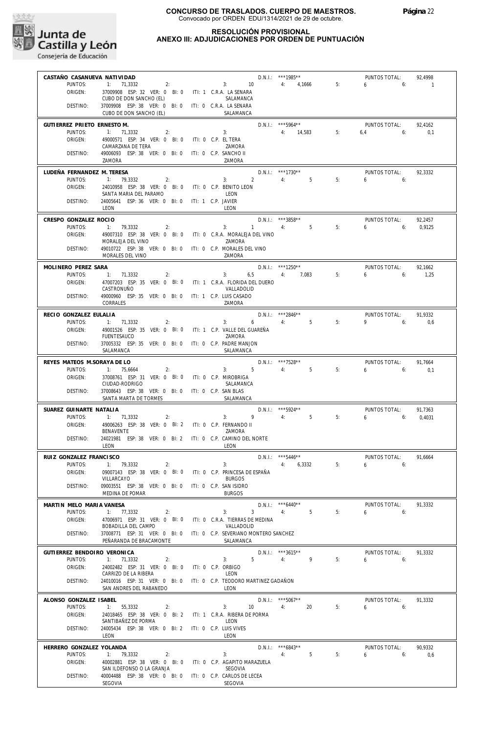**CONCURSO DE TRASLADOS. CUERPO DE MAESTROS.**
Convocado por ORDEN EDU/1314/2021 de 29 de octubre.

**RESOLUCIÓN PROVISIONAL**
**ANEXO III: ADJUDICACIONES POR ORDEN DE PUNTUACIÓN**

---

**CASTAÑO CASANUEVA NATIVIDAD** — D.N.I.: ***1985** — PUNTOS TOTAL: 92,4998

PUNTOS: 1: 71,3332 2: 3: 10 4: 4,1666 5: 6 6: 1
ORIGEN: 37009908 ESP: 32 VER: 0 BI: 0 ITI: 1 C.R.A. LA SENARA — CUBO DE DON SANCHO (EL) — SALAMANCA
DESTINO: 37009908 ESP: 38 VER: 0 BI: 0 ITI: 0 C.R.A. LA SENARA — CUBO DE DON SANCHO (EL) — SALAMANCA

---

**GUTIERREZ PRIETO ERNESTO M.** — D.N.I.: ***5964** — PUNTOS TOTAL: 92,4162

PUNTOS: 1: 71,3332 2: 3: 4: 14,583 5: 6,4 6: 0,1
ORIGEN: 49000571 ESP: 34 VER: 0 BI: 0 ITI: 0 C.P. EL TERA — CAMARZANA DE TERA — ZAMORA
DESTINO: 49006093 ESP: 38 VER: 0 BI: 0 ITI: 0 C.P. SANCHO II — ZAMORA — ZAMORA

---

**LUDEÑA FERNANDEZ M. TERESA** — D.N.I.: ***1730** — PUNTOS TOTAL: 92,3332

PUNTOS: 1: 79,3332 2: 3: 2 4: 5 5: 6 6:
ORIGEN: 24010958 ESP: 38 VER: 0 BI: 0 ITI: 0 C.P. BENITO LEON — SANTA MARIA DEL PARAMO — LEON
DESTINO: 24005641 ESP: 36 VER: 0 BI: 0 ITI: 1 C.P. JAVIER — LEON — LEON

---

**CRESPO GONZALEZ ROCIO** — D.N.I.: ***3858** — PUNTOS TOTAL: 92,2457

PUNTOS: 1: 79,3332 2: 3: 1 4: 5 5: 6 6: 0,9125
ORIGEN: 49007310 ESP: 38 VER: 0 BI: 0 ITI: 0 C.R.A. MORALEJA DEL VINO — MORALEJA DEL VINO — ZAMORA
DESTINO: 49010722 ESP: 38 VER: 0 BI: 0 ITI: 0 C.P. MORALES DEL VINO — MORALES DEL VINO — ZAMORA

---

**MOLINERO PEREZ SARA** — D.N.I.: ***1250** — PUNTOS TOTAL: 92,1662

PUNTOS: 1: 71,3332 2: 3: 6,5 4: 7,083 5: 6 6: 1,25
ORIGEN: 47007203 ESP: 35 VER: 0 BI: 0 ITI: 1 C.R.A. FLORIDA DEL DUERO — CASTRONUÑO — VALLADOLID
DESTINO: 49000960 ESP: 35 VER: 0 BI: 0 ITI: 1 C.P. LUIS CASADO — CORRALES — ZAMORA

---

**RECIO GONZALEZ EULALIA** — D.N.I.: ***2846** — PUNTOS TOTAL: 91,9332

PUNTOS: 1: 71,3332 2: 3: 6 4: 5 5: 9 6: 0,6
ORIGEN: 49001526 ESP: 35 VER: 0 BI: 0 ITI: 1 C.P. VALLE DEL GUAREÑA — FUENTESAUCO — ZAMORA
DESTINO: 37005332 ESP: 35 VER: 0 BI: 0 ITI: 0 C.P. PADRE MANJON — SALAMANCA — SALAMANCA

---

**REYES MATEOS M.SORAYA DE LO** — D.N.I.: ***7528** — PUNTOS TOTAL: 91,7664

PUNTOS: 1: 75,6664 2: 3: 5 4: 5 5: 6 6: 0,1
ORIGEN: 37008761 ESP: 31 VER: 0 BI: 0 ITI: 0 C.P. MIROBRIGA — CIUDAD-RODRIGO — SALAMANCA
DESTINO: 37008643 ESP: 38 VER: 0 BI: 0 ITI: 0 C.P. SAN BLAS — SANTA MARTA DE TORMES — SALAMANCA

---

**SUAREZ GUINARTE NATALIA** — D.N.I.: ***5924** — PUNTOS TOTAL: 91,7363

PUNTOS: 1: 71,3332 2: 3: 9 4: 5 5: 6 6: 0,4031
ORIGEN: 49006263 ESP: 38 VER: 0 BI: 2 ITI: 0 C.P. FERNANDO II — BENAVENTE — ZAMORA
DESTINO: 24021981 ESP: 38 VER: 0 BI: 2 ITI: 0 C.P. CAMINO DEL NORTE — LEON — LEON

---

**RUIZ GONZALEZ FRANCISCO** — D.N.I.: ***5446** — PUNTOS TOTAL: 91,6664

PUNTOS: 1: 79,3332 2: 3: 4: 6,3332 5: 6 6:
ORIGEN: 09007143 ESP: 38 VER: 0 BI: 0 ITI: 0 C.P. PRINCESA DE ESPAÑA — VILLARCAYO — BURGOS
DESTINO: 09003551 ESP: 38 VER: 0 BI: 0 ITI: 0 C.P. SAN ISIDRO — MEDINA DE POMAR — BURGOS

---

**MARTIN MELO MARIA VANESA** — D.N.I.: ***6440** — PUNTOS TOTAL: 91,3332

PUNTOS: 1: 77,3332 2: 3: 3 4: 5 5: 6 6:
ORIGEN: 47006971 ESP: 31 VER: 0 BI: 0 ITI: 0 C.R.A. TIERRAS DE MEDINA — BOBADILLA DEL CAMPO — VALLADOLID
DESTINO: 37008771 ESP: 31 VER: 0 BI: 0 ITI: 0 C.P. SEVERIANO MONTERO SANCHEZ — PEÑARANDA DE BRACAMONTE — SALAMANCA

---

**GUTIERREZ BENDOIRO VERONICA** — D.N.I.: ***3615** — PUNTOS TOTAL: 91,3332

PUNTOS: 1: 71,3332 2: 3: 5 4: 9 5: 6 6:
ORIGEN: 24002482 ESP: 31 VER: 0 BI: 0 ITI: 0 C.P. ORBIGO — CARRIZO DE LA RIBERA — LEON
DESTINO: 24010016 ESP: 31 VER: 0 BI: 0 ITI: 0 C.P. TEODORO MARTINEZ GADAÑON — SAN ANDRES DEL RABANEDO — LEON

---

**ALONSO GONZALEZ ISABEL** — D.N.I.: ***5067** — PUNTOS TOTAL: 91,3332

PUNTOS: 1: 55,3332 2: 3: 10 4: 20 5: 6 6:
ORIGEN: 24018465 ESP: 38 VER: 0 BI: 2 ITI: 1 C.R.A. RIBERA DE PORMA — SANTIBAÑEZ DE PORMA — LEON
DESTINO: 24005434 ESP: 38 VER: 0 BI: 2 ITI: 0 C.P. LUIS VIVES — LEON — LEON

---

**HERRERO GONZALEZ YOLANDA** — D.N.I.: ***6843** — PUNTOS TOTAL: 90,9332

PUNTOS: 1: 79,3332 2: 3: 4: 5 5: 6 6: 0,6
ORIGEN: 40002881 ESP: 38 VER: 0 BI: 0 ITI: 0 C.P. AGAPITO MARAZUELA — SAN ILDEFONSO O LA GRANJA — SEGOVIA
DESTINO: 40004488 ESP: 38 VER: 0 BI: 0 ITI: 0 C.P. CARLOS DE LECEA — SEGOVIA — SEGOVIA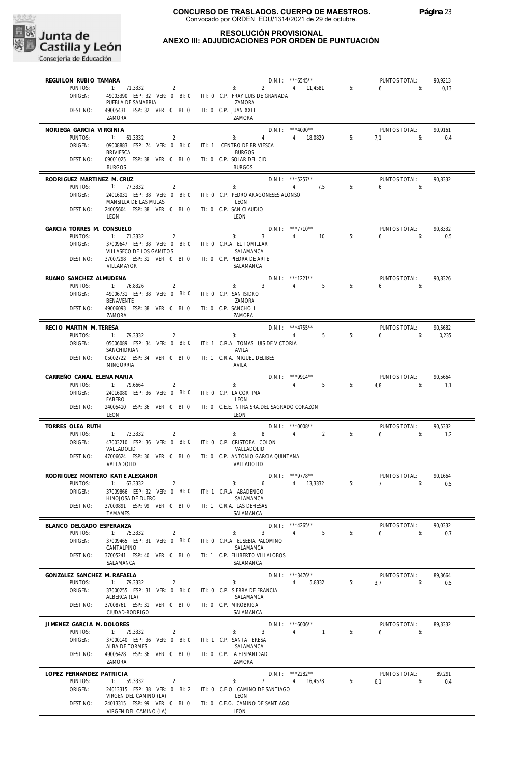**CONCURSO DE TRASLADOS. CUERPO DE MAESTROS.**
Convocado por ORDEN EDU/1314/2021 de 29 de octubre.

**RESOLUCIÓN PROVISIONAL**
**ANEXO III: ADJUDICACIONES POR ORDEN DE PUNTUACIÓN**

**REGUILON RUBIO TAMARA** — D.N.I.: ***6545** — PUNTOS TOTAL: 90,9213
PUNTOS: 1: 71,3332 2: 3: 2 4: 11,4581 5: 6 6: 0,13
ORIGEN: 49003390 ESP: 32 VER: 0 BI: 0 ITI: 0 C.P. FRAY LUIS DE GRANADA — PUEBLA DE SANABRIA — ZAMORA
DESTINO: 49005431 ESP: 32 VER: 0 BI: 0 ITI: 0 C.P. JUAN XXIII — ZAMORA — ZAMORA

**NORIEGA GARCIA VIRGINIA** — D.N.I.: ***4090** — PUNTOS TOTAL: 90,9161
PUNTOS: 1: 61,3332 2: 3: 4 4: 18,0829 5: 7,1 6: 0,4
ORIGEN: 09008883 ESP: 74 VER: 0 BI: 0 ITI: 1 CENTRO DE BRIVIESCA — BRIVIESCA — BURGOS
DESTINO: 09001025 ESP: 38 VER: 0 BI: 0 ITI: 0 C.P. SOLAR DEL CID — BURGOS — BURGOS

**RODRIGUEZ MARTINEZ M. CRUZ** — D.N.I.: ***5257** — PUNTOS TOTAL: 90,8332
PUNTOS: 1: 77,3332 2: 3: 4: 7,5 5: 6 6:
ORIGEN: 24016031 ESP: 38 VER: 0 BI: 0 ITI: 0 C.P. PEDRO ARAGONESES ALONSO — MANSILLA DE LAS MULAS — LEON
DESTINO: 24005604 ESP: 38 VER: 0 BI: 0 ITI: 0 C.P. SAN CLAUDIO — LEON — LEON

**GARCIA TORRES M. CONSUELO** — D.N.I.: ***7710** — PUNTOS TOTAL: 90,8332
PUNTOS: 1: 71,3332 2: 3: 3 4: 10 5: 6 6: 0,5
ORIGEN: 37009647 ESP: 38 VER: 0 BI: 0 ITI: 0 C.R.A. EL TOMILLAR — VILLASECO DE LOS GAMITOS — SALAMANCA
DESTINO: 37007298 ESP: 31 VER: 0 BI: 0 ITI: 0 C.P. PIEDRA DE ARTE — VILLAMAYOR — SALAMANCA

**RUANO SANCHEZ ALMUDENA** — D.N.I.: ***1221** — PUNTOS TOTAL: 90,8326
PUNTOS: 1: 76,8326 2: 3: 3 4: 5 5: 6 6:
ORIGEN: 49006731 ESP: 38 VER: 0 BI: 0 ITI: 0 C.P. SAN ISIDRO — BENAVENTE — ZAMORA
DESTINO: 49006093 ESP: 38 VER: 0 BI: 0 ITI: 0 C.P. SANCHO II — ZAMORA — ZAMORA

**RECIO MARTIN M. TERESA** — D.N.I.: ***4755** — PUNTOS TOTAL: 90,5682
PUNTOS: 1: 79,3332 2: 3: 4: 5 5: 6 6: 0,235
ORIGEN: 05006089 ESP: 34 VER: 0 BI: 0 ITI: 1 C.R.A. TOMAS LUIS DE VICTORIA — SANCHIDRIAN — AVILA
DESTINO: 05002722 ESP: 34 VER: 0 BI: 0 ITI: 1 C.R.A. MIGUEL DELIBES — MINGORRIA — AVILA

**CARREÑO CANAL ELENA MARIA** — D.N.I.: ***9914** — PUNTOS TOTAL: 90,5664
PUNTOS: 1: 79,6664 2: 3: 4: 5 5: 4,8 6: 1,1
ORIGEN: 24016080 ESP: 36 VER: 0 BI: 0 ITI: 0 C.P. LA CORTINA — FABERO — LEON
DESTINO: 24005410 ESP: 36 VER: 0 BI: 0 ITI: 0 C.E.E. NTRA.SRA.DEL SAGRADO CORAZON — LEON — LEON

**TORRES OLEA RUTH** — D.N.I.: ***0008** — PUNTOS TOTAL: 90,5332
PUNTOS: 1: 73,3332 2: 3: 8 4: 2 5: 6 6: 1,2
ORIGEN: 47003210 ESP: 36 VER: 0 BI: 0 ITI: 0 C.P. CRISTOBAL COLON — VALLADOLID — VALLADOLID
DESTINO: 47006624 ESP: 36 VER: 0 BI: 0 ITI: 0 C.P. ANTONIO GARCIA QUINTANA — VALLADOLID — VALLADOLID

**RODRIGUEZ MONTERO KATIE ALEXANDR** — D.N.I.: ***9778** — PUNTOS TOTAL: 90,1664
PUNTOS: 1: 63,3332 2: 3: 6 4: 13,3332 5: 7 6: 0,5
ORIGEN: 37009866 ESP: 32 VER: 0 BI: 0 ITI: 1 C.R.A. ABADENGO — HINOJOSA DE DUERO — SALAMANCA
DESTINO: 37009891 ESP: 99 VER: 0 BI: 0 ITI: 1 C.R.A. LAS DEHESAS — TAMAMES — SALAMANCA

**BLANCO DELGADO ESPERANZA** — D.N.I.: ***4265** — PUNTOS TOTAL: 90,0332
PUNTOS: 1: 75,3332 2: 3: 3 4: 5 5: 6 6: 0,7
ORIGEN: 37009465 ESP: 31 VER: 0 BI: 0 ITI: 0 C.R.A. EUSEBIA PALOMINO — CANTALPINO — SALAMANCA
DESTINO: 37005241 ESP: 40 VER: 0 BI: 0 ITI: 1 C.P. FILIBERTO VILLALOBOS — SALAMANCA — SALAMANCA

**GONZALEZ SANCHEZ M. RAFAELA** — D.N.I.: ***3476** — PUNTOS TOTAL: 89,3664
PUNTOS: 1: 79,3332 2: 3: 4: 5,8332 5: 3,7 6: 0,5
ORIGEN: 37000255 ESP: 31 VER: 0 BI: 0 ITI: 0 C.P. SIERRA DE FRANCIA — ALBERCA (LA) — SALAMANCA
DESTINO: 37008761 ESP: 31 VER: 0 BI: 0 ITI: 0 C.P. MIROBRIGA — CIUDAD-RODRIGO — SALAMANCA

**JIMENEZ GARCIA M. DOLORES** — D.N.I.: ***6006** — PUNTOS TOTAL: 89,3332
PUNTOS: 1: 79,3332 2: 3: 3 4: 1 5: 6 6:
ORIGEN: 37000140 ESP: 36 VER: 0 BI: 0 ITI: 1 C.P. SANTA TERESA — ALBA DE TORMES — SALAMANCA
DESTINO: 49005428 ESP: 36 VER: 0 BI: 0 ITI: 0 C.P. LA HISPANIDAD — ZAMORA — ZAMORA

**LOPEZ FERNANDEZ PATRICIA** — D.N.I.: ***2282** — PUNTOS TOTAL: 89,291
PUNTOS: 1: 59,3332 2: 3: 7 4: 16,4578 5: 6,1 6: 0,4
ORIGEN: 24013315 ESP: 38 VER: 0 BI: 2 ITI: 0 C.E.O. CAMINO DE SANTIAGO — VIRGEN DEL CAMINO (LA) — LEON
DESTINO: 24013315 ESP: 99 VER: 0 BI: 0 ITI: 0 C.E.O. CAMINO DE SANTIAGO — VIRGEN DEL CAMINO (LA) — LEON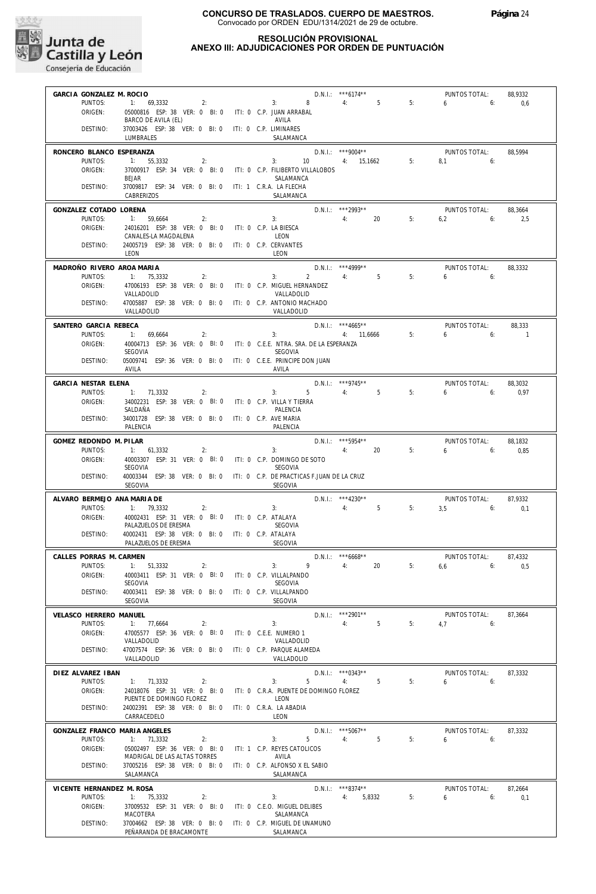# CONCURSO DE TRASLADOS. CUERPO DE MAESTROS.

Convocado por ORDEN EDU/1314/2021 de 29 de octubre.

## RESOLUCIÓN PROVISIONAL
## ANEXO III: ADJUDICACIONES POR ORDEN DE PUNTUACIÓN

**GARCIA GONZALEZ M. ROCIO** — D.N.I.: \*\*\*6174\*\* — PUNTOS TOTAL: 88,9332
PUNTOS: 1: 69,3332 2: 3: 8 4: 5 5: 6 6: 0,6
ORIGEN: 05000816 ESP: 38 VER: 0 BI: 0 ITI: 0 C.P. JUAN ARRABAL — BARCO DE AVILA (EL) — AVILA
DESTINO: 37003426 ESP: 38 VER: 0 BI: 0 ITI: 0 C.P. LIMINARES — LUMBRALES — SALAMANCA

**RONCERO BLANCO ESPERANZA** — D.N.I.: \*\*\*9004\*\* — PUNTOS TOTAL: 88,5994
PUNTOS: 1: 55,3332 2: 3: 10 4: 15,1662 5: 8,1 6:
ORIGEN: 37000917 ESP: 34 VER: 0 BI: 0 ITI: 0 C.P. FILIBERTO VILLALOBOS — BEJAR — SALAMANCA
DESTINO: 37009817 ESP: 34 VER: 0 BI: 0 ITI: 1 C.R.A. LA FLECHA — CABRERIZOS — SALAMANCA

**GONZALEZ COTADO LORENA** — D.N.I.: \*\*\*2993\*\* — PUNTOS TOTAL: 88,3664
PUNTOS: 1: 59,6664 2: 3: 4: 20 5: 6,2 6: 2,5
ORIGEN: 24016201 ESP: 38 VER: 0 BI: 0 ITI: 0 C.P. LA BIESCA — CANALES-LA MAGDALENA — LEON
DESTINO: 24005719 ESP: 38 VER: 0 BI: 0 ITI: 0 C.P. CERVANTES — LEON — LEON

**MADROÑO RIVERO AROA MARIA** — D.N.I.: \*\*\*4999\*\* — PUNTOS TOTAL: 88,3332
PUNTOS: 1: 75,3332 2: 3: 2 4: 5 5: 6 6:
ORIGEN: 47006193 ESP: 38 VER: 0 BI: 0 ITI: 0 C.P. MIGUEL HERNANDEZ — VALLADOLID — VALLADOLID
DESTINO: 47005887 ESP: 38 VER: 0 BI: 0 ITI: 0 C.P. ANTONIO MACHADO — VALLADOLID — VALLADOLID

**SANTERO GARCIA REBECA** — D.N.I.: \*\*\*4665\*\* — PUNTOS TOTAL: 88,333
PUNTOS: 1: 69,6664 2: 3: 4: 11,6666 5: 6 6: 1
ORIGEN: 40004713 ESP: 36 VER: 0 BI: 0 ITI: 0 C.E.E. NTRA. SRA. DE LA ESPERANZA — SEGOVIA — SEGOVIA
DESTINO: 05009741 ESP: 36 VER: 0 BI: 0 ITI: 0 C.E.E. PRINCIPE DON JUAN — AVILA — AVILA

**GARCIA NESTAR ELENA** — D.N.I.: \*\*\*9745\*\* — PUNTOS TOTAL: 88,3032
PUNTOS: 1: 71,3332 2: 3: 5 4: 5 5: 6 6: 0,97
ORIGEN: 34002231 ESP: 38 VER: 0 BI: 0 ITI: 0 C.P. VILLA Y TIERRA — SALDAÑA — PALENCIA
DESTINO: 34001728 ESP: 38 VER: 0 BI: 0 ITI: 0 C.P. AVE MARIA — PALENCIA — PALENCIA

**GOMEZ REDONDO M. PILAR** — D.N.I.: \*\*\*5954\*\* — PUNTOS TOTAL: 88,1832
PUNTOS: 1: 61,3332 2: 3: 4: 20 5: 6 6: 0,85
ORIGEN: 40003307 ESP: 31 VER: 0 BI: 0 ITI: 0 C.P. DOMINGO DE SOTO — SEGOVIA — SEGOVIA
DESTINO: 40003344 ESP: 38 VER: 0 BI: 0 ITI: 0 C.P. DE PRACTICAS F.JUAN DE LA CRUZ — SEGOVIA — SEGOVIA

**ALVARO BERMEJO ANA MARIA DE** — D.N.I.: \*\*\*4230\*\* — PUNTOS TOTAL: 87,9332
PUNTOS: 1: 79,3332 2: 3: 4: 5 5: 3,5 6: 0,1
ORIGEN: 40002431 ESP: 31 VER: 0 BI: 0 ITI: 0 C.P. ATALAYA — PALAZUELOS DE ERESMA — SEGOVIA
DESTINO: 40002431 ESP: 38 VER: 0 BI: 0 ITI: 0 C.P. ATALAYA — PALAZUELOS DE ERESMA — SEGOVIA

**CALLES PORRAS M. CARMEN** — D.N.I.: \*\*\*6668\*\* — PUNTOS TOTAL: 87,4332
PUNTOS: 1: 51,3332 2: 3: 9 4: 20 5: 6,6 6: 0,5
ORIGEN: 40003411 ESP: 31 VER: 0 BI: 0 ITI: 0 C.P. VILLALPANDO — SEGOVIA — SEGOVIA
DESTINO: 40003411 ESP: 38 VER: 0 BI: 0 ITI: 0 C.P. VILLALPANDO — SEGOVIA — SEGOVIA

**VELASCO HERRERO MANUEL** — D.N.I.: \*\*\*2901\*\* — PUNTOS TOTAL: 87,3664
PUNTOS: 1: 77,6664 2: 3: 4: 5 5: 4,7 6:
ORIGEN: 47005577 ESP: 36 VER: 0 BI: 0 ITI: 0 C.E.E. NUMERO 1 — VALLADOLID — VALLADOLID
DESTINO: 47007574 ESP: 36 VER: 0 BI: 0 ITI: 0 C.P. PARQUE ALAMEDA — VALLADOLID — VALLADOLID

**DIEZ ALVAREZ IBAN** — D.N.I.: \*\*\*0343\*\* — PUNTOS TOTAL: 87,3332
PUNTOS: 1: 71,3332 2: 3: 5 4: 5 5: 6 6:
ORIGEN: 24018076 ESP: 31 VER: 0 BI: 0 ITI: 0 C.R.A. PUENTE DE DOMINGO FLOREZ — PUENTE DE DOMINGO FLOREZ — LEON
DESTINO: 24002391 ESP: 38 VER: 0 BI: 0 ITI: 0 C.R.A. LA ABADIA — CARRACEDELO — LEON

**GONZALEZ FRANCO MARIA ANGELES** — D.N.I.: \*\*\*5067\*\* — PUNTOS TOTAL: 87,3332
PUNTOS: 1: 71,3332 2: 3: 5 4: 5 5: 6 6:
ORIGEN: 05002497 ESP: 36 VER: 0 BI: 0 ITI: 1 C.P. REYES CATOLICOS — MADRIGAL DE LAS ALTAS TORRES — AVILA
DESTINO: 37005216 ESP: 38 VER: 0 BI: 0 ITI: 0 C.P. ALFONSO X EL SABIO — SALAMANCA — SALAMANCA

**VICENTE HERNANDEZ M. ROSA** — D.N.I.: \*\*\*8374\*\* — PUNTOS TOTAL: 87,2664
PUNTOS: 1: 75,3332 2: 3: 4: 5,8332 5: 6 6: 0,1
ORIGEN: 37009532 ESP: 31 VER: 0 BI: 0 ITI: 0 C.E.O. MIGUEL DELIBES — MACOTERA — SALAMANCA
DESTINO: 37004662 ESP: 38 VER: 0 BI: 0 ITI: 0 C.P. MIGUEL DE UNAMUNO — PEÑARANDA DE BRACAMONTE — SALAMANCA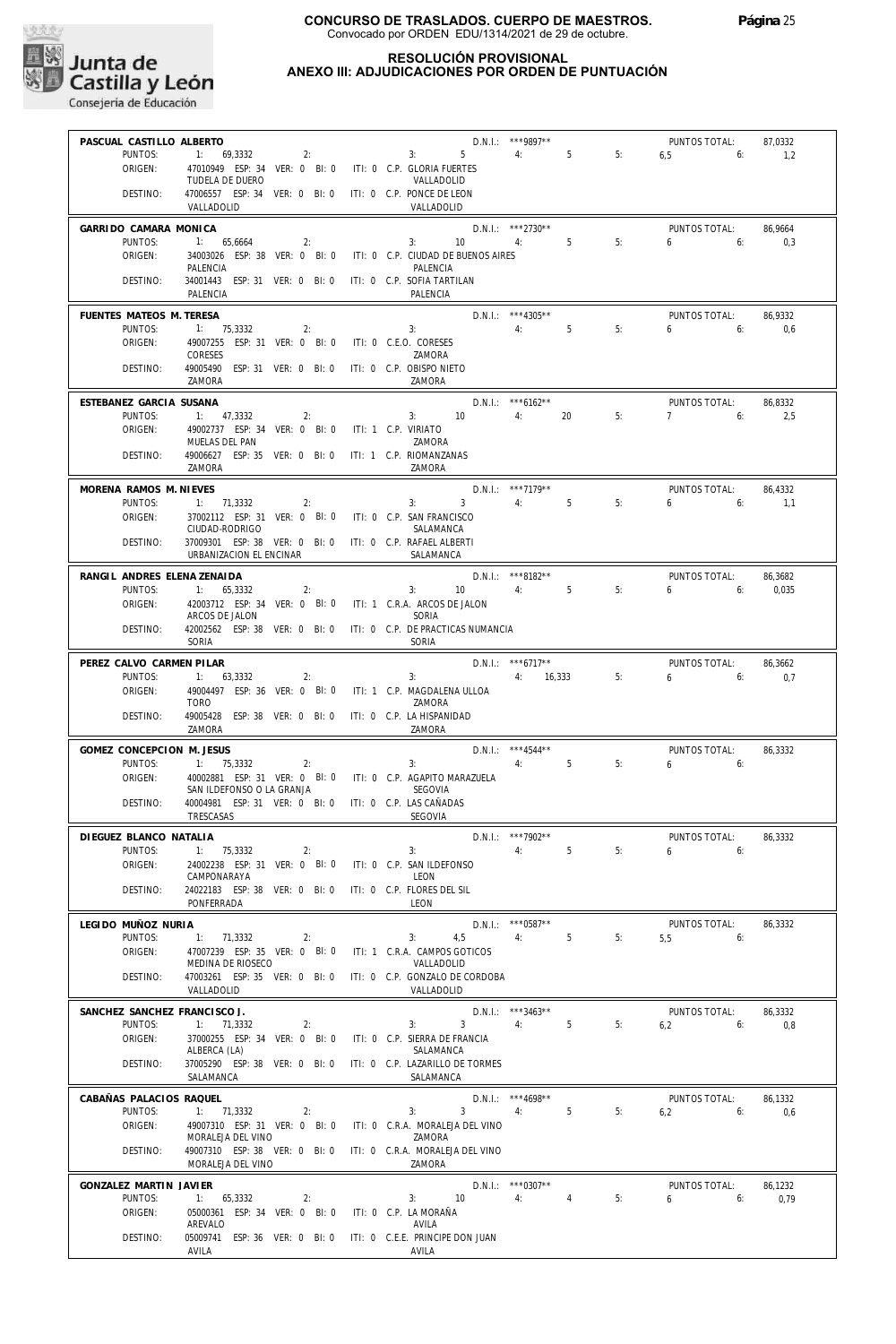# CONCURSO DE TRASLADOS. CUERPO DE MAESTROS.
Convocado por ORDEN EDU/1314/2021 de 29 de octubre.

## RESOLUCIÓN PROVISIONAL
## ANEXO III: ADJUDICACIONES POR ORDEN DE PUNTUACIÓN

**PASCUAL CASTILLO ALBERTO** — D.N.I.: \*\*\*9897\*\* — PUNTOS TOTAL: 87,0332
PUNTOS: 1: 69,3332 2: 3: 5 4: 5 5: 6,5 6: 1,2
ORIGEN: 47010949 ESP: 34 VER: 0 BI: 0 ITI: 0 C.P. GLORIA FUERTES — TUDELA DE DUERO — VALLADOLID
DESTINO: 47006557 ESP: 34 VER: 0 BI: 0 ITI: 0 C.P. PONCE DE LEON — VALLADOLID — VALLADOLID

**GARRIDO CAMARA MONICA** — D.N.I.: \*\*\*2730\*\* — PUNTOS TOTAL: 86,9664
PUNTOS: 1: 65,6664 2: 3: 10 4: 5 5: 6 6: 0,3
ORIGEN: 34003026 ESP: 38 VER: 0 BI: 0 ITI: 0 C.P. CIUDAD DE BUENOS AIRES — PALENCIA — PALENCIA
DESTINO: 34001443 ESP: 31 VER: 0 BI: 0 ITI: 0 C.P. SOFIA TARTILAN — PALENCIA — PALENCIA

**FUENTES MATEOS M. TERESA** — D.N.I.: \*\*\*4305\*\* — PUNTOS TOTAL: 86,9332
PUNTOS: 1: 75,3332 2: 3: 4: 5 5: 6 6: 0,6
ORIGEN: 49007255 ESP: 31 VER: 0 BI: 0 ITI: 0 C.E.O. CORESES — CORESES — ZAMORA
DESTINO: 49005490 ESP: 31 VER: 0 BI: 0 ITI: 0 C.P. OBISPO NIETO — ZAMORA — ZAMORA

**ESTEBANEZ GARCIA SUSANA** — D.N.I.: \*\*\*6162\*\* — PUNTOS TOTAL: 86,8332
PUNTOS: 1: 47,3332 2: 3: 10 4: 20 5: 7 6: 2,5
ORIGEN: 49002737 ESP: 34 VER: 0 BI: 0 ITI: 1 C.P. VIRIATO — MUELAS DEL PAN — ZAMORA
DESTINO: 49006627 ESP: 35 VER: 0 BI: 0 ITI: 1 C.P. RIOMANZANAS — ZAMORA — ZAMORA

**MORENA RAMOS M. NIEVES** — D.N.I.: \*\*\*7179\*\* — PUNTOS TOTAL: 86,4332
PUNTOS: 1: 71,3332 2: 3: 3 4: 5 5: 6 6: 1,1
ORIGEN: 37002112 ESP: 31 VER: 0 BI: 0 ITI: 0 C.P. SAN FRANCISCO — CIUDAD-RODRIGO — SALAMANCA
DESTINO: 37009301 ESP: 38 VER: 0 BI: 0 ITI: 0 C.P. RAFAEL ALBERTI — URBANIZACION EL ENCINAR — SALAMANCA

**RANGIL ANDRES ELENA ZENAIDA** — D.N.I.: \*\*\*8182\*\* — PUNTOS TOTAL: 86,3682
PUNTOS: 1: 65,3332 2: 3: 10 4: 5 5: 6 6: 0,035
ORIGEN: 42003712 ESP: 34 VER: 0 BI: 0 ITI: 1 C.R.A. ARCOS DE JALON — ARCOS DE JALON — SORIA
DESTINO: 42002562 ESP: 38 VER: 0 BI: 0 ITI: 0 C.P. DE PRACTICAS NUMANCIA — SORIA — SORIA

**PEREZ CALVO CARMEN PILAR** — D.N.I.: \*\*\*6717\*\* — PUNTOS TOTAL: 86,3662
PUNTOS: 1: 63,3332 2: 3: 4: 16,333 5: 6 6: 0,7
ORIGEN: 49004497 ESP: 36 VER: 0 BI: 0 ITI: 1 C.P. MAGDALENA ULLOA — TORO — ZAMORA
DESTINO: 49005428 ESP: 38 VER: 0 BI: 0 ITI: 0 C.P. LA HISPANIDAD — ZAMORA — ZAMORA

**GOMEZ CONCEPCION M. JESUS** — D.N.I.: \*\*\*4544\*\* — PUNTOS TOTAL: 86,3332
PUNTOS: 1: 75,3332 2: 3: 4: 5 5: 6 6:
ORIGEN: 40002881 ESP: 31 VER: 0 BI: 0 ITI: 0 C.P. AGAPITO MARAZUELA — SAN ILDEFONSO O LA GRANJA — SEGOVIA
DESTINO: 40004981 ESP: 31 VER: 0 BI: 0 ITI: 0 C.P. LAS CAÑADAS — TRESCASAS — SEGOVIA

**DIEGUEZ BLANCO NATALIA** — D.N.I.: \*\*\*7902\*\* — PUNTOS TOTAL: 86,3332
PUNTOS: 1: 75,3332 2: 3: 4: 5 5: 6 6:
ORIGEN: 24002238 ESP: 31 VER: 0 BI: 0 ITI: 0 C.P. SAN ILDEFONSO — CAMPONARAYA — LEON
DESTINO: 24022183 ESP: 38 VER: 0 BI: 0 ITI: 0 C.P. FLORES DEL SIL — PONFERRADA — LEON

**LEGIDO MUÑOZ NURIA** — D.N.I.: \*\*\*0587\*\* — PUNTOS TOTAL: 86,3332
PUNTOS: 1: 71,3332 2: 3: 4,5 4: 5 5: 5,5 6:
ORIGEN: 47007239 ESP: 35 VER: 0 BI: 0 ITI: 1 C.R.A. CAMPOS GOTICOS — MEDINA DE RIOSECO — VALLADOLID
DESTINO: 47003261 ESP: 35 VER: 0 BI: 0 ITI: 0 C.P. GONZALO DE CORDOBA — VALLADOLID — VALLADOLID

**SANCHEZ SANCHEZ FRANCISCO J.** — D.N.I.: \*\*\*3463\*\* — PUNTOS TOTAL: 86,3332
PUNTOS: 1: 71,3332 2: 3: 3 4: 5 5: 6,2 6: 0,8
ORIGEN: 37000255 ESP: 34 VER: 0 BI: 0 ITI: 0 C.P. SIERRA DE FRANCIA — ALBERCA (LA) — SALAMANCA
DESTINO: 37005290 ESP: 38 VER: 0 BI: 0 ITI: 0 C.P. LAZARILLO DE TORMES — SALAMANCA — SALAMANCA

**CABAÑAS PALACIOS RAQUEL** — D.N.I.: \*\*\*4698\*\* — PUNTOS TOTAL: 86,1332
PUNTOS: 1: 71,3332 2: 3: 3 4: 5 5: 6,2 6: 0,6
ORIGEN: 49007310 ESP: 31 VER: 0 BI: 0 ITI: 0 C.R.A. MORALEJA DEL VINO — MORALEJA DEL VINO — ZAMORA
DESTINO: 49007310 ESP: 38 VER: 0 BI: 0 ITI: 0 C.R.A. MORALEJA DEL VINO — MORALEJA DEL VINO — ZAMORA

**GONZALEZ MARTIN JAVIER** — D.N.I.: \*\*\*0307\*\* — PUNTOS TOTAL: 86,1232
PUNTOS: 1: 65,3332 2: 3: 10 4: 4 5: 6 6: 0,79
ORIGEN: 05000361 ESP: 34 VER: 0 BI: 0 ITI: 0 C.P. LA MORAÑA — AREVALO — AVILA
DESTINO: 05009741 ESP: 36 VER: 0 BI: 0 ITI: 0 C.E.E. PRINCIPE DON JUAN — AVILA — AVILA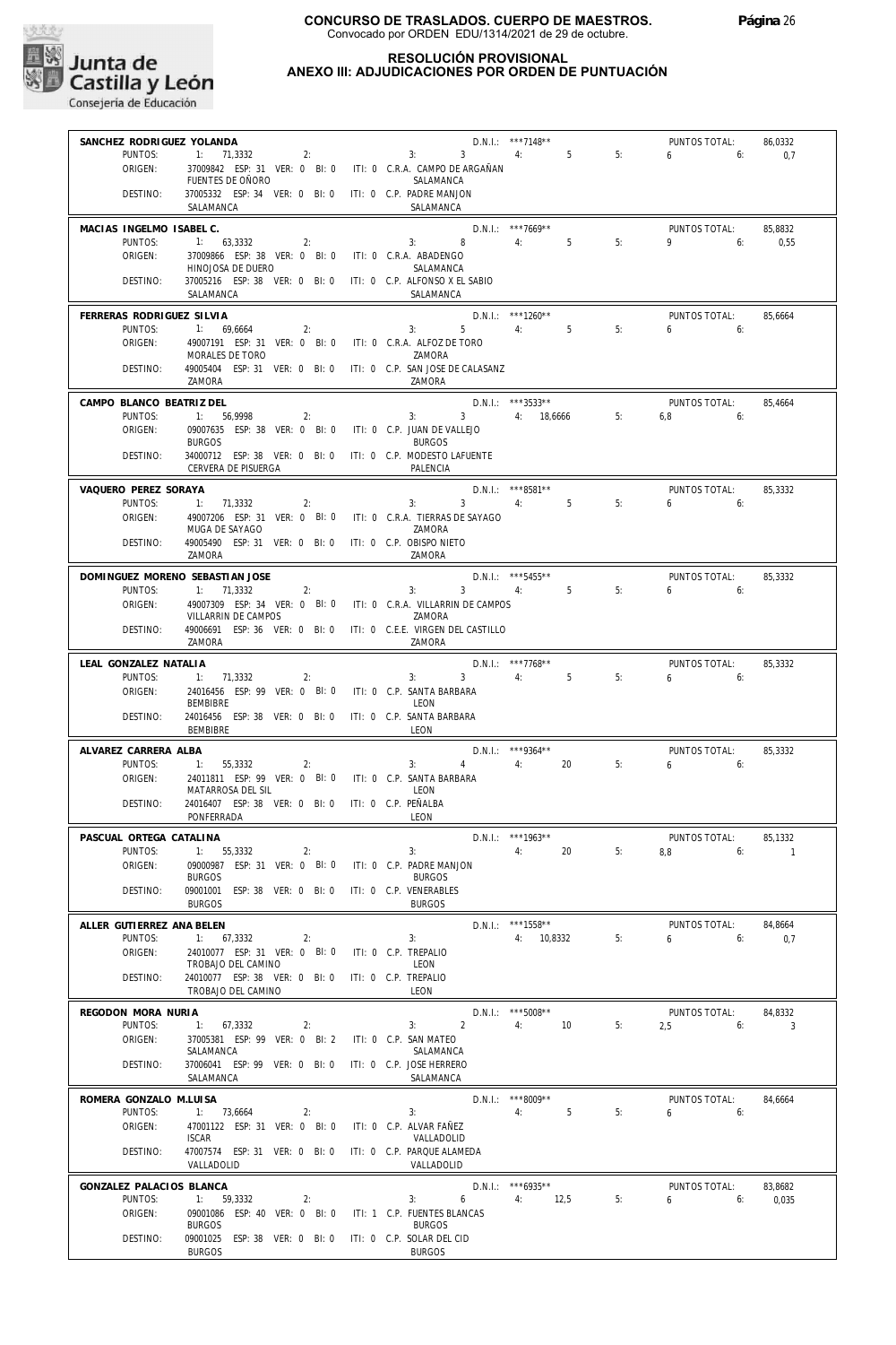**CONCURSO DE TRASLADOS. CUERPO DE MAESTROS.**
Convocado por ORDEN EDU/1314/2021 de 29 de octubre.

## RESOLUCIÓN PROVISIONAL
## ANEXO III: ADJUDICACIONES POR ORDEN DE PUNTUACIÓN

**SANCHEZ RODRIGUEZ YOLANDA** — D.N.I.: ***7148** — PUNTOS TOTAL: 86,0332
PUNTOS: 1: 71,3332 2: 3: 3 4: 5 5: 6 6: 0,7
ORIGEN: 37009842 ESP: 31 VER: 0 BI: 0 ITI: 0 C.R.A. CAMPO DE ARGAÑAN — FUENTES DE OÑORO — SALAMANCA
DESTINO: 37005332 ESP: 34 VER: 0 BI: 0 ITI: 0 C.P. PADRE MANJON — SALAMANCA — SALAMANCA

**MACIAS INGELMO ISABEL C.** — D.N.I.: ***7669** — PUNTOS TOTAL: 85,8832
PUNTOS: 1: 63,3332 2: 3: 8 4: 5 5: 9 6: 0,55
ORIGEN: 37009866 ESP: 38 VER: 0 BI: 0 ITI: 0 C.R.A. ABADENGO — HINOJOSA DE DUERO — SALAMANCA
DESTINO: 37005216 ESP: 38 VER: 0 BI: 0 ITI: 0 C.P. ALFONSO X EL SABIO — SALAMANCA — SALAMANCA

**FERRERAS RODRIGUEZ SILVIA** — D.N.I.: ***1260** — PUNTOS TOTAL: 85,6664
PUNTOS: 1: 69,6664 2: 3: 5 4: 5 5: 6 6:
ORIGEN: 49007191 ESP: 31 VER: 0 BI: 0 ITI: 0 C.R.A. ALFOZ DE TORO — MORALES DE TORO — ZAMORA
DESTINO: 49005404 ESP: 31 VER: 0 BI: 0 ITI: 0 C.P. SAN JOSE DE CALASANZ — ZAMORA — ZAMORA

**CAMPO BLANCO BEATRIZ DEL** — D.N.I.: ***3533** — PUNTOS TOTAL: 85,4664
PUNTOS: 1: 56,9998 2: 3: 3 4: 18,6666 5: 6,8 6:
ORIGEN: 09007635 ESP: 38 VER: 0 BI: 0 ITI: 0 C.P. JUAN DE VALLEJO — BURGOS — BURGOS
DESTINO: 34000712 ESP: 38 VER: 0 BI: 0 ITI: 0 C.P. MODESTO LAFUENTE — CERVERA DE PISUERGA — PALENCIA

**VAQUERO PEREZ SORAYA** — D.N.I.: ***8581** — PUNTOS TOTAL: 85,3332
PUNTOS: 1: 71,3332 2: 3: 3 4: 5 5: 6 6:
ORIGEN: 49007206 ESP: 31 VER: 0 BI: 0 ITI: 0 C.R.A. TIERRAS DE SAYAGO — MUGA DE SAYAGO — ZAMORA
DESTINO: 49005490 ESP: 31 VER: 0 BI: 0 ITI: 0 C.P. OBISPO NIETO — ZAMORA — ZAMORA

**DOMINGUEZ MORENO SEBASTIAN JOSE** — D.N.I.: ***5455** — PUNTOS TOTAL: 85,3332
PUNTOS: 1: 71,3332 2: 3: 3 4: 5 5: 6 6:
ORIGEN: 49007309 ESP: 34 VER: 0 BI: 0 ITI: 0 C.R.A. VILLARRIN DE CAMPOS — VILLARRIN DE CAMPOS — ZAMORA
DESTINO: 49006691 ESP: 36 VER: 0 BI: 0 ITI: 0 C.E.E. VIRGEN DEL CASTILLO — ZAMORA — ZAMORA

**LEAL GONZALEZ NATALIA** — D.N.I.: ***7768** — PUNTOS TOTAL: 85,3332
PUNTOS: 1: 71,3332 2: 3: 3 4: 5 5: 6 6:
ORIGEN: 24016456 ESP: 99 VER: 0 BI: 0 ITI: 0 C.P. SANTA BARBARA — BEMBIBRE — LEON
DESTINO: 24016456 ESP: 38 VER: 0 BI: 0 ITI: 0 C.P. SANTA BARBARA — BEMBIBRE — LEON

**ALVAREZ CARRERA ALBA** — D.N.I.: ***9364** — PUNTOS TOTAL: 85,3332
PUNTOS: 1: 55,3332 2: 3: 4 4: 20 5: 6 6:
ORIGEN: 24011811 ESP: 99 VER: 0 BI: 0 ITI: 0 C.P. SANTA BARBARA — MATARROSA DEL SIL — LEON
DESTINO: 24016407 ESP: 38 VER: 0 BI: 0 ITI: 0 C.P. PEÑALBA — PONFERRADA — LEON

**PASCUAL ORTEGA CATALINA** — D.N.I.: ***1963** — PUNTOS TOTAL: 85,1332
PUNTOS: 1: 55,3332 2: 3: 4: 20 5: 8,8 6: 1
ORIGEN: 09000987 ESP: 31 VER: 0 BI: 0 ITI: 0 C.P. PADRE MANJON — BURGOS — BURGOS
DESTINO: 09001001 ESP: 38 VER: 0 BI: 0 ITI: 0 C.P. VENERABLES — BURGOS — BURGOS

**ALLER GUTIERREZ ANA BELEN** — D.N.I.: ***1558** — PUNTOS TOTAL: 84,8664
PUNTOS: 1: 67,3332 2: 3: 4: 10,8332 5: 6 6: 0,7
ORIGEN: 24010077 ESP: 31 VER: 0 BI: 0 ITI: 0 C.P. TREPALIO — TROBAJO DEL CAMINO — LEON
DESTINO: 24010077 ESP: 38 VER: 0 BI: 0 ITI: 0 C.P. TREPALIO — TROBAJO DEL CAMINO — LEON

**REGODON MORA NURIA** — D.N.I.: ***5008** — PUNTOS TOTAL: 84,8332
PUNTOS: 1: 67,3332 2: 3: 2 4: 10 5: 2,5 6: 3
ORIGEN: 37005381 ESP: 99 VER: 0 BI: 2 ITI: 0 C.P. SAN MATEO — SALAMANCA — SALAMANCA
DESTINO: 37006041 ESP: 99 VER: 0 BI: 0 ITI: 0 C.P. JOSE HERRERO — SALAMANCA — SALAMANCA

**ROMERA GONZALO M.LUISA** — D.N.I.: ***8009** — PUNTOS TOTAL: 84,6664
PUNTOS: 1: 73,6664 2: 3: 4: 5 5: 6 6:
ORIGEN: 47001122 ESP: 31 VER: 0 BI: 0 ITI: 0 C.P. ALVAR FAÑEZ — ISCAR — VALLADOLID
DESTINO: 47007574 ESP: 31 VER: 0 BI: 0 ITI: 0 C.P. PARQUE ALAMEDA — VALLADOLID — VALLADOLID

**GONZALEZ PALACIOS BLANCA** — D.N.I.: ***6935** — PUNTOS TOTAL: 83,8682
PUNTOS: 1: 59,3332 2: 3: 6 4: 12,5 5: 6 6: 0,035
ORIGEN: 09001086 ESP: 40 VER: 0 BI: 0 ITI: 1 C.P. FUENTES BLANCAS — BURGOS — BURGOS
DESTINO: 09001025 ESP: 38 VER: 0 BI: 0 ITI: 0 C.P. SOLAR DEL CID — BURGOS — BURGOS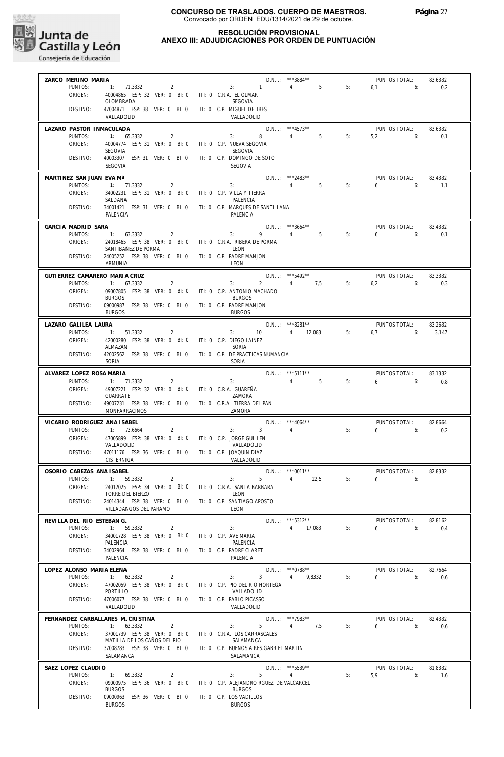**Junta de Castilla y León**
Consejería de Educación

# CONCURSO DE TRASLADOS. CUERPO DE MAESTROS.
Convocado por ORDEN EDU/1314/2021 de 29 de octubre.

## RESOLUCIÓN PROVISIONAL
## ANEXO III: ADJUDICACIONES POR ORDEN DE PUNTUACIÓN

**ZARCO MERINO MARIA** — D.N.I.: \*\*\*3884\*\* — PUNTOS TOTAL: 83,6332
PUNTOS: 1: 71,3332 2: 3: 1 4: 5 5: 6,1 6: 0,2
ORIGEN: 40004865 ESP: 32 VER: 0 BI: 0 ITI: 0 C.R.A. EL OLMAR — OLOMBRADA — SEGOVIA
DESTINO: 47004871 ESP: 38 VER: 0 BI: 0 ITI: 0 C.P. MIGUEL DELIBES — VALLADOLID — VALLADOLID

**LAZARO PASTOR INMACULADA** — D.N.I.: \*\*\*4573\*\* — PUNTOS TOTAL: 83,6332
PUNTOS: 1: 65,3332 2: 3: 8 4: 5 5: 5,2 6: 0,1
ORIGEN: 40004774 ESP: 31 VER: 0 BI: 0 ITI: 0 C.P. NUEVA SEGOVIA — SEGOVIA — SEGOVIA
DESTINO: 40003307 ESP: 31 VER: 0 BI: 0 ITI: 0 C.P. DOMINGO DE SOTO — SEGOVIA — SEGOVIA

**MARTINEZ SAN JUAN EVA Mª** — D.N.I.: \*\*\*2483\*\* — PUNTOS TOTAL: 83,4332
PUNTOS: 1: 71,3332 2: 3: 4: 5 5: 6 6: 1,1
ORIGEN: 34002231 ESP: 31 VER: 0 BI: 0 ITI: 0 C.P. VILLA Y TIERRA — SALDAÑA — PALENCIA
DESTINO: 34001421 ESP: 31 VER: 0 BI: 0 ITI: 0 C.P. MARQUES DE SANTILLANA — PALENCIA — PALENCIA

**GARCIA MADRID SARA** — D.N.I.: \*\*\*3664\*\* — PUNTOS TOTAL: 83,4332
PUNTOS: 1: 63,3332 2: 3: 9 4: 5 5: 6 6: 0,1
ORIGEN: 24018465 ESP: 38 VER: 0 BI: 0 ITI: 0 C.R.A. RIBERA DE PORMA — SANTIBAÑEZ DE PORMA — LEON
DESTINO: 24005252 ESP: 38 VER: 0 BI: 0 ITI: 0 C.P. PADRE MANJON — ARMUNIA — LEON

**GUTIERREZ CAMARERO MARIA CRUZ** — D.N.I.: \*\*\*5492\*\* — PUNTOS TOTAL: 83,3332
PUNTOS: 1: 67,3332 2: 3: 2 4: 7,5 5: 6,2 6: 0,3
ORIGEN: 09007805 ESP: 38 VER: 0 BI: 0 ITI: 0 C.P. ANTONIO MACHADO — BURGOS — BURGOS
DESTINO: 09000987 ESP: 38 VER: 0 BI: 0 ITI: 0 C.P. PADRE MANJON — BURGOS — BURGOS

**LAZARO GALILEA LAURA** — D.N.I.: \*\*\*8281\*\* — PUNTOS TOTAL: 83,2632
PUNTOS: 1: 51,3332 2: 3: 10 4: 12,083 5: 6,7 6: 3,147
ORIGEN: 42000280 ESP: 38 VER: 0 BI: 0 ITI: 0 C.P. DIEGO LAINEZ — ALMAZAN — SORIA
DESTINO: 42002562 ESP: 38 VER: 0 BI: 0 ITI: 0 C.P. DE PRACTICAS NUMANCIA — SORIA — SORIA

**ALVAREZ LOPEZ ROSA MARIA** — D.N.I.: \*\*\*5111\*\* — PUNTOS TOTAL: 83,1332
PUNTOS: 1: 71,3332 2: 3: 4: 5 5: 6 6: 0,8
ORIGEN: 49007221 ESP: 32 VER: 0 BI: 0 ITI: 0 C.R.A. GUAREÑA — GUARRATE — ZAMORA
DESTINO: 49007231 ESP: 38 VER: 0 BI: 0 ITI: 0 C.R.A. TIERRA DEL PAN — MONFARRACINOS — ZAMORA

**VICARIO RODRIGUEZ ANA ISABEL** — D.N.I.: \*\*\*4064\*\* — PUNTOS TOTAL: 82,8664
PUNTOS: 1: 73,6664 2: 3: 3 4: 5: 6 6: 0,2
ORIGEN: 47005899 ESP: 38 VER: 0 BI: 0 ITI: 0 C.P. JORGE GUILLEN — VALLADOLID — VALLADOLID
DESTINO: 47011176 ESP: 36 VER: 0 BI: 0 ITI: 0 C.P. JOAQUIN DIAZ — CISTERNIGA — VALLADOLID

**OSORIO CABEZAS ANA ISABEL** — D.N.I.: \*\*\*0011\*\* — PUNTOS TOTAL: 82,8332
PUNTOS: 1: 59,3332 2: 3: 5 4: 12,5 5: 6 6:
ORIGEN: 24012025 ESP: 34 VER: 0 BI: 0 ITI: 0 C.R.A. SANTA BARBARA — TORRE DEL BIERZO — LEON
DESTINO: 24014344 ESP: 38 VER: 0 BI: 0 ITI: 0 C.P. SANTIAGO APOSTOL — VILLADANGOS DEL PARAMO — LEON

**REVILLA DEL RIO ESTEBAN G.** — D.N.I.: \*\*\*5312\*\* — PUNTOS TOTAL: 82,8162
PUNTOS: 1: 59,3332 2: 3: 4: 17,083 5: 6 6: 0,4
ORIGEN: 34001728 ESP: 38 VER: 0 BI: 0 ITI: 0 C.P. AVE MARIA — PALENCIA — PALENCIA
DESTINO: 34002964 ESP: 38 VER: 0 BI: 0 ITI: 0 C.P. PADRE CLARET — PALENCIA — PALENCIA

**LOPEZ ALONSO MARIA ELENA** — D.N.I.: \*\*\*0788\*\* — PUNTOS TOTAL: 82,7664
PUNTOS: 1: 63,3332 2: 3: 3 4: 9,8332 5: 6 6: 0,6
ORIGEN: 47002059 ESP: 38 VER: 0 BI: 0 ITI: 0 C.P. PIO DEL RIO HORTEGA — PORTILLO — VALLADOLID
DESTINO: 47006077 ESP: 38 VER: 0 BI: 0 ITI: 0 C.P. PABLO PICASSO — VALLADOLID — VALLADOLID

**FERNANDEZ CARBALLARES M. CRISTINA** — D.N.I.: \*\*\*7983\*\* — PUNTOS TOTAL: 82,4332
PUNTOS: 1: 63,3332 2: 3: 5 4: 7,5 5: 6 6: 0,6
ORIGEN: 37001739 ESP: 38 VER: 0 BI: 0 ITI: 0 C.R.A. LOS CARRASCALES — MATILLA DE LOS CAÑOS DEL RIO — SALAMANCA
DESTINO: 37008783 ESP: 38 VER: 0 BI: 0 ITI: 0 C.P. BUENOS AIRES.GABRIEL MARTIN — SALAMANCA — SALAMANCA

**SAEZ LOPEZ CLAUDIO** — D.N.I.: \*\*\*5539\*\* — PUNTOS TOTAL: 81,8332
PUNTOS: 1: 69,3332 2: 3: 5 4: 5: 5,9 6: 1,6
ORIGEN: 09000975 ESP: 36 VER: 0 BI: 0 ITI: 0 C.P. ALEJANDRO RGUEZ. DE VALCARCEL — BURGOS — BURGOS
DESTINO: 09000963 ESP: 36 VER: 0 BI: 0 ITI: 0 C.P. LOS VADILLOS — BURGOS — BURGOS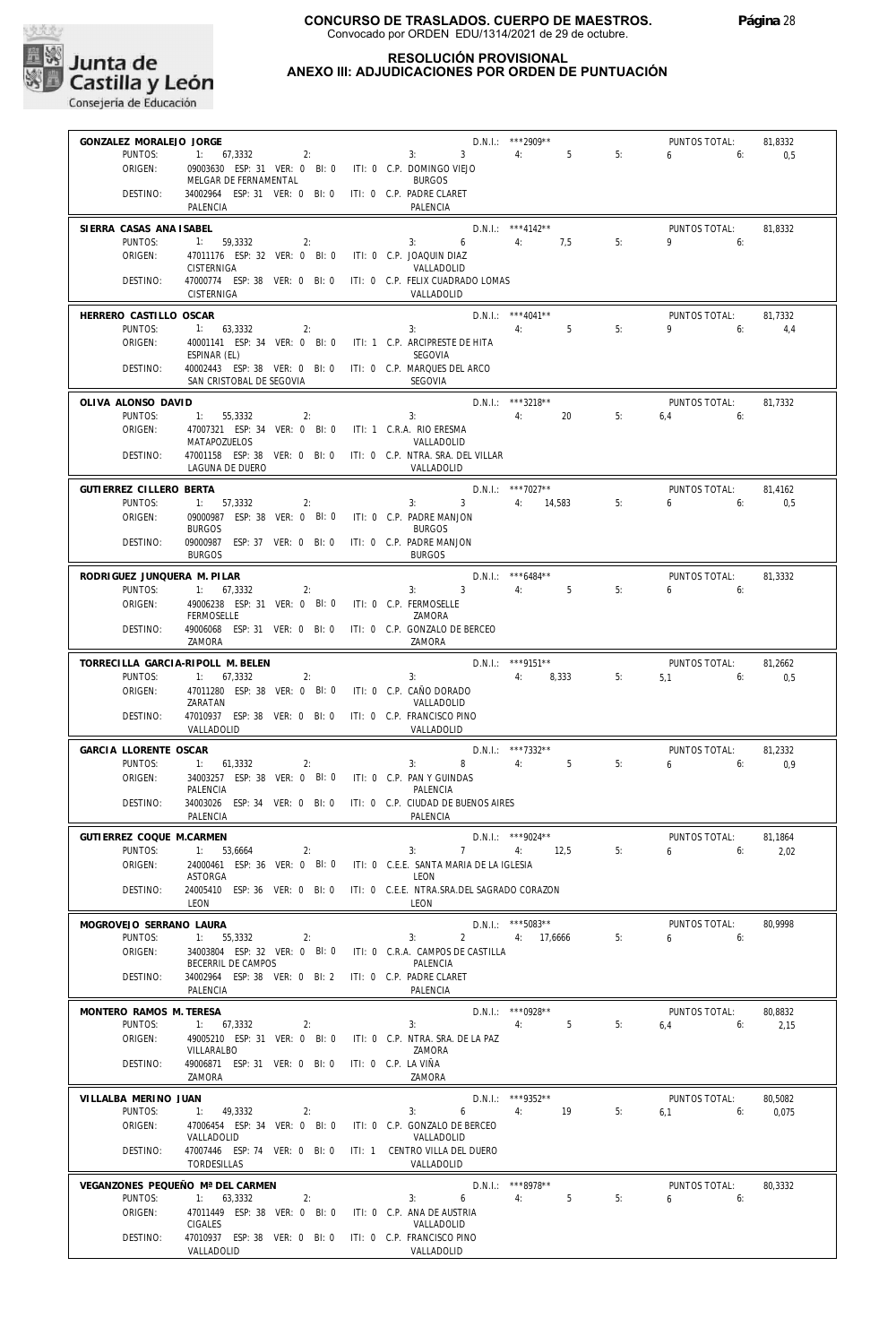**CONCURSO DE TRASLADOS. CUERPO DE MAESTROS.**
Convocado por ORDEN EDU/1314/2021 de 29 de octubre.

**RESOLUCIÓN PROVISIONAL**
**ANEXO III: ADJUDICACIONES POR ORDEN DE PUNTUACIÓN**

---

**GONZALEZ MORALEJO JORGE** — D.N.I.: ***2909** — PUNTOS TOTAL: 81,8332
PUNTOS: 1: 67,3332 2: 3: 3 4: 5 5: 6 6: 0,5
ORIGEN: 09003630 ESP: 31 VER: 0 BI: 0 ITI: 0 C.P. DOMINGO VIEJO — MELGAR DE FERNAMENTAL — BURGOS
DESTINO: 34002964 ESP: 31 VER: 0 BI: 0 ITI: 0 C.P. PADRE CLARET — PALENCIA — PALENCIA

---

**SIERRA CASAS ANA ISABEL** — D.N.I.: ***4142** — PUNTOS TOTAL: 81,8332
PUNTOS: 1: 59,3332 2: 3: 6 4: 7,5 5: 9 6:
ORIGEN: 47011176 ESP: 32 VER: 0 BI: 0 ITI: 0 C.P. JOAQUIN DIAZ — CISTERNIGA — VALLADOLID
DESTINO: 47000774 ESP: 38 VER: 0 BI: 0 ITI: 0 C.P. FELIX CUADRADO LOMAS — CISTERNIGA — VALLADOLID

---

**HERRERO CASTILLO OSCAR** — D.N.I.: ***4041** — PUNTOS TOTAL: 81,7332
PUNTOS: 1: 63,3332 2: 3: 4: 5 5: 9 6: 4,4
ORIGEN: 40001141 ESP: 34 VER: 0 BI: 0 ITI: 1 C.P. ARCIPRESTE DE HITA — ESPINAR (EL) — SEGOVIA
DESTINO: 40002443 ESP: 38 VER: 0 BI: 0 ITI: 0 C.P. MARQUES DEL ARCO — SAN CRISTOBAL DE SEGOVIA — SEGOVIA

---

**OLIVA ALONSO DAVID** — D.N.I.: ***3218** — PUNTOS TOTAL: 81,7332
PUNTOS: 1: 55,3332 2: 3: 4: 20 5: 6,4 6:
ORIGEN: 47007321 ESP: 34 VER: 0 BI: 0 ITI: 1 C.R.A. RIO ERESMA — MATAPOZUELOS — VALLADOLID
DESTINO: 47001158 ESP: 38 VER: 0 BI: 0 ITI: 0 C.P. NTRA. SRA. DEL VILLAR — LAGUNA DE DUERO — VALLADOLID

---

**GUTIERREZ CILLERO BERTA** — D.N.I.: ***7027** — PUNTOS TOTAL: 81,4162
PUNTOS: 1: 57,3332 2: 3: 3 4: 14,583 5: 6 6: 0,5
ORIGEN: 09000987 ESP: 38 VER: 0 BI: 0 ITI: 0 C.P. PADRE MANJON — BURGOS — BURGOS
DESTINO: 09000987 ESP: 37 VER: 0 BI: 0 ITI: 0 C.P. PADRE MANJON — BURGOS — BURGOS

---

**RODRIGUEZ JUNQUERA M. PILAR** — D.N.I.: ***6484** — PUNTOS TOTAL: 81,3332
PUNTOS: 1: 67,3332 2: 3: 3 4: 5 5: 6 6:
ORIGEN: 49006238 ESP: 31 VER: 0 BI: 0 ITI: 0 C.P. FERMOSELLE — FERMOSELLE — ZAMORA
DESTINO: 49006068 ESP: 31 VER: 0 BI: 0 ITI: 0 C.P. GONZALO DE BERCEO — ZAMORA — ZAMORA

---

**TORRECILLA GARCIA-RIPOLL M. BELEN** — D.N.I.: ***9151** — PUNTOS TOTAL: 81,2662
PUNTOS: 1: 67,3332 2: 3: 4: 8,333 5: 5,1 6: 0,5
ORIGEN: 47011280 ESP: 38 VER: 0 BI: 0 ITI: 0 C.P. CAÑO DORADO — ZARATAN — VALLADOLID
DESTINO: 47010937 ESP: 38 VER: 0 BI: 0 ITI: 0 C.P. FRANCISCO PINO — VALLADOLID — VALLADOLID

---

**GARCIA LLORENTE OSCAR** — D.N.I.: ***7332** — PUNTOS TOTAL: 81,2332
PUNTOS: 1: 61,3332 2: 3: 8 4: 5 5: 6 6: 0,9
ORIGEN: 34003257 ESP: 38 VER: 0 BI: 0 ITI: 0 C.P. PAN Y GUINDAS — PALENCIA — PALENCIA
DESTINO: 34003026 ESP: 34 VER: 0 BI: 0 ITI: 0 C.P. CIUDAD DE BUENOS AIRES — PALENCIA — PALENCIA

---

**GUTIERREZ COQUE M.CARMEN** — D.N.I.: ***9024** — PUNTOS TOTAL: 81,1864
PUNTOS: 1: 53,6664 2: 3: 7 4: 12,5 5: 6 6: 2,02
ORIGEN: 24000461 ESP: 36 VER: 0 BI: 0 ITI: 0 C.E.E. SANTA MARIA DE LA IGLESIA — ASTORGA — LEON
DESTINO: 24005410 ESP: 36 VER: 0 BI: 0 ITI: 0 C.E.E. NTRA.SRA.DEL SAGRADO CORAZON — LEON — LEON

---

**MOGROVEJO SERRANO LAURA** — D.N.I.: ***5083** — PUNTOS TOTAL: 80,9998
PUNTOS: 1: 55,3332 2: 3: 2 4: 17,6666 5: 6 6:
ORIGEN: 34003804 ESP: 32 VER: 0 BI: 0 ITI: 0 C.R.A. CAMPOS DE CASTILLA — BECERRIL DE CAMPOS — PALENCIA
DESTINO: 34002964 ESP: 38 VER: 0 BI: 2 ITI: 0 C.P. PADRE CLARET — PALENCIA — PALENCIA

---

**MONTERO RAMOS M. TERESA** — D.N.I.: ***0928** — PUNTOS TOTAL: 80,8832
PUNTOS: 1: 67,3332 2: 3: 4: 5 5: 6,4 6: 2,15
ORIGEN: 49005210 ESP: 31 VER: 0 BI: 0 ITI: 0 C.P. NTRA. SRA. DE LA PAZ — VILLARALBO — ZAMORA
DESTINO: 49006871 ESP: 31 VER: 0 BI: 0 ITI: 0 C.P. LA VIÑA — ZAMORA — ZAMORA

---

**VILLALBA MERINO JUAN** — D.N.I.: ***9352** — PUNTOS TOTAL: 80,5082
PUNTOS: 1: 49,3332 2: 3: 6 4: 19 5: 6,1 6: 0,075
ORIGEN: 47006454 ESP: 34 VER: 0 BI: 0 ITI: 0 C.P. GONZALO DE BERCEO — VALLADOLID — VALLADOLID
DESTINO: 47007446 ESP: 74 VER: 0 BI: 0 ITI: 1 CENTRO VILLA DEL DUERO — TORDESILLAS — VALLADOLID

---

**VEGANZONES PEQUEÑO Mª DEL CARMEN** — D.N.I.: ***8978** — PUNTOS TOTAL: 80,3332
PUNTOS: 1: 63,3332 2: 3: 6 4: 5 5: 6 6:
ORIGEN: 47011449 ESP: 38 VER: 0 BI: 0 ITI: 0 C.P. ANA DE AUSTRIA — CIGALES — VALLADOLID
DESTINO: 47010937 ESP: 38 VER: 0 BI: 0 ITI: 0 C.P. FRANCISCO PINO — VALLADOLID — VALLADOLID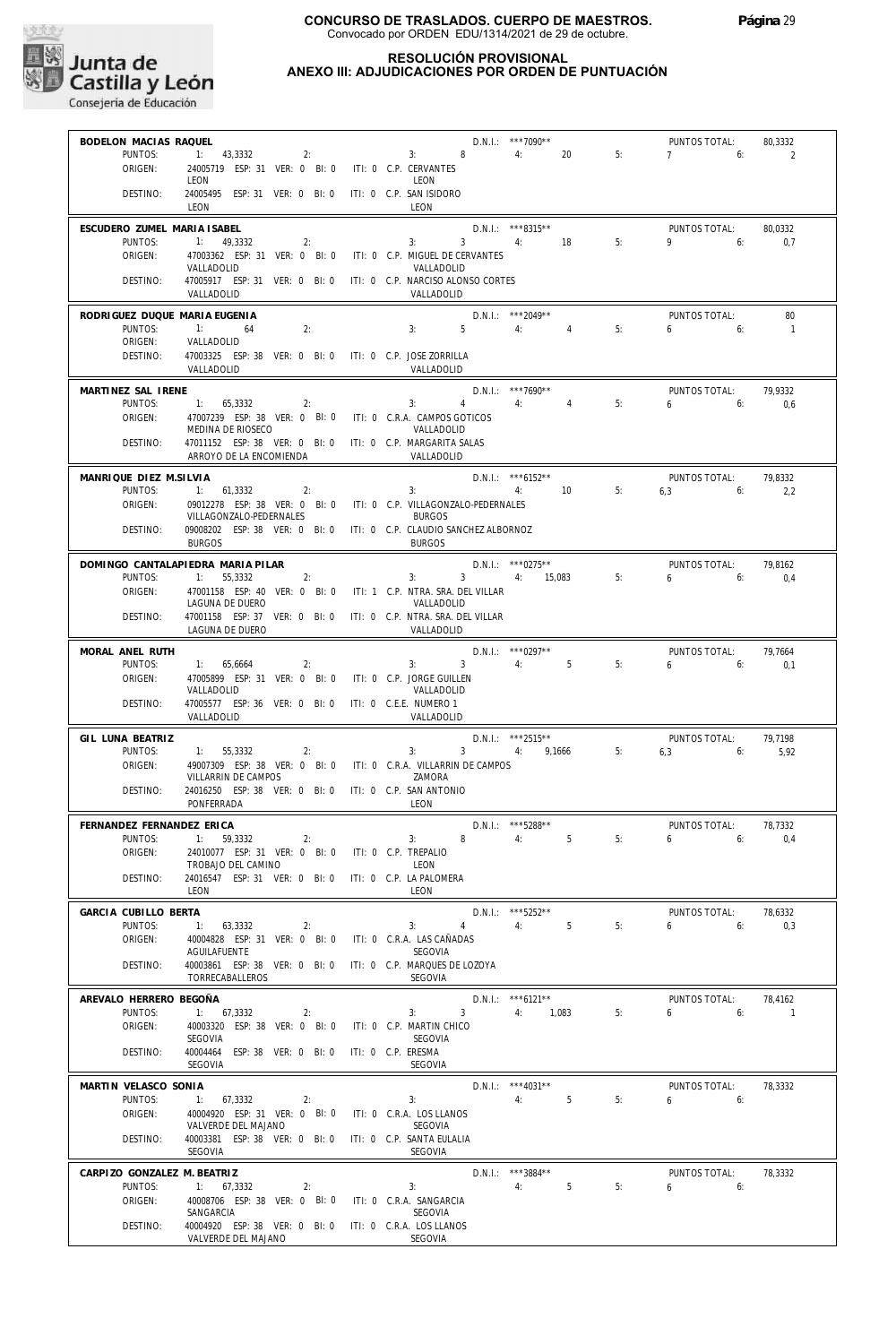**CONCURSO DE TRASLADOS. CUERPO DE MAESTROS.**
Convocado por ORDEN EDU/1314/2021 de 29 de octubre.

**RESOLUCIÓN PROVISIONAL**
**ANEXO III: ADJUDICACIONES POR ORDEN DE PUNTUACIÓN**

---

**BODELON MACIAS RAQUEL** — D.N.I.: ***7090** — PUNTOS TOTAL: 80,3332
PUNTOS: 1: 43,3332 2: 3: 8 4: 20 5: 7 6: 2
ORIGEN: 24005719 ESP: 31 VER: 0 BI: 0 ITI: 0 C.P. CERVANTES — LEON — LEON
DESTINO: 24005495 ESP: 31 VER: 0 BI: 0 ITI: 0 C.P. SAN ISIDORO — LEON — LEON

---

**ESCUDERO ZUMEL MARIA ISABEL** — D.N.I.: ***8315** — PUNTOS TOTAL: 80,0332
PUNTOS: 1: 49,3332 2: 3: 3 4: 18 5: 9 6: 0,7
ORIGEN: 47003362 ESP: 31 VER: 0 BI: 0 ITI: 0 C.P. MIGUEL DE CERVANTES — VALLADOLID — VALLADOLID
DESTINO: 47005917 ESP: 31 VER: 0 BI: 0 ITI: 0 C.P. NARCISO ALONSO CORTES — VALLADOLID — VALLADOLID

---

**RODRIGUEZ DUQUE MARIA EUGENIA** — D.N.I.: ***2049** — PUNTOS TOTAL: 80
PUNTOS: 1: 64 2: 3: 5 4: 4 5: 6 6: 1
ORIGEN: VALLADOLID
DESTINO: 47003325 ESP: 38 VER: 0 BI: 0 ITI: 0 C.P. JOSE ZORRILLA — VALLADOLID — VALLADOLID

---

**MARTINEZ SAL IRENE** — D.N.I.: ***7690** — PUNTOS TOTAL: 79,9332
PUNTOS: 1: 65,3332 2: 3: 4 4: 4 5: 6 6: 0,6
ORIGEN: 47007239 ESP: 38 VER: 0 BI: 0 ITI: 0 C.R.A. CAMPOS GOTICOS — MEDINA DE RIOSECO — VALLADOLID
DESTINO: 47011152 ESP: 38 VER: 0 BI: 0 ITI: 0 C.P. MARGARITA SALAS — ARROYO DE LA ENCOMIENDA — VALLADOLID

---

**MANRIQUE DIEZ M.SILVIA** — D.N.I.: ***6152** — PUNTOS TOTAL: 79,8332
PUNTOS: 1: 61,3332 2: 3: 4: 10 5: 6,3 6: 2,2
ORIGEN: 09012278 ESP: 38 VER: 0 BI: 0 ITI: 0 C.P. VILLAGONZALO-PEDERNALES — VILLAGONZALO-PEDERNALES — BURGOS
DESTINO: 09008202 ESP: 38 VER: 0 BI: 0 ITI: 0 C.P. CLAUDIO SANCHEZ ALBORNOZ — BURGOS — BURGOS

---

**DOMINGO CANTALAPIEDRA MARIA PILAR** — D.N.I.: ***0275** — PUNTOS TOTAL: 79,8162
PUNTOS: 1: 55,3332 2: 3: 3 4: 15,083 5: 6 6: 0,4
ORIGEN: 47001158 ESP: 40 VER: 0 BI: 0 ITI: 1 C.P. NTRA. SRA. DEL VILLAR — LAGUNA DE DUERO — VALLADOLID
DESTINO: 47001158 ESP: 37 VER: 0 BI: 0 ITI: 0 C.P. NTRA. SRA. DEL VILLAR — LAGUNA DE DUERO — VALLADOLID

---

**MORAL ANEL RUTH** — D.N.I.: ***0297** — PUNTOS TOTAL: 79,7664
PUNTOS: 1: 65,6664 2: 3: 3 4: 5 5: 6 6: 0,1
ORIGEN: 47005899 ESP: 31 VER: 0 BI: 0 ITI: 0 C.P. JORGE GUILLEN — VALLADOLID — VALLADOLID
DESTINO: 47005577 ESP: 36 VER: 0 BI: 0 ITI: 0 C.E.E. NUMERO 1 — VALLADOLID — VALLADOLID

---

**GIL LUNA BEATRIZ** — D.N.I.: ***2515** — PUNTOS TOTAL: 79,7198
PUNTOS: 1: 55,3332 2: 3: 3 4: 9,1666 5: 6,3 6: 5,92
ORIGEN: 49007309 ESP: 38 VER: 0 BI: 0 ITI: 0 C.R.A. VILLARRIN DE CAMPOS — VILLARRIN DE CAMPOS — ZAMORA
DESTINO: 24016250 ESP: 38 VER: 0 BI: 0 ITI: 0 C.P. SAN ANTONIO — PONFERRADA — LEON

---

**FERNANDEZ FERNANDEZ ERICA** — D.N.I.: ***5288** — PUNTOS TOTAL: 78,7332
PUNTOS: 1: 59,3332 2: 3: 8 4: 5 5: 6 6: 0,4
ORIGEN: 24010077 ESP: 31 VER: 0 BI: 0 ITI: 0 C.P. TREPALIO — TROBAJO DEL CAMINO — LEON
DESTINO: 24016547 ESP: 31 VER: 0 BI: 0 ITI: 0 C.P. LA PALOMERA — LEON — LEON

---

**GARCIA CUBILLO BERTA** — D.N.I.: ***5252** — PUNTOS TOTAL: 78,6332
PUNTOS: 1: 63,3332 2: 3: 4 4: 5 5: 6 6: 0,3
ORIGEN: 40004828 ESP: 31 VER: 0 BI: 0 ITI: 0 C.R.A. LAS CAÑADAS — AGUILAFUENTE — SEGOVIA
DESTINO: 40003861 ESP: 38 VER: 0 BI: 0 ITI: 0 C.P. MARQUES DE LOZOYA — TORRECABALLEROS — SEGOVIA

---

**AREVALO HERRERO BEGOÑA** — D.N.I.: ***6121** — PUNTOS TOTAL: 78,4162
PUNTOS: 1: 67,3332 2: 3: 3 4: 1,083 5: 6 6: 1
ORIGEN: 40003320 ESP: 38 VER: 0 BI: 0 ITI: 0 C.P. MARTIN CHICO — SEGOVIA — SEGOVIA
DESTINO: 40004464 ESP: 38 VER: 0 BI: 0 ITI: 0 C.P. ERESMA — SEGOVIA — SEGOVIA

---

**MARTIN VELASCO SONIA** — D.N.I.: ***4031** — PUNTOS TOTAL: 78,3332
PUNTOS: 1: 67,3332 2: 3: 4: 5 5: 6 6:
ORIGEN: 40004920 ESP: 31 VER: 0 BI: 0 ITI: 0 C.R.A. LOS LLANOS — VALVERDE DEL MAJANO — SEGOVIA
DESTINO: 40003381 ESP: 38 VER: 0 BI: 0 ITI: 0 C.P. SANTA EULALIA — SEGOVIA — SEGOVIA

---

**CARPIZO GONZALEZ M. BEATRIZ** — D.N.I.: ***3884** — PUNTOS TOTAL: 78,3332
PUNTOS: 1: 67,3332 2: 3: 4: 5 5: 6 6:
ORIGEN: 40008706 ESP: 38 VER: 0 BI: 0 ITI: 0 C.R.A. SANGARCIA — SANGARCIA — SEGOVIA
DESTINO: 40004920 ESP: 38 VER: 0 BI: 0 ITI: 0 C.R.A. LOS LLANOS — VALVERDE DEL MAJANO — SEGOVIA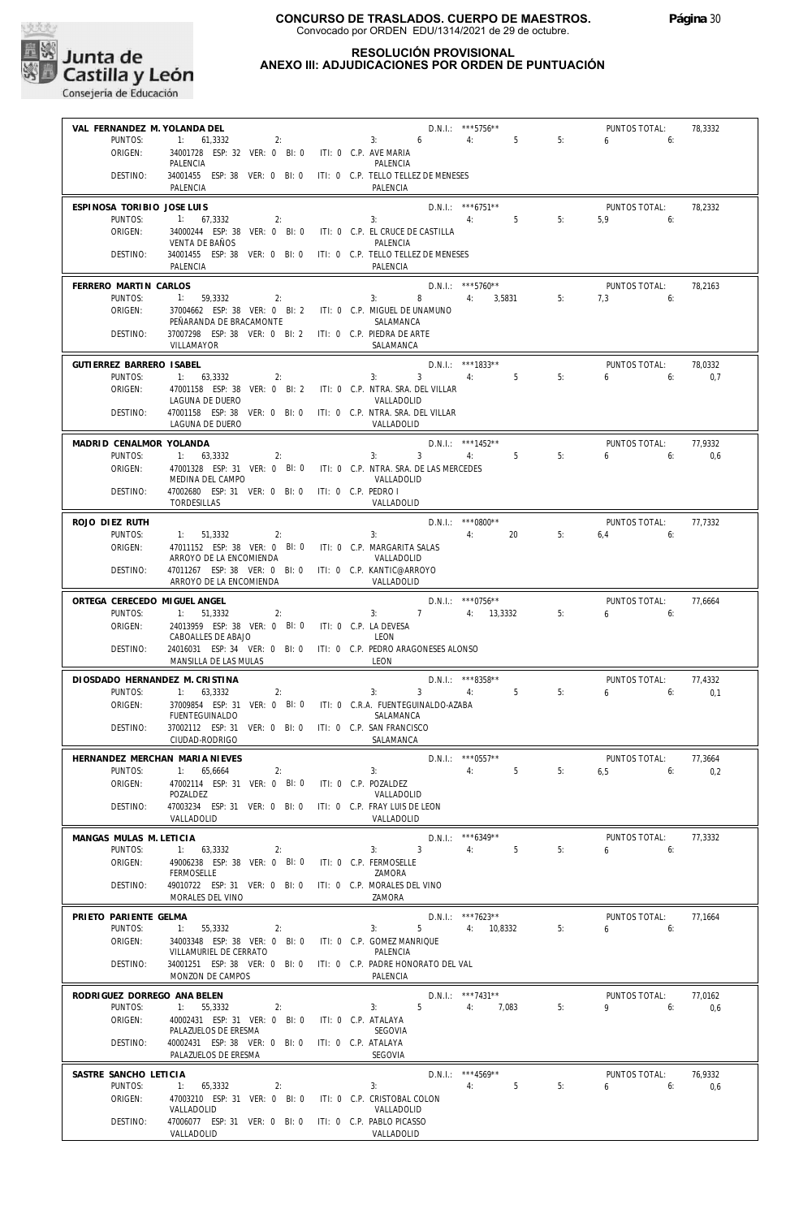# CONCURSO DE TRASLADOS. CUERPO DE MAESTROS.

Convocado por ORDEN EDU/1314/2021 de 29 de octubre.

## RESOLUCIÓN PROVISIONAL
## ANEXO III: ADJUDICACIONES POR ORDEN DE PUNTUACIÓN

---

**VAL FERNANDEZ M. YOLANDA DEL** — D.N.I.: ***5756** — PUNTOS TOTAL: 78,3332

PUNTOS: 1: 61,3332 2: 3: 6 4: 5 5: 6 6:

ORIGEN: 34001728 ESP: 32 VER: 0 BI: 0 ITI: 0 C.P. AVE MARIA — PALENCIA, PALENCIA

DESTINO: 34001455 ESP: 38 VER: 0 BI: 0 ITI: 0 C.P. TELLO TELLEZ DE MENESES — PALENCIA, PALENCIA

---

**ESPINOSA TORIBIO JOSE LUIS** — D.N.I.: ***6751** — PUNTOS TOTAL: 78,2332

PUNTOS: 1: 67,3332 2: 3: 4: 5 5: 5,9 6:

ORIGEN: 34000244 ESP: 38 VER: 0 BI: 0 ITI: 0 C.P. EL CRUCE DE CASTILLA — VENTA DE BAÑOS, PALENCIA

DESTINO: 34001455 ESP: 38 VER: 0 BI: 0 ITI: 0 C.P. TELLO TELLEZ DE MENESES — PALENCIA, PALENCIA

---

**FERRERO MARTIN CARLOS** — D.N.I.: ***5760** — PUNTOS TOTAL: 78,2163

PUNTOS: 1: 59,3332 2: 3: 8 4: 3,5831 5: 7,3 6:

ORIGEN: 37004662 ESP: 38 VER: 0 BI: 2 ITI: 0 C.P. MIGUEL DE UNAMUNO — PEÑARANDA DE BRACAMONTE, SALAMANCA

DESTINO: 37007298 ESP: 38 VER: 0 BI: 2 ITI: 0 C.P. PIEDRA DE ARTE — VILLAMAYOR, SALAMANCA

---

**GUTIERREZ BARRERO ISABEL** — D.N.I.: ***1833** — PUNTOS TOTAL: 78,0332

PUNTOS: 1: 63,3332 2: 3: 3 4: 5 5: 6 6: 0,7

ORIGEN: 47001158 ESP: 38 VER: 0 BI: 2 ITI: 0 C.P. NTRA. SRA. DEL VILLAR — LAGUNA DE DUERO, VALLADOLID

DESTINO: 47001158 ESP: 38 VER: 0 BI: 0 ITI: 0 C.P. NTRA. SRA. DEL VILLAR — LAGUNA DE DUERO, VALLADOLID

---

**MADRID CENALMOR YOLANDA** — D.N.I.: ***1452** — PUNTOS TOTAL: 77,9332

PUNTOS: 1: 63,3332 2: 3: 3 4: 5 5: 6 6: 0,6

ORIGEN: 47001328 ESP: 31 VER: 0 BI: 0 ITI: 0 C.P. NTRA. SRA. DE LAS MERCEDES — MEDINA DEL CAMPO, VALLADOLID

DESTINO: 47002680 ESP: 31 VER: 0 BI: 0 ITI: 0 C.P. PEDRO I — TORDESILLAS, VALLADOLID

---

**ROJO DIEZ RUTH** — D.N.I.: ***0800** — PUNTOS TOTAL: 77,7332

PUNTOS: 1: 51,3332 2: 3: 4: 20 5: 6,4 6:

ORIGEN: 47011152 ESP: 38 VER: 0 BI: 0 ITI: 0 C.P. MARGARITA SALAS — ARROYO DE LA ENCOMIENDA, VALLADOLID

DESTINO: 47011267 ESP: 38 VER: 0 BI: 0 ITI: 0 C.P. KANTIC@ARROYO — ARROYO DE LA ENCOMIENDA, VALLADOLID

---

**ORTEGA CERECEDO MIGUEL ANGEL** — D.N.I.: ***0756** — PUNTOS TOTAL: 77,6664

PUNTOS: 1: 51,3332 2: 3: 7 4: 13,3332 5: 6 6:

ORIGEN: 24013959 ESP: 38 VER: 0 BI: 0 ITI: 0 C.P. LA DEVESA — CABOALLES DE ABAJO, LEON

DESTINO: 24016031 ESP: 34 VER: 0 BI: 0 ITI: 0 C.P. PEDRO ARAGONESES ALONSO — MANSILLA DE LAS MULAS, LEON

---

**DIOSDADO HERNANDEZ M. CRISTINA** — D.N.I.: ***8358** — PUNTOS TOTAL: 77,4332

PUNTOS: 1: 63,3332 2: 3: 3 4: 5 5: 6 6: 0,1

ORIGEN: 37009854 ESP: 31 VER: 0 BI: 0 ITI: 0 C.R.A. FUENTEGUINALDO-AZABA — FUENTEGUINALDO, SALAMANCA

DESTINO: 37002112 ESP: 31 VER: 0 BI: 0 ITI: 0 C.P. SAN FRANCISCO — CIUDAD-RODRIGO, SALAMANCA

---

**HERNANDEZ MERCHAN MARIA NIEVES** — D.N.I.: ***0557** — PUNTOS TOTAL: 77,3664

PUNTOS: 1: 65,6664 2: 3: 4: 5 5: 6,5 6: 0,2

ORIGEN: 47002114 ESP: 31 VER: 0 BI: 0 ITI: 0 C.P. POZALDEZ — POZALDEZ, VALLADOLID

DESTINO: 47003234 ESP: 31 VER: 0 BI: 0 ITI: 0 C.P. FRAY LUIS DE LEON — VALLADOLID, VALLADOLID

---

**MANGAS MULAS M. LETICIA** — D.N.I.: ***6349** — PUNTOS TOTAL: 77,3332

PUNTOS: 1: 63,3332 2: 3: 3 4: 5 5: 6 6:

ORIGEN: 49006238 ESP: 38 VER: 0 BI: 0 ITI: 0 C.P. FERMOSELLE — FERMOSELLE, ZAMORA

DESTINO: 49010722 ESP: 31 VER: 0 BI: 0 ITI: 0 C.P. MORALES DEL VINO — MORALES DEL VINO, ZAMORA

---

**PRIETO PARIENTE GELMA** — D.N.I.: ***7623** — PUNTOS TOTAL: 77,1664

PUNTOS: 1: 55,3332 2: 3: 5 4: 10,8332 5: 6 6:

ORIGEN: 34003348 ESP: 38 VER: 0 BI: 0 ITI: 0 C.P. GOMEZ MANRIQUE — VILLAMURIEL DE CERRATO, PALENCIA

DESTINO: 34001251 ESP: 38 VER: 0 BI: 0 ITI: 0 C.P. PADRE HONORATO DEL VAL — MONZON DE CAMPOS, PALENCIA

---

**RODRIGUEZ DORREGO ANA BELEN** — D.N.I.: ***7431** — PUNTOS TOTAL: 77,0162

PUNTOS: 1: 55,3332 2: 3: 5 4: 7,083 5: 9 6: 0,6

ORIGEN: 40002431 ESP: 31 VER: 0 BI: 0 ITI: 0 C.P. ATALAYA — PALAZUELOS DE ERESMA, SEGOVIA

DESTINO: 40002431 ESP: 38 VER: 0 BI: 0 ITI: 0 C.P. ATALAYA — PALAZUELOS DE ERESMA, SEGOVIA

---

**SASTRE SANCHO LETICIA** — D.N.I.: ***4569** — PUNTOS TOTAL: 76,9332

PUNTOS: 1: 65,3332 2: 3: 4: 5 5: 6 6: 0,6

ORIGEN: 47003210 ESP: 31 VER: 0 BI: 0 ITI: 0 C.P. CRISTOBAL COLON — VALLADOLID, VALLADOLID

DESTINO: 47006077 ESP: 31 VER: 0 BI: 0 ITI: 0 C.P. PABLO PICASSO — VALLADOLID, VALLADOLID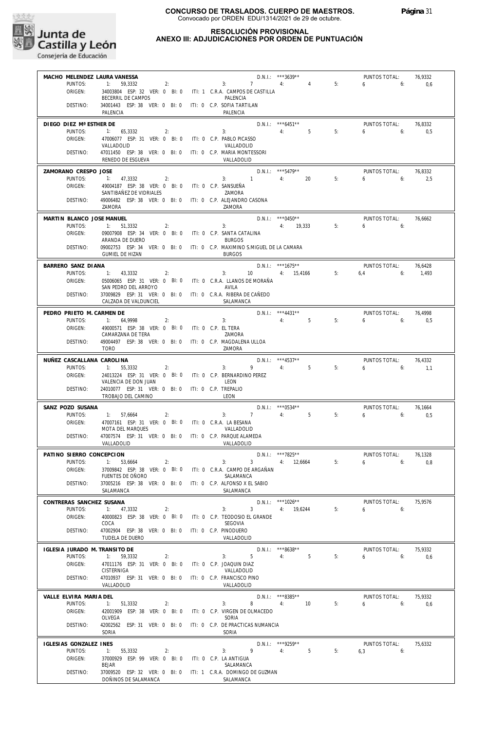# CONCURSO DE TRASLADOS. CUERPO DE MAESTROS.

Convocado por ORDEN EDU/1314/2021 de 29 de octubre.

## RESOLUCIÓN PROVISIONAL
## ANEXO III: ADJUDICACIONES POR ORDEN DE PUNTUACIÓN

**MACHO MELENDEZ LAURA VANESSA** — D.N.I.: ***3639** — PUNTOS TOTAL: 76,9332
PUNTOS: 1: 59,3332 2: 3: 7 4: 4 5: 6 6: 0,6
ORIGEN: 34003804 ESP: 32 VER: 0 BI: 0 ITI: 1 C.R.A. CAMPOS DE CASTILLA — BECERRIL DE CAMPOS — PALENCIA
DESTINO: 34001443 ESP: 38 VER: 0 BI: 0 ITI: 0 C.P. SOFIA TARTILAN — PALENCIA — PALENCIA

**DIEGO DIEZ Mª ESTHER DE** — D.N.I.: ***6451** — PUNTOS TOTAL: 76,8332
PUNTOS: 1: 65,3332 2: 3: 4: 5 5: 6 6: 0,5
ORIGEN: 47006077 ESP: 31 VER: 0 BI: 0 ITI: 0 C.P. PABLO PICASSO — VALLADOLID — VALLADOLID
DESTINO: 47011450 ESP: 38 VER: 0 BI: 0 ITI: 0 C.P. MARIA MONTESSORI — RENEDO DE ESGUEVA — VALLADOLID

**ZAMORANO CRESPO JOSE** — D.N.I.: ***5479** — PUNTOS TOTAL: 76,8332
PUNTOS: 1: 47,3332 2: 3: 1 4: 20 5: 6 6: 2,5
ORIGEN: 49004187 ESP: 38 VER: 0 BI: 0 ITI: 0 C.P. SANSUEÑA — SANTIBAÑEZ DE VIDRIALES — ZAMORA
DESTINO: 49006482 ESP: 38 VER: 0 BI: 0 ITI: 0 C.P. ALEJANDRO CASONA — ZAMORA — ZAMORA

**MARTIN BLANCO JOSE MANUEL** — D.N.I.: ***0450** — PUNTOS TOTAL: 76,6662
PUNTOS: 1: 51,3332 2: 3: 4: 19,333 5: 6 6:
ORIGEN: 09007908 ESP: 34 VER: 0 BI: 0 ITI: 0 C.P. SANTA CATALINA — ARANDA DE DUERO — BURGOS
DESTINO: 09002753 ESP: 34 VER: 0 BI: 0 ITI: 0 C.P. MAXIMINO S.MIGUEL DE LA CAMARA — GUMIEL DE HIZAN — BURGOS

**BARRERO SANZ DIANA** — D.N.I.: ***1675** — PUNTOS TOTAL: 76,6428
PUNTOS: 1: 43,3332 2: 3: 10 4: 15,4166 5: 6,4 6: 1,493
ORIGEN: 05006065 ESP: 31 VER: 0 BI: 0 ITI: 0 C.R.A. LLANOS DE MORAÑA — SAN PEDRO DEL ARROYO — AVILA
DESTINO: 37009829 ESP: 31 VER: 0 BI: 0 ITI: 0 C.R.A. RIBERA DE CAÑEDO — CALZADA DE VALDUNCIEL — SALAMANCA

**PEDRO PRIETO M. CARMEN DE** — D.N.I.: ***4431** — PUNTOS TOTAL: 76,4998
PUNTOS: 1: 64,9998 2: 3: 4: 5 5: 6 6: 0,5
ORIGEN: 49000571 ESP: 38 VER: 0 BI: 0 ITI: 0 C.P. EL TERA — CAMARZANA DE TERA — ZAMORA
DESTINO: 49004497 ESP: 38 VER: 0 BI: 0 ITI: 0 C.P. MAGDALENA ULLOA — TORO — ZAMORA

**NUÑEZ CASCALLANA CAROLINA** — D.N.I.: ***4537** — PUNTOS TOTAL: 76,4332
PUNTOS: 1: 55,3332 2: 3: 9 4: 5 5: 6 6: 1,1
ORIGEN: 24013224 ESP: 31 VER: 0 BI: 0 ITI: 0 C.P. BERNARDINO PEREZ — VALENCIA DE DON JUAN — LEON
DESTINO: 24010077 ESP: 31 VER: 0 BI: 0 ITI: 0 C.P. TREPALIO — TROBAJO DEL CAMINO — LEON

**SANZ POZO SUSANA** — D.N.I.: ***0534** — PUNTOS TOTAL: 76,1664
PUNTOS: 1: 57,6664 2: 3: 7 4: 5 5: 6 6: 0,5
ORIGEN: 47007161 ESP: 31 VER: 0 BI: 0 ITI: 0 C.R.A. LA BESANA — MOTA DEL MARQUES — VALLADOLID
DESTINO: 47007574 ESP: 31 VER: 0 BI: 0 ITI: 0 C.P. PARQUE ALAMEDA — VALLADOLID — VALLADOLID

**PATINO SIERRO CONCEPCION** — D.N.I.: ***7825** — PUNTOS TOTAL: 76,1328
PUNTOS: 1: 53,6664 2: 3: 3 4: 12,6664 5: 6 6: 0,8
ORIGEN: 37009842 ESP: 38 VER: 0 BI: 0 ITI: 0 C.R.A. CAMPO DE ARGAÑAN — FUENTES DE OÑORO — SALAMANCA
DESTINO: 37005216 ESP: 38 VER: 0 BI: 0 ITI: 0 C.P. ALFONSO X EL SABIO — SALAMANCA — SALAMANCA

**CONTRERAS SANCHEZ SUSANA** — D.N.I.: ***1026** — PUNTOS TOTAL: 75,9576
PUNTOS: 1: 47,3332 2: 3: 3 4: 19,6244 5: 6 6:
ORIGEN: 40000823 ESP: 38 VER: 0 BI: 0 ITI: 0 C.P. TEODOSIO EL GRANDE — COCA — SEGOVIA
DESTINO: 47002904 ESP: 38 VER: 0 BI: 0 ITI: 0 C.P. PINODUERO — TUDELA DE DUERO — VALLADOLID

**IGLESIA JURADO M. TRANSITO DE** — D.N.I.: ***8638** — PUNTOS TOTAL: 75,9332
PUNTOS: 1: 59,3332 2: 3: 5 4: 5 5: 6 6: 0,6
ORIGEN: 47011176 ESP: 31 VER: 0 BI: 0 ITI: 0 C.P. JOAQUIN DIAZ — CISTERNIGA — VALLADOLID
DESTINO: 47010937 ESP: 31 VER: 0 BI: 0 ITI: 0 C.P. FRANCISCO PINO — VALLADOLID — VALLADOLID

**VALLE ELVIRA MARIA DEL** — D.N.I.: ***8385** — PUNTOS TOTAL: 75,9332
PUNTOS: 1: 51,3332 2: 3: 8 4: 10 5: 6 6: 0,6
ORIGEN: 42001909 ESP: 38 VER: 0 BI: 0 ITI: 0 C.P. VIRGEN DE OLMACEDO — OLVEGA — SORIA
DESTINO: 42002562 ESP: 31 VER: 0 BI: 0 ITI: 0 C.P. DE PRACTICAS NUMANCIA — SORIA — SORIA

**IGLESIAS GONZALEZ INES** — D.N.I.: ***9259** — PUNTOS TOTAL: 75,6332
PUNTOS: 1: 55,3332 2: 3: 9 4: 5 5: 6,3 6:
ORIGEN: 37000929 ESP: 99 VER: 0 BI: 0 ITI: 0 C.P. LA ANTIGUA — BEJAR — SALAMANCA
DESTINO: 37009520 ESP: 32 VER: 0 BI: 0 ITI: 1 C.R.A. DOMINGO DE GUZMAN — DOÑINOS DE SALAMANCA — SALAMANCA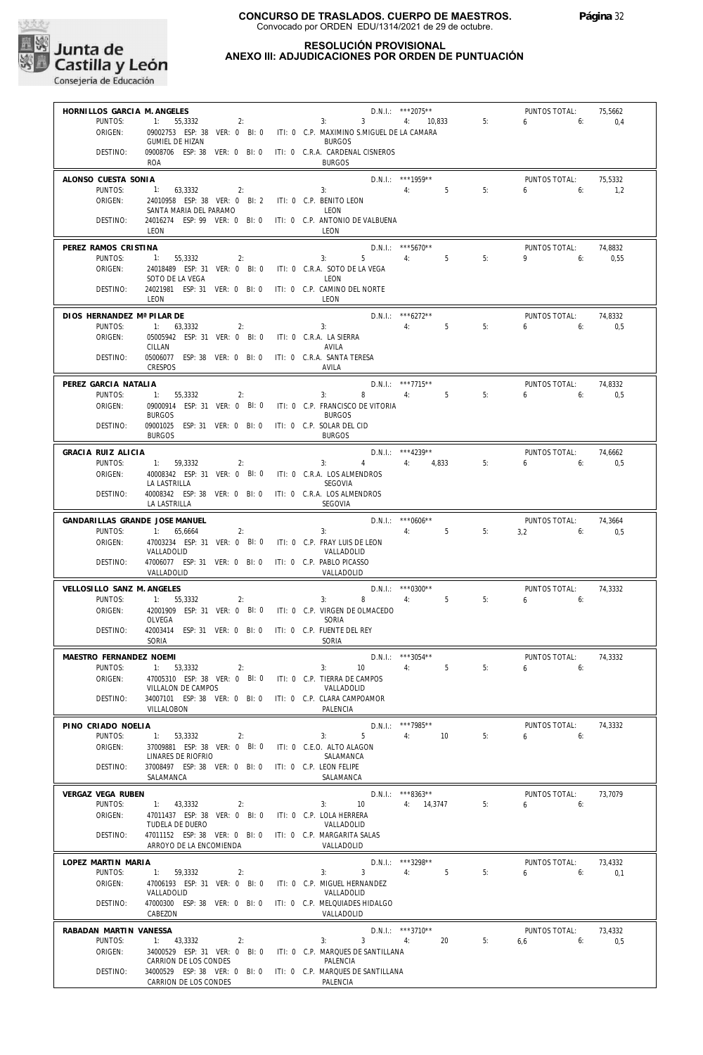**CONCURSO DE TRASLADOS. CUERPO DE MAESTROS.**
Convocado por ORDEN EDU/1314/2021 de 29 de octubre.

**RESOLUCIÓN PROVISIONAL**
**ANEXO III: ADJUDICACIONES POR ORDEN DE PUNTUACIÓN**

---

**HORNILLOS GARCIA M. ANGELES** — D.N.I.: ***2075** — PUNTOS TOTAL: 75,5662
PUNTOS: 1: 55,3332 2: 3: 3 4: 10,833 5: 6 6: 0,4
ORIGEN: 09002753 ESP: 38 VER: 0 BI: 0 ITI: 0 C.P. MAXIMINO S.MIGUEL DE LA CAMARA — GUMIEL DE HIZAN — BURGOS
DESTINO: 09008706 ESP: 38 VER: 0 BI: 0 ITI: 0 C.R.A. CARDENAL CISNEROS — ROA — BURGOS

---

**ALONSO CUESTA SONIA** — D.N.I.: ***1959** — PUNTOS TOTAL: 75,5332
PUNTOS: 1: 63,3332 2: 3: 4: 5 5: 6 6: 1,2
ORIGEN: 24010958 ESP: 38 VER: 0 BI: 2 ITI: 0 C.P. BENITO LEON — SANTA MARIA DEL PARAMO — LEON
DESTINO: 24016274 ESP: 99 VER: 0 BI: 0 ITI: 0 C.P. ANTONIO DE VALBUENA — LEON — LEON

---

**PEREZ RAMOS CRISTINA** — D.N.I.: ***5670** — PUNTOS TOTAL: 74,8832
PUNTOS: 1: 55,3332 2: 3: 5 4: 5 5: 9 6: 0,55
ORIGEN: 24018489 ESP: 31 VER: 0 BI: 0 ITI: 0 C.R.A. SOTO DE LA VEGA — SOTO DE LA VEGA — LEON
DESTINO: 24021981 ESP: 31 VER: 0 BI: 0 ITI: 0 C.P. CAMINO DEL NORTE — LEON — LEON

---

**DIOS HERNANDEZ Mª PILAR DE** — D.N.I.: ***6272** — PUNTOS TOTAL: 74,8332
PUNTOS: 1: 63,3332 2: 3: 4: 5 5: 6 6: 0,5
ORIGEN: 05005942 ESP: 31 VER: 0 BI: 0 ITI: 0 C.R.A. LA SIERRA — CILLAN — AVILA
DESTINO: 05006077 ESP: 38 VER: 0 BI: 0 ITI: 0 C.R.A. SANTA TERESA — CRESPOS — AVILA

---

**PEREZ GARCIA NATALIA** — D.N.I.: ***7715** — PUNTOS TOTAL: 74,8332
PUNTOS: 1: 55,3332 2: 3: 8 4: 5 5: 6 6: 0,5
ORIGEN: 09000914 ESP: 31 VER: 0 BI: 0 ITI: 0 C.P. FRANCISCO DE VITORIA — BURGOS — BURGOS
DESTINO: 09001025 ESP: 31 VER: 0 BI: 0 ITI: 0 C.P. SOLAR DEL CID — BURGOS — BURGOS

---

**GRACIA RUIZ ALICIA** — D.N.I.: ***4239** — PUNTOS TOTAL: 74,6662
PUNTOS: 1: 59,3332 2: 3: 4 4: 4,833 5: 6 6: 0,5
ORIGEN: 40008342 ESP: 31 VER: 0 BI: 0 ITI: 0 C.R.A. LOS ALMENDROS — LA LASTRILLA — SEGOVIA
DESTINO: 40008342 ESP: 38 VER: 0 BI: 0 ITI: 0 C.R.A. LOS ALMENDROS — LA LASTRILLA — SEGOVIA

---

**GANDARILLAS GRANDE JOSE MANUEL** — D.N.I.: ***0606** — PUNTOS TOTAL: 74,3664
PUNTOS: 1: 65,6664 2: 3: 4: 5 5: 3,2 6: 0,5
ORIGEN: 47003234 ESP: 31 VER: 0 BI: 0 ITI: 0 C.P. FRAY LUIS DE LEON — VALLADOLID — VALLADOLID
DESTINO: 47006077 ESP: 31 VER: 0 BI: 0 ITI: 0 C.P. PABLO PICASSO — VALLADOLID — VALLADOLID

---

**VELLOSILLO SANZ M. ANGELES** — D.N.I.: ***0300** — PUNTOS TOTAL: 74,3332
PUNTOS: 1: 55,3332 2: 3: 8 4: 5 5: 6 6:
ORIGEN: 42001909 ESP: 31 VER: 0 BI: 0 ITI: 0 C.P. VIRGEN DE OLMACEDO — OLVEGA — SORIA
DESTINO: 42003414 ESP: 31 VER: 0 BI: 0 ITI: 0 C.P. FUENTE DEL REY — SORIA — SORIA

---

**MAESTRO FERNANDEZ NOEMI** — D.N.I.: ***3054** — PUNTOS TOTAL: 74,3332
PUNTOS: 1: 53,3332 2: 3: 10 4: 5 5: 6 6:
ORIGEN: 47005310 ESP: 38 VER: 0 BI: 0 ITI: 0 C.P. TIERRA DE CAMPOS — VILLALON DE CAMPOS — VALLADOLID
DESTINO: 34007101 ESP: 38 VER: 0 BI: 0 ITI: 0 C.P. CLARA CAMPOAMOR — VILLALOBON — PALENCIA

---

**PINO CRIADO NOELIA** — D.N.I.: ***7985** — PUNTOS TOTAL: 74,3332
PUNTOS: 1: 53,3332 2: 3: 5 4: 10 5: 6 6:
ORIGEN: 37009881 ESP: 38 VER: 0 BI: 0 ITI: 0 C.E.O. ALTO ALAGON — LINARES DE RIOFRIO — SALAMANCA
DESTINO: 37008497 ESP: 38 VER: 0 BI: 0 ITI: 0 C.P. LEON FELIPE — SALAMANCA — SALAMANCA

---

**VERGAZ VEGA RUBEN** — D.N.I.: ***8363** — PUNTOS TOTAL: 73,7079
PUNTOS: 1: 43,3332 2: 3: 10 4: 14,3747 5: 6 6:
ORIGEN: 47011437 ESP: 38 VER: 0 BI: 0 ITI: 0 C.P. LOLA HERRERA — TUDELA DE DUERO — VALLADOLID
DESTINO: 47011152 ESP: 38 VER: 0 BI: 0 ITI: 0 C.P. MARGARITA SALAS — ARROYO DE LA ENCOMIENDA — VALLADOLID

---

**LOPEZ MARTIN MARIA** — D.N.I.: ***3298** — PUNTOS TOTAL: 73,4332
PUNTOS: 1: 59,3332 2: 3: 3 4: 5 5: 6 6: 0,1
ORIGEN: 47006193 ESP: 31 VER: 0 BI: 0 ITI: 0 C.P. MIGUEL HERNANDEZ — VALLADOLID — VALLADOLID
DESTINO: 47000300 ESP: 38 VER: 0 BI: 0 ITI: 0 C.P. MELQUIADES HIDALGO — CABEZON — VALLADOLID

---

**RABADAN MARTIN VANESSA** — D.N.I.: ***3710** — PUNTOS TOTAL: 73,4332
PUNTOS: 1: 43,3332 2: 3: 3 4: 20 5: 6,6 6: 0,5
ORIGEN: 34000529 ESP: 31 VER: 0 BI: 0 ITI: 0 C.P. MARQUES DE SANTILLANA — CARRION DE LOS CONDES — PALENCIA
DESTINO: 34000529 ESP: 38 VER: 0 BI: 0 ITI: 0 C.P. MARQUES DE SANTILLANA — CARRION DE LOS CONDES — PALENCIA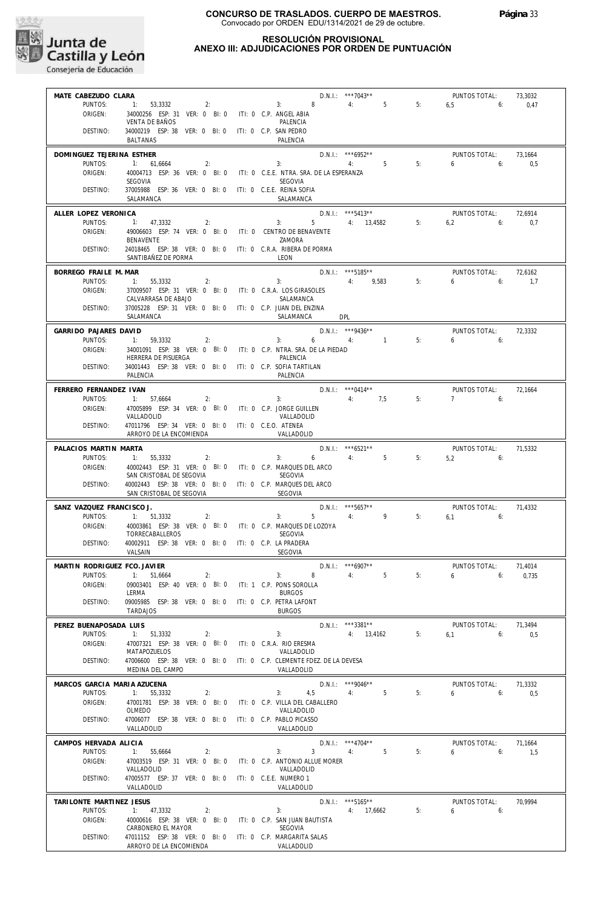**CONCURSO DE TRASLADOS. CUERPO DE MAESTROS.**
Convocado por ORDEN EDU/1314/2021 de 29 de octubre.

**RESOLUCIÓN PROVISIONAL**
**ANEXO III: ADJUDICACIONES POR ORDEN DE PUNTUACIÓN**

---

**MATE CABEZUDO CLARA** — D.N.I.: \*\*\*7043\*\* — PUNTOS TOTAL: 73,3032
PUNTOS: 1: 53,3332 2: 3: 8 4: 5 5: 6,5 6: 0,47
ORIGEN: 34000256 ESP: 31 VER: 0 BI: 0 ITI: 0 C.P. ANGEL ABIA — VENTA DE BAÑOS — PALENCIA
DESTINO: 34000219 ESP: 38 VER: 0 BI: 0 ITI: 0 C.P. SAN PEDRO — BALTANAS — PALENCIA

---

**DOMINGUEZ TEJERINA ESTHER** — D.N.I.: \*\*\*6952\*\* — PUNTOS TOTAL: 73,1664
PUNTOS: 1: 61,6664 2: 3: 4: 5 5: 6 6: 0,5
ORIGEN: 40004713 ESP: 36 VER: 0 BI: 0 ITI: 0 C.E.E. NTRA. SRA. DE LA ESPERANZA — SEGOVIA — SEGOVIA
DESTINO: 37005988 ESP: 36 VER: 0 BI: 0 ITI: 0 C.E.E. REINA SOFIA — SALAMANCA — SALAMANCA

---

**ALLER LOPEZ VERONICA** — D.N.I.: \*\*\*5413\*\* — PUNTOS TOTAL: 72,6914
PUNTOS: 1: 47,3332 2: 3: 5 4: 13,4582 5: 6,2 6: 0,7
ORIGEN: 49006603 ESP: 74 VER: 0 BI: 0 ITI: 0 CENTRO DE BENAVENTE — BENAVENTE — ZAMORA
DESTINO: 24018465 ESP: 38 VER: 0 BI: 0 ITI: 0 C.R.A. RIBERA DE PORMA — SANTIBAÑEZ DE PORMA — LEON

---

**BORREGO FRAILE M. MAR** — D.N.I.: \*\*\*5185\*\* — PUNTOS TOTAL: 72,6162
PUNTOS: 1: 55,3332 2: 3: 4: 9,583 5: 6 6: 1,7
ORIGEN: 37009507 ESP: 31 VER: 0 BI: 0 ITI: 0 C.R.A. LOS GIRASOLES — CALVARRASA DE ABAJO — SALAMANCA
DESTINO: 37005228 ESP: 31 VER: 0 BI: 0 ITI: 0 C.P. JUAN DEL ENZINA — SALAMANCA — SALAMANCA — DPL

---

**GARRIDO PAJARES DAVID** — D.N.I.: \*\*\*9436\*\* — PUNTOS TOTAL: 72,3332
PUNTOS: 1: 59,3332 2: 3: 6 4: 1 5: 6 6:
ORIGEN: 34001091 ESP: 38 VER: 0 BI: 0 ITI: 0 C.P. NTRA. SRA. DE LA PIEDAD — HERRERA DE PISUERGA — PALENCIA
DESTINO: 34001443 ESP: 38 VER: 0 BI: 0 ITI: 0 C.P. SOFIA TARTILAN — PALENCIA — PALENCIA

---

**FERRERO FERNANDEZ IVAN** — D.N.I.: \*\*\*0414\*\* — PUNTOS TOTAL: 72,1664
PUNTOS: 1: 57,6664 2: 3: 4: 7,5 5: 7 6:
ORIGEN: 47005899 ESP: 34 VER: 0 BI: 0 ITI: 0 C.P. JORGE GUILLEN — VALLADOLID — VALLADOLID
DESTINO: 47011796 ESP: 34 VER: 0 BI: 0 ITI: 0 C.E.O. ATENEA — ARROYO DE LA ENCOMIENDA — VALLADOLID

---

**PALACIOS MARTIN MARTA** — D.N.I.: \*\*\*6521\*\* — PUNTOS TOTAL: 71,5332
PUNTOS: 1: 55,3332 2: 3: 6 4: 5 5: 5,2 6:
ORIGEN: 40002443 ESP: 31 VER: 0 BI: 0 ITI: 0 C.P. MARQUES DEL ARCO — SAN CRISTOBAL DE SEGOVIA — SEGOVIA
DESTINO: 40002443 ESP: 38 VER: 0 BI: 0 ITI: 0 C.P. MARQUES DEL ARCO — SAN CRISTOBAL DE SEGOVIA — SEGOVIA

---

**SANZ VAZQUEZ FRANCISCO J.** — D.N.I.: \*\*\*5657\*\* — PUNTOS TOTAL: 71,4332
PUNTOS: 1: 51,3332 2: 3: 5 4: 9 5: 6,1 6:
ORIGEN: 40003861 ESP: 38 VER: 0 BI: 0 ITI: 0 C.P. MARQUES DE LOZOYA — TORRECABALLEROS — SEGOVIA
DESTINO: 40002911 ESP: 38 VER: 0 BI: 0 ITI: 0 C.P. LA PRADERA — VALSAIN — SEGOVIA

---

**MARTIN RODRIGUEZ FCO. JAVIER** — D.N.I.: \*\*\*6907\*\* — PUNTOS TOTAL: 71,4014
PUNTOS: 1: 51,6664 2: 3: 8 4: 5 5: 6 6: 0,735
ORIGEN: 09003401 ESP: 40 VER: 0 BI: 0 ITI: 1 C.P. PONS SOROLLA — LERMA — BURGOS
DESTINO: 09005985 ESP: 38 VER: 0 BI: 0 ITI: 0 C.P. PETRA LAFONT — TARDAJOS — BURGOS

---

**PEREZ BUENAPOSADA LUIS** — D.N.I.: \*\*\*3381\*\* — PUNTOS TOTAL: 71,3494
PUNTOS: 1: 51,3332 2: 3: 4: 13,4162 5: 6,1 6: 0,5
ORIGEN: 47007321 ESP: 38 VER: 0 BI: 0 ITI: 0 C.R.A. RIO ERESMA — MATAPOZUELOS — VALLADOLID
DESTINO: 47006600 ESP: 38 VER: 0 BI: 0 ITI: 0 C.P. CLEMENTE FDEZ. DE LA DEVESA — MEDINA DEL CAMPO — VALLADOLID

---

**MARCOS GARCIA MARIA AZUCENA** — D.N.I.: \*\*\*9046\*\* — PUNTOS TOTAL: 71,3332
PUNTOS: 1: 55,3332 2: 3: 4,5 4: 5 5: 6 6: 0,5
ORIGEN: 47001781 ESP: 38 VER: 0 BI: 0 ITI: 0 C.P. VILLA DEL CABALLERO — OLMEDO — VALLADOLID
DESTINO: 47006077 ESP: 38 VER: 0 BI: 0 ITI: 0 C.P. PABLO PICASSO — VALLADOLID — VALLADOLID

---

**CAMPOS HERVADA ALICIA** — D.N.I.: \*\*\*4704\*\* — PUNTOS TOTAL: 71,1664
PUNTOS: 1: 55,6664 2: 3: 3 4: 5 5: 6 6: 1,5
ORIGEN: 47003519 ESP: 31 VER: 0 BI: 0 ITI: 0 C.P. ANTONIO ALLUE MORER — VALLADOLID — VALLADOLID
DESTINO: 47005577 ESP: 37 VER: 0 BI: 0 ITI: 0 C.E.E. NUMERO 1 — VALLADOLID — VALLADOLID

---

**TARILONTE MARTINEZ JESUS** — D.N.I.: \*\*\*5165\*\* — PUNTOS TOTAL: 70,9994
PUNTOS: 1: 47,3332 2: 3: 4: 17,6662 5: 6 6:
ORIGEN: 40000616 ESP: 38 VER: 0 BI: 0 ITI: 0 C.P. SAN JUAN BAUTISTA — CARBONERO EL MAYOR — SEGOVIA
DESTINO: 47011152 ESP: 38 VER: 0 BI: 0 ITI: 0 C.P. MARGARITA SALAS — ARROYO DE LA ENCOMIENDA — VALLADOLID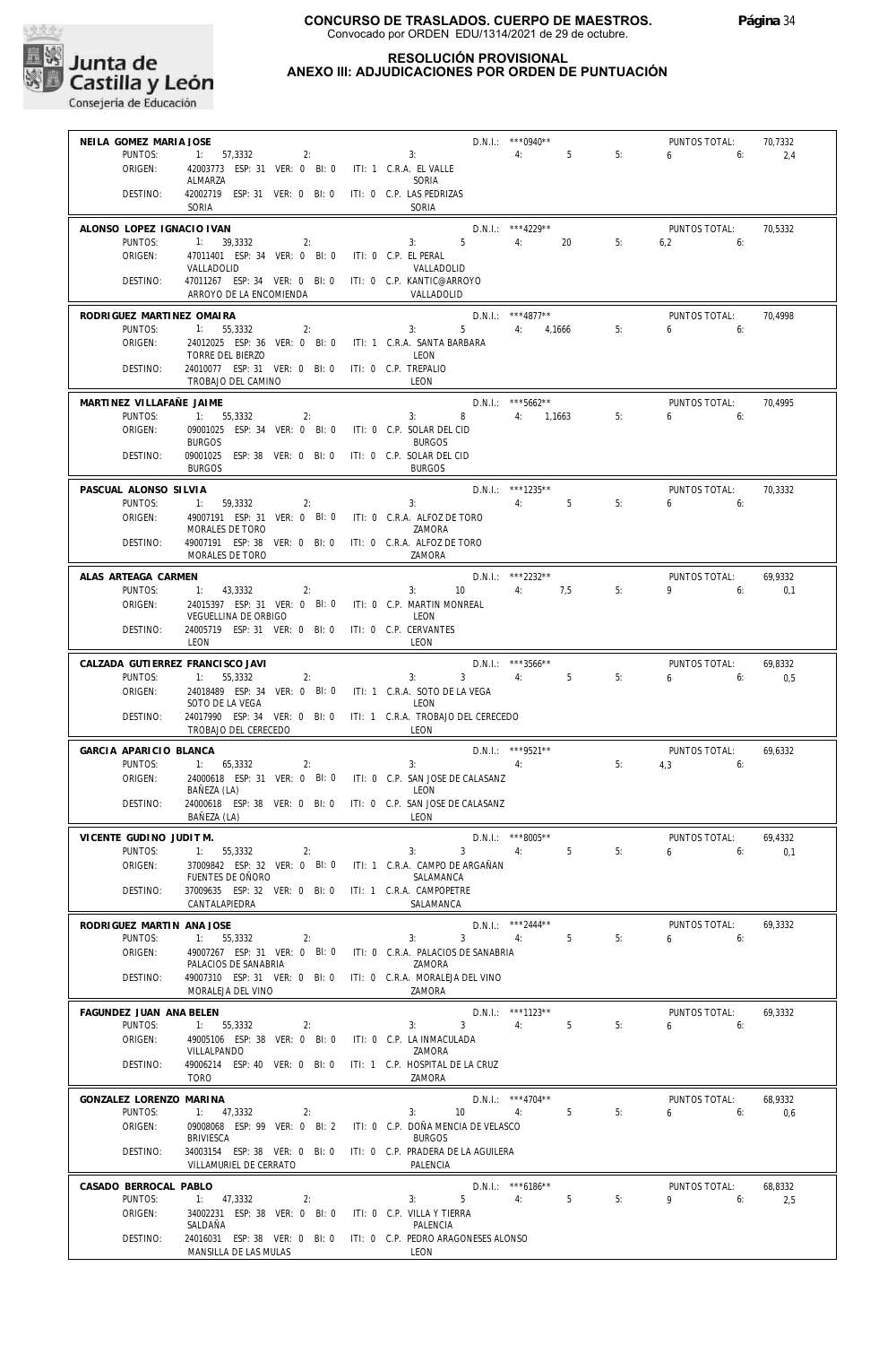**CONCURSO DE TRASLADOS. CUERPO DE MAESTROS.**
Convocado por ORDEN EDU/1314/2021 de 29 de octubre.

**RESOLUCIÓN PROVISIONAL**
**ANEXO III: ADJUDICACIONES POR ORDEN DE PUNTUACIÓN**

**NEILA GOMEZ MARIA JOSE** — D.N.I.: ***0940** — PUNTOS TOTAL: 70,7332
PUNTOS: 1: 57,3332 2: 3: 4: 5 5: 6 6: 2,4
ORIGEN: 42003773 ESP: 31 VER: 0 BI: 0 ITI: 1 C.R.A. EL VALLE — ALMARZA — SORIA
DESTINO: 42002719 ESP: 31 VER: 0 BI: 0 ITI: 0 C.P. LAS PEDRIZAS — SORIA — SORIA

**ALONSO LOPEZ IGNACIO IVAN** — D.N.I.: ***4229** — PUNTOS TOTAL: 70,5332
PUNTOS: 1: 39,3332 2: 3: 5 4: 20 5: 6,2 6:
ORIGEN: 47011401 ESP: 34 VER: 0 BI: 0 ITI: 0 C.P. EL PERAL — VALLADOLID — VALLADOLID
DESTINO: 47011267 ESP: 34 VER: 0 BI: 0 ITI: 0 C.P. KANTIC@ARROYO — ARROYO DE LA ENCOMIENDA — VALLADOLID

**RODRIGUEZ MARTINEZ OMAIRA** — D.N.I.: ***4877** — PUNTOS TOTAL: 70,4998
PUNTOS: 1: 55,3332 2: 3: 5 4: 4,1666 5: 6 6:
ORIGEN: 24012025 ESP: 36 VER: 0 BI: 0 ITI: 1 C.R.A. SANTA BARBARA — TORRE DEL BIERZO — LEON
DESTINO: 24010077 ESP: 31 VER: 0 BI: 0 ITI: 0 C.P. TREPALIO — TROBAJO DEL CAMINO — LEON

**MARTINEZ VILLAFAÑE JAIME** — D.N.I.: ***5662** — PUNTOS TOTAL: 70,4995
PUNTOS: 1: 55,3332 2: 3: 8 4: 1,1663 5: 6 6:
ORIGEN: 09001025 ESP: 34 VER: 0 BI: 0 ITI: 0 C.P. SOLAR DEL CID — BURGOS — BURGOS
DESTINO: 09001025 ESP: 38 VER: 0 BI: 0 ITI: 0 C.P. SOLAR DEL CID — BURGOS — BURGOS

**PASCUAL ALONSO SILVIA** — D.N.I.: ***1235** — PUNTOS TOTAL: 70,3332
PUNTOS: 1: 59,3332 2: 3: 4: 5 5: 6 6:
ORIGEN: 49007191 ESP: 31 VER: 0 BI: 0 ITI: 0 C.R.A. ALFOZ DE TORO — MORALES DE TORO — ZAMORA
DESTINO: 49007191 ESP: 38 VER: 0 BI: 0 ITI: 0 C.R.A. ALFOZ DE TORO — MORALES DE TORO — ZAMORA

**ALAS ARTEAGA CARMEN** — D.N.I.: ***2232** — PUNTOS TOTAL: 69,9332
PUNTOS: 1: 43,3332 2: 3: 10 4: 7,5 5: 9 6: 0,1
ORIGEN: 24015397 ESP: 31 VER: 0 BI: 0 ITI: 0 C.P. MARTIN MONREAL — VEGUELLINA DE ORBIGO — LEON
DESTINO: 24005719 ESP: 31 VER: 0 BI: 0 ITI: 0 C.P. CERVANTES — LEON — LEON

**CALZADA GUTIERREZ FRANCISCO JAVI** — D.N.I.: ***3566** — PUNTOS TOTAL: 69,8332
PUNTOS: 1: 55,3332 2: 3: 3 4: 5 5: 6 6: 0,5
ORIGEN: 24018489 ESP: 34 VER: 0 BI: 0 ITI: 1 C.R.A. SOTO DE LA VEGA — SOTO DE LA VEGA — LEON
DESTINO: 24017990 ESP: 34 VER: 0 BI: 0 ITI: 1 C.R.A. TROBAJO DEL CERECEDO — TROBAJO DEL CERECEDO — LEON

**GARCIA APARICIO BLANCA** — D.N.I.: ***9521** — PUNTOS TOTAL: 69,6332
PUNTOS: 1: 65,3332 2: 3: 4: 5: 4,3 6:
ORIGEN: 24000618 ESP: 31 VER: 0 BI: 0 ITI: 0 C.P. SAN JOSE DE CALASANZ — BAÑEZA (LA) — LEON
DESTINO: 24000618 ESP: 38 VER: 0 BI: 0 ITI: 0 C.P. SAN JOSE DE CALASANZ — BAÑEZA (LA) — LEON

**VICENTE GUDINO JUDIT M.** — D.N.I.: ***8005** — PUNTOS TOTAL: 69,4332
PUNTOS: 1: 55,3332 2: 3: 3 4: 5 5: 6 6: 0,1
ORIGEN: 37009842 ESP: 32 VER: 0 BI: 0 ITI: 1 C.R.A. CAMPO DE ARGAÑAN — FUENTES DE OÑORO — SALAMANCA
DESTINO: 37009635 ESP: 32 VER: 0 BI: 0 ITI: 1 C.R.A. CAMPOPETRE — CANTALAPIEDRA — SALAMANCA

**RODRIGUEZ MARTIN ANA JOSE** — D.N.I.: ***2444** — PUNTOS TOTAL: 69,3332
PUNTOS: 1: 55,3332 2: 3: 3 4: 5 5: 6 6:
ORIGEN: 49007267 ESP: 31 VER: 0 BI: 0 ITI: 0 C.R.A. PALACIOS DE SANABRIA — PALACIOS DE SANABRIA — ZAMORA
DESTINO: 49007310 ESP: 31 VER: 0 BI: 0 ITI: 0 C.R.A. MORALEJA DEL VINO — MORALEJA DEL VINO — ZAMORA

**FAGUNDEZ JUAN ANA BELEN** — D.N.I.: ***1123** — PUNTOS TOTAL: 69,3332
PUNTOS: 1: 55,3332 2: 3: 3 4: 5 5: 6 6:
ORIGEN: 49005106 ESP: 38 VER: 0 BI: 0 ITI: 0 C.P. LA INMACULADA — VILLALPANDO — ZAMORA
DESTINO: 49006214 ESP: 40 VER: 0 BI: 0 ITI: 1 C.P. HOSPITAL DE LA CRUZ — TORO — ZAMORA

**GONZALEZ LORENZO MARINA** — D.N.I.: ***4704** — PUNTOS TOTAL: 68,9332
PUNTOS: 1: 47,3332 2: 3: 10 4: 5 5: 6 6: 0,6
ORIGEN: 09008068 ESP: 99 VER: 0 BI: 2 ITI: 0 C.P. DOÑA MENCIA DE VELASCO — BRIVIESCA — BURGOS
DESTINO: 34003154 ESP: 38 VER: 0 BI: 0 ITI: 0 C.P. PRADERA DE LA AGUILERA — VILLAMURIEL DE CERRATO — PALENCIA

**CASADO BERROCAL PABLO** — D.N.I.: ***6186** — PUNTOS TOTAL: 68,8332
PUNTOS: 1: 47,3332 2: 3: 5 4: 5 5: 9 6: 2,5
ORIGEN: 34002231 ESP: 38 VER: 0 BI: 0 ITI: 0 C.P. VILLA Y TIERRA — SALDAÑA — PALENCIA
DESTINO: 24016031 ESP: 38 VER: 0 BI: 0 ITI: 0 C.P. PEDRO ARAGONESES ALONSO — MANSILLA DE LAS MULAS — LEON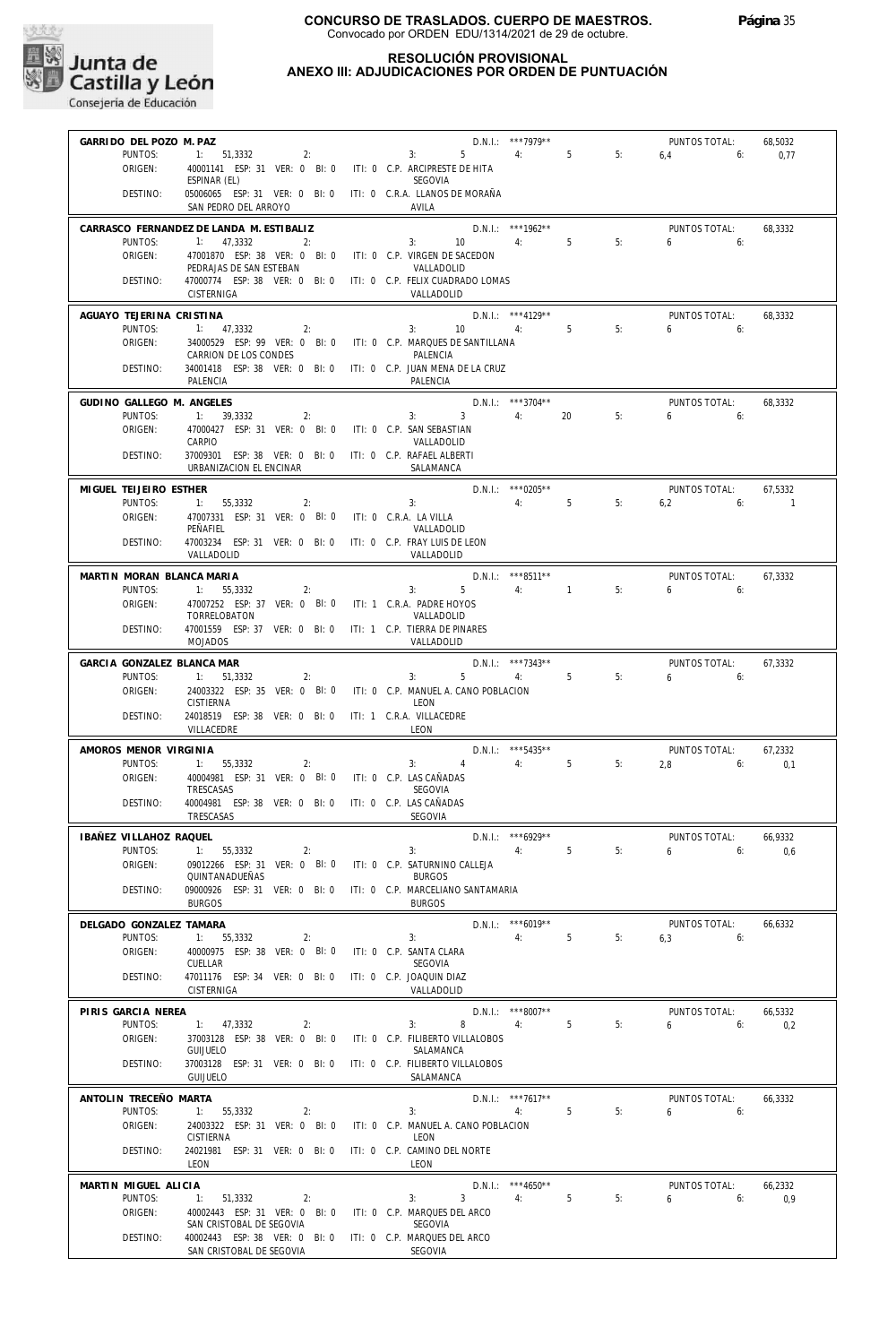**CONCURSO DE TRASLADOS. CUERPO DE MAESTROS.**
Convocado por ORDEN EDU/1314/2021 de 29 de octubre.

**RESOLUCIÓN PROVISIONAL**
**ANEXO III: ADJUDICACIONES POR ORDEN DE PUNTUACIÓN**

---

**GARRIDO DEL POZO M. PAZ** — D.N.I.: ***7979** — PUNTOS TOTAL: 68,5032
PUNTOS: 1: 51,3332 2: 3: 5 4: 5 5: 6,4 6: 0,77
ORIGEN: 40001141 ESP: 31 VER: 0 BI: 0 ITI: 0 C.P. ARCIPRESTE DE HITA — ESPINAR (EL) — SEGOVIA
DESTINO: 05006065 ESP: 31 VER: 0 BI: 0 ITI: 0 C.R.A. LLANOS DE MORAÑA — SAN PEDRO DEL ARROYO — AVILA

---

**CARRASCO FERNANDEZ DE LANDA M. ESTIBALIZ** — D.N.I.: ***1962** — PUNTOS TOTAL: 68,3332
PUNTOS: 1: 47,3332 2: 3: 10 4: 5 5: 6 6:
ORIGEN: 47001870 ESP: 38 VER: 0 BI: 0 ITI: 0 C.P. VIRGEN DE SACEDON — PEDRAJAS DE SAN ESTEBAN — VALLADOLID
DESTINO: 47000774 ESP: 38 VER: 0 BI: 0 ITI: 0 C.P. FELIX CUADRADO LOMAS — CISTERNIGA — VALLADOLID

---

**AGUAYO TEJERINA CRISTINA** — D.N.I.: ***4129** — PUNTOS TOTAL: 68,3332
PUNTOS: 1: 47,3332 2: 3: 10 4: 5 5: 6 6:
ORIGEN: 34000529 ESP: 99 VER: 0 BI: 0 ITI: 0 C.P. MARQUES DE SANTILLANA — CARRION DE LOS CONDES — PALENCIA
DESTINO: 34001418 ESP: 38 VER: 0 BI: 0 ITI: 0 C.P. JUAN MENA DE LA CRUZ — PALENCIA — PALENCIA

---

**GUDINO GALLEGO M. ANGELES** — D.N.I.: ***3704** — PUNTOS TOTAL: 68,3332
PUNTOS: 1: 39,3332 2: 3: 3 4: 20 5: 6 6:
ORIGEN: 47000427 ESP: 31 VER: 0 BI: 0 ITI: 0 C.P. SAN SEBASTIAN — CARPIO — VALLADOLID
DESTINO: 37009301 ESP: 38 VER: 0 BI: 0 ITI: 0 C.P. RAFAEL ALBERTI — URBANIZACION EL ENCINAR — SALAMANCA

---

**MIGUEL TEIJEIRO ESTHER** — D.N.I.: ***0205** — PUNTOS TOTAL: 67,5332
PUNTOS: 1: 55,3332 2: 3: 4: 5 5: 6,2 6: 1
ORIGEN: 47007331 ESP: 31 VER: 0 BI: 0 ITI: 0 C.R.A. LA VILLA — PEÑAFIEL — VALLADOLID
DESTINO: 47003234 ESP: 31 VER: 0 BI: 0 ITI: 0 C.P. FRAY LUIS DE LEON — VALLADOLID — VALLADOLID

---

**MARTIN MORAN BLANCA MARIA** — D.N.I.: ***8511** — PUNTOS TOTAL: 67,3332
PUNTOS: 1: 55,3332 2: 3: 5 4: 1 5: 6 6:
ORIGEN: 47007252 ESP: 37 VER: 0 BI: 0 ITI: 1 C.R.A. PADRE HOYOS — TORRELOBATON — VALLADOLID
DESTINO: 47001559 ESP: 37 VER: 0 BI: 0 ITI: 1 C.P. TIERRA DE PINARES — MOJADOS — VALLADOLID

---

**GARCIA GONZALEZ BLANCA MAR** — D.N.I.: ***7343** — PUNTOS TOTAL: 67,3332
PUNTOS: 1: 51,3332 2: 3: 5 4: 5 5: 6 6:
ORIGEN: 24003322 ESP: 35 VER: 0 BI: 0 ITI: 0 C.P. MANUEL A. CANO POBLACION — CISTIERNA — LEON
DESTINO: 24018519 ESP: 38 VER: 0 BI: 0 ITI: 1 C.R.A. VILLACEDRE — VILLACEDRE — LEON

---

**AMOROS MENOR VIRGINIA** — D.N.I.: ***5435** — PUNTOS TOTAL: 67,2332
PUNTOS: 1: 55,3332 2: 3: 4 4: 5 5: 2,8 6: 0,1
ORIGEN: 40004981 ESP: 31 VER: 0 BI: 0 ITI: 0 C.P. LAS CAÑADAS — TRESCASAS — SEGOVIA
DESTINO: 40004981 ESP: 38 VER: 0 BI: 0 ITI: 0 C.P. LAS CAÑADAS — TRESCASAS — SEGOVIA

---

**IBAÑEZ VILLAHOZ RAQUEL** — D.N.I.: ***6929** — PUNTOS TOTAL: 66,9332
PUNTOS: 1: 55,3332 2: 3: 4: 5 5: 6 6: 0,6
ORIGEN: 09012266 ESP: 31 VER: 0 BI: 0 ITI: 0 C.P. SATURNINO CALLEJA — QUINTANADUEÑAS — BURGOS
DESTINO: 09000926 ESP: 31 VER: 0 BI: 0 ITI: 0 C.P. MARCELIANO SANTAMARIA — BURGOS — BURGOS

---

**DELGADO GONZALEZ TAMARA** — D.N.I.: ***6019** — PUNTOS TOTAL: 66,6332
PUNTOS: 1: 55,3332 2: 3: 4: 5 5: 6,3 6:
ORIGEN: 40000975 ESP: 38 VER: 0 BI: 0 ITI: 0 C.P. SANTA CLARA — CUELLAR — SEGOVIA
DESTINO: 47011176 ESP: 34 VER: 0 BI: 0 ITI: 0 C.P. JOAQUIN DIAZ — CISTERNIGA — VALLADOLID

---

**PIRIS GARCIA NEREA** — D.N.I.: ***8007** — PUNTOS TOTAL: 66,5332
PUNTOS: 1: 47,3332 2: 3: 8 4: 5 5: 6 6: 0,2
ORIGEN: 37003128 ESP: 38 VER: 0 BI: 0 ITI: 0 C.P. FILIBERTO VILLALOBOS — GUIJUELO — SALAMANCA
DESTINO: 37003128 ESP: 31 VER: 0 BI: 0 ITI: 0 C.P. FILIBERTO VILLALOBOS — GUIJUELO — SALAMANCA

---

**ANTOLIN TRECEÑO MARTA** — D.N.I.: ***7617** — PUNTOS TOTAL: 66,3332
PUNTOS: 1: 55,3332 2: 3: 4: 5 5: 6 6:
ORIGEN: 24003322 ESP: 31 VER: 0 BI: 0 ITI: 0 C.P. MANUEL A. CANO POBLACION — CISTIERNA — LEON
DESTINO: 24021981 ESP: 31 VER: 0 BI: 0 ITI: 0 C.P. CAMINO DEL NORTE — LEON — LEON

---

**MARTIN MIGUEL ALICIA** — D.N.I.: ***4650** — PUNTOS TOTAL: 66,2332
PUNTOS: 1: 51,3332 2: 3: 3 4: 5 5: 6 6: 0,9
ORIGEN: 40002443 ESP: 31 VER: 0 BI: 0 ITI: 0 C.P. MARQUES DEL ARCO — SAN CRISTOBAL DE SEGOVIA — SEGOVIA
DESTINO: 40002443 ESP: 38 VER: 0 BI: 0 ITI: 0 C.P. MARQUES DEL ARCO — SAN CRISTOBAL DE SEGOVIA — SEGOVIA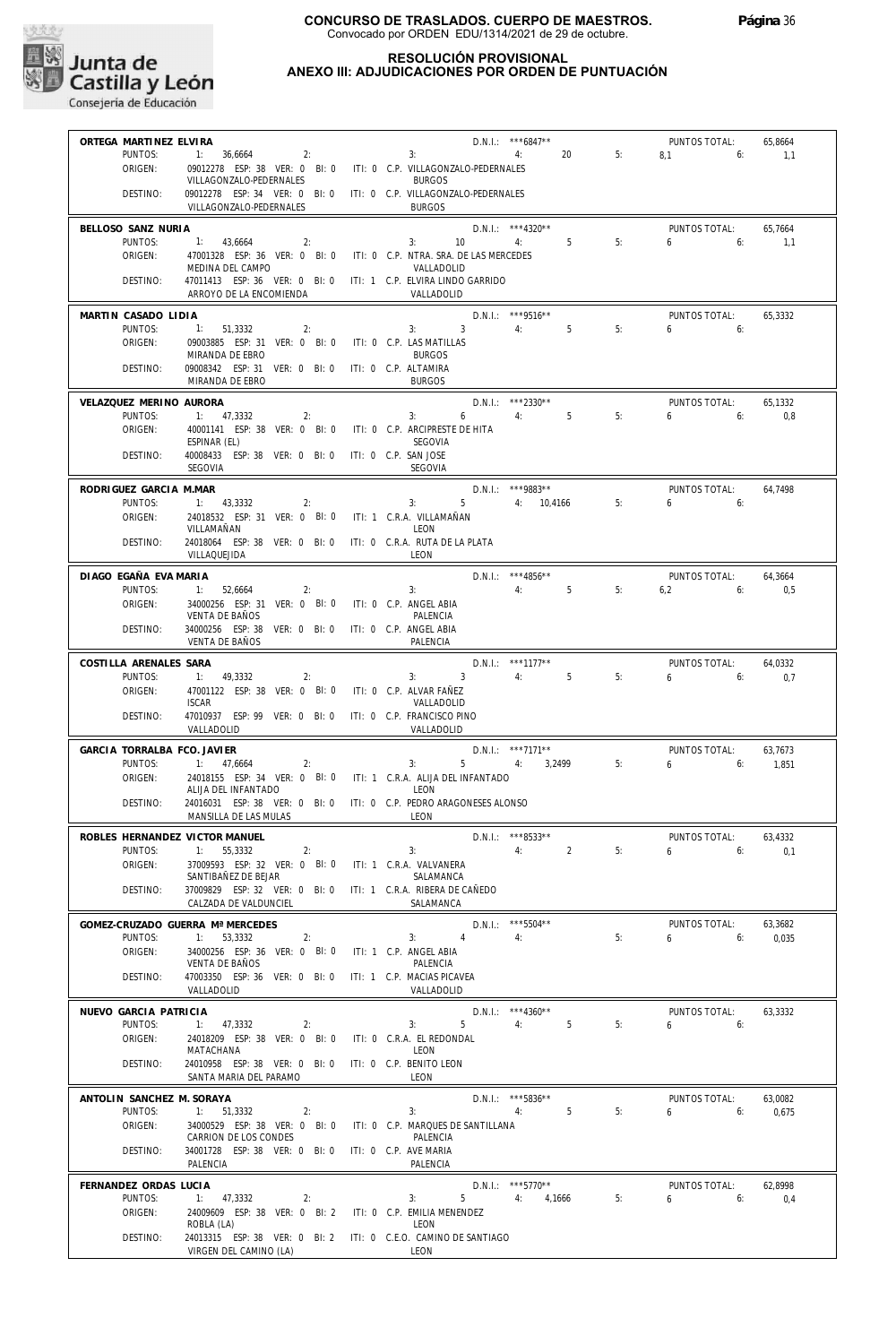**CONCURSO DE TRASLADOS. CUERPO DE MAESTROS.**
Convocado por ORDEN EDU/1314/2021 de 29 de octubre.

**RESOLUCIÓN PROVISIONAL**
**ANEXO III: ADJUDICACIONES POR ORDEN DE PUNTUACIÓN**

**ORTEGA MARTINEZ ELVIRA** — D.N.I.: ***6847** — PUNTOS TOTAL: 65,8664
PUNTOS: 1: 36,6664 2: 3: 4: 20 5: 8,1 6: 1,1
ORIGEN: 09012278 ESP: 38 VER: 0 BI: 0 ITI: 0 C.P. VILLAGONZALO-PEDERNALES — VILLAGONZALO-PEDERNALES — BURGOS
DESTINO: 09012278 ESP: 34 VER: 0 BI: 0 ITI: 0 C.P. VILLAGONZALO-PEDERNALES — VILLAGONZALO-PEDERNALES — BURGOS

**BELLOSO SANZ NURIA** — D.N.I.: ***4320** — PUNTOS TOTAL: 65,7664
PUNTOS: 1: 43,6664 2: 3: 10 4: 5 5: 6 6: 1,1
ORIGEN: 47001328 ESP: 36 VER: 0 BI: 0 ITI: 0 C.P. NTRA. SRA. DE LAS MERCEDES — MEDINA DEL CAMPO — VALLADOLID
DESTINO: 47011413 ESP: 36 VER: 0 BI: 0 ITI: 1 C.P. ELVIRA LINDO GARRIDO — ARROYO DE LA ENCOMIENDA — VALLADOLID

**MARTIN CASADO LIDIA** — D.N.I.: ***9516** — PUNTOS TOTAL: 65,3332
PUNTOS: 1: 51,3332 2: 3: 3 4: 5 5: 6 6:
ORIGEN: 09003885 ESP: 31 VER: 0 BI: 0 ITI: 0 C.P. LAS MATILLAS — MIRANDA DE EBRO — BURGOS
DESTINO: 09008342 ESP: 31 VER: 0 BI: 0 ITI: 0 C.P. ALTAMIRA — MIRANDA DE EBRO — BURGOS

**VELAZQUEZ MERINO AURORA** — D.N.I.: ***2330** — PUNTOS TOTAL: 65,1332
PUNTOS: 1: 47,3332 2: 3: 6 4: 5 5: 6 6: 0,8
ORIGEN: 40001141 ESP: 38 VER: 0 BI: 0 ITI: 0 C.P. ARCIPRESTE DE HITA — ESPINAR (EL) — SEGOVIA
DESTINO: 40008433 ESP: 38 VER: 0 BI: 0 ITI: 0 C.P. SAN JOSE — SEGOVIA — SEGOVIA

**RODRIGUEZ GARCIA M.MAR** — D.N.I.: ***9883** — PUNTOS TOTAL: 64,7498
PUNTOS: 1: 43,3332 2: 3: 5 4: 10,4166 5: 6 6:
ORIGEN: 24018532 ESP: 31 VER: 0 BI: 0 ITI: 1 C.R.A. VILLAMAÑAN — VILLAMAÑAN — LEON
DESTINO: 24018064 ESP: 38 VER: 0 BI: 0 ITI: 0 C.R.A. RUTA DE LA PLATA — VILLAQUEJIDA — LEON

**DIAGO EGAÑA EVA MARIA** — D.N.I.: ***4856** — PUNTOS TOTAL: 64,3664
PUNTOS: 1: 52,6664 2: 3: 4: 5 5: 6,2 6: 0,5
ORIGEN: 34000256 ESP: 31 VER: 0 BI: 0 ITI: 0 C.P. ANGEL ABIA — VENTA DE BAÑOS — PALENCIA
DESTINO: 34000256 ESP: 38 VER: 0 BI: 0 ITI: 0 C.P. ANGEL ABIA — VENTA DE BAÑOS — PALENCIA

**COSTILLA ARENALES SARA** — D.N.I.: ***1177** — PUNTOS TOTAL: 64,0332
PUNTOS: 1: 49,3332 2: 3: 3 4: 5 5: 6 6: 0,7
ORIGEN: 47001122 ESP: 38 VER: 0 BI: 0 ITI: 0 C.P. ALVAR FAÑEZ — ISCAR — VALLADOLID
DESTINO: 47010937 ESP: 99 VER: 0 BI: 0 ITI: 0 C.P. FRANCISCO PINO — VALLADOLID — VALLADOLID

**GARCIA TORRALBA FCO. JAVIER** — D.N.I.: ***7171** — PUNTOS TOTAL: 63,7673
PUNTOS: 1: 47,6664 2: 3: 5 4: 3,2499 5: 6 6: 1,851
ORIGEN: 24018155 ESP: 34 VER: 0 BI: 0 ITI: 1 C.R.A. ALIJA DEL INFANTADO — ALIJA DEL INFANTADO — LEON
DESTINO: 24016031 ESP: 38 VER: 0 BI: 0 ITI: 0 C.P. PEDRO ARAGONESES ALONSO — MANSILLA DE LAS MULAS — LEON

**ROBLES HERNANDEZ VICTOR MANUEL** — D.N.I.: ***8533** — PUNTOS TOTAL: 63,4332
PUNTOS: 1: 55,3332 2: 3: 4: 2 5: 6 6: 0,1
ORIGEN: 37009593 ESP: 32 VER: 0 BI: 0 ITI: 1 C.R.A. VALVANERA — SANTIBAÑEZ DE BEJAR — SALAMANCA
DESTINO: 37009829 ESP: 32 VER: 0 BI: 0 ITI: 1 C.R.A. RIBERA DE CAÑEDO — CALZADA DE VALDUNCIEL — SALAMANCA

**GOMEZ-CRUZADO GUERRA Mª MERCEDES** — D.N.I.: ***5504** — PUNTOS TOTAL: 63,3682
PUNTOS: 1: 53,3332 2: 3: 4 4: 5: 6 6: 0,035
ORIGEN: 34000256 ESP: 36 VER: 0 BI: 0 ITI: 1 C.P. ANGEL ABIA — VENTA DE BAÑOS — PALENCIA
DESTINO: 47003350 ESP: 36 VER: 0 BI: 0 ITI: 1 C.P. MACIAS PICAVEA — VALLADOLID — VALLADOLID

**NUEVO GARCIA PATRICIA** — D.N.I.: ***4360** — PUNTOS TOTAL: 63,3332
PUNTOS: 1: 47,3332 2: 3: 5 4: 5 5: 6 6:
ORIGEN: 24018209 ESP: 38 VER: 0 BI: 0 ITI: 0 C.R.A. EL REDONDAL — MATACHANA — LEON
DESTINO: 24010958 ESP: 38 VER: 0 BI: 0 ITI: 0 C.P. BENITO LEON — SANTA MARIA DEL PARAMO — LEON

**ANTOLIN SANCHEZ M. SORAYA** — D.N.I.: ***5836** — PUNTOS TOTAL: 63,0082
PUNTOS: 1: 51,3332 2: 3: 4: 5 5: 6 6: 0,675
ORIGEN: 34000529 ESP: 38 VER: 0 BI: 0 ITI: 0 C.P. MARQUES DE SANTILLANA — CARRION DE LOS CONDES — PALENCIA
DESTINO: 34001728 ESP: 38 VER: 0 BI: 0 ITI: 0 C.P. AVE MARIA — PALENCIA — PALENCIA

**FERNANDEZ ORDAS LUCIA** — D.N.I.: ***5770** — PUNTOS TOTAL: 62,8998
PUNTOS: 1: 47,3332 2: 3: 5 4: 4,1666 5: 6 6: 0,4
ORIGEN: 24009609 ESP: 38 VER: 0 BI: 2 ITI: 0 C.P. EMILIA MENENDEZ — ROBLA (LA) — LEON
DESTINO: 24013315 ESP: 38 VER: 0 BI: 2 ITI: 0 C.E.O. CAMINO DE SANTIAGO — VIRGEN DEL CAMINO (LA) — LEON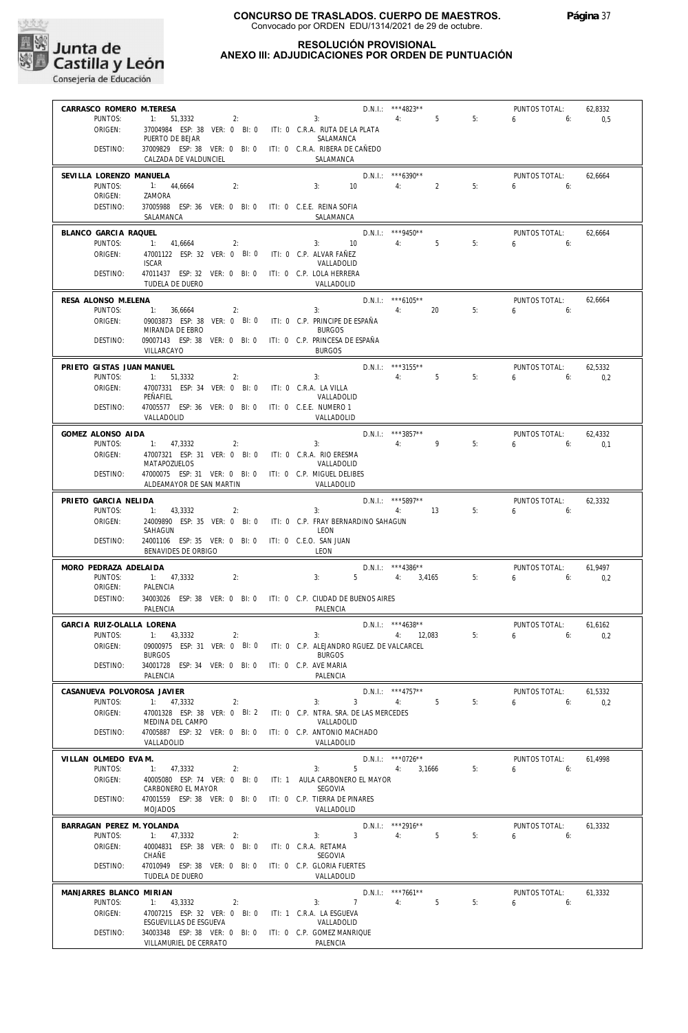**CONCURSO DE TRASLADOS. CUERPO DE MAESTROS.**
Convocado por ORDEN EDU/1314/2021 de 29 de octubre.

**RESOLUCIÓN PROVISIONAL**
**ANEXO III: ADJUDICACIONES POR ORDEN DE PUNTUACIÓN**

**CARRASCO ROMERO M.TERESA** — D.N.I.: ***4823** — PUNTOS TOTAL: 62,8332
PUNTOS: 1: 51,3332 2: 3: 4: 5 5: 6 6: 0,5
ORIGEN: 37004984 ESP: 38 VER: 0 BI: 0 ITI: 0 C.R.A. RUTA DE LA PLATA — PUERTO DE BEJAR — SALAMANCA
DESTINO: 37009829 ESP: 38 VER: 0 BI: 0 ITI: 0 C.R.A. RIBERA DE CAÑEDO — CALZADA DE VALDUNCIEL — SALAMANCA

**SEVILLA LORENZO MANUELA** — D.N.I.: ***6390** — PUNTOS TOTAL: 62,6664
PUNTOS: 1: 44,6664 2: 3: 10 4: 2 5: 6 6:
ORIGEN: ZAMORA
DESTINO: 37005988 ESP: 36 VER: 0 BI: 0 ITI: 0 C.E.E. REINA SOFIA — SALAMANCA — SALAMANCA

**BLANCO GARCIA RAQUEL** — D.N.I.: ***9450** — PUNTOS TOTAL: 62,6664
PUNTOS: 1: 41,6664 2: 3: 10 4: 5 5: 6 6:
ORIGEN: 47001122 ESP: 32 VER: 0 BI: 0 ITI: 0 C.P. ALVAR FAÑEZ — ISCAR — VALLADOLID
DESTINO: 47011437 ESP: 32 VER: 0 BI: 0 ITI: 0 C.P. LOLA HERRERA — TUDELA DE DUERO — VALLADOLID

**RESA ALONSO M.ELENA** — D.N.I.: ***6105** — PUNTOS TOTAL: 62,6664
PUNTOS: 1: 36,6664 2: 3: 4: 20 5: 6 6:
ORIGEN: 09003873 ESP: 38 VER: 0 BI: 0 ITI: 0 C.P. PRINCIPE DE ESPAÑA — MIRANDA DE EBRO — BURGOS
DESTINO: 09007143 ESP: 38 VER: 0 BI: 0 ITI: 0 C.P. PRINCESA DE ESPAÑA — VILLARCAYO — BURGOS

**PRIETO GISTAS JUAN MANUEL** — D.N.I.: ***3155** — PUNTOS TOTAL: 62,5332
PUNTOS: 1: 51,3332 2: 3: 4: 5 5: 6 6: 0,2
ORIGEN: 47007331 ESP: 34 VER: 0 BI: 0 ITI: 0 C.R.A. LA VILLA — PEÑAFIEL — VALLADOLID
DESTINO: 47005577 ESP: 36 VER: 0 BI: 0 ITI: 0 C.E.E. NUMERO 1 — VALLADOLID — VALLADOLID

**GOMEZ ALONSO AIDA** — D.N.I.: ***3857** — PUNTOS TOTAL: 62,4332
PUNTOS: 1: 47,3332 2: 3: 4: 9 5: 6 6: 0,1
ORIGEN: 47007321 ESP: 31 VER: 0 BI: 0 ITI: 0 C.R.A. RIO ERESMA — MATAPOZUELOS — VALLADOLID
DESTINO: 47000075 ESP: 31 VER: 0 BI: 0 ITI: 0 C.P. MIGUEL DELIBES — ALDEAMAYOR DE SAN MARTIN — VALLADOLID

**PRIETO GARCIA NELIDA** — D.N.I.: ***5897** — PUNTOS TOTAL: 62,3332
PUNTOS: 1: 43,3332 2: 3: 4: 13 5: 6 6:
ORIGEN: 24009890 ESP: 35 VER: 0 BI: 0 ITI: 0 C.P. FRAY BERNARDINO SAHAGUN — SAHAGUN — LEON
DESTINO: 24001106 ESP: 35 VER: 0 BI: 0 ITI: 0 C.E.O. SAN JUAN — BENAVIDES DE ORBIGO — LEON

**MORO PEDRAZA ADELAIDA** — D.N.I.: ***4386** — PUNTOS TOTAL: 61,9497
PUNTOS: 1: 47,3332 2: 3: 5 4: 3,4165 5: 6 6: 0,2
ORIGEN: PALENCIA
DESTINO: 34003026 ESP: 38 VER: 0 BI: 0 ITI: 0 C.P. CIUDAD DE BUENOS AIRES — PALENCIA — PALENCIA

**GARCIA RUIZ-OLALLA LORENA** — D.N.I.: ***4638** — PUNTOS TOTAL: 61,6162
PUNTOS: 1: 43,3332 2: 3: 4: 12,083 5: 6 6: 0,2
ORIGEN: 09000975 ESP: 31 VER: 0 BI: 0 ITI: 0 C.P. ALEJANDRO RGUEZ. DE VALCARCEL — BURGOS — BURGOS
DESTINO: 34001728 ESP: 34 VER: 0 BI: 0 ITI: 0 C.P. AVE MARIA — PALENCIA — PALENCIA

**CASANUEVA POLVOROSA JAVIER** — D.N.I.: ***4757** — PUNTOS TOTAL: 61,5332
PUNTOS: 1: 47,3332 2: 3: 3 4: 5 5: 6 6: 0,2
ORIGEN: 47001328 ESP: 38 VER: 0 BI: 2 ITI: 0 C.P. NTRA. SRA. DE LAS MERCEDES — MEDINA DEL CAMPO — VALLADOLID
DESTINO: 47005887 ESP: 32 VER: 0 BI: 0 ITI: 0 C.P. ANTONIO MACHADO — VALLADOLID — VALLADOLID

**VILLAN OLMEDO EVA M.** — D.N.I.: ***0726** — PUNTOS TOTAL: 61,4998
PUNTOS: 1: 47,3332 2: 3: 5 4: 3,1666 5: 6 6:
ORIGEN: 40005080 ESP: 74 VER: 0 BI: 0 ITI: 1 AULA CARBONERO EL MAYOR — CARBONERO EL MAYOR — SEGOVIA
DESTINO: 47001559 ESP: 38 VER: 0 BI: 0 ITI: 0 C.P. TIERRA DE PINARES — MOJADOS — VALLADOLID

**BARRAGAN PEREZ M. YOLANDA** — D.N.I.: ***2916** — PUNTOS TOTAL: 61,3332
PUNTOS: 1: 47,3332 2: 3: 3 4: 5 5: 6 6:
ORIGEN: 40004831 ESP: 38 VER: 0 BI: 0 ITI: 0 C.R.A. RETAMA — CHAÑE — SEGOVIA
DESTINO: 47010949 ESP: 38 VER: 0 BI: 0 ITI: 0 C.P. GLORIA FUERTES — TUDELA DE DUERO — VALLADOLID

**MANJARRES BLANCO MIRIAN** — D.N.I.: ***7661** — PUNTOS TOTAL: 61,3332
PUNTOS: 1: 43,3332 2: 3: 7 4: 5 5: 6 6:
ORIGEN: 47007215 ESP: 32 VER: 0 BI: 0 ITI: 1 C.R.A. LA ESGUEVA — ESGUEVILLAS DE ESGUEVA — VALLADOLID
DESTINO: 34003348 ESP: 38 VER: 0 BI: 0 ITI: 0 C.P. GOMEZ MANRIQUE — VILLAMURIEL DE CERRATO — PALENCIA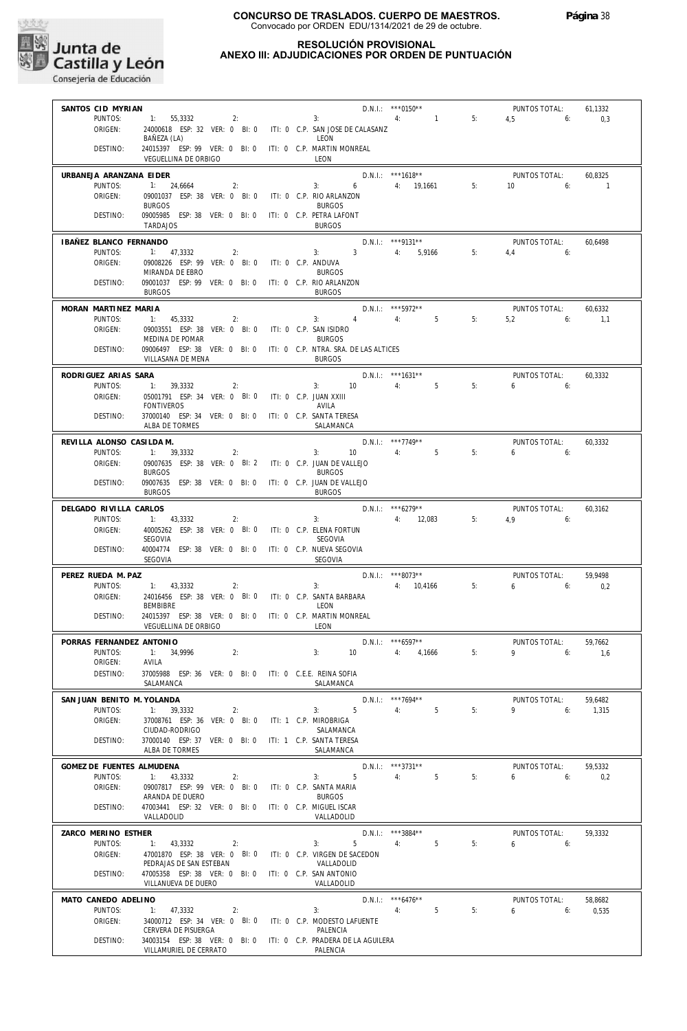# CONCURSO DE TRASLADOS. CUERPO DE MAESTROS.

Convocado por ORDEN EDU/1314/2021 de 29 de octubre.

## RESOLUCIÓN PROVISIONAL
## ANEXO III: ADJUDICACIONES POR ORDEN DE PUNTUACIÓN

**SANTOS CID MYRIAN** — D.N.I.: \*\*\*0150\*\* — PUNTOS TOTAL: 61,1332
PUNTOS: 1: 55,3332 2: 3: 4: 1 5: 4,5 6: 0,3
ORIGEN: 24000618 ESP: 32 VER: 0 BI: 0 ITI: 0 C.P. SAN JOSE DE CALASANZ — BAÑEZA (LA) — LEON
DESTINO: 24015397 ESP: 99 VER: 0 BI: 0 ITI: 0 C.P. MARTIN MONREAL — VEGUELLINA DE ORBIGO — LEON

**URBANEJA ARANZANA EIDER** — D.N.I.: \*\*\*1618\*\* — PUNTOS TOTAL: 60,8325
PUNTOS: 1: 24,6664 2: 3: 6 4: 19,1661 5: 10 6: 1
ORIGEN: 09001037 ESP: 38 VER: 0 BI: 0 ITI: 0 C.P. RIO ARLANZON — BURGOS — BURGOS
DESTINO: 09005985 ESP: 38 VER: 0 BI: 0 ITI: 0 C.P. PETRA LAFONT — TARDAJOS — BURGOS

**IBAÑEZ BLANCO FERNANDO** — D.N.I.: \*\*\*9131\*\* — PUNTOS TOTAL: 60,6498
PUNTOS: 1: 47,3332 2: 3: 3 4: 5,9166 5: 4,4 6:
ORIGEN: 09008226 ESP: 99 VER: 0 BI: 0 ITI: 0 C.P. ANDUVA — MIRANDA DE EBRO — BURGOS
DESTINO: 09001037 ESP: 99 VER: 0 BI: 0 ITI: 0 C.P. RIO ARLANZON — BURGOS — BURGOS

**MORAN MARTINEZ MARIA** — D.N.I.: \*\*\*5972\*\* — PUNTOS TOTAL: 60,6332
PUNTOS: 1: 45,3332 2: 3: 4 4: 5 5: 5,2 6: 1,1
ORIGEN: 09003551 ESP: 38 VER: 0 BI: 0 ITI: 0 C.P. SAN ISIDRO — MEDINA DE POMAR — BURGOS
DESTINO: 09006497 ESP: 38 VER: 0 BI: 0 ITI: 0 C.P. NTRA. SRA. DE LAS ALTICES — VILLASANA DE MENA — BURGOS

**RODRIGUEZ ARIAS SARA** — D.N.I.: \*\*\*1631\*\* — PUNTOS TOTAL: 60,3332
PUNTOS: 1: 39,3332 2: 3: 10 4: 5 5: 6 6:
ORIGEN: 05001791 ESP: 34 VER: 0 BI: 0 ITI: 0 C.P. JUAN XXIII — FONTIVEROS — AVILA
DESTINO: 37000140 ESP: 34 VER: 0 BI: 0 ITI: 0 C.P. SANTA TERESA — ALBA DE TORMES — SALAMANCA

**REVILLA ALONSO CASILDA M.** — D.N.I.: \*\*\*7749\*\* — PUNTOS TOTAL: 60,3332
PUNTOS: 1: 39,3332 2: 3: 10 4: 5 5: 6 6:
ORIGEN: 09007635 ESP: 38 VER: 0 BI: 2 ITI: 0 C.P. JUAN DE VALLEJO — BURGOS — BURGOS
DESTINO: 09007635 ESP: 38 VER: 0 BI: 0 ITI: 0 C.P. JUAN DE VALLEJO — BURGOS — BURGOS

**DELGADO RIVILLA CARLOS** — D.N.I.: \*\*\*6279\*\* — PUNTOS TOTAL: 60,3162
PUNTOS: 1: 43,3332 2: 3: 4: 12,083 5: 4,9 6:
ORIGEN: 40005262 ESP: 38 VER: 0 BI: 0 ITI: 0 C.P. ELENA FORTUN — SEGOVIA — SEGOVIA
DESTINO: 40004774 ESP: 38 VER: 0 BI: 0 ITI: 0 C.P. NUEVA SEGOVIA — SEGOVIA — SEGOVIA

**PEREZ RUEDA M. PAZ** — D.N.I.: \*\*\*8073\*\* — PUNTOS TOTAL: 59,9498
PUNTOS: 1: 43,3332 2: 3: 4: 10,4166 5: 6 6: 0,2
ORIGEN: 24016456 ESP: 38 VER: 0 BI: 0 ITI: 0 C.P. SANTA BARBARA — BEMBIBRE — LEON
DESTINO: 24015397 ESP: 38 VER: 0 BI: 0 ITI: 0 C.P. MARTIN MONREAL — VEGUELLINA DE ORBIGO — LEON

**PORRAS FERNANDEZ ANTONIO** — D.N.I.: \*\*\*6597\*\* — PUNTOS TOTAL: 59,7662
PUNTOS: 1: 34,9996 2: 3: 10 4: 4,1666 5: 9 6: 1,6
ORIGEN: AVILA
DESTINO: 37005988 ESP: 36 VER: 0 BI: 0 ITI: 0 C.E.E. REINA SOFIA — SALAMANCA — SALAMANCA

**SAN JUAN BENITO M. YOLANDA** — D.N.I.: \*\*\*7694\*\* — PUNTOS TOTAL: 59,6482
PUNTOS: 1: 39,3332 2: 3: 5 4: 5 5: 9 6: 1,315
ORIGEN: 37008761 ESP: 36 VER: 0 BI: 0 ITI: 1 C.P. MIROBRIGA — CIUDAD-RODRIGO — SALAMANCA
DESTINO: 37000140 ESP: 37 VER: 0 BI: 0 ITI: 1 C.P. SANTA TERESA — ALBA DE TORMES — SALAMANCA

**GOMEZ DE FUENTES ALMUDENA** — D.N.I.: \*\*\*3731\*\* — PUNTOS TOTAL: 59,5332
PUNTOS: 1: 43,3332 2: 3: 5 4: 5 5: 6 6: 0,2
ORIGEN: 09007817 ESP: 99 VER: 0 BI: 0 ITI: 0 C.P. SANTA MARIA — ARANDA DE DUERO — BURGOS
DESTINO: 47003441 ESP: 32 VER: 0 BI: 0 ITI: 0 C.P. MIGUEL ISCAR — VALLADOLID — VALLADOLID

**ZARCO MERINO ESTHER** — D.N.I.: \*\*\*3884\*\* — PUNTOS TOTAL: 59,3332
PUNTOS: 1: 43,3332 2: 3: 5 4: 5 5: 6 6:
ORIGEN: 47001870 ESP: 38 VER: 0 BI: 0 ITI: 0 C.P. VIRGEN DE SACEDON — PEDRAJAS DE SAN ESTEBAN — VALLADOLID
DESTINO: 47005358 ESP: 38 VER: 0 BI: 0 ITI: 0 C.P. SAN ANTONIO — VILLANUEVA DE DUERO — VALLADOLID

**MATO CANEDO ADELINO** — D.N.I.: \*\*\*6476\*\* — PUNTOS TOTAL: 58,8682
PUNTOS: 1: 47,3332 2: 3: 4: 5 5: 6 6: 0,535
ORIGEN: 34000712 ESP: 34 VER: 0 BI: 0 ITI: 0 C.P. MODESTO LAFUENTE — CERVERA DE PISUERGA — PALENCIA
DESTINO: 34003154 ESP: 38 VER: 0 BI: 0 ITI: 0 C.P. PRADERA DE LA AGUILERA — VILLAMURIEL DE CERRATO — PALENCIA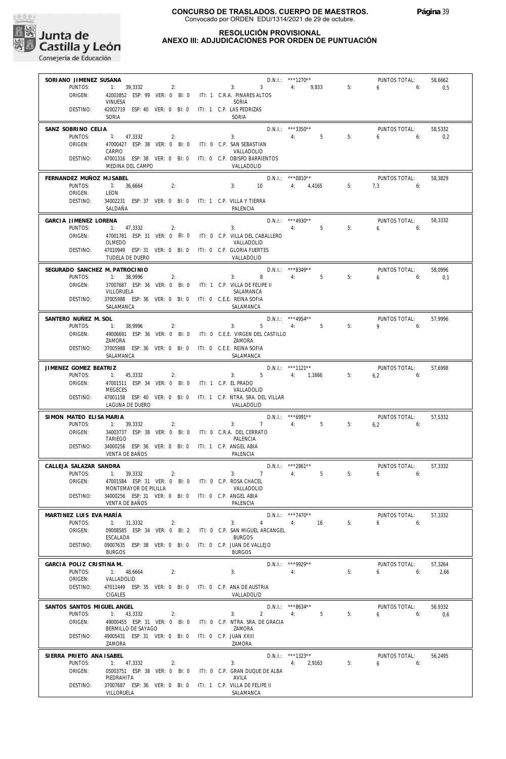# CONCURSO DE TRASLADOS. CUERPO DE MAESTROS.
Convocado por ORDEN EDU/1314/2021 de 29 de octubre.

## RESOLUCIÓN PROVISIONAL
## ANEXO III: ADJUDICACIONES POR ORDEN DE PUNTUACIÓN

**SORIANO JIMENEZ SUSANA** — D.N.I.: ***1270** — PUNTOS TOTAL: 58,6662
PUNTOS: 1: 39,3332 2: 3: 3 4: 9,833 5: 6 6: 0,5
ORIGEN: 42003852 ESP: 99 VER: 0 BI: 0 ITI: 1 C.R.A. PINARES ALTOS — VINUESA — SORIA
DESTINO: 42002719 ESP: 40 VER: 0 BI: 0 ITI: 1 C.P. LAS PEDRIZAS — SORIA — SORIA

**SANZ SOBRINO CELIA** — D.N.I.: ***3350** — PUNTOS TOTAL: 58,5332
PUNTOS: 1: 47,3332 2: 3: 4: 5 5: 6 6: 0,2
ORIGEN: 47000427 ESP: 38 VER: 0 BI: 0 ITI: 0 C.P. SAN SEBASTIAN — CARPIO — VALLADOLID
DESTINO: 47001316 ESP: 38 VER: 0 BI: 0 ITI: 0 C.P. OBISPO BARRIENTOS — MEDINA DEL CAMPO — VALLADOLID

**FERNANDEZ MUÑOZ M.ISABEL** — D.N.I.: ***0810** — PUNTOS TOTAL: 58,3829
PUNTOS: 1: 36,6664 2: 3: 10 4: 4,4165 5: 7,3 6:
ORIGEN: LEON
DESTINO: 34002231 ESP: 37 VER: 0 BI: 0 ITI: 1 C.P. VILLA Y TIERRA — SALDAÑA — PALENCIA

**GARCIA JIMENEZ LORENA** — D.N.I.: ***4930** — PUNTOS TOTAL: 58,3332
PUNTOS: 1: 47,3332 2: 3: 4: 5 5: 6 6:
ORIGEN: 47001781 ESP: 31 VER: 0 BI: 0 ITI: 0 C.P. VILLA DEL CABALLERO — OLMEDO — VALLADOLID
DESTINO: 47010949 ESP: 31 VER: 0 BI: 0 ITI: 0 C.P. GLORIA FUERTES — TUDELA DE DUERO — VALLADOLID

**SEGURADO SANCHEZ M. PATROCINIO** — D.N.I.: ***8349** — PUNTOS TOTAL: 58,0996
PUNTOS: 1: 38,9996 2: 3: 8 4: 5 5: 6 6: 0,1
ORIGEN: 37007687 ESP: 36 VER: 0 BI: 0 ITI: 1 C.P. VILLA DE FELIPE II — VILLORUELA — SALAMANCA
DESTINO: 37005988 ESP: 36 VER: 0 BI: 0 ITI: 0 C.E.E. REINA SOFIA — SALAMANCA — SALAMANCA

**SANTERO NUÑEZ M. SOL** — D.N.I.: ***4954** — PUNTOS TOTAL: 57,9996
PUNTOS: 1: 38,9996 2: 3: 5 4: 5 5: 9 6:
ORIGEN: 49006691 ESP: 36 VER: 0 BI: 0 ITI: 0 C.E.E. VIRGEN DEL CASTILLO — ZAMORA — ZAMORA
DESTINO: 37005988 ESP: 36 VER: 0 BI: 0 ITI: 0 C.E.E. REINA SOFIA — SALAMANCA — SALAMANCA

**JIMENEZ GOMEZ BEATRIZ** — D.N.I.: ***1121** — PUNTOS TOTAL: 57,6998
PUNTOS: 1: 45,3332 2: 3: 5 4: 1,1666 5: 6,2 6:
ORIGEN: 47001511 ESP: 34 VER: 0 BI: 0 ITI: 1 C.P. EL PRADO — MEGECES — VALLADOLID
DESTINO: 47001158 ESP: 40 VER: 0 BI: 0 ITI: 1 C.P. NTRA. SRA. DEL VILLAR — LAGUNA DE DUERO — VALLADOLID

**SIMON MATEO ELISA MARIA** — D.N.I.: ***6991** — PUNTOS TOTAL: 57,5332
PUNTOS: 1: 39,3332 2: 3: 7 4: 5 5: 6,2 6:
ORIGEN: 34003737 ESP: 38 VER: 0 BI: 0 ITI: 0 C.R.A. DEL CERRATO — TARIEGO — PALENCIA
DESTINO: 34000256 ESP: 36 VER: 0 BI: 0 ITI: 1 C.P. ANGEL ABIA — VENTA DE BAÑOS — PALENCIA

**CALLEJA SALAZAR SANDRA** — D.N.I.: ***2861** — PUNTOS TOTAL: 57,3332
PUNTOS: 1: 39,3332 2: 3: 7 4: 5 5: 6 6:
ORIGEN: 47001584 ESP: 31 VER: 0 BI: 0 ITI: 0 C.P. ROSA CHACEL — MONTEMAYOR DE PILILLA — VALLADOLID
DESTINO: 34000256 ESP: 31 VER: 0 BI: 0 ITI: 0 C.P. ANGEL ABIA — VENTA DE BAÑOS — PALENCIA

**MARTINEZ LUIS EVA MARÍA** — D.N.I.: ***7470** — PUNTOS TOTAL: 57,3332
PUNTOS: 1: 31,3332 2: 3: 4 4: 16 5: 6 6:
ORIGEN: 09008585 ESP: 34 VER: 0 BI: 2 ITI: 0 C.P. SAN MIGUEL ARCANGEL — ESCALADA — BURGOS
DESTINO: 09007635 ESP: 38 VER: 0 BI: 0 ITI: 0 C.P. JUAN DE VALLEJO — BURGOS — BURGOS

**GARCIA POLIZ CRISTINA M.** — D.N.I.: ***9929** — PUNTOS TOTAL: 57,3264
PUNTOS: 1: 48,6664 2: 3: 4: 5: 6 6: 2,66
ORIGEN: VALLADOLID
DESTINO: 47011449 ESP: 35 VER: 0 BI: 0 ITI: 0 C.P. ANA DE AUSTRIA — CIGALES — VALLADOLID

**SANTOS SANTOS MIGUEL ANGEL** — D.N.I.: ***8634** — PUNTOS TOTAL: 56,9332
PUNTOS: 1: 43,3332 2: 3: 2 4: 5 5: 6 6: 0,6
ORIGEN: 49000455 ESP: 31 VER: 0 BI: 0 ITI: 0 C.P. NTRA. SRA. DE GRACIA — BERMILLO DE SAYAGO — ZAMORA
DESTINO: 49005431 ESP: 31 VER: 0 BI: 0 ITI: 0 C.P. JUAN XXIII — ZAMORA — ZAMORA

**SIERRA PRIETO ANA ISABEL** — D.N.I.: ***1323** — PUNTOS TOTAL: 56,2495
PUNTOS: 1: 47,3332 2: 3: 4: 2,9163 5: 6 6:
ORIGEN: 05003751 ESP: 38 VER: 0 BI: 0 ITI: 0 C.P. GRAN DUQUE DE ALBA — PIEDRAHITA — AVILA
DESTINO: 37007687 ESP: 36 VER: 0 BI: 0 ITI: 1 C.P. VILLA DE FELIPE II — VILLORUELA — SALAMANCA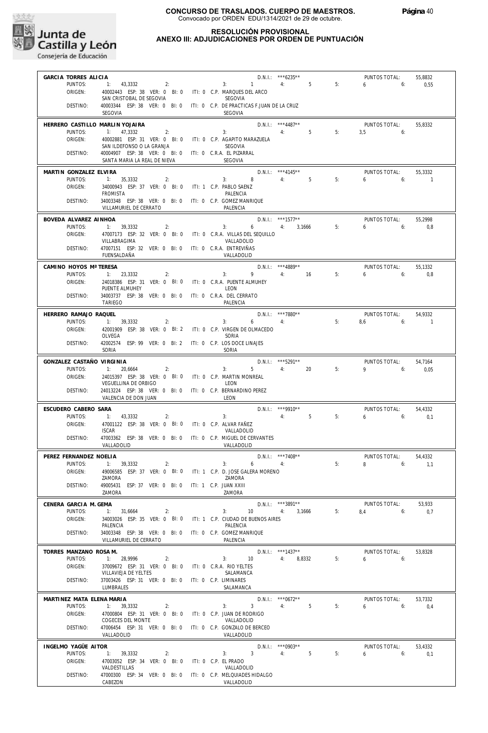**CONCURSO DE TRASLADOS. CUERPO DE MAESTROS.**
Convocado por ORDEN EDU/1314/2021 de 29 de octubre.

**RESOLUCIÓN PROVISIONAL**
**ANEXO III: ADJUDICACIONES POR ORDEN DE PUNTUACIÓN**

**GARCIA TORRES ALICIA** — D.N.I.: ***6235** — PUNTOS TOTAL: 55,8832
PUNTOS: 1: 43,3332 2: 3: 1 4: 5 5: 6 6: 0,55
ORIGEN: 40002443 ESP: 38 VER: 0 BI: 0 ITI: 0 C.P. MARQUES DEL ARCO — SAN CRISTOBAL DE SEGOVIA — SEGOVIA
DESTINO: 40003344 ESP: 38 VER: 0 BI: 0 ITI: 0 C.P. DE PRACTICAS F.JUAN DE LA CRUZ — SEGOVIA — SEGOVIA

**HERRERO CASTILLO MARLIN YOJAIRA** — D.N.I.: ***4487** — PUNTOS TOTAL: 55,8332
PUNTOS: 1: 47,3332 2: 3: 4: 5 5: 3,5 6:
ORIGEN: 40002881 ESP: 31 VER: 0 BI: 0 ITI: 0 C.P. AGAPITO MARAZUELA — SAN ILDEFONSO O LA GRANJA — SEGOVIA
DESTINO: 40004907 ESP: 38 VER: 0 BI: 0 ITI: 0 C.R.A. EL PIZARRAL — SANTA MARIA LA REAL DE NIEVA — SEGOVIA

**MARTIN GONZALEZ ELVIRA** — D.N.I.: ***4145** — PUNTOS TOTAL: 55,3332
PUNTOS: 1: 35,3332 2: 3: 8 4: 5 5: 6 6: 1
ORIGEN: 34000943 ESP: 37 VER: 0 BI: 0 ITI: 1 C.P. PABLO SAENZ — FROMISTA — PALENCIA
DESTINO: 34003348 ESP: 38 VER: 0 BI: 0 ITI: 0 C.P. GOMEZ MANRIQUE — VILLAMURIEL DE CERRATO — PALENCIA

**BOVEDA ALVAREZ AINHOA** — D.N.I.: ***1577** — PUNTOS TOTAL: 55,2998
PUNTOS: 1: 39,3332 2: 3: 6 4: 3,1666 5: 6 6: 0,8
ORIGEN: 47007173 ESP: 32 VER: 0 BI: 0 ITI: 0 C.R.A. VILLAS DEL SEQUILLO — VILLABRAGIMA — VALLADOLID
DESTINO: 47007151 ESP: 32 VER: 0 BI: 0 ITI: 0 C.R.A. ENTREVIÑAS — FUENSALDAÑA — VALLADOLID

**CAMINO HOYOS Mª TERESA** — D.N.I.: ***4889** — PUNTOS TOTAL: 55,1332
PUNTOS: 1: 23,3332 2: 3: 9 4: 16 5: 6 6: 0,8
ORIGEN: 24018386 ESP: 31 VER: 0 BI: 0 ITI: 0 C.R.A. PUENTE ALMUHEY — PUENTE ALMUHEY — LEON
DESTINO: 34003737 ESP: 38 VER: 0 BI: 0 ITI: 0 C.R.A. DEL CERRATO — TARIEGO — PALENCIA

**HERRERO RAMAJO RAQUEL** — D.N.I.: ***7880** — PUNTOS TOTAL: 54,9332
PUNTOS: 1: 39,3332 2: 3: 6 4: 5: 8,6 6: 1
ORIGEN: 42001909 ESP: 38 VER: 0 BI: 2 ITI: 0 C.P. VIRGEN DE OLMACEDO — OLVEGA — SORIA
DESTINO: 42002574 ESP: 99 VER: 0 BI: 2 ITI: 0 C.P. LOS DOCE LINAJES — SORIA — SORIA

**GONZALEZ CASTAÑO VIRGINIA** — D.N.I.: ***5291** — PUNTOS TOTAL: 54,7164
PUNTOS: 1: 20,6664 2: 3: 5 4: 20 5: 9 6: 0,05
ORIGEN: 24015397 ESP: 38 VER: 0 BI: 0 ITI: 0 C.P. MARTIN MONREAL — VEGUELLINA DE ORBIGO — LEON
DESTINO: 24013224 ESP: 38 VER: 0 BI: 0 ITI: 0 C.P. BERNARDINO PEREZ — VALENCIA DE DON JUAN — LEON

**ESCUDERO CABERO SARA** — D.N.I.: ***9910** — PUNTOS TOTAL: 54,4332
PUNTOS: 1: 43,3332 2: 3: 4: 5 5: 6 6: 0,1
ORIGEN: 47001122 ESP: 38 VER: 0 BI: 0 ITI: 0 C.P. ALVAR FAÑEZ — ISCAR — VALLADOLID
DESTINO: 47003362 ESP: 38 VER: 0 BI: 0 ITI: 0 C.P. MIGUEL DE CERVANTES — VALLADOLID — VALLADOLID

**PEREZ FERNANDEZ NOELIA** — D.N.I.: ***7408** — PUNTOS TOTAL: 54,4332
PUNTOS: 1: 39,3332 2: 3: 6 4: 5: 8 6: 1,1
ORIGEN: 49006585 ESP: 37 VER: 0 BI: 0 ITI: 1 C.P. D. JOSE GALERA MORENO — ZAMORA — ZAMORA
DESTINO: 49005431 ESP: 37 VER: 0 BI: 0 ITI: 1 C.P. JUAN XXIII — ZAMORA — ZAMORA

**CENERA GARCIA M. GEMA** — D.N.I.: ***3891** — PUNTOS TOTAL: 53,933
PUNTOS: 1: 31,6664 2: 3: 10 4: 3,1666 5: 8,4 6: 0,7
ORIGEN: 34003026 ESP: 35 VER: 0 BI: 0 ITI: 1 C.P. CIUDAD DE BUENOS AIRES — PALENCIA — PALENCIA
DESTINO: 34003348 ESP: 38 VER: 0 BI: 0 ITI: 0 C.P. GOMEZ MANRIQUE — VILLAMURIEL DE CERRATO — PALENCIA

**TORRES MANZANO ROSA M.** — D.N.I.: ***1437** — PUNTOS TOTAL: 53,8328
PUNTOS: 1: 28,9996 2: 3: 10 4: 8,8332 5: 6 6:
ORIGEN: 37009672 ESP: 31 VER: 0 BI: 0 ITI: 0 C.R.A. RIO YELTES — VILLAVIEJA DE YELTES — SALAMANCA
DESTINO: 37003426 ESP: 31 VER: 0 BI: 0 ITI: 0 C.P. LIMINARES — LUMBRALES — SALAMANCA

**MARTINEZ MATA ELENA MARIA** — D.N.I.: ***0672** — PUNTOS TOTAL: 53,7332
PUNTOS: 1: 39,3332 2: 3: 3 4: 5 5: 6 6: 0,4
ORIGEN: 47000804 ESP: 31 VER: 0 BI: 0 ITI: 0 C.P. JUAN DE RODRIGO — COGECES DEL MONTE — VALLADOLID
DESTINO: 47006454 ESP: 31 VER: 0 BI: 0 ITI: 0 C.P. GONZALO DE BERCEO — VALLADOLID — VALLADOLID

**INGELMO YAGÜE AITOR** — D.N.I.: ***0903** — PUNTOS TOTAL: 53,4332
PUNTOS: 1: 39,3332 2: 3: 3 4: 5 5: 6 6: 0,1
ORIGEN: 47003052 ESP: 34 VER: 0 BI: 0 ITI: 0 C.P. EL PRADO — VALDESTILLAS — VALLADOLID
DESTINO: 47000300 ESP: 34 VER: 0 BI: 0 ITI: 0 C.P. MELQUIADES HIDALGO — CABEZON — VALLADOLID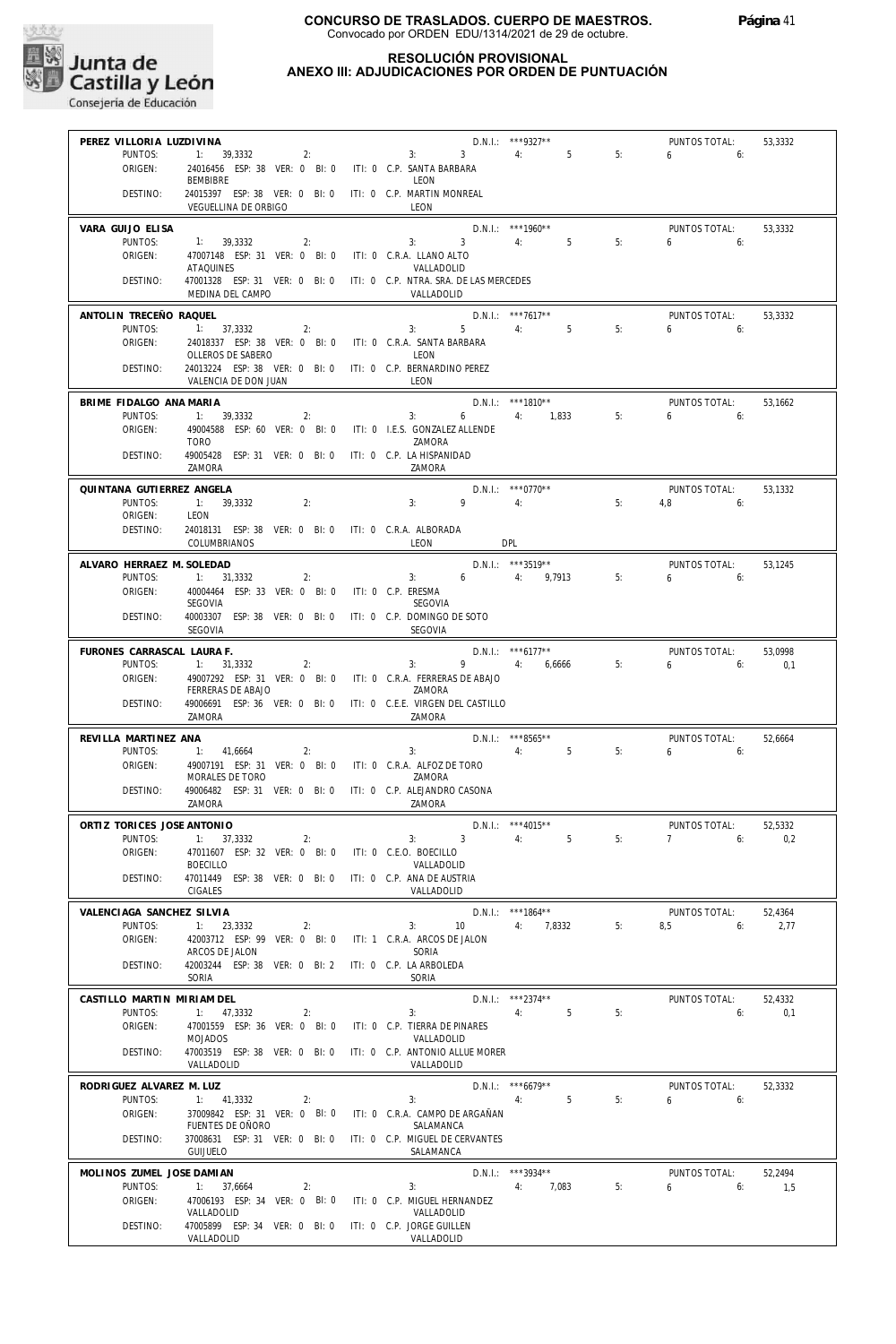**CONCURSO DE TRASLADOS. CUERPO DE MAESTROS.**
Convocado por ORDEN EDU/1314/2021 de 29 de octubre.

**RESOLUCIÓN PROVISIONAL**
**ANEXO III: ADJUDICACIONES POR ORDEN DE PUNTUACIÓN**

**PEREZ VILLORIA LUZDIVINA** — D.N.I.: ***9327** — PUNTOS TOTAL: 53,3332
PUNTOS: 1: 39,3332 2: 3: 3 4: 5 5: 6 6:
ORIGEN: 24016456 ESP: 38 VER: 0 BI: 0 ITI: 0 C.P. SANTA BARBARA — BEMBIBRE — LEON
DESTINO: 24015397 ESP: 38 VER: 0 BI: 0 ITI: 0 C.P. MARTIN MONREAL — VEGUELLINA DE ORBIGO — LEON

**VARA GUIJO ELISA** — D.N.I.: ***1960** — PUNTOS TOTAL: 53,3332
PUNTOS: 1: 39,3332 2: 3: 3 4: 5 5: 6 6:
ORIGEN: 47007148 ESP: 31 VER: 0 BI: 0 ITI: 0 C.R.A. LLANO ALTO — ATAQUINES — VALLADOLID
DESTINO: 47001328 ESP: 31 VER: 0 BI: 0 ITI: 0 C.P. NTRA. SRA. DE LAS MERCEDES — MEDINA DEL CAMPO — VALLADOLID

**ANTOLIN TRECEÑO RAQUEL** — D.N.I.: ***7617** — PUNTOS TOTAL: 53,3332
PUNTOS: 1: 37,3332 2: 3: 5 4: 5 5: 6 6:
ORIGEN: 24018337 ESP: 38 VER: 0 BI: 0 ITI: 0 C.R.A. SANTA BARBARA — OLLEROS DE SABERO — LEON
DESTINO: 24013224 ESP: 38 VER: 0 BI: 0 ITI: 0 C.P. BERNARDINO PEREZ — VALENCIA DE DON JUAN — LEON

**BRIME FIDALGO ANA MARIA** — D.N.I.: ***1810** — PUNTOS TOTAL: 53,1662
PUNTOS: 1: 39,3332 2: 3: 6 4: 1,833 5: 6 6:
ORIGEN: 49004588 ESP: 60 VER: 0 BI: 0 ITI: 0 I.E.S. GONZALEZ ALLENDE — TORO — ZAMORA
DESTINO: 49005428 ESP: 31 VER: 0 BI: 0 ITI: 0 C.P. LA HISPANIDAD — ZAMORA — ZAMORA

**QUINTANA GUTIERREZ ANGELA** — D.N.I.: ***0770** — PUNTOS TOTAL: 53,1332
PUNTOS: 1: 39,3332 2: 3: 9 4: 5: 4,8 6:
ORIGEN: LEON
DESTINO: 24018131 ESP: 38 VER: 0 BI: 0 ITI: 0 C.R.A. ALBORADA — COLUMBRIANOS — LEON — DPL

**ALVARO HERRAEZ M. SOLEDAD** — D.N.I.: ***3519** — PUNTOS TOTAL: 53,1245
PUNTOS: 1: 31,3332 2: 3: 6 4: 9,7913 5: 6 6:
ORIGEN: 40004464 ESP: 33 VER: 0 BI: 0 ITI: 0 C.P. ERESMA — SEGOVIA — SEGOVIA
DESTINO: 40003307 ESP: 38 VER: 0 BI: 0 ITI: 0 C.P. DOMINGO DE SOTO — SEGOVIA — SEGOVIA

**FURONES CARRASCAL LAURA F.** — D.N.I.: ***6177** — PUNTOS TOTAL: 53,0998
PUNTOS: 1: 31,3332 2: 3: 9 4: 6,6666 5: 6 6: 0,1
ORIGEN: 49007292 ESP: 31 VER: 0 BI: 0 ITI: 0 C.R.A. FERRERAS DE ABAJO — FERRERAS DE ABAJO — ZAMORA
DESTINO: 49006691 ESP: 36 VER: 0 BI: 0 ITI: 0 C.E.E. VIRGEN DEL CASTILLO — ZAMORA — ZAMORA

**REVILLA MARTINEZ ANA** — D.N.I.: ***8565** — PUNTOS TOTAL: 52,6664
PUNTOS: 1: 41,6664 2: 3: 4: 5 5: 6 6:
ORIGEN: 49007191 ESP: 31 VER: 0 BI: 0 ITI: 0 C.R.A. ALFOZ DE TORO — MORALES DE TORO — ZAMORA
DESTINO: 49006482 ESP: 31 VER: 0 BI: 0 ITI: 0 C.P. ALEJANDRO CASONA — ZAMORA — ZAMORA

**ORTIZ TORICES JOSE ANTONIO** — D.N.I.: ***4015** — PUNTOS TOTAL: 52,5332
PUNTOS: 1: 37,3332 2: 3: 3 4: 5 5: 7 6: 0,2
ORIGEN: 47011607 ESP: 32 VER: 0 BI: 0 ITI: 0 C.E.O. BOECILLO — BOECILLO — VALLADOLID
DESTINO: 47011449 ESP: 38 VER: 0 BI: 0 ITI: 0 C.P. ANA DE AUSTRIA — CIGALES — VALLADOLID

**VALENCIAGA SANCHEZ SILVIA** — D.N.I.: ***1864** — PUNTOS TOTAL: 52,4364
PUNTOS: 1: 23,3332 2: 3: 10 4: 7,8332 5: 8,5 6: 2,77
ORIGEN: 42003712 ESP: 99 VER: 0 BI: 0 ITI: 1 C.R.A. ARCOS DE JALON — ARCOS DE JALON — SORIA
DESTINO: 42003244 ESP: 38 VER: 0 BI: 2 ITI: 0 C.P. LA ARBOLEDA — SORIA — SORIA

**CASTILLO MARTIN MIRIAM DEL** — D.N.I.: ***2374** — PUNTOS TOTAL: 52,4332
PUNTOS: 1: 47,3332 2: 3: 4: 5 5: 6: 0,1
ORIGEN: 47001559 ESP: 36 VER: 0 BI: 0 ITI: 0 C.P. TIERRA DE PINARES — MOJADOS — VALLADOLID
DESTINO: 47003519 ESP: 38 VER: 0 BI: 0 ITI: 0 C.P. ANTONIO ALLUE MORER — VALLADOLID — VALLADOLID

**RODRIGUEZ ALVAREZ M. LUZ** — D.N.I.: ***6679** — PUNTOS TOTAL: 52,3332
PUNTOS: 1: 41,3332 2: 3: 4: 5 5: 6 6:
ORIGEN: 37009842 ESP: 31 VER: 0 BI: 0 ITI: 0 C.R.A. CAMPO DE ARGAÑAN — FUENTES DE OÑORO — SALAMANCA
DESTINO: 37008631 ESP: 31 VER: 0 BI: 0 ITI: 0 C.P. MIGUEL DE CERVANTES — GUIJUELO — SALAMANCA

**MOLINOS ZUMEL JOSE DAMIAN** — D.N.I.: ***3934** — PUNTOS TOTAL: 52,2494
PUNTOS: 1: 37,6664 2: 3: 4: 7,083 5: 6 6: 1,5
ORIGEN: 47006193 ESP: 34 VER: 0 BI: 0 ITI: 0 C.P. MIGUEL HERNANDEZ — VALLADOLID — VALLADOLID
DESTINO: 47005899 ESP: 34 VER: 0 BI: 0 ITI: 0 C.P. JORGE GUILLEN — VALLADOLID — VALLADOLID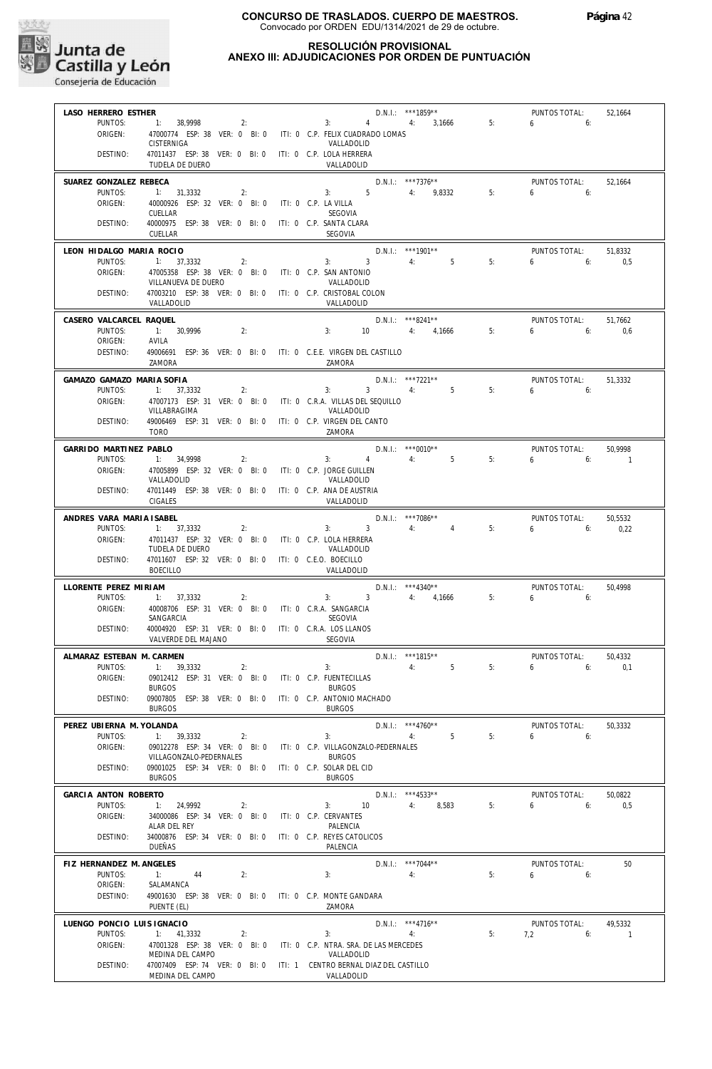**CONCURSO DE TRASLADOS. CUERPO DE MAESTROS.**
Convocado por ORDEN EDU/1314/2021 de 29 de octubre.

**RESOLUCIÓN PROVISIONAL**
**ANEXO III: ADJUDICACIONES POR ORDEN DE PUNTUACIÓN**

**LASO HERRERO ESTHER** — D.N.I.: ***1859** — PUNTOS TOTAL: 52,1664
PUNTOS: 1: 38,9998 2: 3: 4 4: 3,1666 5: 6 6:
ORIGEN: 47000774 ESP: 38 VER: 0 BI: 0 ITI: 0 C.P. FELIX CUADRADO LOMAS — CISTERNIGA — VALLADOLID
DESTINO: 47011437 ESP: 38 VER: 0 BI: 0 ITI: 0 C.P. LOLA HERRERA — TUDELA DE DUERO — VALLADOLID

**SUAREZ GONZALEZ REBECA** — D.N.I.: ***7376** — PUNTOS TOTAL: 52,1664
PUNTOS: 1: 31,3332 2: 3: 5 4: 9,8332 5: 6 6:
ORIGEN: 40000926 ESP: 32 VER: 0 BI: 0 ITI: 0 C.P. LA VILLA — CUELLAR — SEGOVIA
DESTINO: 40000975 ESP: 38 VER: 0 BI: 0 ITI: 0 C.P. SANTA CLARA — CUELLAR — SEGOVIA

**LEON HIDALGO MARIA ROCIO** — D.N.I.: ***1901** — PUNTOS TOTAL: 51,8332
PUNTOS: 1: 37,3332 2: 3: 3 4: 5 5: 6 6: 0,5
ORIGEN: 47005358 ESP: 38 VER: 0 BI: 0 ITI: 0 C.P. SAN ANTONIO — VILLANUEVA DE DUERO — VALLADOLID
DESTINO: 47003210 ESP: 38 VER: 0 BI: 0 ITI: 0 C.P. CRISTOBAL COLON — VALLADOLID — VALLADOLID

**CASERO VALCARCEL RAQUEL** — D.N.I.: ***8241** — PUNTOS TOTAL: 51,7662
PUNTOS: 1: 30,9996 2: 3: 10 4: 4,1666 5: 6 6: 0,6
ORIGEN: AVILA
DESTINO: 49006691 ESP: 36 VER: 0 BI: 0 ITI: 0 C.E.E. VIRGEN DEL CASTILLO — ZAMORA

**GAMAZO GAMAZO MARIA SOFIA** — D.N.I.: ***7221** — PUNTOS TOTAL: 51,3332
PUNTOS: 1: 37,3332 2: 3: 3 4: 5 5: 6 6:
ORIGEN: 47007173 ESP: 31 VER: 0 BI: 0 ITI: 0 C.R.A. VILLAS DEL SEQUILLO — VILLABRAGIMA — VALLADOLID
DESTINO: 49006469 ESP: 31 VER: 0 BI: 0 ITI: 0 C.P. VIRGEN DEL CANTO — TORO — ZAMORA

**GARRIDO MARTINEZ PABLO** — D.N.I.: ***0010** — PUNTOS TOTAL: 50,9998
PUNTOS: 1: 34,9998 2: 3: 4 4: 5 5: 6 6: 1
ORIGEN: 47005899 ESP: 32 VER: 0 BI: 0 ITI: 0 C.P. JORGE GUILLEN — VALLADOLID — VALLADOLID
DESTINO: 47011449 ESP: 38 VER: 0 BI: 0 ITI: 0 C.P. ANA DE AUSTRIA — CIGALES — VALLADOLID

**ANDRES VARA MARIA ISABEL** — D.N.I.: ***7086** — PUNTOS TOTAL: 50,5532
PUNTOS: 1: 37,3332 2: 3: 3 4: 4 5: 6 6: 0,22
ORIGEN: 47011437 ESP: 32 VER: 0 BI: 0 ITI: 0 C.P. LOLA HERRERA — TUDELA DE DUERO — VALLADOLID
DESTINO: 47011607 ESP: 32 VER: 0 BI: 0 ITI: 0 C.E.O. BOECILLO — BOECILLO — VALLADOLID

**LLORENTE PEREZ MIRIAM** — D.N.I.: ***4340** — PUNTOS TOTAL: 50,4998
PUNTOS: 1: 37,3332 2: 3: 3 4: 4,1666 5: 6 6:
ORIGEN: 40008706 ESP: 31 VER: 0 BI: 0 ITI: 0 C.R.A. SANGARCIA — SANGARCIA — SEGOVIA
DESTINO: 40004920 ESP: 31 VER: 0 BI: 0 ITI: 0 C.R.A. LOS LLANOS — VALVERDE DEL MAJANO — SEGOVIA

**ALMARAZ ESTEBAN M. CARMEN** — D.N.I.: ***1815** — PUNTOS TOTAL: 50,4332
PUNTOS: 1: 39,3332 2: 3: 4: 5 5: 6 6: 0,1
ORIGEN: 09012412 ESP: 31 VER: 0 BI: 0 ITI: 0 C.P. FUENTECILLAS — BURGOS — BURGOS
DESTINO: 09007805 ESP: 38 VER: 0 BI: 0 ITI: 0 C.P. ANTONIO MACHADO — BURGOS — BURGOS

**PEREZ UBIERNA M. YOLANDA** — D.N.I.: ***4760** — PUNTOS TOTAL: 50,3332
PUNTOS: 1: 39,3332 2: 3: 4: 5 5: 6 6:
ORIGEN: 09012278 ESP: 34 VER: 0 BI: 0 ITI: 0 C.P. VILLAGONZALO-PEDERNALES — VILLAGONZALO-PEDERNALES — BURGOS
DESTINO: 09001025 ESP: 34 VER: 0 BI: 0 ITI: 0 C.P. SOLAR DEL CID — BURGOS — BURGOS

**GARCIA ANTON ROBERTO** — D.N.I.: ***4533** — PUNTOS TOTAL: 50,0822
PUNTOS: 1: 24,9992 2: 3: 10 4: 8,583 5: 6 6: 0,5
ORIGEN: 34000086 ESP: 34 VER: 0 BI: 0 ITI: 0 C.P. CERVANTES — ALAR DEL REY — PALENCIA
DESTINO: 34000876 ESP: 34 VER: 0 BI: 0 ITI: 0 C.P. REYES CATOLICOS — DUEÑAS — PALENCIA

**FIZ HERNANDEZ M. ANGELES** — D.N.I.: ***7044** — PUNTOS TOTAL: 50
PUNTOS: 1: 44 2: 3: 4: 5: 6 6:
ORIGEN: SALAMANCA
DESTINO: 49001630 ESP: 38 VER: 0 BI: 0 ITI: 0 C.P. MONTE GANDARA — PUENTE (EL) — ZAMORA

**LUENGO PONCIO LUIS IGNACIO** — D.N.I.: ***4716** — PUNTOS TOTAL: 49,5332
PUNTOS: 1: 41,3332 2: 3: 4: 5: 7,2 6: 1
ORIGEN: 47001328 ESP: 38 VER: 0 BI: 0 ITI: 0 C.P. NTRA. SRA. DE LAS MERCEDES — MEDINA DEL CAMPO — VALLADOLID
DESTINO: 47007409 ESP: 74 VER: 0 BI: 0 ITI: 1 CENTRO BERNAL DIAZ DEL CASTILLO — MEDINA DEL CAMPO — VALLADOLID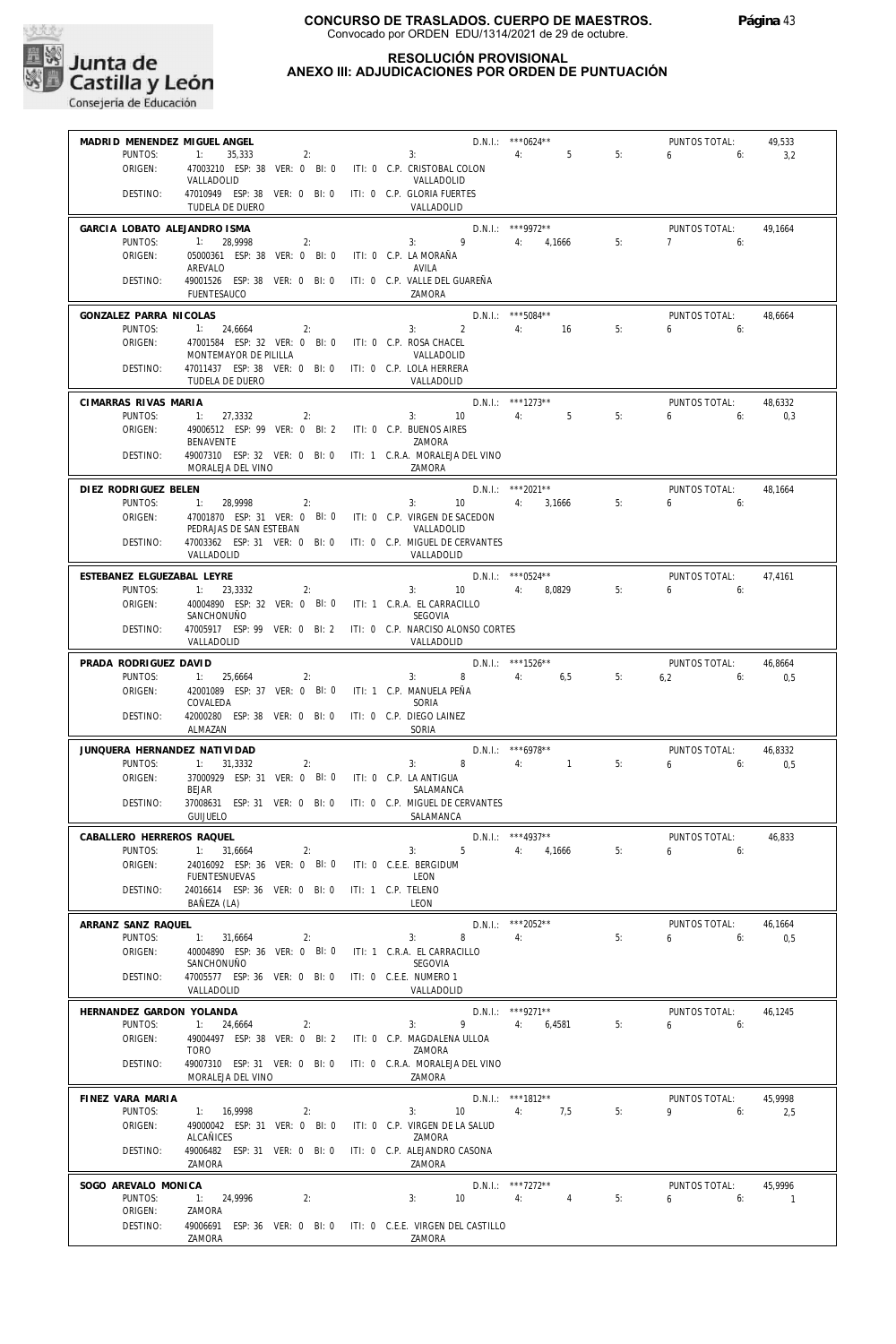**CONCURSO DE TRASLADOS. CUERPO DE MAESTROS.**
Convocado por ORDEN EDU/1314/2021 de 29 de octubre.

## RESOLUCIÓN PROVISIONAL
## ANEXO III: ADJUDICACIONES POR ORDEN DE PUNTUACIÓN

**MADRID MENENDEZ MIGUEL ANGEL** — D.N.I.: \*\*\*0624\*\* — PUNTOS TOTAL: 49,533
PUNTOS: 1: 35,333 2: 3: 4: 5 5: 6 6: 3,2
ORIGEN: 47003210 ESP: 38 VER: 0 BI: 0 ITI: 0 C.P. CRISTOBAL COLON — VALLADOLID — VALLADOLID
DESTINO: 47010949 ESP: 38 VER: 0 BI: 0 ITI: 0 C.P. GLORIA FUERTES — TUDELA DE DUERO — VALLADOLID

**GARCIA LOBATO ALEJANDRO ISMA** — D.N.I.: \*\*\*9972\*\* — PUNTOS TOTAL: 49,1664
PUNTOS: 1: 28,9998 2: 3: 9 4: 4,1666 5: 7 6:
ORIGEN: 05000361 ESP: 38 VER: 0 BI: 0 ITI: 0 C.P. LA MORAÑA — AREVALO — AVILA
DESTINO: 49001526 ESP: 38 VER: 0 BI: 0 ITI: 0 C.P. VALLE DEL GUAREÑA — FUENTESAUCO — ZAMORA

**GONZALEZ PARRA NICOLAS** — D.N.I.: \*\*\*5084\*\* — PUNTOS TOTAL: 48,6664
PUNTOS: 1: 24,6664 2: 3: 2 4: 16 5: 6 6:
ORIGEN: 47001584 ESP: 32 VER: 0 BI: 0 ITI: 0 C.P. ROSA CHACEL — MONTEMAYOR DE PILILLA — VALLADOLID
DESTINO: 47011437 ESP: 38 VER: 0 BI: 0 ITI: 0 C.P. LOLA HERRERA — TUDELA DE DUERO — VALLADOLID

**CIMARRAS RIVAS MARIA** — D.N.I.: \*\*\*1273\*\* — PUNTOS TOTAL: 48,6332
PUNTOS: 1: 27,3332 2: 3: 10 4: 5 5: 6 6: 0,3
ORIGEN: 49006512 ESP: 99 VER: 0 BI: 2 ITI: 0 C.P. BUENOS AIRES — BENAVENTE — ZAMORA
DESTINO: 49007310 ESP: 32 VER: 0 BI: 0 ITI: 1 C.R.A. MORALEJA DEL VINO — MORALEJA DEL VINO — ZAMORA

**DIEZ RODRIGUEZ BELEN** — D.N.I.: \*\*\*2021\*\* — PUNTOS TOTAL: 48,1664
PUNTOS: 1: 28,9998 2: 3: 10 4: 3,1666 5: 6 6:
ORIGEN: 47001870 ESP: 31 VER: 0 BI: 0 ITI: 0 C.P. VIRGEN DE SACEDON — PEDRAJAS DE SAN ESTEBAN — VALLADOLID
DESTINO: 47003362 ESP: 31 VER: 0 BI: 0 ITI: 0 C.P. MIGUEL DE CERVANTES — VALLADOLID — VALLADOLID

**ESTEBANEZ ELGUEZABAL LEYRE** — D.N.I.: \*\*\*0524\*\* — PUNTOS TOTAL: 47,4161
PUNTOS: 1: 23,3332 2: 3: 10 4: 8,0829 5: 6 6:
ORIGEN: 40004890 ESP: 32 VER: 0 BI: 0 ITI: 1 C.R.A. EL CARRACILLO — SANCHONUÑO — SEGOVIA
DESTINO: 47005917 ESP: 99 VER: 0 BI: 2 ITI: 0 C.P. NARCISO ALONSO CORTES — VALLADOLID — VALLADOLID

**PRADA RODRIGUEZ DAVID** — D.N.I.: \*\*\*1526\*\* — PUNTOS TOTAL: 46,8664
PUNTOS: 1: 25,6664 2: 3: 8 4: 6,5 5: 6,2 6: 0,5
ORIGEN: 42001089 ESP: 37 VER: 0 BI: 0 ITI: 1 C.P. MANUELA PEÑA — COVALEDA — SORIA
DESTINO: 42000280 ESP: 38 VER: 0 BI: 0 ITI: 0 C.P. DIEGO LAINEZ — ALMAZAN — SORIA

**JUNQUERA HERNANDEZ NATIVIDAD** — D.N.I.: \*\*\*6978\*\* — PUNTOS TOTAL: 46,8332
PUNTOS: 1: 31,3332 2: 3: 8 4: 1 5: 6 6: 0,5
ORIGEN: 37000929 ESP: 31 VER: 0 BI: 0 ITI: 0 C.P. LA ANTIGUA — BEJAR — SALAMANCA
DESTINO: 37008631 ESP: 31 VER: 0 BI: 0 ITI: 0 C.P. MIGUEL DE CERVANTES — GUIJUELO — SALAMANCA

**CABALLERO HERREROS RAQUEL** — D.N.I.: \*\*\*4937\*\* — PUNTOS TOTAL: 46,833
PUNTOS: 1: 31,6664 2: 3: 5 4: 4,1666 5: 6 6:
ORIGEN: 24016092 ESP: 36 VER: 0 BI: 0 ITI: 0 C.E.E. BERGIDUM — FUENTESNUEVAS — LEON
DESTINO: 24016614 ESP: 36 VER: 0 BI: 0 ITI: 1 C.P. TELENO — BAÑEZA (LA) — LEON

**ARRANZ SANZ RAQUEL** — D.N.I.: \*\*\*2052\*\* — PUNTOS TOTAL: 46,1664
PUNTOS: 1: 31,6664 2: 3: 8 4: 5: 6 6: 0,5
ORIGEN: 40004890 ESP: 36 VER: 0 BI: 0 ITI: 1 C.R.A. EL CARRACILLO — SANCHONUÑO — SEGOVIA
DESTINO: 47005577 ESP: 36 VER: 0 BI: 0 ITI: 0 C.E.E. NUMERO 1 — VALLADOLID — VALLADOLID

**HERNANDEZ GARDON YOLANDA** — D.N.I.: \*\*\*9271\*\* — PUNTOS TOTAL: 46,1245
PUNTOS: 1: 24,6664 2: 3: 9 4: 6,4581 5: 6 6:
ORIGEN: 49004497 ESP: 38 VER: 0 BI: 2 ITI: 0 C.P. MAGDALENA ULLOA — TORO — ZAMORA
DESTINO: 49007310 ESP: 31 VER: 0 BI: 0 ITI: 0 C.R.A. MORALEJA DEL VINO — MORALEJA DEL VINO — ZAMORA

**FINEZ VARA MARIA** — D.N.I.: \*\*\*1812\*\* — PUNTOS TOTAL: 45,9998
PUNTOS: 1: 16,9998 2: 3: 10 4: 7,5 5: 9 6: 2,5
ORIGEN: 49000042 ESP: 31 VER: 0 BI: 0 ITI: 0 C.P. VIRGEN DE LA SALUD — ALCAÑICES — ZAMORA
DESTINO: 49006482 ESP: 31 VER: 0 BI: 0 ITI: 0 C.P. ALEJANDRO CASONA — ZAMORA — ZAMORA

**SOGO AREVALO MONICA** — D.N.I.: \*\*\*7272\*\* — PUNTOS TOTAL: 45,9996
PUNTOS: 1: 24,9996 2: 3: 10 4: 4 5: 6 6: 1
ORIGEN: ZAMORA
DESTINO: 49006691 ESP: 36 VER: 0 BI: 0 ITI: 0 C.E.E. VIRGEN DEL CASTILLO — ZAMORA — ZAMORA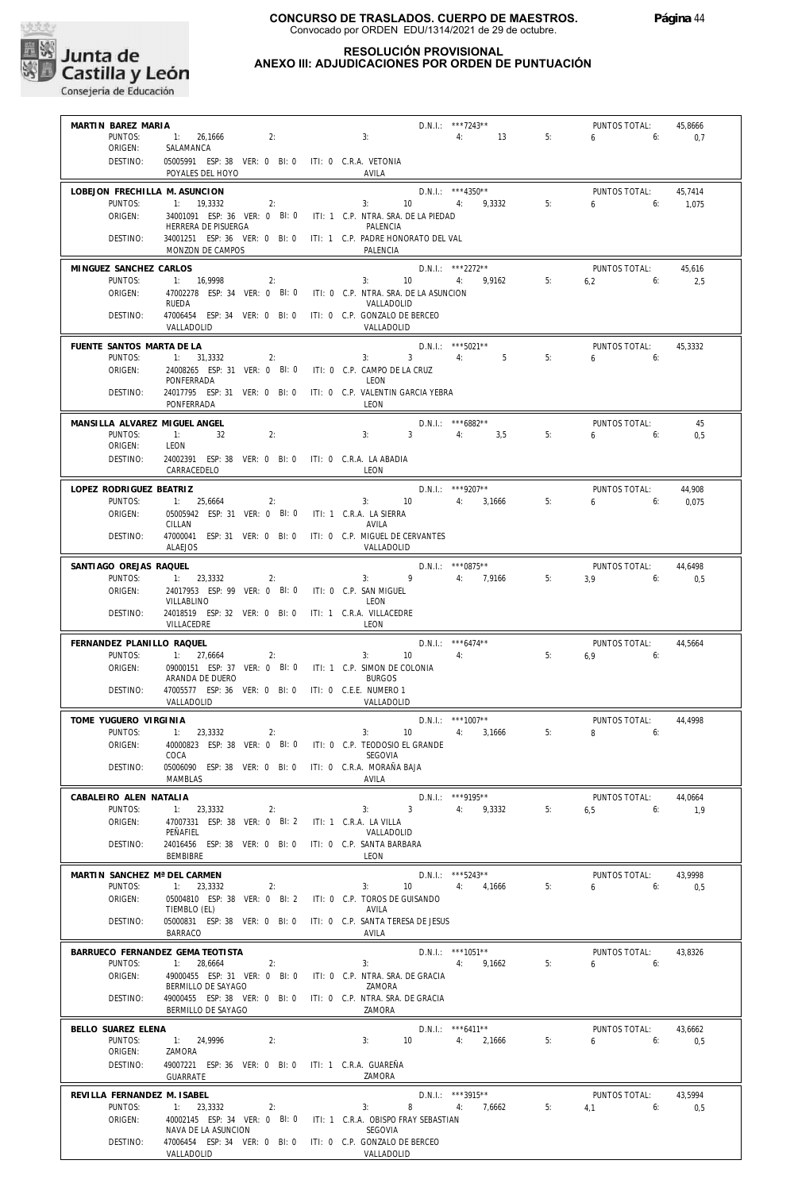**CONCURSO DE TRASLADOS. CUERPO DE MAESTROS.**
Convocado por ORDEN EDU/1314/2021 de 29 de octubre.

**RESOLUCIÓN PROVISIONAL**
**ANEXO III: ADJUDICACIONES POR ORDEN DE PUNTUACIÓN**

---

**MARTIN BAREZ MARIA** — D.N.I.: ***7243** — PUNTOS TOTAL: 45,8666
PUNTOS: 1: 26,1666 2: 3: 4: 13 5: 6 6: 0,7
ORIGEN: SALAMANCA
DESTINO: 05005991 ESP: 38 VER: 0 BI: 0 ITI: 0 C.R.A. VETONIA — POYALES DEL HOYO — AVILA

---

**LOBEJON FRECHILLA M. ASUNCION** — D.N.I.: ***4350** — PUNTOS TOTAL: 45,7414
PUNTOS: 1: 19,3332 2: 3: 10 4: 9,3332 5: 6 6: 1,075
ORIGEN: 34001091 ESP: 36 VER: 0 BI: 0 ITI: 1 C.P. NTRA. SRA. DE LA PIEDAD — HERRERA DE PISUERGA — PALENCIA
DESTINO: 34001251 ESP: 36 VER: 0 BI: 0 ITI: 1 C.P. PADRE HONORATO DEL VAL — MONZON DE CAMPOS — PALENCIA

---

**MINGUEZ SANCHEZ CARLOS** — D.N.I.: ***2272** — PUNTOS TOTAL: 45,616
PUNTOS: 1: 16,9998 2: 3: 10 4: 9,9162 5: 6,2 6: 2,5
ORIGEN: 47002278 ESP: 34 VER: 0 BI: 0 ITI: 0 C.P. NTRA. SRA. DE LA ASUNCION — RUEDA — VALLADOLID
DESTINO: 47006454 ESP: 34 VER: 0 BI: 0 ITI: 0 C.P. GONZALO DE BERCEO — VALLADOLID — VALLADOLID

---

**FUENTE SANTOS MARTA DE LA** — D.N.I.: ***5021** — PUNTOS TOTAL: 45,3332
PUNTOS: 1: 31,3332 2: 3: 3 4: 5 5: 6 6:
ORIGEN: 24008265 ESP: 31 VER: 0 BI: 0 ITI: 0 C.P. CAMPO DE LA CRUZ — PONFERRADA — LEON
DESTINO: 24017795 ESP: 31 VER: 0 BI: 0 ITI: 0 C.P. VALENTIN GARCIA YEBRA — PONFERRADA — LEON

---

**MANSILLA ALVAREZ MIGUEL ANGEL** — D.N.I.: ***6882** — PUNTOS TOTAL: 45
PUNTOS: 1: 32 2: 3: 3 4: 3,5 5: 6 6: 0,5
ORIGEN: LEON
DESTINO: 24002391 ESP: 38 VER: 0 BI: 0 ITI: 0 C.R.A. LA ABADIA — CARRACEDELO — LEON

---

**LOPEZ RODRIGUEZ BEATRIZ** — D.N.I.: ***9207** — PUNTOS TOTAL: 44,908
PUNTOS: 1: 25,6664 2: 3: 10 4: 3,1666 5: 6 6: 0,075
ORIGEN: 05005942 ESP: 31 VER: 0 BI: 0 ITI: 1 C.R.A. LA SIERRA — CILLAN — AVILA
DESTINO: 47000041 ESP: 31 VER: 0 BI: 0 ITI: 0 C.P. MIGUEL DE CERVANTES — ALAEJOS — VALLADOLID

---

**SANTIAGO OREJAS RAQUEL** — D.N.I.: ***0875** — PUNTOS TOTAL: 44,6498
PUNTOS: 1: 23,3332 2: 3: 9 4: 7,9166 5: 3,9 6: 0,5
ORIGEN: 24017953 ESP: 99 VER: 0 BI: 0 ITI: 0 C.P. SAN MIGUEL — VILLABLINO — LEON
DESTINO: 24018519 ESP: 32 VER: 0 BI: 0 ITI: 1 C.R.A. VILLACEDRE — VILLACEDRE — LEON

---

**FERNANDEZ PLANILLO RAQUEL** — D.N.I.: ***6474** — PUNTOS TOTAL: 44,5664
PUNTOS: 1: 27,6664 2: 3: 10 4: 5: 6,9 6:
ORIGEN: 09000151 ESP: 37 VER: 0 BI: 0 ITI: 1 C.P. SIMON DE COLONIA — ARANDA DE DUERO — BURGOS
DESTINO: 47005577 ESP: 36 VER: 0 BI: 0 ITI: 0 C.E.E. NUMERO 1 — VALLADOLID — VALLADOLID

---

**TOME YUGUERO VIRGINIA** — D.N.I.: ***1007** — PUNTOS TOTAL: 44,4998
PUNTOS: 1: 23,3332 2: 3: 10 4: 3,1666 5: 8 6:
ORIGEN: 40000823 ESP: 38 VER: 0 BI: 0 ITI: 0 C.P. TEODOSIO EL GRANDE — COCA — SEGOVIA
DESTINO: 05006090 ESP: 38 VER: 0 BI: 0 ITI: 0 C.R.A. MORAÑA BAJA — MAMBLAS — AVILA

---

**CABALEIRO ALEN NATALIA** — D.N.I.: ***9195** — PUNTOS TOTAL: 44,0664
PUNTOS: 1: 23,3332 2: 3: 3 4: 9,3332 5: 6,5 6: 1,9
ORIGEN: 47007331 ESP: 38 VER: 0 BI: 2 ITI: 1 C.R.A. LA VILLA — PEÑAFIEL — VALLADOLID
DESTINO: 24016456 ESP: 38 VER: 0 BI: 0 ITI: 0 C.P. SANTA BARBARA — BEMBIBRE — LEON

---

**MARTIN SANCHEZ Mª DEL CARMEN** — D.N.I.: ***5243** — PUNTOS TOTAL: 43,9998
PUNTOS: 1: 23,3332 2: 3: 10 4: 4,1666 5: 6 6: 0,5
ORIGEN: 05004810 ESP: 38 VER: 0 BI: 2 ITI: 0 C.P. TOROS DE GUISANDO — TIEMBLO (EL) — AVILA
DESTINO: 05000831 ESP: 38 VER: 0 BI: 0 ITI: 0 C.P. SANTA TERESA DE JESUS — BARRACO — AVILA

---

**BARRUECO FERNANDEZ GEMA TEOTISTA** — D.N.I.: ***1051** — PUNTOS TOTAL: 43,8326
PUNTOS: 1: 28,6664 2: 3: 4: 9,1662 5: 6 6:
ORIGEN: 49000455 ESP: 31 VER: 0 BI: 0 ITI: 0 C.P. NTRA. SRA. DE GRACIA — BERMILLO DE SAYAGO — ZAMORA
DESTINO: 49000455 ESP: 38 VER: 0 BI: 0 ITI: 0 C.P. NTRA. SRA. DE GRACIA — BERMILLO DE SAYAGO — ZAMORA

---

**BELLO SUAREZ ELENA** — D.N.I.: ***6411** — PUNTOS TOTAL: 43,6662
PUNTOS: 1: 24,9996 2: 3: 10 4: 2,1666 5: 6 6: 0,5
ORIGEN: ZAMORA
DESTINO: 49007221 ESP: 36 VER: 0 BI: 0 ITI: 1 C.R.A. GUAREÑA — GUARRATE — ZAMORA

---

**REVILLA FERNANDEZ M. ISABEL** — D.N.I.: ***3915** — PUNTOS TOTAL: 43,5994
PUNTOS: 1: 23,3332 2: 3: 8 4: 7,6662 5: 4,1 6: 0,5
ORIGEN: 40002145 ESP: 34 VER: 0 BI: 0 ITI: 1 C.R.A. OBISPO FRAY SEBASTIAN — NAVA DE LA ASUNCION — SEGOVIA
DESTINO: 47006454 ESP: 34 VER: 0 BI: 0 ITI: 0 C.P. GONZALO DE BERCEO — VALLADOLID — VALLADOLID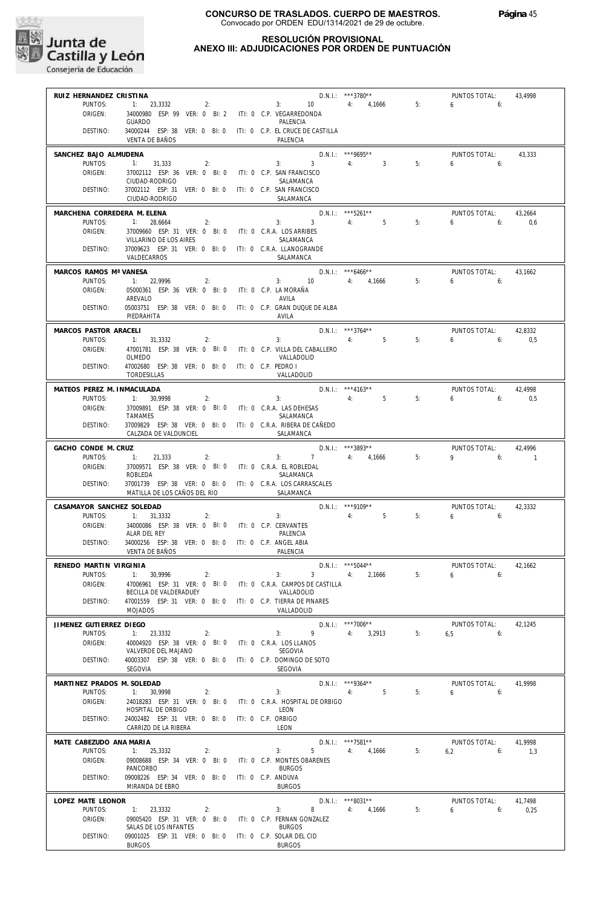# CONCURSO DE TRASLADOS. CUERPO DE MAESTROS.

Convocado por ORDEN EDU/1314/2021 de 29 de octubre.

## RESOLUCIÓN PROVISIONAL
## ANEXO III: ADJUDICACIONES POR ORDEN DE PUNTUACIÓN

**RUIZ HERNANDEZ CRISTINA** — D.N.I.: ***3780** — PUNTOS TOTAL: 43,4998
PUNTOS: 1: 23,3332 2: 3: 10 4: 4,1666 5: 6 6:
ORIGEN: 34000980 ESP: 99 VER: 0 BI: 2 ITI: 0 C.P. VEGARREDONDA — GUARDO — PALENCIA
DESTINO: 34000244 ESP: 38 VER: 0 BI: 0 ITI: 0 C.P. EL CRUCE DE CASTILLA — VENTA DE BAÑOS — PALENCIA

**SANCHEZ BAJO ALMUDENA** — D.N.I.: ***9695** — PUNTOS TOTAL: 43,333
PUNTOS: 1: 31,333 2: 3: 3 4: 3 5: 6 6:
ORIGEN: 37002112 ESP: 36 VER: 0 BI: 0 ITI: 0 C.P. SAN FRANCISCO — CIUDAD-RODRIGO — SALAMANCA
DESTINO: 37002112 ESP: 31 VER: 0 BI: 0 ITI: 0 C.P. SAN FRANCISCO — CIUDAD-RODRIGO — SALAMANCA

**MARCHENA CORREDERA M. ELENA** — D.N.I.: ***5261** — PUNTOS TOTAL: 43,2664
PUNTOS: 1: 28,6664 2: 3: 3 4: 5 5: 6 6: 0,6
ORIGEN: 37009660 ESP: 31 VER: 0 BI: 0 ITI: 0 C.R.A. LOS ARRIBES — VILLARINO DE LOS AIRES — SALAMANCA
DESTINO: 37009623 ESP: 31 VER: 0 BI: 0 ITI: 0 C.R.A. LLANOGRANDE — VALDECARROS — SALAMANCA

**MARCOS RAMOS Mª VANESA** — D.N.I.: ***6466** — PUNTOS TOTAL: 43,1662
PUNTOS: 1: 22,9996 2: 3: 10 4: 4,1666 5: 6 6:
ORIGEN: 05000361 ESP: 36 VER: 0 BI: 0 ITI: 0 C.P. LA MORAÑA — AREVALO — AVILA
DESTINO: 05003751 ESP: 38 VER: 0 BI: 0 ITI: 0 C.P. GRAN DUQUE DE ALBA — PIEDRAHITA — AVILA

**MARCOS PASTOR ARACELI** — D.N.I.: ***3764** — PUNTOS TOTAL: 42,8332
PUNTOS: 1: 31,3332 2: 3: 4: 5 5: 6 6: 0,5
ORIGEN: 47001781 ESP: 38 VER: 0 BI: 0 ITI: 0 C.P. VILLA DEL CABALLERO — OLMEDO — VALLADOLID
DESTINO: 47002680 ESP: 38 VER: 0 BI: 0 ITI: 0 C.P. PEDRO I — TORDESILLAS — VALLADOLID

**MATEOS PEREZ M. INMACULADA** — D.N.I.: ***4163** — PUNTOS TOTAL: 42,4998
PUNTOS: 1: 30,9998 2: 3: 4: 5 5: 6 6: 0,5
ORIGEN: 37009891 ESP: 38 VER: 0 BI: 0 ITI: 0 C.R.A. LAS DEHESAS — TAMAMES — SALAMANCA
DESTINO: 37009829 ESP: 38 VER: 0 BI: 0 ITI: 0 C.R.A. RIBERA DE CAÑEDO — CALZADA DE VALDUNCIEL — SALAMANCA

**GACHO CONDE M. CRUZ** — D.N.I.: ***3893** — PUNTOS TOTAL: 42,4996
PUNTOS: 1: 21,333 2: 3: 7 4: 4,1666 5: 9 6: 1
ORIGEN: 37009571 ESP: 38 VER: 0 BI: 0 ITI: 0 C.R.A. EL ROBLEDAL — ROBLEDA — SALAMANCA
DESTINO: 37001739 ESP: 38 VER: 0 BI: 0 ITI: 0 C.R.A. LOS CARRASCALES — MATILLA DE LOS CAÑOS DEL RIO — SALAMANCA

**CASAMAYOR SANCHEZ SOLEDAD** — D.N.I.: ***9109** — PUNTOS TOTAL: 42,3332
PUNTOS: 1: 31,3332 2: 3: 4: 5 5: 6 6:
ORIGEN: 34000086 ESP: 38 VER: 0 BI: 0 ITI: 0 C.P. CERVANTES — ALAR DEL REY — PALENCIA
DESTINO: 34000256 ESP: 38 VER: 0 BI: 0 ITI: 0 C.P. ANGEL ABIA — VENTA DE BAÑOS — PALENCIA

**RENEDO MARTIN VIRGINIA** — D.N.I.: ***5044** — PUNTOS TOTAL: 42,1662
PUNTOS: 1: 30,9996 2: 3: 3 4: 2,1666 5: 6 6:
ORIGEN: 47006961 ESP: 31 VER: 0 BI: 0 ITI: 0 C.R.A. CAMPOS DE CASTILLA — BECILLA DE VALDERADUEY — VALLADOLID
DESTINO: 47001559 ESP: 31 VER: 0 BI: 0 ITI: 0 C.P. TIERRA DE PINARES — MOJADOS — VALLADOLID

**JIMENEZ GUTIERREZ DIEGO** — D.N.I.: ***7006** — PUNTOS TOTAL: 42,1245
PUNTOS: 1: 23,3332 2: 3: 9 4: 3,2913 5: 6,5 6:
ORIGEN: 40004920 ESP: 38 VER: 0 BI: 0 ITI: 0 C.R.A. LOS LLANOS — VALVERDE DEL MAJANO — SEGOVIA
DESTINO: 40003307 ESP: 38 VER: 0 BI: 0 ITI: 0 C.P. DOMINGO DE SOTO — SEGOVIA — SEGOVIA

**MARTINEZ PRADOS M. SOLEDAD** — D.N.I.: ***9364** — PUNTOS TOTAL: 41,9998
PUNTOS: 1: 30,9998 2: 3: 4: 5 5: 6 6:
ORIGEN: 24018283 ESP: 31 VER: 0 BI: 0 ITI: 0 C.R.A. HOSPITAL DE ORBIGO — HOSPITAL DE ORBIGO — LEON
DESTINO: 24002482 ESP: 31 VER: 0 BI: 0 ITI: 0 C.P. ORBIGO — CARRIZO DE LA RIBERA — LEON

**MATE CABEZUDO ANA MARIA** — D.N.I.: ***7581** — PUNTOS TOTAL: 41,9998
PUNTOS: 1: 25,3332 2: 3: 5 4: 4,1666 5: 6,2 6: 1,3
ORIGEN: 09008688 ESP: 34 VER: 0 BI: 0 ITI: 0 C.P. MONTES OBARENES — PANCORBO — BURGOS
DESTINO: 09008226 ESP: 34 VER: 0 BI: 0 ITI: 0 C.P. ANDUVA — MIRANDA DE EBRO — BURGOS

**LOPEZ MATE LEONOR** — D.N.I.: ***8031** — PUNTOS TOTAL: 41,7498
PUNTOS: 1: 23,3332 2: 3: 8 4: 4,1666 5: 6 6: 0,25
ORIGEN: 09005420 ESP: 31 VER: 0 BI: 0 ITI: 0 C.P. FERNAN GONZALEZ — SALAS DE LOS INFANTES — BURGOS
DESTINO: 09001025 ESP: 31 VER: 0 BI: 0 ITI: 0 C.P. SOLAR DEL CID — BURGOS — BURGOS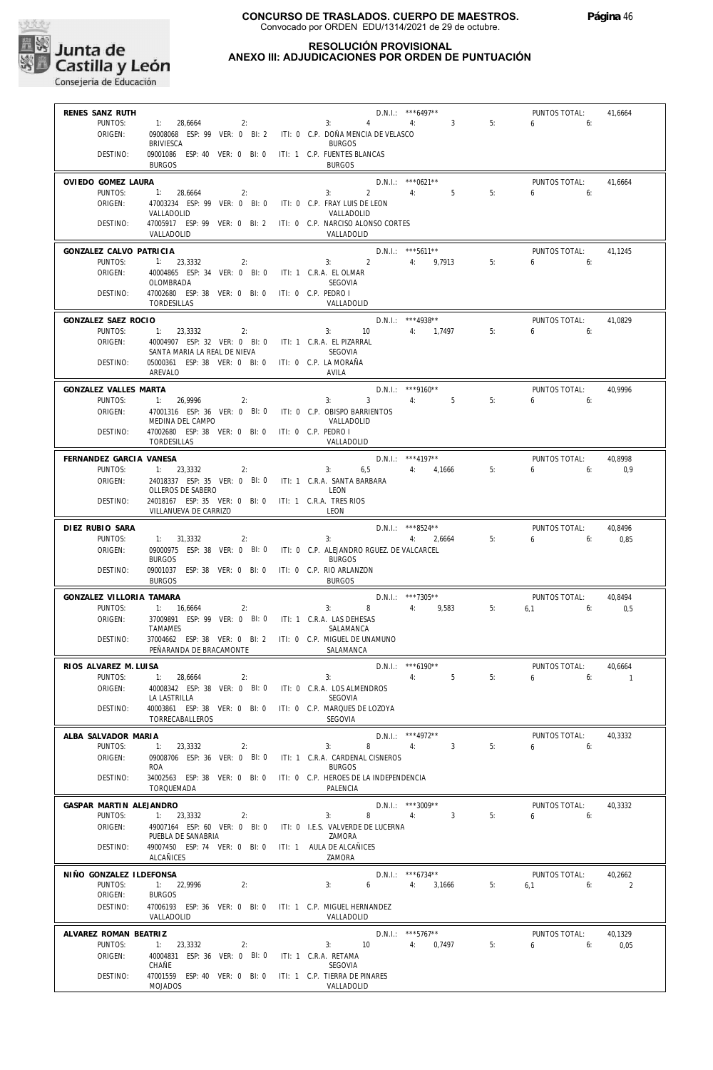**CONCURSO DE TRASLADOS. CUERPO DE MAESTROS.**
Convocado por ORDEN EDU/1314/2021 de 29 de octubre.

**RESOLUCIÓN PROVISIONAL**
**ANEXO III: ADJUDICACIONES POR ORDEN DE PUNTUACIÓN**

---

**RENES SANZ RUTH** — D.N.I.: ***6497** — PUNTOS TOTAL: 41,6664
PUNTOS: 1: 28,6664 2: 3: 4 4: 3 5: 6 6:
ORIGEN: 09008068 ESP: 99 VER: 0 BI: 2 ITI: 0 C.P. DOÑA MENCIA DE VELASCO — BRIVIESCA — BURGOS
DESTINO: 09001086 ESP: 40 VER: 0 BI: 0 ITI: 1 C.P. FUENTES BLANCAS — BURGOS — BURGOS

---

**OVIEDO GOMEZ LAURA** — D.N.I.: ***0621** — PUNTOS TOTAL: 41,6664
PUNTOS: 1: 28,6664 2: 3: 2 4: 5 5: 6 6:
ORIGEN: 47003234 ESP: 99 VER: 0 BI: 0 ITI: 0 C.P. FRAY LUIS DE LEON — VALLADOLID — VALLADOLID
DESTINO: 47005917 ESP: 99 VER: 0 BI: 2 ITI: 0 C.P. NARCISO ALONSO CORTES — VALLADOLID — VALLADOLID

---

**GONZALEZ CALVO PATRICIA** — D.N.I.: ***5611** — PUNTOS TOTAL: 41,1245
PUNTOS: 1: 23,3332 2: 3: 2 4: 9,7913 5: 6 6:
ORIGEN: 40004865 ESP: 34 VER: 0 BI: 0 ITI: 1 C.R.A. EL OLMAR — OLOMBRADA — SEGOVIA
DESTINO: 47002680 ESP: 38 VER: 0 BI: 0 ITI: 0 C.P. PEDRO I — TORDESILLAS — VALLADOLID

---

**GONZALEZ SAEZ ROCIO** — D.N.I.: ***4938** — PUNTOS TOTAL: 41,0829
PUNTOS: 1: 23,3332 2: 3: 10 4: 1,7497 5: 6 6:
ORIGEN: 40004907 ESP: 32 VER: 0 BI: 0 ITI: 1 C.R.A. EL PIZARRAL — SANTA MARIA LA REAL DE NIEVA — SEGOVIA
DESTINO: 05000361 ESP: 38 VER: 0 BI: 0 ITI: 0 C.P. LA MORAÑA — AREVALO — AVILA

---

**GONZALEZ VALLES MARTA** — D.N.I.: ***9160** — PUNTOS TOTAL: 40,9996
PUNTOS: 1: 26,9996 2: 3: 3 4: 5 5: 6 6:
ORIGEN: 47001316 ESP: 36 VER: 0 BI: 0 ITI: 0 C.P. OBISPO BARRIENTOS — MEDINA DEL CAMPO — VALLADOLID
DESTINO: 47002680 ESP: 38 VER: 0 BI: 0 ITI: 0 C.P. PEDRO I — TORDESILLAS — VALLADOLID

---

**FERNANDEZ GARCIA VANESA** — D.N.I.: ***4197** — PUNTOS TOTAL: 40,8998
PUNTOS: 1: 23,3332 2: 3: 6,5 4: 4,1666 5: 6 6: 0,9
ORIGEN: 24018337 ESP: 35 VER: 0 BI: 0 ITI: 1 C.R.A. SANTA BARBARA — OLLEROS DE SABERO — LEON
DESTINO: 24018167 ESP: 35 VER: 0 BI: 0 ITI: 1 C.R.A. TRES RIOS — VILLANUEVA DE CARRIZO — LEON

---

**DIEZ RUBIO SARA** — D.N.I.: ***8524** — PUNTOS TOTAL: 40,8496
PUNTOS: 1: 31,3332 2: 3: 4: 2,6664 5: 6 6: 0,85
ORIGEN: 09000975 ESP: 38 VER: 0 BI: 0 ITI: 0 C.P. ALEJANDRO RGUEZ. DE VALCARCEL — BURGOS — BURGOS
DESTINO: 09001037 ESP: 38 VER: 0 BI: 0 ITI: 0 C.P. RIO ARLANZON — BURGOS — BURGOS

---

**GONZALEZ VILLORIA TAMARA** — D.N.I.: ***7305** — PUNTOS TOTAL: 40,8494
PUNTOS: 1: 16,6664 2: 3: 8 4: 9,583 5: 6,1 6: 0,5
ORIGEN: 37009891 ESP: 99 VER: 0 BI: 0 ITI: 1 C.R.A. LAS DEHESAS — TAMAMES — SALAMANCA
DESTINO: 37004662 ESP: 38 VER: 0 BI: 2 ITI: 0 C.P. MIGUEL DE UNAMUNO — PEÑARANDA DE BRACAMONTE — SALAMANCA

---

**RIOS ALVAREZ M. LUISA** — D.N.I.: ***6190** — PUNTOS TOTAL: 40,6664
PUNTOS: 1: 28,6664 2: 3: 4: 5 5: 6 6: 1
ORIGEN: 40008342 ESP: 38 VER: 0 BI: 0 ITI: 0 C.R.A. LOS ALMENDROS — LA LASTRILLA — SEGOVIA
DESTINO: 40003861 ESP: 38 VER: 0 BI: 0 ITI: 0 C.P. MARQUES DE LOZOYA — TORRECABALLEROS — SEGOVIA

---

**ALBA SALVADOR MARIA** — D.N.I.: ***4972** — PUNTOS TOTAL: 40,3332
PUNTOS: 1: 23,3332 2: 3: 8 4: 3 5: 6 6:
ORIGEN: 09008706 ESP: 36 VER: 0 BI: 0 ITI: 1 C.R.A. CARDENAL CISNEROS — ROA — BURGOS
DESTINO: 34002563 ESP: 38 VER: 0 BI: 0 ITI: 0 C.P. HEROES DE LA INDEPENDENCIA — TORQUEMADA — PALENCIA

---

**GASPAR MARTIN ALEJANDRO** — D.N.I.: ***3009** — PUNTOS TOTAL: 40,3332
PUNTOS: 1: 23,3332 2: 3: 8 4: 3 5: 6 6:
ORIGEN: 49007164 ESP: 60 VER: 0 BI: 0 ITI: 0 I.E.S. VALVERDE DE LUCERNA — PUEBLA DE SANABRIA — ZAMORA
DESTINO: 49007450 ESP: 74 VER: 0 BI: 0 ITI: 1 AULA DE ALCAÑICES — ALCAÑICES — ZAMORA

---

**NIÑO GONZALEZ ILDEFONSA** — D.N.I.: ***6734** — PUNTOS TOTAL: 40,2662
PUNTOS: 1: 22,9996 2: 3: 6 4: 3,1666 5: 6,1 6: 2
ORIGEN: BURGOS
DESTINO: 47006193 ESP: 36 VER: 0 BI: 0 ITI: 1 C.P. MIGUEL HERNANDEZ — VALLADOLID — VALLADOLID

---

**ALVAREZ ROMAN BEATRIZ** — D.N.I.: ***5767** — PUNTOS TOTAL: 40,1329
PUNTOS: 1: 23,3332 2: 3: 10 4: 0,7497 5: 6 6: 0,05
ORIGEN: 40004831 ESP: 36 VER: 0 BI: 0 ITI: 1 C.R.A. RETAMA — CHAÑE — SEGOVIA
DESTINO: 47001559 ESP: 40 VER: 0 BI: 0 ITI: 1 C.P. TIERRA DE PINARES — MOJADOS — VALLADOLID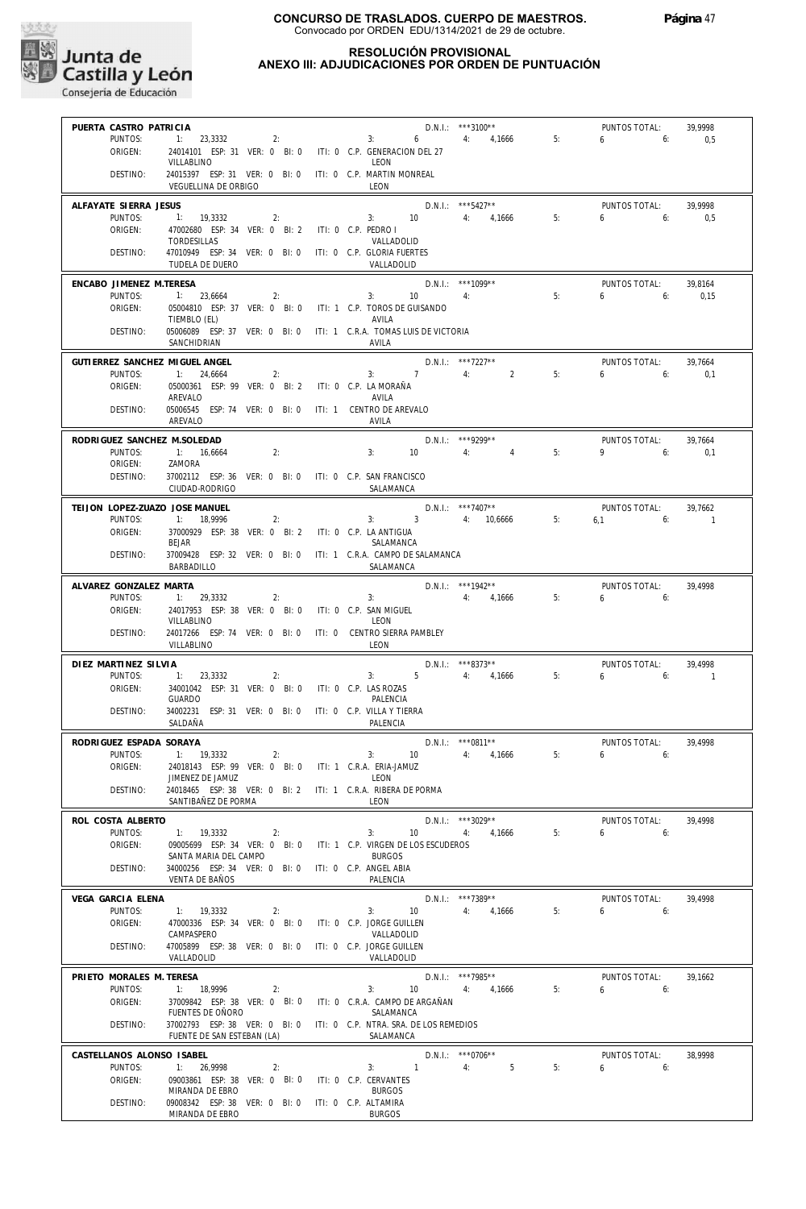# CONCURSO DE TRASLADOS. CUERPO DE MAESTROS.

Convocado por ORDEN EDU/1314/2021 de 29 de octubre.

## RESOLUCIÓN PROVISIONAL
## ANEXO III: ADJUDICACIONES POR ORDEN DE PUNTUACIÓN

---

**PUERTA CASTRO PATRICIA** — D.N.I.: \*\*\*3100\*\* — PUNTOS TOTAL: 39,9998

PUNTOS: 1: 23,3332 2: 3: 6 4: 4,1666 5: 6 6: 0,5

ORIGEN: 24014101 ESP: 31 VER: 0 BI: 0 ITI: 0 C.P. GENERACION DEL 27 — VILLABLINO — LEON

DESTINO: 24015397 ESP: 31 VER: 0 BI: 0 ITI: 0 C.P. MARTIN MONREAL — VEGUELLINA DE ORBIGO — LEON

---

**ALFAYATE SIERRA JESUS** — D.N.I.: \*\*\*5427\*\* — PUNTOS TOTAL: 39,9998

PUNTOS: 1: 19,3332 2: 3: 10 4: 4,1666 5: 6 6: 0,5

ORIGEN: 47002680 ESP: 34 VER: 0 BI: 2 ITI: 0 C.P. PEDRO I — TORDESILLAS — VALLADOLID

DESTINO: 47010949 ESP: 34 VER: 0 BI: 0 ITI: 0 C.P. GLORIA FUERTES — TUDELA DE DUERO — VALLADOLID

---

**ENCABO JIMENEZ M.TERESA** — D.N.I.: \*\*\*1099\*\* — PUNTOS TOTAL: 39,8164

PUNTOS: 1: 23,6664 2: 3: 10 4: 5: 6 6: 0,15

ORIGEN: 05004810 ESP: 37 VER: 0 BI: 0 ITI: 1 C.P. TOROS DE GUISANDO — TIEMBLO (EL) — AVILA

DESTINO: 05006089 ESP: 37 VER: 0 BI: 0 ITI: 1 C.R.A. TOMAS LUIS DE VICTORIA — SANCHIDRIAN — AVILA

---

**GUTIERREZ SANCHEZ MIGUEL ANGEL** — D.N.I.: \*\*\*7227\*\* — PUNTOS TOTAL: 39,7664

PUNTOS: 1: 24,6664 2: 3: 7 4: 2 5: 6 6: 0,1

ORIGEN: 05000361 ESP: 99 VER: 0 BI: 2 ITI: 0 C.P. LA MORAÑA — AREVALO — AVILA

DESTINO: 05006545 ESP: 74 VER: 0 BI: 0 ITI: 1 CENTRO DE AREVALO — AREVALO — AVILA

---

**RODRIGUEZ SANCHEZ M.SOLEDAD** — D.N.I.: \*\*\*9299\*\* — PUNTOS TOTAL: 39,7664

PUNTOS: 1: 16,6664 2: 3: 10 4: 4 5: 9 6: 0,1

ORIGEN: ZAMORA

DESTINO: 37002112 ESP: 36 VER: 0 BI: 0 ITI: 0 C.P. SAN FRANCISCO — CIUDAD-RODRIGO — SALAMANCA

---

**TEIJON LOPEZ-ZUAZO JOSE MANUEL** — D.N.I.: \*\*\*7407\*\* — PUNTOS TOTAL: 39,7662

PUNTOS: 1: 18,9996 2: 3: 3 4: 10,6666 5: 6,1 6: 1

ORIGEN: 37000929 ESP: 38 VER: 0 BI: 2 ITI: 0 C.P. LA ANTIGUA — BEJAR — SALAMANCA

DESTINO: 37009428 ESP: 32 VER: 0 BI: 0 ITI: 1 C.R.A. CAMPO DE SALAMANCA — BARBADILLO — SALAMANCA

---

**ALVAREZ GONZALEZ MARTA** — D.N.I.: \*\*\*1942\*\* — PUNTOS TOTAL: 39,4998

PUNTOS: 1: 29,3332 2: 3: 4: 4,1666 5: 6 6:

ORIGEN: 24017953 ESP: 38 VER: 0 BI: 0 ITI: 0 C.P. SAN MIGUEL — VILLABLINO — LEON

DESTINO: 24017266 ESP: 74 VER: 0 BI: 0 ITI: 0 CENTRO SIERRA PAMBLEY — VILLABLINO — LEON

---

**DIEZ MARTINEZ SILVIA** — D.N.I.: \*\*\*8373\*\* — PUNTOS TOTAL: 39,4998

PUNTOS: 1: 23,3332 2: 3: 5 4: 4,1666 5: 6 6: 1

ORIGEN: 34001042 ESP: 31 VER: 0 BI: 0 ITI: 0 C.P. LAS ROZAS — GUARDO — PALENCIA

DESTINO: 34002231 ESP: 31 VER: 0 BI: 0 ITI: 0 C.P. VILLA Y TIERRA — SALDAÑA — PALENCIA

---

**RODRIGUEZ ESPADA SORAYA** — D.N.I.: \*\*\*0811\*\* — PUNTOS TOTAL: 39,4998

PUNTOS: 1: 19,3332 2: 3: 10 4: 4,1666 5: 6 6:

ORIGEN: 24018143 ESP: 99 VER: 0 BI: 0 ITI: 1 C.R.A. ERIA-JAMUZ — JIMENEZ DE JAMUZ — LEON

DESTINO: 24018465 ESP: 38 VER: 0 BI: 2 ITI: 1 C.R.A. RIBERA DE PORMA — SANTIBAÑEZ DE PORMA — LEON

---

**ROL COSTA ALBERTO** — D.N.I.: \*\*\*3029\*\* — PUNTOS TOTAL: 39,4998

PUNTOS: 1: 19,3332 2: 3: 10 4: 4,1666 5: 6 6:

ORIGEN: 09005699 ESP: 34 VER: 0 BI: 0 ITI: 1 C.P. VIRGEN DE LOS ESCUDEROS — SANTA MARIA DEL CAMPO — BURGOS

DESTINO: 34000256 ESP: 34 VER: 0 BI: 0 ITI: 0 C.P. ANGEL ABIA — VENTA DE BAÑOS — PALENCIA

---

**VEGA GARCIA ELENA** — D.N.I.: \*\*\*7389\*\* — PUNTOS TOTAL: 39,4998

PUNTOS: 1: 19,3332 2: 3: 10 4: 4,1666 5: 6 6:

ORIGEN: 47000336 ESP: 34 VER: 0 BI: 0 ITI: 0 C.P. JORGE GUILLEN — CAMPASPERO — VALLADOLID

DESTINO: 47005899 ESP: 38 VER: 0 BI: 0 ITI: 0 C.P. JORGE GUILLEN — VALLADOLID — VALLADOLID

---

**PRIETO MORALES M. TERESA** — D.N.I.: \*\*\*7985\*\* — PUNTOS TOTAL: 39,1662

PUNTOS: 1: 18,9996 2: 3: 10 4: 4,1666 5: 6 6:

ORIGEN: 37009842 ESP: 38 VER: 0 BI: 0 ITI: 0 C.R.A. CAMPO DE ARGAÑAN — FUENTES DE OÑORO — SALAMANCA

DESTINO: 37002793 ESP: 38 VER: 0 BI: 0 ITI: 0 C.P. NTRA. SRA. DE LOS REMEDIOS — FUENTE DE SAN ESTEBAN (LA) — SALAMANCA

---

**CASTELLANOS ALONSO ISABEL** — D.N.I.: \*\*\*0706\*\* — PUNTOS TOTAL: 38,9998

PUNTOS: 1: 26,9998 2: 3: 1 4: 5 5: 6 6:

ORIGEN: 09003861 ESP: 38 VER: 0 BI: 0 ITI: 0 C.P. CERVANTES — MIRANDA DE EBRO — BURGOS

DESTINO: 09008342 ESP: 38 VER: 0 BI: 0 ITI: 0 C.P. ALTAMIRA — MIRANDA DE EBRO — BURGOS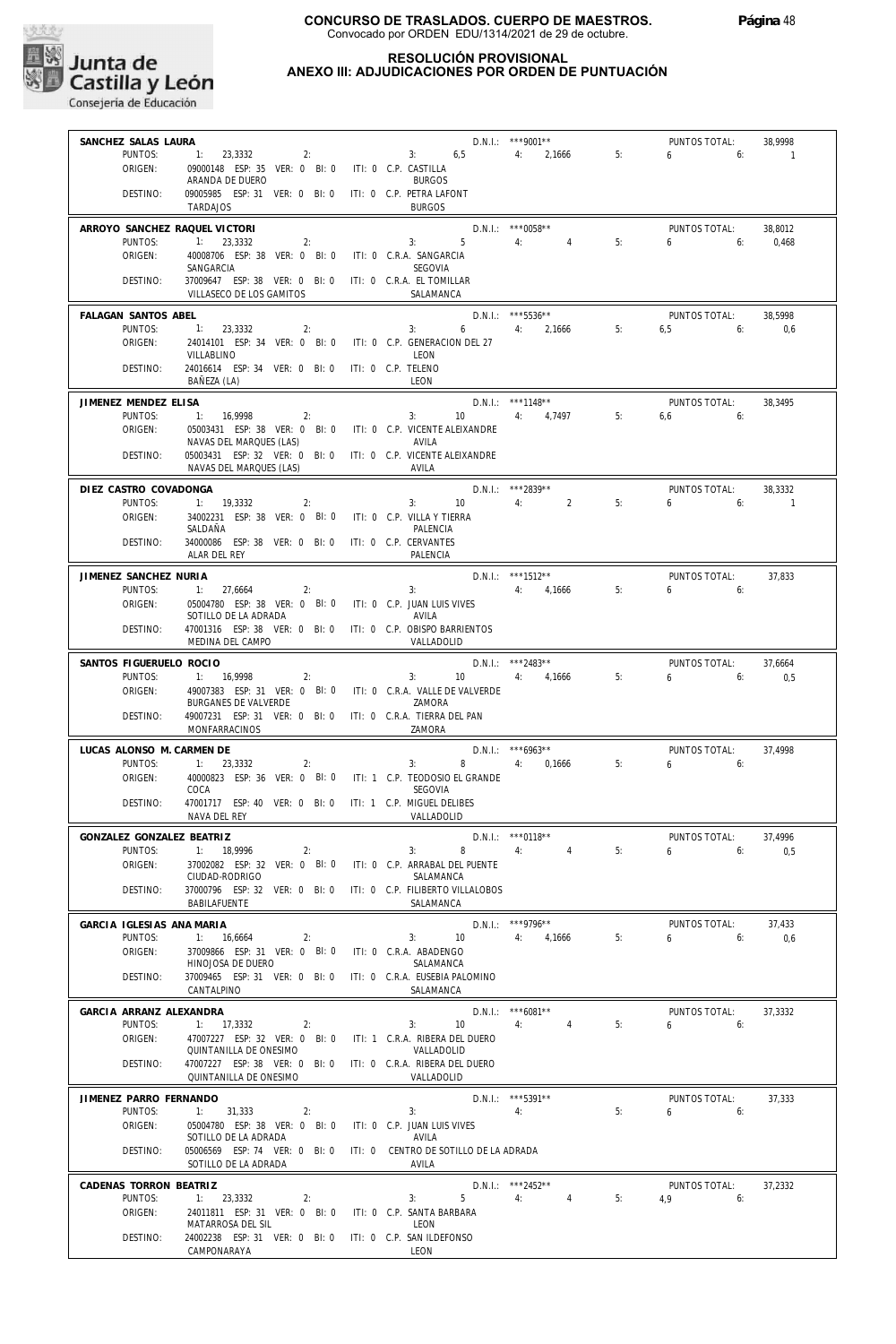**CONCURSO DE TRASLADOS. CUERPO DE MAESTROS.**
Convocado por ORDEN EDU/1314/2021 de 29 de octubre.

**RESOLUCIÓN PROVISIONAL**
**ANEXO III: ADJUDICACIONES POR ORDEN DE PUNTUACIÓN**

---

**SANCHEZ SALAS LAURA** — D.N.I.: \*\*\*9001\*\* — PUNTOS TOTAL: 38,9998
PUNTOS: 1: 23,3332 2: 3: 6,5 4: 2,1666 5: 6 6: 1
ORIGEN: 09000148 ESP: 35 VER: 0 BI: 0 ITI: 0 C.P. CASTILLA — ARANDA DE DUERO — BURGOS
DESTINO: 09005985 ESP: 31 VER: 0 BI: 0 ITI: 0 C.P. PETRA LAFONT — TARDAJOS — BURGOS

---

**ARROYO SANCHEZ RAQUEL VICTORI** — D.N.I.: \*\*\*0058\*\* — PUNTOS TOTAL: 38,8012
PUNTOS: 1: 23,3332 2: 3: 5 4: 4 5: 6 6: 0,468
ORIGEN: 40008706 ESP: 38 VER: 0 BI: 0 ITI: 0 C.R.A. SANGARCIA — SANGARCIA — SEGOVIA
DESTINO: 37009647 ESP: 38 VER: 0 BI: 0 ITI: 0 C.R.A. EL TOMILLAR — VILLASECO DE LOS GAMITOS — SALAMANCA

---

**FALAGAN SANTOS ABEL** — D.N.I.: \*\*\*5536\*\* — PUNTOS TOTAL: 38,5998
PUNTOS: 1: 23,3332 2: 3: 6 4: 2,1666 5: 6,5 6: 0,6
ORIGEN: 24014101 ESP: 34 VER: 0 BI: 0 ITI: 0 C.P. GENERACION DEL 27 — VILLABLINO — LEON
DESTINO: 24016614 ESP: 34 VER: 0 BI: 0 ITI: 0 C.P. TELENO — BAÑEZA (LA) — LEON

---

**JIMENEZ MENDEZ ELISA** — D.N.I.: \*\*\*1148\*\* — PUNTOS TOTAL: 38,3495
PUNTOS: 1: 16,9998 2: 3: 10 4: 4,7497 5: 6,6 6:
ORIGEN: 05003431 ESP: 38 VER: 0 BI: 0 ITI: 0 C.P. VICENTE ALEIXANDRE — NAVAS DEL MARQUES (LAS) — AVILA
DESTINO: 05003431 ESP: 32 VER: 0 BI: 0 ITI: 0 C.P. VICENTE ALEIXANDRE — NAVAS DEL MARQUES (LAS) — AVILA

---

**DIEZ CASTRO COVADONGA** — D.N.I.: \*\*\*2839\*\* — PUNTOS TOTAL: 38,3332
PUNTOS: 1: 19,3332 2: 3: 10 4: 2 5: 6 6: 1
ORIGEN: 34002231 ESP: 38 VER: 0 BI: 0 ITI: 0 C.P. VILLA Y TIERRA — SALDAÑA — PALENCIA
DESTINO: 34000086 ESP: 38 VER: 0 BI: 0 ITI: 0 C.P. CERVANTES — ALAR DEL REY — PALENCIA

---

**JIMENEZ SANCHEZ NURIA** — D.N.I.: \*\*\*1512\*\* — PUNTOS TOTAL: 37,833
PUNTOS: 1: 27,6664 2: 3: 4: 4,1666 5: 6 6:
ORIGEN: 05004780 ESP: 38 VER: 0 BI: 0 ITI: 0 C.P. JUAN LUIS VIVES — SOTILLO DE LA ADRADA — AVILA
DESTINO: 47001316 ESP: 38 VER: 0 BI: 0 ITI: 0 C.P. OBISPO BARRIENTOS — MEDINA DEL CAMPO — VALLADOLID

---

**SANTOS FIGUERUELO ROCIO** — D.N.I.: \*\*\*2483\*\* — PUNTOS TOTAL: 37,6664
PUNTOS: 1: 16,9998 2: 3: 10 4: 4,1666 5: 6 6: 0,5
ORIGEN: 49007383 ESP: 31 VER: 0 BI: 0 ITI: 0 C.R.A. VALLE DE VALVERDE — BURGANES DE VALVERDE — ZAMORA
DESTINO: 49007231 ESP: 31 VER: 0 BI: 0 ITI: 0 C.R.A. TIERRA DEL PAN — MONFARRACINOS — ZAMORA

---

**LUCAS ALONSO M. CARMEN DE** — D.N.I.: \*\*\*6963\*\* — PUNTOS TOTAL: 37,4998
PUNTOS: 1: 23,3332 2: 3: 8 4: 0,1666 5: 6 6:
ORIGEN: 40000823 ESP: 36 VER: 0 BI: 0 ITI: 1 C.P. TEODOSIO EL GRANDE — COCA — SEGOVIA
DESTINO: 47001717 ESP: 40 VER: 0 BI: 0 ITI: 1 C.P. MIGUEL DELIBES — NAVA DEL REY — VALLADOLID

---

**GONZALEZ GONZALEZ BEATRIZ** — D.N.I.: \*\*\*0118\*\* — PUNTOS TOTAL: 37,4996
PUNTOS: 1: 18,9996 2: 3: 8 4: 4 5: 6 6: 0,5
ORIGEN: 37002082 ESP: 32 VER: 0 BI: 0 ITI: 0 C.P. ARRABAL DEL PUENTE — CIUDAD-RODRIGO — SALAMANCA
DESTINO: 37000796 ESP: 32 VER: 0 BI: 0 ITI: 0 C.P. FILIBERTO VILLALOBOS — BABILAFUENTE — SALAMANCA

---

**GARCIA IGLESIAS ANA MARIA** — D.N.I.: \*\*\*9796\*\* — PUNTOS TOTAL: 37,433
PUNTOS: 1: 16,6664 2: 3: 10 4: 4,1666 5: 6 6: 0,6
ORIGEN: 37009866 ESP: 31 VER: 0 BI: 0 ITI: 0 C.R.A. ABADENGO — HINOJOSA DE DUERO — SALAMANCA
DESTINO: 37009465 ESP: 31 VER: 0 BI: 0 ITI: 0 C.R.A. EUSEBIA PALOMINO — CANTALPINO — SALAMANCA

---

**GARCIA ARRANZ ALEXANDRA** — D.N.I.: \*\*\*6081\*\* — PUNTOS TOTAL: 37,3332
PUNTOS: 1: 17,3332 2: 3: 10 4: 4 5: 6 6:
ORIGEN: 47007227 ESP: 32 VER: 0 BI: 0 ITI: 1 C.R.A. RIBERA DEL DUERO — QUINTANILLA DE ONESIMO — VALLADOLID
DESTINO: 47007227 ESP: 38 VER: 0 BI: 0 ITI: 0 C.R.A. RIBERA DEL DUERO — QUINTANILLA DE ONESIMO — VALLADOLID

---

**JIMENEZ PARRO FERNANDO** — D.N.I.: \*\*\*5391\*\* — PUNTOS TOTAL: 37,333
PUNTOS: 1: 31,333 2: 3: 4: 5: 6 6:
ORIGEN: 05004780 ESP: 38 VER: 0 BI: 0 ITI: 0 C.P. JUAN LUIS VIVES — SOTILLO DE LA ADRADA — AVILA
DESTINO: 05006569 ESP: 74 VER: 0 BI: 0 ITI: 0 CENTRO DE SOTILLO DE LA ADRADA — SOTILLO DE LA ADRADA — AVILA

---

**CADENAS TORRON BEATRIZ** — D.N.I.: \*\*\*2452\*\* — PUNTOS TOTAL: 37,2332
PUNTOS: 1: 23,3332 2: 3: 5 4: 4 5: 4,9 6:
ORIGEN: 24011811 ESP: 31 VER: 0 BI: 0 ITI: 0 C.P. SANTA BARBARA — MATARROSA DEL SIL — LEON
DESTINO: 24002238 ESP: 31 VER: 0 BI: 0 ITI: 0 C.P. SAN ILDEFONSO — CAMPONARAYA — LEON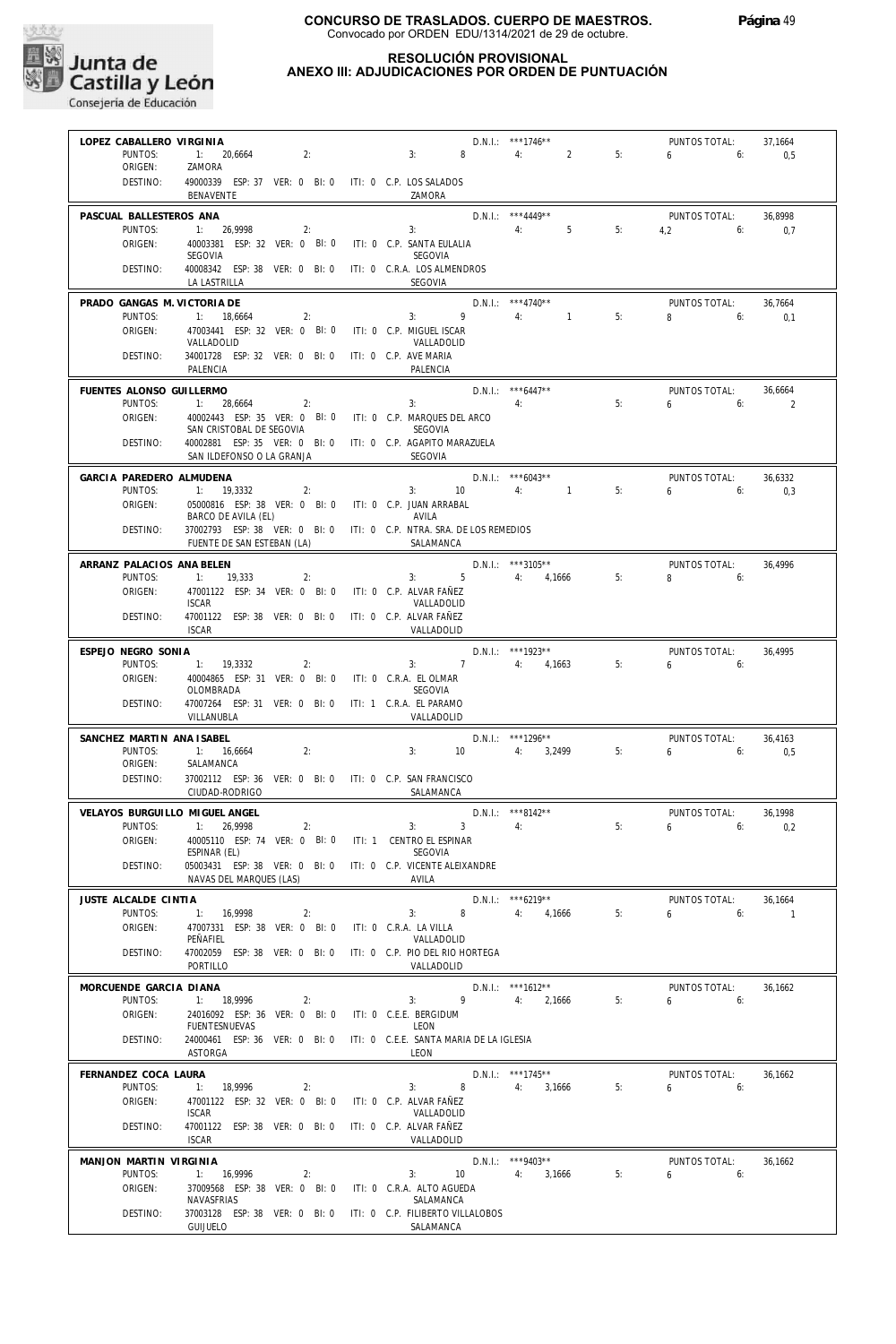**CONCURSO DE TRASLADOS. CUERPO DE MAESTROS.**
Convocado por ORDEN EDU/1314/2021 de 29 de octubre.

**RESOLUCIÓN PROVISIONAL**
**ANEXO III: ADJUDICACIONES POR ORDEN DE PUNTUACIÓN**

**LOPEZ CABALLERO VIRGINIA** — D.N.I.: ***1746** — PUNTOS TOTAL: 37,1664
PUNTOS: 1: 20,6664 2: 3: 8 4: 2 5: 6 6: 0,5
ORIGEN: ZAMORA
DESTINO: 49000339 ESP: 37 VER: 0 BI: 0 ITI: 0 C.P. LOS SALADOS — BENAVENTE — ZAMORA

**PASCUAL BALLESTEROS ANA** — D.N.I.: ***4449** — PUNTOS TOTAL: 36,8998
PUNTOS: 1: 26,9998 2: 3: 4: 5 5: 4,2 6: 0,7
ORIGEN: 40003381 ESP: 32 VER: 0 BI: 0 ITI: 0 C.P. SANTA EULALIA — SEGOVIA — SEGOVIA
DESTINO: 40008342 ESP: 38 VER: 0 BI: 0 ITI: 0 C.R.A. LOS ALMENDROS — LA LASTRILLA — SEGOVIA

**PRADO GANGAS M. VICTORIA DE** — D.N.I.: ***4740** — PUNTOS TOTAL: 36,7664
PUNTOS: 1: 18,6664 2: 3: 9 4: 1 5: 8 6: 0,1
ORIGEN: 47003441 ESP: 32 VER: 0 BI: 0 ITI: 0 C.P. MIGUEL ISCAR — VALLADOLID — VALLADOLID
DESTINO: 34001728 ESP: 32 VER: 0 BI: 0 ITI: 0 C.P. AVE MARIA — PALENCIA — PALENCIA

**FUENTES ALONSO GUILLERMO** — D.N.I.: ***6447** — PUNTOS TOTAL: 36,6664
PUNTOS: 1: 28,6664 2: 3: 4: 5: 6 6: 2
ORIGEN: 40002443 ESP: 35 VER: 0 BI: 0 ITI: 0 C.P. MARQUES DEL ARCO — SAN CRISTOBAL DE SEGOVIA — SEGOVIA
DESTINO: 40002881 ESP: 35 VER: 0 BI: 0 ITI: 0 C.P. AGAPITO MARAZUELA — SAN ILDEFONSO O LA GRANJA — SEGOVIA

**GARCIA PAREDERO ALMUDENA** — D.N.I.: ***6043** — PUNTOS TOTAL: 36,6332
PUNTOS: 1: 19,3332 2: 3: 10 4: 1 5: 6 6: 0,3
ORIGEN: 05000816 ESP: 38 VER: 0 BI: 0 ITI: 0 C.P. JUAN ARRABAL — BARCO DE AVILA (EL) — AVILA
DESTINO: 37002793 ESP: 38 VER: 0 BI: 0 ITI: 0 C.P. NTRA. SRA. DE LOS REMEDIOS — FUENTE DE SAN ESTEBAN (LA) — SALAMANCA

**ARRANZ PALACIOS ANA BELEN** — D.N.I.: ***3105** — PUNTOS TOTAL: 36,4996
PUNTOS: 1: 19,333 2: 3: 5 4: 4,1666 5: 8 6:
ORIGEN: 47001122 ESP: 34 VER: 0 BI: 0 ITI: 0 C.P. ALVAR FAÑEZ — ISCAR — VALLADOLID
DESTINO: 47001122 ESP: 38 VER: 0 BI: 0 ITI: 0 C.P. ALVAR FAÑEZ — ISCAR — VALLADOLID

**ESPEJO NEGRO SONIA** — D.N.I.: ***1923** — PUNTOS TOTAL: 36,4995
PUNTOS: 1: 19,3332 2: 3: 7 4: 4,1663 5: 6 6:
ORIGEN: 40004865 ESP: 31 VER: 0 BI: 0 ITI: 0 C.R.A. EL OLMAR — OLOMBRADA — SEGOVIA
DESTINO: 47007264 ESP: 31 VER: 0 BI: 0 ITI: 1 C.R.A. EL PARAMO — VILLANUBLA — VALLADOLID

**SANCHEZ MARTIN ANA ISABEL** — D.N.I.: ***1296** — PUNTOS TOTAL: 36,4163
PUNTOS: 1: 16,6664 2: 3: 10 4: 3,2499 5: 6 6: 0,5
ORIGEN: SALAMANCA
DESTINO: 37002112 ESP: 36 VER: 0 BI: 0 ITI: 0 C.P. SAN FRANCISCO — CIUDAD-RODRIGO — SALAMANCA

**VELAYOS BURGUILLO MIGUEL ANGEL** — D.N.I.: ***8142** — PUNTOS TOTAL: 36,1998
PUNTOS: 1: 26,9998 2: 3: 3 4: 5: 6 6: 0,2
ORIGEN: 40005110 ESP: 74 VER: 0 BI: 0 ITI: 1 CENTRO EL ESPINAR — ESPINAR (EL) — SEGOVIA
DESTINO: 05003431 ESP: 38 VER: 0 BI: 0 ITI: 0 C.P. VICENTE ALEIXANDRE — NAVAS DEL MARQUES (LAS) — AVILA

**JUSTE ALCALDE CINTIA** — D.N.I.: ***6219** — PUNTOS TOTAL: 36,1664
PUNTOS: 1: 16,9998 2: 3: 8 4: 4,1666 5: 6 6: 1
ORIGEN: 47007331 ESP: 38 VER: 0 BI: 0 ITI: 0 C.R.A. LA VILLA — PEÑAFIEL — VALLADOLID
DESTINO: 47002059 ESP: 38 VER: 0 BI: 0 ITI: 0 C.P. PIO DEL RIO HORTEGA — PORTILLO — VALLADOLID

**MORCUENDE GARCIA DIANA** — D.N.I.: ***1612** — PUNTOS TOTAL: 36,1662
PUNTOS: 1: 18,9996 2: 3: 9 4: 2,1666 5: 6 6:
ORIGEN: 24016092 ESP: 36 VER: 0 BI: 0 ITI: 0 C.E.E. BERGIDUM — FUENTESNUEVAS — LEON
DESTINO: 24000461 ESP: 36 VER: 0 BI: 0 ITI: 0 C.E.E. SANTA MARIA DE LA IGLESIA — ASTORGA — LEON

**FERNANDEZ COCA LAURA** — D.N.I.: ***1745** — PUNTOS TOTAL: 36,1662
PUNTOS: 1: 18,9996 2: 3: 8 4: 3,1666 5: 6 6:
ORIGEN: 47001122 ESP: 32 VER: 0 BI: 0 ITI: 0 C.P. ALVAR FAÑEZ — ISCAR — VALLADOLID
DESTINO: 47001122 ESP: 38 VER: 0 BI: 0 ITI: 0 C.P. ALVAR FAÑEZ — ISCAR — VALLADOLID

**MANJON MARTIN VIRGINIA** — D.N.I.: ***9403** — PUNTOS TOTAL: 36,1662
PUNTOS: 1: 16,9996 2: 3: 10 4: 3,1666 5: 6 6:
ORIGEN: 37009568 ESP: 38 VER: 0 BI: 0 ITI: 0 C.R.A. ALTO AGUEDA — NAVASFRIAS — SALAMANCA
DESTINO: 37003128 ESP: 38 VER: 0 BI: 0 ITI: 0 C.P. FILIBERTO VILLALOBOS — GUIJUELO — SALAMANCA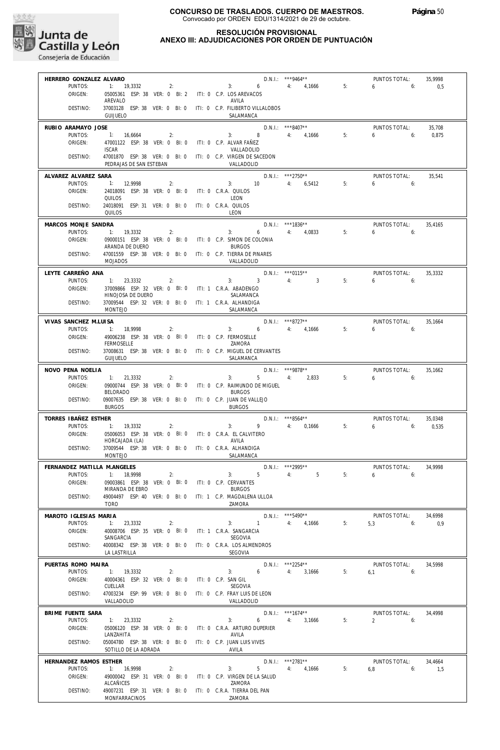## CONCURSO DE TRASLADOS. CUERPO DE MAESTROS.
Convocado por ORDEN EDU/1314/2021 de 29 de octubre.

## RESOLUCIÓN PROVISIONAL
## ANEXO III: ADJUDICACIONES POR ORDEN DE PUNTUACIÓN

**HERRERO GONZALEZ ALVARO** — D.N.I.: ***9464** — PUNTOS TOTAL: 35,9998
PUNTOS: 1: 19,3332 2: 3: 6 4: 4,1666 5: 6 6: 0,5
ORIGEN: 05005361 ESP: 38 VER: 0 BI: 2 ITI: 0 C.P. LOS AREVACOS — AREVALO — AVILA
DESTINO: 37003128 ESP: 38 VER: 0 BI: 0 ITI: 0 C.P. FILIBERTO VILLALOBOS — GUIJUELO — SALAMANCA

**RUBIO ARAMAYO JOSE** — D.N.I.: ***8407** — PUNTOS TOTAL: 35,708
PUNTOS: 1: 16,6664 2: 3: 8 4: 4,1666 5: 6 6: 0,875
ORIGEN: 47001122 ESP: 38 VER: 0 BI: 0 ITI: 0 C.P. ALVAR FAÑEZ — ISCAR — VALLADOLID
DESTINO: 47001870 ESP: 38 VER: 0 BI: 0 ITI: 0 C.P. VIRGEN DE SACEDON — PEDRAJAS DE SAN ESTEBAN — VALLADOLID

**ALVAREZ ALVAREZ SARA** — D.N.I.: ***2750** — PUNTOS TOTAL: 35,541
PUNTOS: 1: 12,9998 2: 3: 10 4: 6,5412 5: 6 6:
ORIGEN: 24018091 ESP: 38 VER: 0 BI: 0 ITI: 0 C.R.A. QUILOS — QUILOS — LEON
DESTINO: 24018091 ESP: 31 VER: 0 BI: 0 ITI: 0 C.R.A. QUILOS — QUILOS — LEON

**MARCOS MONJE SANDRA** — D.N.I.: ***1836** — PUNTOS TOTAL: 35,4165
PUNTOS: 1: 19,3332 2: 3: 6 4: 4,0833 5: 6 6:
ORIGEN: 09000151 ESP: 38 VER: 0 BI: 0 ITI: 0 C.P. SIMON DE COLONIA — ARANDA DE DUERO — BURGOS
DESTINO: 47001559 ESP: 38 VER: 0 BI: 0 ITI: 0 C.P. TIERRA DE PINARES — MOJADOS — VALLADOLID

**LEYTE CARREÑO ANA** — D.N.I.: ***0115** — PUNTOS TOTAL: 35,3332
PUNTOS: 1: 23,3332 2: 3: 3 4: 3 5: 6 6:
ORIGEN: 37009866 ESP: 32 VER: 0 BI: 0 ITI: 1 C.R.A. ABADENGO — HINOJOSA DE DUERO — SALAMANCA
DESTINO: 37009544 ESP: 32 VER: 0 BI: 0 ITI: 1 C.R.A. ALHANDIGA — MONTEJO — SALAMANCA

**VIVAS SANCHEZ M.LUISA** — D.N.I.: ***8727** — PUNTOS TOTAL: 35,1664
PUNTOS: 1: 18,9998 2: 3: 6 4: 4,1666 5: 6 6:
ORIGEN: 49006238 ESP: 38 VER: 0 BI: 0 ITI: 0 C.P. FERMOSELLE — FERMOSELLE — ZAMORA
DESTINO: 37008631 ESP: 38 VER: 0 BI: 0 ITI: 0 C.P. MIGUEL DE CERVANTES — GUIJUELO — SALAMANCA

**NOVO PENA NOELIA** — D.N.I.: ***9878** — PUNTOS TOTAL: 35,1662
PUNTOS: 1: 21,3332 2: 3: 5 4: 2,833 5: 6 6:
ORIGEN: 09000744 ESP: 38 VER: 0 BI: 0 ITI: 0 C.P. RAIMUNDO DE MIGUEL — BELORADO — BURGOS
DESTINO: 09007635 ESP: 38 VER: 0 BI: 0 ITI: 0 C.P. JUAN DE VALLEJO — BURGOS — BURGOS

**TORRES IBAÑEZ ESTHER** — D.N.I.: ***8564** — PUNTOS TOTAL: 35,0348
PUNTOS: 1: 19,3332 2: 3: 9 4: 0,1666 5: 6 6: 0,535
ORIGEN: 05006053 ESP: 38 VER: 0 BI: 0 ITI: 0 C.R.A. EL CALVITERO — HORCAJADA (LA) — AVILA
DESTINO: 37009544 ESP: 38 VER: 0 BI: 0 ITI: 0 C.R.A. ALHANDIGA — MONTEJO — SALAMANCA

**FERNANDEZ MATILLA M.ANGELES** — D.N.I.: ***2995** — PUNTOS TOTAL: 34,9998
PUNTOS: 1: 18,9998 2: 3: 5 4: 5 5: 6 6:
ORIGEN: 09003861 ESP: 38 VER: 0 BI: 0 ITI: 0 C.P. CERVANTES — MIRANDA DE EBRO — BURGOS
DESTINO: 49004497 ESP: 40 VER: 0 BI: 0 ITI: 1 C.P. MAGDALENA ULLOA — TORO — ZAMORA

**MAROTO IGLESIAS MARIA** — D.N.I.: ***5490** — PUNTOS TOTAL: 34,6998
PUNTOS: 1: 23,3332 2: 3: 1 4: 4,1666 5: 5,3 6: 0,9
ORIGEN: 40008706 ESP: 35 VER: 0 BI: 0 ITI: 1 C.R.A. SANGARCIA — SANGARCIA — SEGOVIA
DESTINO: 40008342 ESP: 38 VER: 0 BI: 0 ITI: 0 C.R.A. LOS ALMENDROS — LA LASTRILLA — SEGOVIA

**PUERTAS ROMO MAIRA** — D.N.I.: ***2254** — PUNTOS TOTAL: 34,5998
PUNTOS: 1: 19,3332 2: 3: 6 4: 3,1666 5: 6,1 6:
ORIGEN: 40004361 ESP: 32 VER: 0 BI: 0 ITI: 0 C.P. SAN GIL — CUELLAR — SEGOVIA
DESTINO: 47003234 ESP: 99 VER: 0 BI: 0 ITI: 0 C.P. FRAY LUIS DE LEON — VALLADOLID — VALLADOLID

**BRIME FUENTE SARA** — D.N.I.: ***1674** — PUNTOS TOTAL: 34,4998
PUNTOS: 1: 23,3332 2: 3: 6 4: 3,1666 5: 2 6:
ORIGEN: 05006120 ESP: 38 VER: 0 BI: 0 ITI: 0 C.R.A. ARTURO DUPERIER — LANZAHITA — AVILA
DESTINO: 05004780 ESP: 38 VER: 0 BI: 0 ITI: 0 C.P. JUAN LUIS VIVES — SOTILLO DE LA ADRADA — AVILA

**HERNANDEZ RAMOS ESTHER** — D.N.I.: ***2781** — PUNTOS TOTAL: 34,4664
PUNTOS: 1: 16,9998 2: 3: 5 4: 4,1666 5: 6,8 6: 1,5
ORIGEN: 49000042 ESP: 31 VER: 0 BI: 0 ITI: 0 C.P. VIRGEN DE LA SALUD — ALCAÑICES — ZAMORA
DESTINO: 49007231 ESP: 31 VER: 0 BI: 0 ITI: 0 C.R.A. TIERRA DEL PAN — MONFARRACINOS — ZAMORA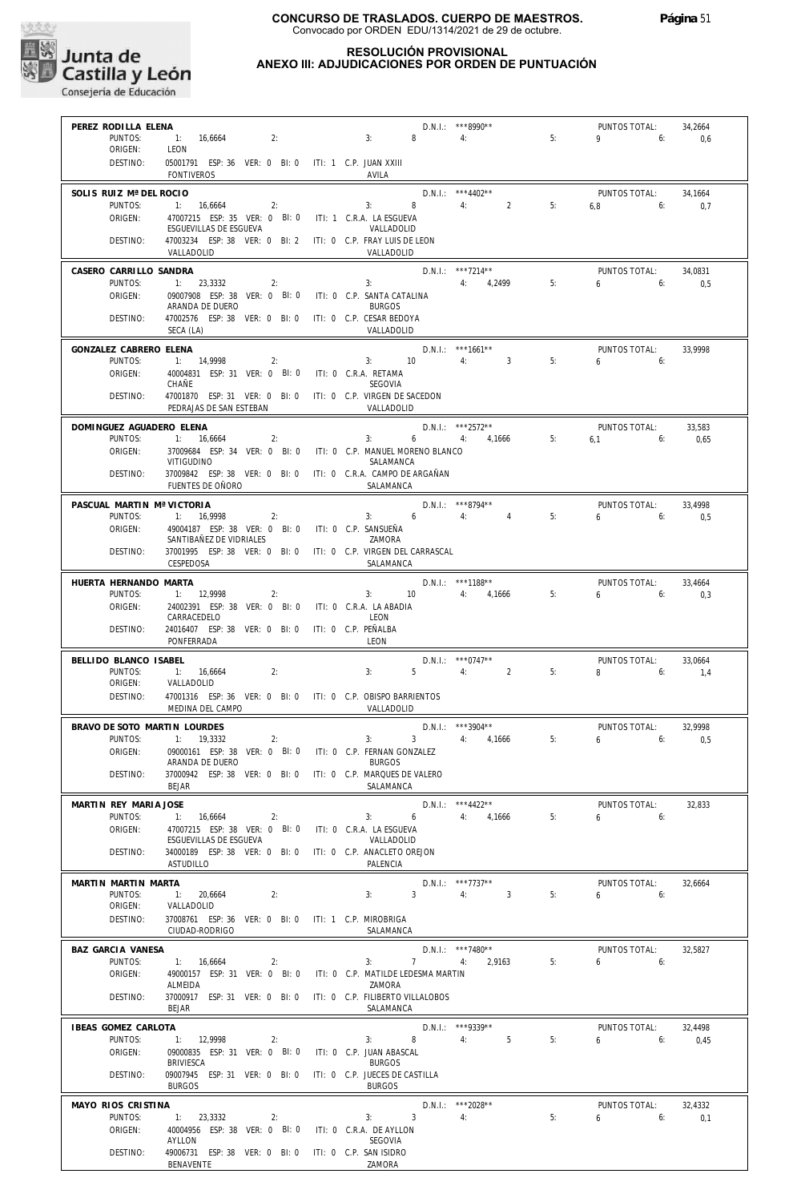**CONCURSO DE TRASLADOS. CUERPO DE MAESTROS.**
Convocado por ORDEN EDU/1314/2021 de 29 de octubre.

**RESOLUCIÓN PROVISIONAL**
**ANEXO III: ADJUDICACIONES POR ORDEN DE PUNTUACIÓN**

Junta de Castilla y León
Consejería de Educación

---

**PEREZ RODILLA ELENA** — D.N.I.: \*\*\*8990\*\* — PUNTOS TOTAL: 34,2664
PUNTOS: 1: 16,6664 2: 3: 8 4: 5: 9 6: 0,6
ORIGEN: LEON
DESTINO: 05001791 ESP: 36 VER: 0 BI: 0 ITI: 1 C.P. JUAN XXIII — FONTIVEROS — AVILA

---

**SOLIS RUIZ Mª DEL ROCIO** — D.N.I.: \*\*\*4402\*\* — PUNTOS TOTAL: 34,1664
PUNTOS: 1: 16,6664 2: 3: 8 4: 2 5: 6,8 6: 0,7
ORIGEN: 47007215 ESP: 35 VER: 0 BI: 0 ITI: 1 C.R.A. LA ESGUEVA — ESGUEVILLAS DE ESGUEVA — VALLADOLID
DESTINO: 47003234 ESP: 38 VER: 0 BI: 2 ITI: 0 C.P. FRAY LUIS DE LEON — VALLADOLID — VALLADOLID

---

**CASERO CARRILLO SANDRA** — D.N.I.: \*\*\*7214\*\* — PUNTOS TOTAL: 34,0831
PUNTOS: 1: 23,3332 2: 3: 4: 4,2499 5: 6 6: 0,5
ORIGEN: 09007908 ESP: 38 VER: 0 BI: 0 ITI: 0 C.P. SANTA CATALINA — ARANDA DE DUERO — BURGOS
DESTINO: 47002576 ESP: 38 VER: 0 BI: 0 ITI: 0 C.P. CESAR BEDOYA — SECA (LA) — VALLADOLID

---

**GONZALEZ CABRERO ELENA** — D.N.I.: \*\*\*1661\*\* — PUNTOS TOTAL: 33,9998
PUNTOS: 1: 14,9998 2: 3: 10 4: 3 5: 6 6:
ORIGEN: 40004831 ESP: 31 VER: 0 BI: 0 ITI: 0 C.R.A. RETAMA — CHAÑE — SEGOVIA
DESTINO: 47001870 ESP: 31 VER: 0 BI: 0 ITI: 0 C.P. VIRGEN DE SACEDON — PEDRAJAS DE SAN ESTEBAN — VALLADOLID

---

**DOMINGUEZ AGUADERO ELENA** — D.N.I.: \*\*\*2572\*\* — PUNTOS TOTAL: 33,583
PUNTOS: 1: 16,6664 2: 3: 6 4: 4,1666 5: 6,1 6: 0,65
ORIGEN: 37009684 ESP: 34 VER: 0 BI: 0 ITI: 0 C.P. MANUEL MORENO BLANCO — VITIGUDINO — SALAMANCA
DESTINO: 37009842 ESP: 38 VER: 0 BI: 0 ITI: 0 C.R.A. CAMPO DE ARGAÑAN — FUENTES DE OÑORO — SALAMANCA

---

**PASCUAL MARTIN Mª VICTORIA** — D.N.I.: \*\*\*8794\*\* — PUNTOS TOTAL: 33,4998
PUNTOS: 1: 16,9998 2: 3: 6 4: 4 5: 6 6: 0,5
ORIGEN: 49004187 ESP: 38 VER: 0 BI: 0 ITI: 0 C.P. SANSUEÑA — SANTIBAÑEZ DE VIDRIALES — ZAMORA
DESTINO: 37001995 ESP: 38 VER: 0 BI: 0 ITI: 0 C.P. VIRGEN DEL CARRASCAL — CESPEDOSA — SALAMANCA

---

**HUERTA HERNANDO MARTA** — D.N.I.: \*\*\*1188\*\* — PUNTOS TOTAL: 33,4664
PUNTOS: 1: 12,9998 2: 3: 10 4: 4,1666 5: 6 6: 0,3
ORIGEN: 24002391 ESP: 38 VER: 0 BI: 0 ITI: 0 C.R.A. LA ABADIA — CARRACEDELO — LEON
DESTINO: 24016407 ESP: 38 VER: 0 BI: 0 ITI: 0 C.P. PEÑALBA — PONFERRADA — LEON

---

**BELLIDO BLANCO ISABEL** — D.N.I.: \*\*\*0747\*\* — PUNTOS TOTAL: 33,0664
PUNTOS: 1: 16,6664 2: 3: 5 4: 2 5: 8 6: 1,4
ORIGEN: VALLADOLID
DESTINO: 47001316 ESP: 36 VER: 0 BI: 0 ITI: 0 C.P. OBISPO BARRIENTOS — MEDINA DEL CAMPO — VALLADOLID

---

**BRAVO DE SOTO MARTIN LOURDES** — D.N.I.: \*\*\*3904\*\* — PUNTOS TOTAL: 32,9998
PUNTOS: 1: 19,3332 2: 3: 3 4: 4,1666 5: 6 6: 0,5
ORIGEN: 09000161 ESP: 38 VER: 0 BI: 0 ITI: 0 C.P. FERNAN GONZALEZ — ARANDA DE DUERO — BURGOS
DESTINO: 37000942 ESP: 38 VER: 0 BI: 0 ITI: 0 C.P. MARQUES DE VALERO — BEJAR — SALAMANCA

---

**MARTIN REY MARIA JOSE** — D.N.I.: \*\*\*4422\*\* — PUNTOS TOTAL: 32,833
PUNTOS: 1: 16,6664 2: 3: 6 4: 4,1666 5: 6 6:
ORIGEN: 47007215 ESP: 38 VER: 0 BI: 0 ITI: 0 C.R.A. LA ESGUEVA — ESGUEVILLAS DE ESGUEVA — VALLADOLID
DESTINO: 34000189 ESP: 38 VER: 0 BI: 0 ITI: 0 C.P. ANACLETO OREJON — ASTUDILLO — PALENCIA

---

**MARTIN MARTIN MARTA** — D.N.I.: \*\*\*7737\*\* — PUNTOS TOTAL: 32,6664
PUNTOS: 1: 20,6664 2: 3: 3 4: 3 5: 6 6:
ORIGEN: VALLADOLID
DESTINO: 37008761 ESP: 36 VER: 0 BI: 0 ITI: 1 C.P. MIROBRIGA — CIUDAD-RODRIGO — SALAMANCA

---

**BAZ GARCIA VANESA** — D.N.I.: \*\*\*7480\*\* — PUNTOS TOTAL: 32,5827
PUNTOS: 1: 16,6664 2: 3: 7 4: 2,9163 5: 6 6:
ORIGEN: 49000157 ESP: 31 VER: 0 BI: 0 ITI: 0 C.P. MATILDE LEDESMA MARTIN — ALMEIDA — ZAMORA
DESTINO: 37000917 ESP: 31 VER: 0 BI: 0 ITI: 0 C.P. FILIBERTO VILLALOBOS — BEJAR — SALAMANCA

---

**IBEAS GOMEZ CARLOTA** — D.N.I.: \*\*\*9339\*\* — PUNTOS TOTAL: 32,4498
PUNTOS: 1: 12,9998 2: 3: 8 4: 5 5: 6 6: 0,45
ORIGEN: 09000835 ESP: 31 VER: 0 BI: 0 ITI: 0 C.P. JUAN ABASCAL — BRIVIESCA — BURGOS
DESTINO: 09007945 ESP: 31 VER: 0 BI: 0 ITI: 0 C.P. JUECES DE CASTILLA — BURGOS — BURGOS

---

**MAYO RIOS CRISTINA** — D.N.I.: \*\*\*2028\*\* — PUNTOS TOTAL: 32,4332
PUNTOS: 1: 23,3332 2: 3: 3 4: 5: 6 6: 0,1
ORIGEN: 40004956 ESP: 38 VER: 0 BI: 0 ITI: 0 C.R.A. DE AYLLON — AYLLON — SEGOVIA
DESTINO: 49006731 ESP: 38 VER: 0 BI: 0 ITI: 0 C.P. SAN ISIDRO — BENAVENTE — ZAMORA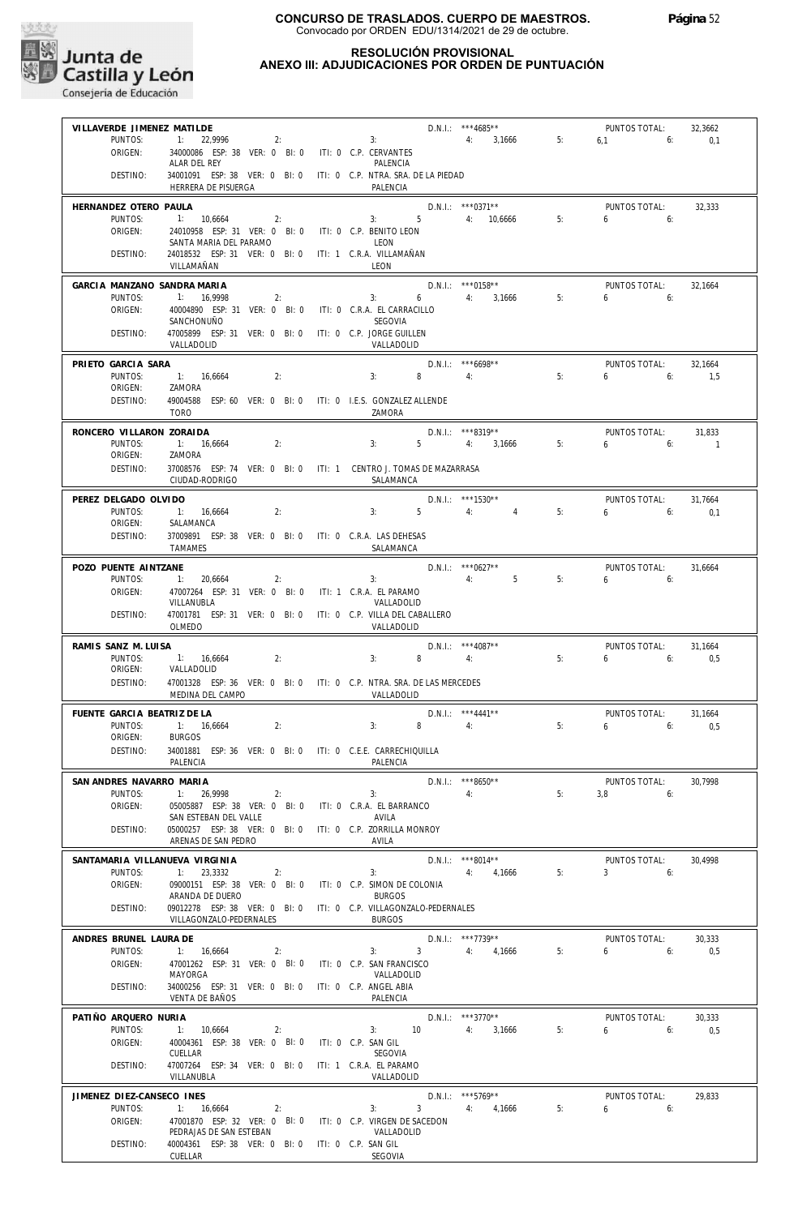**CONCURSO DE TRASLADOS. CUERPO DE MAESTROS.**
Convocado por ORDEN EDU/1314/2021 de 29 de octubre.

**RESOLUCIÓN PROVISIONAL**
**ANEXO III: ADJUDICACIONES POR ORDEN DE PUNTUACIÓN**

**VILLAVERDE JIMENEZ MATILDE** — D.N.I.: ***4685** — PUNTOS TOTAL: 32,3662
PUNTOS: 1: 22,9996 2: 3: 4: 3,1666 5: 6,1 6: 0,1
ORIGEN: 34000086 ESP: 38 VER: 0 BI: 0 ITI: 0 C.P. CERVANTES — ALAR DEL REY — PALENCIA
DESTINO: 34001091 ESP: 38 VER: 0 BI: 0 ITI: 0 C.P. NTRA. SRA. DE LA PIEDAD — HERRERA DE PISUERGA — PALENCIA

**HERNANDEZ OTERO PAULA** — D.N.I.: ***0371** — PUNTOS TOTAL: 32,333
PUNTOS: 1: 10,6664 2: 3: 5 4: 10,6666 5: 6 6:
ORIGEN: 24010958 ESP: 31 VER: 0 BI: 0 ITI: 0 C.P. BENITO LEON — SANTA MARIA DEL PARAMO — LEON
DESTINO: 24018532 ESP: 31 VER: 0 BI: 0 ITI: 1 C.R.A. VILLAMAÑAN — VILLAMAÑAN — LEON

**GARCIA MANZANO SANDRA MARIA** — D.N.I.: ***0158** — PUNTOS TOTAL: 32,1664
PUNTOS: 1: 16,9998 2: 3: 6 4: 3,1666 5: 6 6:
ORIGEN: 40004890 ESP: 31 VER: 0 BI: 0 ITI: 0 C.R.A. EL CARRACILLO — SANCHONUÑO — SEGOVIA
DESTINO: 47005899 ESP: 31 VER: 0 BI: 0 ITI: 0 C.P. JORGE GUILLEN — VALLADOLID — VALLADOLID

**PRIETO GARCIA SARA** — D.N.I.: ***6698** — PUNTOS TOTAL: 32,1664
PUNTOS: 1: 16,6664 2: 3: 8 4: 5: 6 6: 1,5
ORIGEN: ZAMORA
DESTINO: 49004588 ESP: 60 VER: 0 BI: 0 ITI: 0 I.E.S. GONZALEZ ALLENDE — TORO — ZAMORA

**RONCERO VILLARON ZORAIDA** — D.N.I.: ***8319** — PUNTOS TOTAL: 31,833
PUNTOS: 1: 16,6664 2: 3: 5 4: 3,1666 5: 6 6: 1
ORIGEN: ZAMORA
DESTINO: 37008576 ESP: 74 VER: 0 BI: 0 ITI: 1 CENTRO J. TOMAS DE MAZARRASA — CIUDAD-RODRIGO — SALAMANCA

**PEREZ DELGADO OLVIDO** — D.N.I.: ***1530** — PUNTOS TOTAL: 31,7664
PUNTOS: 1: 16,6664 2: 3: 5 4: 4 5: 6 6: 0,1
ORIGEN: SALAMANCA
DESTINO: 37009891 ESP: 38 VER: 0 BI: 0 ITI: 0 C.R.A. LAS DEHESAS — TAMAMES — SALAMANCA

**POZO PUENTE AINTZANE** — D.N.I.: ***0627** — PUNTOS TOTAL: 31,6664
PUNTOS: 1: 20,6664 2: 3: 4: 5 5: 6 6:
ORIGEN: 47007264 ESP: 31 VER: 0 BI: 0 ITI: 1 C.R.A. EL PARAMO — VILLANUBLA — VALLADOLID
DESTINO: 47001781 ESP: 31 VER: 0 BI: 0 ITI: 0 C.P. VILLA DEL CABALLERO — OLMEDO — VALLADOLID

**RAMIS SANZ M. LUISA** — D.N.I.: ***4087** — PUNTOS TOTAL: 31,1664
PUNTOS: 1: 16,6664 2: 3: 8 4: 5: 6 6: 0,5
ORIGEN: VALLADOLID
DESTINO: 47001328 ESP: 36 VER: 0 BI: 0 ITI: 0 C.P. NTRA. SRA. DE LAS MERCEDES — MEDINA DEL CAMPO — VALLADOLID

**FUENTE GARCIA BEATRIZ DE LA** — D.N.I.: ***4441** — PUNTOS TOTAL: 31,1664
PUNTOS: 1: 16,6664 2: 3: 8 4: 5: 6 6: 0,5
ORIGEN: BURGOS
DESTINO: 34001881 ESP: 36 VER: 0 BI: 0 ITI: 0 C.E.E. CARRECHIQUILLA — PALENCIA — PALENCIA

**SAN ANDRES NAVARRO MARIA** — D.N.I.: ***8650** — PUNTOS TOTAL: 30,7998
PUNTOS: 1: 26,9998 2: 3: 4: 5: 3,8 6:
ORIGEN: 05005887 ESP: 38 VER: 0 BI: 0 ITI: 0 C.R.A. EL BARRANCO — SAN ESTEBAN DEL VALLE — AVILA
DESTINO: 05000257 ESP: 38 VER: 0 BI: 0 ITI: 0 C.P. ZORRILLA MONROY — ARENAS DE SAN PEDRO — AVILA

**SANTAMARIA VILLANUEVA VIRGINIA** — D.N.I.: ***8014** — PUNTOS TOTAL: 30,4998
PUNTOS: 1: 23,3332 2: 3: 4: 4,1666 5: 3 6:
ORIGEN: 09000151 ESP: 38 VER: 0 BI: 0 ITI: 0 C.P. SIMON DE COLONIA — ARANDA DE DUERO — BURGOS
DESTINO: 09012278 ESP: 38 VER: 0 BI: 0 ITI: 0 C.P. VILLAGONZALO-PEDERNALES — VILLAGONZALO-PEDERNALES — BURGOS

**ANDRES BRUNEL LAURA DE** — D.N.I.: ***7739** — PUNTOS TOTAL: 30,333
PUNTOS: 1: 16,6664 2: 3: 3 4: 4,1666 5: 6 6: 0,5
ORIGEN: 47001262 ESP: 31 VER: 0 BI: 0 ITI: 0 C.P. SAN FRANCISCO — MAYORGA — VALLADOLID
DESTINO: 34000256 ESP: 31 VER: 0 BI: 0 ITI: 0 C.P. ANGEL ABIA — VENTA DE BAÑOS — PALENCIA

**PATIÑO ARQUERO NURIA** — D.N.I.: ***3770** — PUNTOS TOTAL: 30,333
PUNTOS: 1: 10,6664 2: 3: 10 4: 3,1666 5: 6 6: 0,5
ORIGEN: 40004361 ESP: 38 VER: 0 BI: 0 ITI: 0 C.P. SAN GIL — CUELLAR — SEGOVIA
DESTINO: 47007264 ESP: 34 VER: 0 BI: 0 ITI: 1 C.R.A. EL PARAMO — VILLANUBLA — VALLADOLID

**JIMENEZ DIEZ-CANSECO INES** — D.N.I.: ***5769** — PUNTOS TOTAL: 29,833
PUNTOS: 1: 16,6664 2: 3: 3 4: 4,1666 5: 6 6:
ORIGEN: 47001870 ESP: 32 VER: 0 BI: 0 ITI: 0 C.P. VIRGEN DE SACEDON — PEDRAJAS DE SAN ESTEBAN — VALLADOLID
DESTINO: 40004361 ESP: 38 VER: 0 BI: 0 ITI: 0 C.P. SAN GIL — CUELLAR — SEGOVIA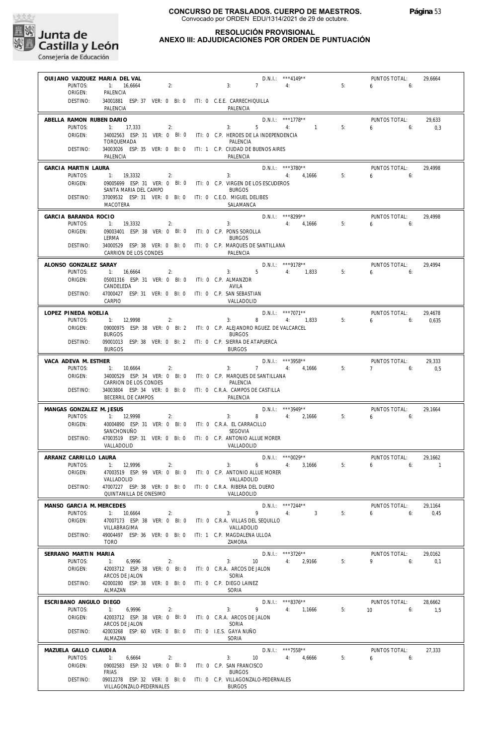# CONCURSO DE TRASLADOS. CUERPO DE MAESTROS.

Convocado por ORDEN EDU/1314/2021 de 29 de octubre.

## RESOLUCIÓN PROVISIONAL
## ANEXO III: ADJUDICACIONES POR ORDEN DE PUNTUACIÓN

---

**QUIJANO VAZQUEZ MARIA DEL VAL** — D.N.I.: ***4149** — PUNTOS TOTAL: 29,6664

PUNTOS: 1: 16,6664 2: 3: 7 4: 5: 6 6:

ORIGEN: PALENCIA

DESTINO: 34001881 ESP: 37 VER: 0 BI: 0 ITI: 0 C.E.E. CARRECHIQUILLA — PALENCIA — PALENCIA

---

**ABELLA RAMON RUBEN DARIO** — D.N.I.: ***1778** — PUNTOS TOTAL: 29,633

PUNTOS: 1: 17,333 2: 3: 5 4: 1 5: 6 6: 0,3

ORIGEN: 34002563 ESP: 31 VER: 0 BI: 0 ITI: 0 C.P. HEROES DE LA INDEPENDENCIA — TORQUEMADA — PALENCIA

DESTINO: 34003026 ESP: 35 VER: 0 BI: 0 ITI: 1 C.P. CIUDAD DE BUENOS AIRES — PALENCIA — PALENCIA

---

**GARCIA MARTIN LAURA** — D.N.I.: ***3780** — PUNTOS TOTAL: 29,4998

PUNTOS: 1: 19,3332 2: 3: 4: 4,1666 5: 6 6:

ORIGEN: 09005699 ESP: 31 VER: 0 BI: 0 ITI: 0 C.P. VIRGEN DE LOS ESCUDEROS — SANTA MARIA DEL CAMPO — BURGOS

DESTINO: 37009532 ESP: 31 VER: 0 BI: 0 ITI: 0 C.E.O. MIGUEL DELIBES — MACOTERA — SALAMANCA

---

**GARCIA BARANDA ROCIO** — D.N.I.: ***8299** — PUNTOS TOTAL: 29,4998

PUNTOS: 1: 19,3332 2: 3: 4: 4,1666 5: 6 6:

ORIGEN: 09003401 ESP: 38 VER: 0 BI: 0 ITI: 0 C.P. PONS SOROLLA — LERMA — BURGOS

DESTINO: 34000529 ESP: 38 VER: 0 BI: 0 ITI: 0 C.P. MARQUES DE SANTILLANA — CARRION DE LOS CONDES — PALENCIA

---

**ALONSO GONZALEZ SARAY** — D.N.I.: ***9178** — PUNTOS TOTAL: 29,4994

PUNTOS: 1: 16,6664 2: 3: 5 4: 1,833 5: 6 6:

ORIGEN: 05001316 ESP: 31 VER: 0 BI: 0 ITI: 0 C.P. ALMANZOR — CANDELEDA — AVILA

DESTINO: 47000427 ESP: 31 VER: 0 BI: 0 ITI: 0 C.P. SAN SEBASTIAN — CARPIO — VALLADOLID

---

**LOPEZ PINEDA NOELIA** — D.N.I.: ***7071** — PUNTOS TOTAL: 29,4678

PUNTOS: 1: 12,9998 2: 3: 8 4: 1,833 5: 6 6: 0,635

ORIGEN: 09000975 ESP: 38 VER: 0 BI: 2 ITI: 0 C.P. ALEJANDRO RGUEZ. DE VALCARCEL — BURGOS — BURGOS

DESTINO: 09001013 ESP: 38 VER: 0 BI: 2 ITI: 0 C.P. SIERRA DE ATAPUERCA — BURGOS — BURGOS

---

**VACA ADEVA M. ESTHER** — D.N.I.: ***3958** — PUNTOS TOTAL: 29,333

PUNTOS: 1: 10,6664 2: 3: 7 4: 4,1666 5: 7 6: 0,5

ORIGEN: 34000529 ESP: 34 VER: 0 BI: 0 ITI: 0 C.P. MARQUES DE SANTILLANA — CARRION DE LOS CONDES — PALENCIA

DESTINO: 34003804 ESP: 34 VER: 0 BI: 0 ITI: 0 C.R.A. CAMPOS DE CASTILLA — BECERRIL DE CAMPOS — PALENCIA

---

**MANGAS GONZALEZ M. JESUS** — D.N.I.: ***3949** — PUNTOS TOTAL: 29,1664

PUNTOS: 1: 12,9998 2: 3: 8 4: 2,1666 5: 6 6:

ORIGEN: 40004890 ESP: 31 VER: 0 BI: 0 ITI: 0 C.R.A. EL CARRACILLO — SANCHONUÑO — SEGOVIA

DESTINO: 47003519 ESP: 31 VER: 0 BI: 0 ITI: 0 C.P. ANTONIO ALLUE MORER — VALLADOLID — VALLADOLID

---

**ARRANZ CARRILLO LAURA** — D.N.I.: ***0029** — PUNTOS TOTAL: 29,1662

PUNTOS: 1: 12,9996 2: 3: 6 4: 3,1666 5: 6 6: 1

ORIGEN: 47003519 ESP: 99 VER: 0 BI: 0 ITI: 0 C.P. ANTONIO ALLUE MORER — VALLADOLID — VALLADOLID

DESTINO: 47007227 ESP: 38 VER: 0 BI: 0 ITI: 0 C.R.A. RIBERA DEL DUERO — QUINTANILLA DE ONESIMO — VALLADOLID

---

**MANSO GARCIA M. MERCEDES** — D.N.I.: ***7244** — PUNTOS TOTAL: 29,1164

PUNTOS: 1: 10,6664 2: 3: 9 4: 3 5: 6 6: 0,45

ORIGEN: 47007173 ESP: 38 VER: 0 BI: 0 ITI: 0 C.R.A. VILLAS DEL SEQUILLO — VILLABRAGIMA — VALLADOLID

DESTINO: 49004497 ESP: 36 VER: 0 BI: 0 ITI: 1 C.P. MAGDALENA ULLOA — TORO — ZAMORA

---

**SERRANO MARTIN MARIA** — D.N.I.: ***3726** — PUNTOS TOTAL: 29,0162

PUNTOS: 1: 6,9996 2: 3: 10 4: 2,9166 5: 9 6: 0,1

ORIGEN: 42003712 ESP: 38 VER: 0 BI: 0 ITI: 0 C.R.A. ARCOS DE JALON — ARCOS DE JALON — SORIA

DESTINO: 42000280 ESP: 38 VER: 0 BI: 0 ITI: 0 C.P. DIEGO LAINEZ — ALMAZAN — SORIA

---

**ESCRIBANO ANGULO DIEGO** — D.N.I.: ***8376** — PUNTOS TOTAL: 28,6662

PUNTOS: 1: 6,9996 2: 3: 9 4: 1,1666 5: 10 6: 1,5

ORIGEN: 42003712 ESP: 38 VER: 0 BI: 0 ITI: 0 C.R.A. ARCOS DE JALON — ARCOS DE JALON — SORIA

DESTINO: 42003268 ESP: 60 VER: 0 BI: 0 ITI: 0 I.E.S. GAYA NUÑO — ALMAZAN — SORIA

---

**MAZUELA GALLO CLAUDIA** — D.N.I.: ***7558** — PUNTOS TOTAL: 27,333

PUNTOS: 1: 6,6664 2: 3: 10 4: 4,6666 5: 6 6:

ORIGEN: 09002583 ESP: 32 VER: 0 BI: 0 ITI: 0 C.P. SAN FRANCISCO — FRIAS — BURGOS

DESTINO: 09012278 ESP: 32 VER: 0 BI: 0 ITI: 0 C.P. VILLAGONZALO-PEDERNALES — VILLAGONZALO-PEDERNALES — BURGOS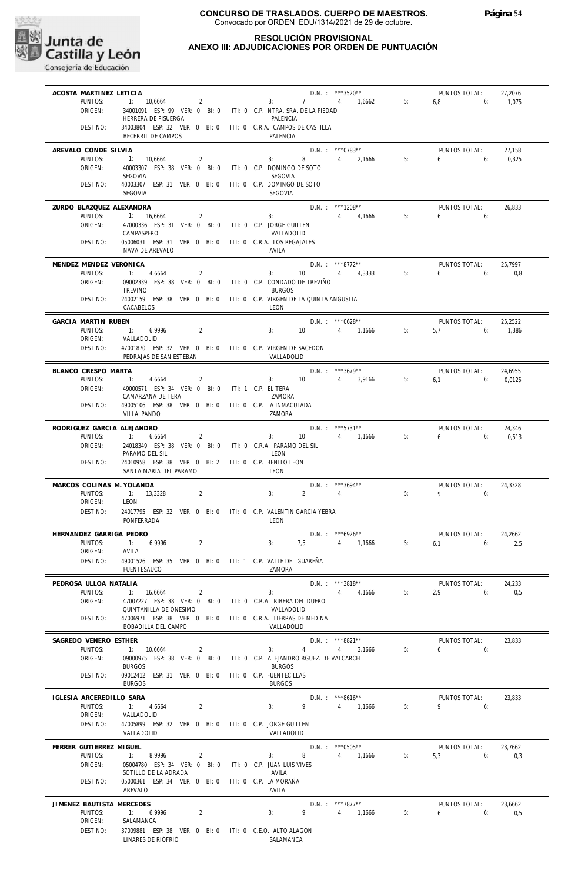**CONCURSO DE TRASLADOS. CUERPO DE MAESTROS.**
Convocado por ORDEN EDU/1314/2021 de 29 de octubre.

**RESOLUCIÓN PROVISIONAL**
**ANEXO III: ADJUDICACIONES POR ORDEN DE PUNTUACIÓN**

---

**ACOSTA MARTINEZ LETICIA** — D.N.I.: \*\*\*3520\*\* — PUNTOS TOTAL: 27,2076
PUNTOS: 1: 10,6664 2: 3: 7 4: 1,6662 5: 6,8 6: 1,075
ORIGEN: 34001091 ESP: 99 VER: 0 BI: 0 ITI: 0 C.P. NTRA. SRA. DE LA PIEDAD — HERRERA DE PISUERGA — PALENCIA
DESTINO: 34003804 ESP: 32 VER: 0 BI: 0 ITI: 0 C.R.A. CAMPOS DE CASTILLA — BECERRIL DE CAMPOS — PALENCIA

---

**AREVALO CONDE SILVIA** — D.N.I.: \*\*\*0783\*\* — PUNTOS TOTAL: 27,158
PUNTOS: 1: 10,6664 2: 3: 8 4: 2,1666 5: 6 6: 0,325
ORIGEN: 40003307 ESP: 38 VER: 0 BI: 0 ITI: 0 C.P. DOMINGO DE SOTO — SEGOVIA — SEGOVIA
DESTINO: 40003307 ESP: 31 VER: 0 BI: 0 ITI: 0 C.P. DOMINGO DE SOTO — SEGOVIA — SEGOVIA

---

**ZURDO BLAZQUEZ ALEXANDRA** — D.N.I.: \*\*\*1208\*\* — PUNTOS TOTAL: 26,833
PUNTOS: 1: 16,6664 2: 3: 4: 4,1666 5: 6 6:
ORIGEN: 47000336 ESP: 31 VER: 0 BI: 0 ITI: 0 C.P. JORGE GUILLEN — CAMPASPERO — VALLADOLID
DESTINO: 05006031 ESP: 31 VER: 0 BI: 0 ITI: 0 C.R.A. LOS REGAJALES — NAVA DE AREVALO — AVILA

---

**MENDEZ MENDEZ VERONICA** — D.N.I.: \*\*\*8772\*\* — PUNTOS TOTAL: 25,7997
PUNTOS: 1: 4,6664 2: 3: 10 4: 4,3333 5: 6 6: 0,8
ORIGEN: 09002339 ESP: 38 VER: 0 BI: 0 ITI: 0 C.P. CONDADO DE TREVIÑO — TREVIÑO — BURGOS
DESTINO: 24002159 ESP: 38 VER: 0 BI: 0 ITI: 0 C.P. VIRGEN DE LA QUINTA ANGUSTIA — CACABELOS — LEON

---

**GARCIA MARTIN RUBEN** — D.N.I.: \*\*\*0628\*\* — PUNTOS TOTAL: 25,2522
PUNTOS: 1: 6,9996 2: 3: 10 4: 1,1666 5: 5,7 6: 1,386
ORIGEN: VALLADOLID
DESTINO: 47001870 ESP: 32 VER: 0 BI: 0 ITI: 0 C.P. VIRGEN DE SACEDON — PEDRAJAS DE SAN ESTEBAN — VALLADOLID

---

**BLANCO CRESPO MARTA** — D.N.I.: \*\*\*3679\*\* — PUNTOS TOTAL: 24,6955
PUNTOS: 1: 4,6664 2: 3: 10 4: 3,9166 5: 6,1 6: 0,0125
ORIGEN: 49000571 ESP: 34 VER: 0 BI: 0 ITI: 1 C.P. EL TERA — CAMARZANA DE TERA — ZAMORA
DESTINO: 49005106 ESP: 38 VER: 0 BI: 0 ITI: 0 C.P. LA INMACULADA — VILLALPANDO — ZAMORA

---

**RODRIGUEZ GARCIA ALEJANDRO** — D.N.I.: \*\*\*5731\*\* — PUNTOS TOTAL: 24,346
PUNTOS: 1: 6,6664 2: 3: 10 4: 1,1666 5: 6 6: 0,513
ORIGEN: 24018349 ESP: 38 VER: 0 BI: 0 ITI: 0 C.R.A. PARAMO DEL SIL — PARAMO DEL SIL — LEON
DESTINO: 24010958 ESP: 38 VER: 0 BI: 2 ITI: 0 C.P. BENITO LEON — SANTA MARIA DEL PARAMO — LEON

---

**MARCOS COLINAS M. YOLANDA** — D.N.I.: \*\*\*3694\*\* — PUNTOS TOTAL: 24,3328
PUNTOS: 1: 13,3328 2: 3: 2 4: 5: 9 6:
ORIGEN: LEON
DESTINO: 24017795 ESP: 32 VER: 0 BI: 0 ITI: 0 C.P. VALENTIN GARCIA YEBRA — PONFERRADA — LEON

---

**HERNANDEZ GARRIGA PEDRO** — D.N.I.: \*\*\*6926\*\* — PUNTOS TOTAL: 24,2662
PUNTOS: 1: 6,9996 2: 3: 7,5 4: 1,1666 5: 6,1 6: 2,5
ORIGEN: AVILA
DESTINO: 49001526 ESP: 35 VER: 0 BI: 0 ITI: 1 C.P. VALLE DEL GUAREÑA — FUENTESAUCO — ZAMORA

---

**PEDROSA ULLOA NATALIA** — D.N.I.: \*\*\*3818\*\* — PUNTOS TOTAL: 24,233
PUNTOS: 1: 16,6664 2: 3: 4: 4,1666 5: 2,9 6: 0,5
ORIGEN: 47007227 ESP: 38 VER: 0 BI: 0 ITI: 0 C.R.A. RIBERA DEL DUERO — QUINTANILLA DE ONESIMO — VALLADOLID
DESTINO: 47006971 ESP: 38 VER: 0 BI: 0 ITI: 0 C.R.A. TIERRAS DE MEDINA — BOBADILLA DEL CAMPO — VALLADOLID

---

**SAGREDO VENERO ESTHER** — D.N.I.: \*\*\*8821\*\* — PUNTOS TOTAL: 23,833
PUNTOS: 1: 10,6664 2: 3: 4 4: 3,1666 5: 6 6:
ORIGEN: 09000975 ESP: 38 VER: 0 BI: 0 ITI: 0 C.P. ALEJANDRO RGUEZ. DE VALCARCEL — BURGOS — BURGOS
DESTINO: 09012412 ESP: 31 VER: 0 BI: 0 ITI: 0 C.P. FUENTECILLAS — BURGOS — BURGOS

---

**IGLESIA ARCEREDILLO SARA** — D.N.I.: \*\*\*8616\*\* — PUNTOS TOTAL: 23,833
PUNTOS: 1: 4,6664 2: 3: 9 4: 1,1666 5: 9 6:
ORIGEN: VALLADOLID
DESTINO: 47005899 ESP: 32 VER: 0 BI: 0 ITI: 0 C.P. JORGE GUILLEN — VALLADOLID — VALLADOLID

---

**FERRER GUTIERREZ MIGUEL** — D.N.I.: \*\*\*0505\*\* — PUNTOS TOTAL: 23,7662
PUNTOS: 1: 8,9996 2: 3: 8 4: 1,1666 5: 5,3 6: 0,3
ORIGEN: 05004780 ESP: 34 VER: 0 BI: 0 ITI: 0 C.P. JUAN LUIS VIVES — SOTILLO DE LA ADRADA — AVILA
DESTINO: 05000361 ESP: 34 VER: 0 BI: 0 ITI: 0 C.P. LA MORAÑA — AREVALO — AVILA

---

**JIMENEZ BAUTISTA MERCEDES** — D.N.I.: \*\*\*7877\*\* — PUNTOS TOTAL: 23,6662
PUNTOS: 1: 6,9996 2: 3: 9 4: 1,1666 5: 6 6: 0,5
ORIGEN: SALAMANCA
DESTINO: 37009881 ESP: 38 VER: 0 BI: 0 ITI: 0 C.E.O. ALTO ALAGON — LINARES DE RIOFRIO — SALAMANCA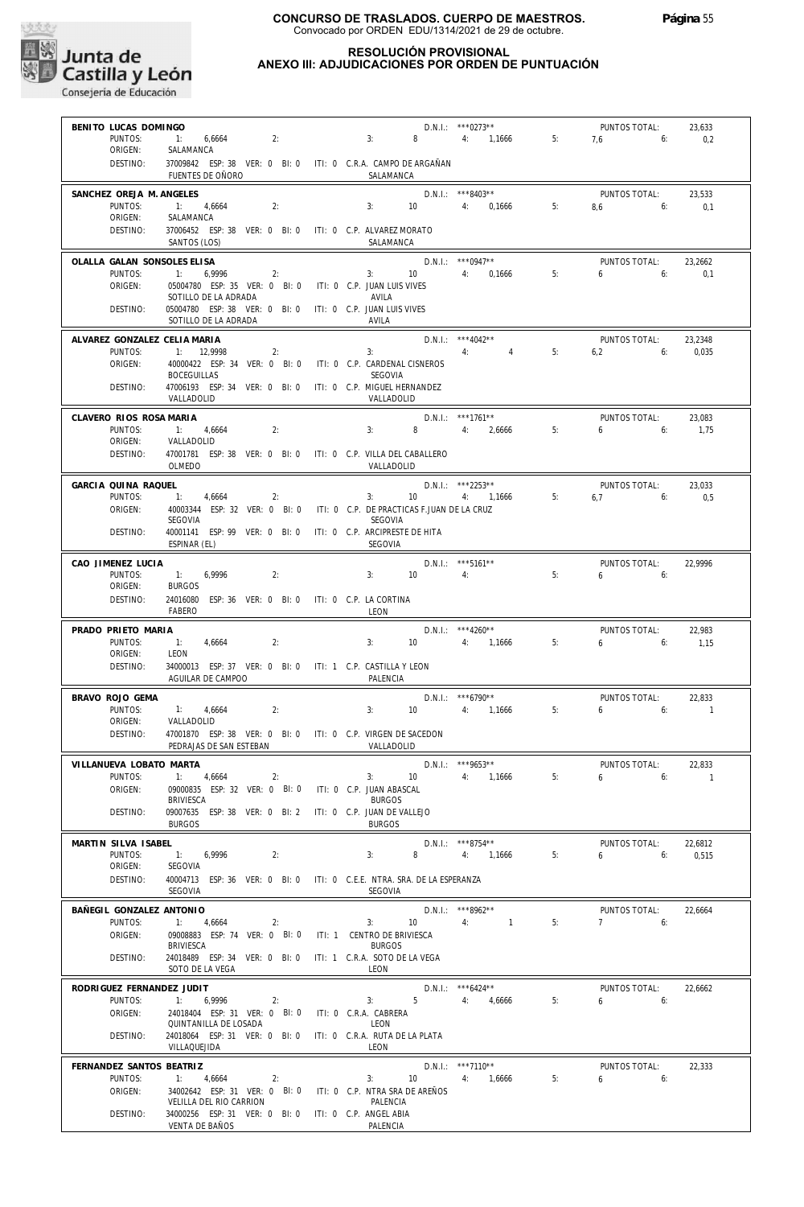# CONCURSO DE TRASLADOS. CUERPO DE MAESTROS.
Convocado por ORDEN EDU/1314/2021 de 29 de octubre.

## RESOLUCIÓN PROVISIONAL
## ANEXO III: ADJUDICACIONES POR ORDEN DE PUNTUACIÓN

**BENITO LUCAS DOMINGO** — D.N.I.: ***0273** — PUNTOS TOTAL: 23,633
PUNTOS: 1: 6,6664 2: 3: 8 4: 1,1666 5: 7,6 6: 0,2
ORIGEN: SALAMANCA
DESTINO: 37009842 ESP: 38 VER: 0 BI: 0 ITI: 0 C.R.A. CAMPO DE ARGAÑAN — FUENTES DE OÑORO — SALAMANCA

**SANCHEZ OREJA M. ANGELES** — D.N.I.: ***8403** — PUNTOS TOTAL: 23,533
PUNTOS: 1: 4,6664 2: 3: 10 4: 0,1666 5: 8,6 6: 0,1
ORIGEN: SALAMANCA
DESTINO: 37006452 ESP: 38 VER: 0 BI: 0 ITI: 0 C.P. ALVAREZ MORATO — SANTOS (LOS) — SALAMANCA

**OLALLA GALAN SONSOLES ELISA** — D.N.I.: ***0947** — PUNTOS TOTAL: 23,2662
PUNTOS: 1: 6,9996 2: 3: 10 4: 0,1666 5: 6 6: 0,1
ORIGEN: 05004780 ESP: 35 VER: 0 BI: 0 ITI: 0 C.P. JUAN LUIS VIVES — SOTILLO DE LA ADRADA — AVILA
DESTINO: 05004780 ESP: 38 VER: 0 BI: 0 ITI: 0 C.P. JUAN LUIS VIVES — SOTILLO DE LA ADRADA — AVILA

**ALVAREZ GONZALEZ CELIA MARIA** — D.N.I.: ***4042** — PUNTOS TOTAL: 23,2348
PUNTOS: 1: 12,9998 2: 3: 4: 4 5: 6,2 6: 0,035
ORIGEN: 40000422 ESP: 34 VER: 0 BI: 0 ITI: 0 C.P. CARDENAL CISNEROS — BOCEGUILLAS — SEGOVIA
DESTINO: 47006193 ESP: 34 VER: 0 BI: 0 ITI: 0 C.P. MIGUEL HERNANDEZ — VALLADOLID — VALLADOLID

**CLAVERO RIOS ROSA MARIA** — D.N.I.: ***1761** — PUNTOS TOTAL: 23,083
PUNTOS: 1: 4,6664 2: 3: 8 4: 2,6666 5: 6 6: 1,75
ORIGEN: VALLADOLID
DESTINO: 47001781 ESP: 38 VER: 0 BI: 0 ITI: 0 C.P. VILLA DEL CABALLERO — OLMEDO — VALLADOLID

**GARCIA QUINA RAQUEL** — D.N.I.: ***2253** — PUNTOS TOTAL: 23,033
PUNTOS: 1: 4,6664 2: 3: 10 4: 1,1666 5: 6,7 6: 0,5
ORIGEN: 40003344 ESP: 32 VER: 0 BI: 0 ITI: 0 C.P. DE PRACTICAS F.JUAN DE LA CRUZ — SEGOVIA — SEGOVIA
DESTINO: 40001141 ESP: 99 VER: 0 BI: 0 ITI: 0 C.P. ARCIPRESTE DE HITA — ESPINAR (EL) — SEGOVIA

**CAO JIMENEZ LUCIA** — D.N.I.: ***5161** — PUNTOS TOTAL: 22,9996
PUNTOS: 1: 6,9996 2: 3: 10 4: 5: 6 6:
ORIGEN: BURGOS
DESTINO: 24016080 ESP: 36 VER: 0 BI: 0 ITI: 0 C.P. LA CORTINA — FABERO — LEON

**PRADO PRIETO MARIA** — D.N.I.: ***4260** — PUNTOS TOTAL: 22,983
PUNTOS: 1: 4,6664 2: 3: 10 4: 1,1666 5: 6 6: 1,15
ORIGEN: LEON
DESTINO: 34000013 ESP: 37 VER: 0 BI: 0 ITI: 1 C.P. CASTILLA Y LEON — AGUILAR DE CAMPOO — PALENCIA

**BRAVO ROJO GEMA** — D.N.I.: ***6790** — PUNTOS TOTAL: 22,833
PUNTOS: 1: 4,6664 2: 3: 10 4: 1,1666 5: 6 6: 1
ORIGEN: VALLADOLID
DESTINO: 47001870 ESP: 38 VER: 0 BI: 0 ITI: 0 C.P. VIRGEN DE SACEDON — PEDRAJAS DE SAN ESTEBAN — VALLADOLID

**VILLANUEVA LOBATO MARTA** — D.N.I.: ***9653** — PUNTOS TOTAL: 22,833
PUNTOS: 1: 4,6664 2: 3: 10 4: 1,1666 5: 6 6: 1
ORIGEN: 09000835 ESP: 32 VER: 0 BI: 0 ITI: 0 C.P. JUAN ABASCAL — BRIVIESCA — BURGOS
DESTINO: 09007635 ESP: 38 VER: 0 BI: 2 ITI: 0 C.P. JUAN DE VALLEJO — BURGOS — BURGOS

**MARTIN SILVA ISABEL** — D.N.I.: ***8754** — PUNTOS TOTAL: 22,6812
PUNTOS: 1: 6,9996 2: 3: 8 4: 1,1666 5: 6 6: 0,515
ORIGEN: SEGOVIA
DESTINO: 40004713 ESP: 36 VER: 0 BI: 0 ITI: 0 C.E.E. NTRA. SRA. DE LA ESPERANZA — SEGOVIA — SEGOVIA

**BAÑEGIL GONZALEZ ANTONIO** — D.N.I.: ***8962** — PUNTOS TOTAL: 22,6664
PUNTOS: 1: 4,6664 2: 3: 10 4: 1 5: 7 6:
ORIGEN: 09008883 ESP: 74 VER: 0 BI: 0 ITI: 1 CENTRO DE BRIVIESCA — BRIVIESCA — BURGOS
DESTINO: 24018489 ESP: 34 VER: 0 BI: 0 ITI: 1 C.R.A. SOTO DE LA VEGA — SOTO DE LA VEGA — LEON

**RODRIGUEZ FERNANDEZ JUDIT** — D.N.I.: ***6424** — PUNTOS TOTAL: 22,6662
PUNTOS: 1: 6,9996 2: 3: 5 4: 4,6666 5: 6 6:
ORIGEN: 24018404 ESP: 31 VER: 0 BI: 0 ITI: 0 C.R.A. CABRERA — QUINTANILLA DE LOSADA — LEON
DESTINO: 24018064 ESP: 31 VER: 0 BI: 0 ITI: 0 C.R.A. RUTA DE LA PLATA — VILLAQUEJIDA — LEON

**FERNANDEZ SANTOS BEATRIZ** — D.N.I.: ***7110** — PUNTOS TOTAL: 22,333
PUNTOS: 1: 4,6664 2: 3: 10 4: 1,6666 5: 6 6:
ORIGEN: 34002642 ESP: 31 VER: 0 BI: 0 ITI: 0 C.P. NTRA SRA DE AREÑOS — VELILLA DEL RIO CARRION — PALENCIA
DESTINO: 34000256 ESP: 31 VER: 0 BI: 0 ITI: 0 C.P. ANGEL ABIA — VENTA DE BAÑOS — PALENCIA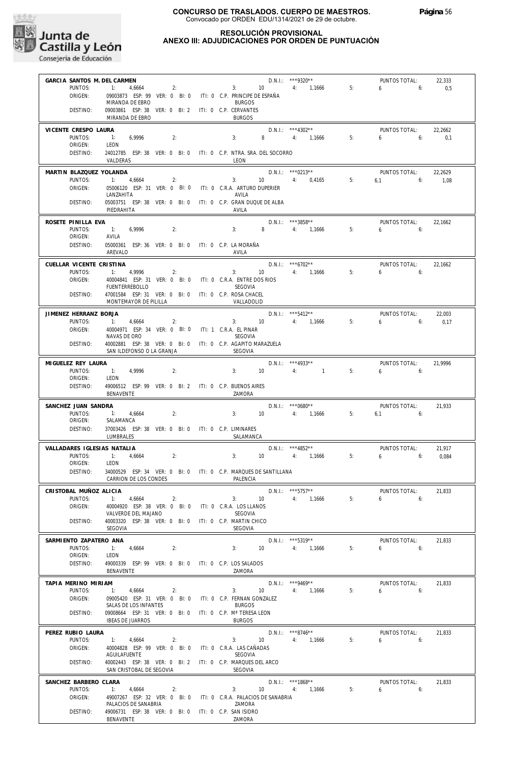**CONCURSO DE TRASLADOS. CUERPO DE MAESTROS.**
Convocado por ORDEN EDU/1314/2021 de 29 de octubre.

**RESOLUCIÓN PROVISIONAL**
**ANEXO III: ADJUDICACIONES POR ORDEN DE PUNTUACIÓN**

**GARCIA SANTOS M. DEL CARMEN** — D.N.I.: ***9320** — PUNTOS TOTAL: 22,333
PUNTOS: 1: 4,6664 2: 3: 10 4: 1,1666 5: 6 6: 0,5
ORIGEN: 09003873 ESP: 99 VER: 0 BI: 0 ITI: 0 C.P. PRINCIPE DE ESPAÑA — MIRANDA DE EBRO — BURGOS
DESTINO: 09003861 ESP: 38 VER: 0 BI: 2 ITI: 0 C.P. CERVANTES — MIRANDA DE EBRO — BURGOS

**VICENTE CRESPO LAURA** — D.N.I.: ***4302** — PUNTOS TOTAL: 22,2662
PUNTOS: 1: 6,9996 2: 3: 8 4: 1,1666 5: 6 6: 0,1
ORIGEN: LEON
DESTINO: 24012785 ESP: 38 VER: 0 BI: 0 ITI: 0 C.P. NTRA. SRA. DEL SOCORRO — VALDERAS — LEON

**MARTIN BLAZQUEZ YOLANDA** — D.N.I.: ***0213** — PUNTOS TOTAL: 22,2629
PUNTOS: 1: 4,6664 2: 3: 10 4: 0,4165 5: 6,1 6: 1,08
ORIGEN: 05006120 ESP: 31 VER: 0 BI: 0 ITI: 0 C.R.A. ARTURO DUPERIER — LANZAHITA — AVILA
DESTINO: 05003751 ESP: 38 VER: 0 BI: 0 ITI: 0 C.P. GRAN DUQUE DE ALBA — PIEDRAHITA — AVILA

**ROSETE PINILLA EVA** — D.N.I.: ***3858** — PUNTOS TOTAL: 22,1662
PUNTOS: 1: 6,9996 2: 3: 8 4: 1,1666 5: 6 6:
ORIGEN: AVILA
DESTINO: 05000361 ESP: 36 VER: 0 BI: 0 ITI: 0 C.P. LA MORAÑA — AREVALO — AVILA

**CUELLAR VICENTE CRISTINA** — D.N.I.: ***6702** — PUNTOS TOTAL: 22,1662
PUNTOS: 1: 4,9996 2: 3: 10 4: 1,1666 5: 6 6:
ORIGEN: 40004841 ESP: 31 VER: 0 BI: 0 ITI: 0 C.R.A. ENTRE DOS RIOS — FUENTERREBOLLO — SEGOVIA
DESTINO: 47001584 ESP: 31 VER: 0 BI: 0 ITI: 0 C.P. ROSA CHACEL — MONTEMAYOR DE PILILLA — VALLADOLID

**JIMENEZ HERRANZ BORJA** — D.N.I.: ***5412** — PUNTOS TOTAL: 22,003
PUNTOS: 1: 4,6664 2: 3: 10 4: 1,1666 5: 6 6: 0,17
ORIGEN: 40004971 ESP: 34 VER: 0 BI: 0 ITI: 1 C.R.A. EL PINAR — NAVAS DE ORO — SEGOVIA
DESTINO: 40002881 ESP: 38 VER: 0 BI: 0 ITI: 0 C.P. AGAPITO MARAZUELA — SAN ILDEFONSO O LA GRANJA — SEGOVIA

**MIGUELEZ REY LAURA** — D.N.I.: ***4933** — PUNTOS TOTAL: 21,9996
PUNTOS: 1: 4,9996 2: 3: 10 4: 1 5: 6 6:
ORIGEN: LEON
DESTINO: 49006512 ESP: 99 VER: 0 BI: 2 ITI: 0 C.P. BUENOS AIRES — BENAVENTE — ZAMORA

**SANCHEZ JUAN SANDRA** — D.N.I.: ***0680** — PUNTOS TOTAL: 21,933
PUNTOS: 1: 4,6664 2: 3: 10 4: 1,1666 5: 6,1 6:
ORIGEN: SALAMANCA
DESTINO: 37003426 ESP: 38 VER: 0 BI: 0 ITI: 0 C.P. LIMINARES — LUMBRALES — SALAMANCA

**VALLADARES IGLESIAS NATALIA** — D.N.I.: ***4852** — PUNTOS TOTAL: 21,917
PUNTOS: 1: 4,6664 2: 3: 10 4: 1,1666 5: 6 6: 0,084
ORIGEN: LEON
DESTINO: 34000529 ESP: 34 VER: 0 BI: 0 ITI: 0 C.P. MARQUES DE SANTILLANA — CARRION DE LOS CONDES — PALENCIA

**CRISTOBAL MUÑOZ ALICIA** — D.N.I.: ***5757** — PUNTOS TOTAL: 21,833
PUNTOS: 1: 4,6664 2: 3: 10 4: 1,1666 5: 6 6:
ORIGEN: 40004920 ESP: 38 VER: 0 BI: 0 ITI: 0 C.R.A. LOS LLANOS — VALVERDE DEL MAJANO — SEGOVIA
DESTINO: 40003320 ESP: 38 VER: 0 BI: 0 ITI: 0 C.P. MARTIN CHICO — SEGOVIA — SEGOVIA

**SARMIENTO ZAPATERO ANA** — D.N.I.: ***5319** — PUNTOS TOTAL: 21,833
PUNTOS: 1: 4,6664 2: 3: 10 4: 1,1666 5: 6 6:
ORIGEN: LEON
DESTINO: 49000339 ESP: 99 VER: 0 BI: 0 ITI: 0 C.P. LOS SALADOS — BENAVENTE — ZAMORA

**TAPIA MERINO MIRIAM** — D.N.I.: ***9469** — PUNTOS TOTAL: 21,833
PUNTOS: 1: 4,6664 2: 3: 10 4: 1,1666 5: 6 6:
ORIGEN: 09005420 ESP: 31 VER: 0 BI: 0 ITI: 0 C.P. FERNAN GONZALEZ — SALAS DE LOS INFANTES — BURGOS
DESTINO: 09008664 ESP: 31 VER: 0 BI: 0 ITI: 0 C.P. Mª TERESA LEON — IBEAS DE JUARROS — BURGOS

**PEREZ RUBIO LAURA** — D.N.I.: ***8746** — PUNTOS TOTAL: 21,833
PUNTOS: 1: 4,6664 2: 3: 10 4: 1,1666 5: 6 6:
ORIGEN: 40004828 ESP: 99 VER: 0 BI: 0 ITI: 0 C.R.A. LAS CAÑADAS — AGUILAFUENTE — SEGOVIA
DESTINO: 40002443 ESP: 38 VER: 0 BI: 2 ITI: 0 C.P. MARQUES DEL ARCO — SAN CRISTOBAL DE SEGOVIA — SEGOVIA

**SANCHEZ BARBERO CLARA** — D.N.I.: ***1868** — PUNTOS TOTAL: 21,833
PUNTOS: 1: 4,6664 2: 3: 10 4: 1,1666 5: 6 6:
ORIGEN: 49007267 ESP: 32 VER: 0 BI: 0 ITI: 0 C.R.A. PALACIOS DE SANABRIA — PALACIOS DE SANABRIA — ZAMORA
DESTINO: 49006731 ESP: 38 VER: 0 BI: 0 ITI: 0 C.P. SAN ISIDRO — BENAVENTE — ZAMORA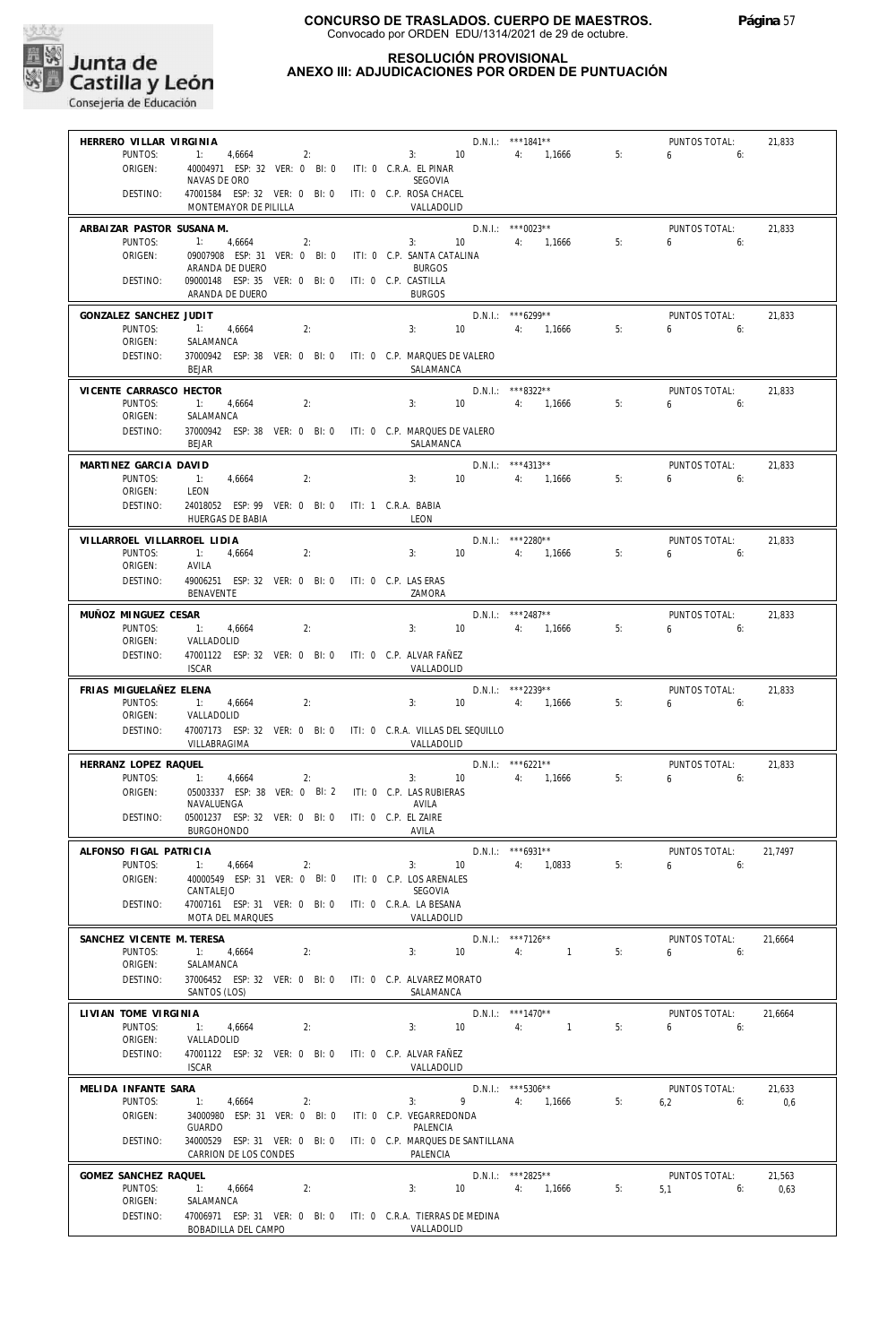**CONCURSO DE TRASLADOS. CUERPO DE MAESTROS.**
Convocado por ORDEN EDU/1314/2021 de 29 de octubre.

# RESOLUCIÓN PROVISIONAL
## ANEXO III: ADJUDICACIONES POR ORDEN DE PUNTUACIÓN

**HERRERO VILLAR VIRGINIA** — D.N.I.: \*\*\*1841\*\* — PUNTOS TOTAL: 21,833
PUNTOS: 1: 4,6664 2: 3: 10 4: 1,1666 5: 6 6:
ORIGEN: 40004971 ESP: 32 VER: 0 BI: 0 ITI: 0 C.R.A. EL PINAR — NAVAS DE ORO — SEGOVIA
DESTINO: 47001584 ESP: 32 VER: 0 BI: 0 ITI: 0 C.P. ROSA CHACEL — MONTEMAYOR DE PILILLA — VALLADOLID

**ARBAIZAR PASTOR SUSANA M.** — D.N.I.: \*\*\*0023\*\* — PUNTOS TOTAL: 21,833
PUNTOS: 1: 4,6664 2: 3: 10 4: 1,1666 5: 6 6:
ORIGEN: 09007908 ESP: 31 VER: 0 BI: 0 ITI: 0 C.P. SANTA CATALINA — ARANDA DE DUERO — BURGOS
DESTINO: 09000148 ESP: 35 VER: 0 BI: 0 ITI: 0 C.P. CASTILLA — ARANDA DE DUERO — BURGOS

**GONZALEZ SANCHEZ JUDIT** — D.N.I.: \*\*\*6299\*\* — PUNTOS TOTAL: 21,833
PUNTOS: 1: 4,6664 2: 3: 10 4: 1,1666 5: 6 6:
ORIGEN: SALAMANCA
DESTINO: 37000942 ESP: 38 VER: 0 BI: 0 ITI: 0 C.P. MARQUES DE VALERO — BEJAR — SALAMANCA

**VICENTE CARRASCO HECTOR** — D.N.I.: \*\*\*8322\*\* — PUNTOS TOTAL: 21,833
PUNTOS: 1: 4,6664 2: 3: 10 4: 1,1666 5: 6 6:
ORIGEN: SALAMANCA
DESTINO: 37000942 ESP: 38 VER: 0 BI: 0 ITI: 0 C.P. MARQUES DE VALERO — BEJAR — SALAMANCA

**MARTINEZ GARCIA DAVID** — D.N.I.: \*\*\*4313\*\* — PUNTOS TOTAL: 21,833
PUNTOS: 1: 4,6664 2: 3: 10 4: 1,1666 5: 6 6:
ORIGEN: LEON
DESTINO: 24018052 ESP: 99 VER: 0 BI: 0 ITI: 1 C.R.A. BABIA — HUERGAS DE BABIA — LEON

**VILLARROEL VILLARROEL LIDIA** — D.N.I.: \*\*\*2280\*\* — PUNTOS TOTAL: 21,833
PUNTOS: 1: 4,6664 2: 3: 10 4: 1,1666 5: 6 6:
ORIGEN: AVILA
DESTINO: 49006251 ESP: 32 VER: 0 BI: 0 ITI: 0 C.P. LAS ERAS — BENAVENTE — ZAMORA

**MUÑOZ MINGUEZ CESAR** — D.N.I.: \*\*\*2487\*\* — PUNTOS TOTAL: 21,833
PUNTOS: 1: 4,6664 2: 3: 10 4: 1,1666 5: 6 6:
ORIGEN: VALLADOLID
DESTINO: 47001122 ESP: 32 VER: 0 BI: 0 ITI: 0 C.P. ALVAR FAÑEZ — ISCAR — VALLADOLID

**FRIAS MIGUELAÑEZ ELENA** — D.N.I.: \*\*\*2239\*\* — PUNTOS TOTAL: 21,833
PUNTOS: 1: 4,6664 2: 3: 10 4: 1,1666 5: 6 6:
ORIGEN: VALLADOLID
DESTINO: 47007173 ESP: 32 VER: 0 BI: 0 ITI: 0 C.R.A. VILLAS DEL SEQUILLO — VILLABRAGIMA — VALLADOLID

**HERRANZ LOPEZ RAQUEL** — D.N.I.: \*\*\*6221\*\* — PUNTOS TOTAL: 21,833
PUNTOS: 1: 4,6664 2: 3: 10 4: 1,1666 5: 6 6:
ORIGEN: 05003337 ESP: 38 VER: 0 BI: 2 ITI: 0 C.P. LAS RUBIERAS — NAVALUENGA — AVILA
DESTINO: 05001237 ESP: 32 VER: 0 BI: 0 ITI: 0 C.P. EL ZAIRE — BURGOHONDO — AVILA

**ALFONSO FIGAL PATRICIA** — D.N.I.: \*\*\*6931\*\* — PUNTOS TOTAL: 21,7497
PUNTOS: 1: 4,6664 2: 3: 10 4: 1,0833 5: 6 6:
ORIGEN: 40000549 ESP: 31 VER: 0 BI: 0 ITI: 0 C.P. LOS ARENALES — CANTALEJO — SEGOVIA
DESTINO: 47007161 ESP: 31 VER: 0 BI: 0 ITI: 0 C.R.A. LA BESANA — MOTA DEL MARQUES — VALLADOLID

**SANCHEZ VICENTE M. TERESA** — D.N.I.: \*\*\*7126\*\* — PUNTOS TOTAL: 21,6664
PUNTOS: 1: 4,6664 2: 3: 10 4: 1 5: 6 6:
ORIGEN: SALAMANCA
DESTINO: 37006452 ESP: 32 VER: 0 BI: 0 ITI: 0 C.P. ALVAREZ MORATO — SANTOS (LOS) — SALAMANCA

**LIVIAN TOME VIRGINIA** — D.N.I.: \*\*\*1470\*\* — PUNTOS TOTAL: 21,6664
PUNTOS: 1: 4,6664 2: 3: 10 4: 1 5: 6 6:
ORIGEN: VALLADOLID
DESTINO: 47001122 ESP: 32 VER: 0 BI: 0 ITI: 0 C.P. ALVAR FAÑEZ — ISCAR — VALLADOLID

**MELIDA INFANTE SARA** — D.N.I.: \*\*\*5306\*\* — PUNTOS TOTAL: 21,633
PUNTOS: 1: 4,6664 2: 3: 9 4: 1,1666 5: 6,2 6: 0,6
ORIGEN: 34000980 ESP: 31 VER: 0 BI: 0 ITI: 0 C.P. VEGARREDONDA — GUARDO — PALENCIA
DESTINO: 34000529 ESP: 31 VER: 0 BI: 0 ITI: 0 C.P. MARQUES DE SANTILLANA — CARRION DE LOS CONDES — PALENCIA

**GOMEZ SANCHEZ RAQUEL** — D.N.I.: \*\*\*2825\*\* — PUNTOS TOTAL: 21,563
PUNTOS: 1: 4,6664 2: 3: 10 4: 1,1666 5: 5,1 6: 0,63
ORIGEN: SALAMANCA
DESTINO: 47006971 ESP: 31 VER: 0 BI: 0 ITI: 0 C.R.A. TIERRAS DE MEDINA — BOBADILLA DEL CAMPO — VALLADOLID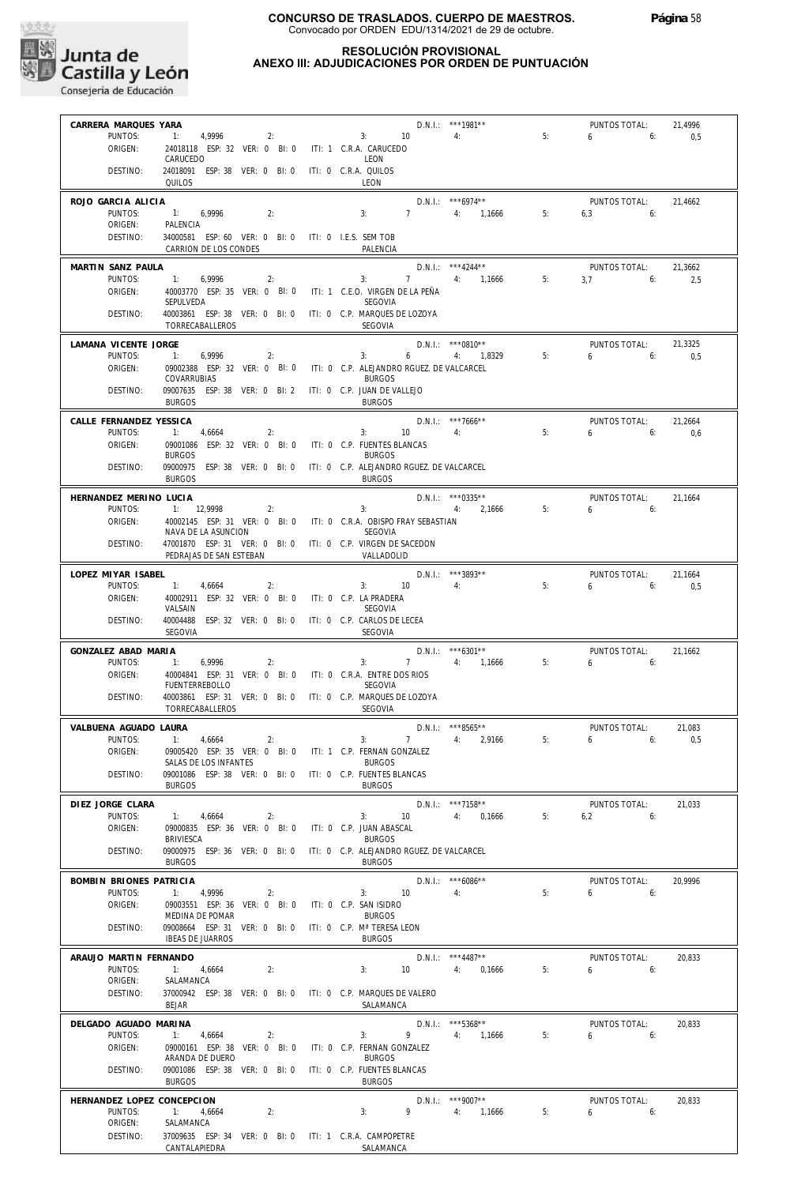# CONCURSO DE TRASLADOS. CUERPO DE MAESTROS.
Convocado por ORDEN EDU/1314/2021 de 29 de octubre.

## RESOLUCIÓN PROVISIONAL
## ANEXO III: ADJUDICACIONES POR ORDEN DE PUNTUACIÓN

**CARRERA MARQUES YARA** — D.N.I.: ***1981** — PUNTOS TOTAL: 21,4996
PUNTOS: 1: 4,9996 2: 3: 10 4: 5: 6 6: 0,5
ORIGEN: 24018118 ESP: 32 VER: 0 BI: 0 ITI: 1 C.R.A. CARUCEDO — CARUCEDO — LEON
DESTINO: 24018091 ESP: 38 VER: 0 BI: 0 ITI: 0 C.R.A. QUILOS — QUILOS — LEON

**ROJO GARCIA ALICIA** — D.N.I.: ***6974** — PUNTOS TOTAL: 21,4662
PUNTOS: 1: 6,9996 2: 3: 7 4: 1,1666 5: 6,3 6:
ORIGEN: PALENCIA
DESTINO: 34000581 ESP: 60 VER: 0 BI: 0 ITI: 0 I.E.S. SEM TOB — CARRION DE LOS CONDES — PALENCIA

**MARTIN SANZ PAULA** — D.N.I.: ***4244** — PUNTOS TOTAL: 21,3662
PUNTOS: 1: 6,9996 2: 3: 7 4: 1,1666 5: 3,7 6: 2,5
ORIGEN: 40003770 ESP: 35 VER: 0 BI: 0 ITI: 1 C.E.O. VIRGEN DE LA PEÑA — SEPULVEDA — SEGOVIA
DESTINO: 40003861 ESP: 38 VER: 0 BI: 0 ITI: 0 C.P. MARQUES DE LOZOYA — TORRECABALLEROS — SEGOVIA

**LAMANA VICENTE JORGE** — D.N.I.: ***0810** — PUNTOS TOTAL: 21,3325
PUNTOS: 1: 6,9996 2: 3: 6 4: 1,8329 5: 6 6: 0,5
ORIGEN: 09002388 ESP: 32 VER: 0 BI: 0 ITI: 0 C.P. ALEJANDRO RGUEZ. DE VALCARCEL — COVARRUBIAS — BURGOS
DESTINO: 09007635 ESP: 38 VER: 0 BI: 2 ITI: 0 C.P. JUAN DE VALLEJO — BURGOS — BURGOS

**CALLE FERNANDEZ YESSICA** — D.N.I.: ***7666** — PUNTOS TOTAL: 21,2664
PUNTOS: 1: 4,6664 2: 3: 10 4: 5: 6 6: 0,6
ORIGEN: 09001086 ESP: 32 VER: 0 BI: 0 ITI: 0 C.P. FUENTES BLANCAS — BURGOS — BURGOS
DESTINO: 09000975 ESP: 38 VER: 0 BI: 0 ITI: 0 C.P. ALEJANDRO RGUEZ. DE VALCARCEL — BURGOS — BURGOS

**HERNANDEZ MERINO LUCIA** — D.N.I.: ***0335** — PUNTOS TOTAL: 21,1664
PUNTOS: 1: 12,9998 2: 3: 4: 2,1666 5: 6 6:
ORIGEN: 40002145 ESP: 31 VER: 0 BI: 0 ITI: 0 C.R.A. OBISPO FRAY SEBASTIAN — NAVA DE LA ASUNCION — SEGOVIA
DESTINO: 47001870 ESP: 31 VER: 0 BI: 0 ITI: 0 C.P. VIRGEN DE SACEDON — PEDRAJAS DE SAN ESTEBAN — VALLADOLID

**LOPEZ MIYAR ISABEL** — D.N.I.: ***3893** — PUNTOS TOTAL: 21,1664
PUNTOS: 1: 4,6664 2: 3: 10 4: 5: 6 6: 0,5
ORIGEN: 40002911 ESP: 32 VER: 0 BI: 0 ITI: 0 C.P. LA PRADERA — VALSAIN — SEGOVIA
DESTINO: 40004488 ESP: 32 VER: 0 BI: 0 ITI: 0 C.P. CARLOS DE LECEA — SEGOVIA — SEGOVIA

**GONZALEZ ABAD MARIA** — D.N.I.: ***6301** — PUNTOS TOTAL: 21,1662
PUNTOS: 1: 6,9996 2: 3: 7 4: 1,1666 5: 6 6:
ORIGEN: 40004841 ESP: 31 VER: 0 BI: 0 ITI: 0 C.R.A. ENTRE DOS RIOS — FUENTERREBOLLO — SEGOVIA
DESTINO: 40003861 ESP: 31 VER: 0 BI: 0 ITI: 0 C.P. MARQUES DE LOZOYA — TORRECABALLEROS — SEGOVIA

**VALBUENA AGUADO LAURA** — D.N.I.: ***8565** — PUNTOS TOTAL: 21,083
PUNTOS: 1: 4,6664 2: 3: 7 4: 2,9166 5: 6 6: 0,5
ORIGEN: 09005420 ESP: 35 VER: 0 BI: 0 ITI: 1 C.P. FERNAN GONZALEZ — SALAS DE LOS INFANTES — BURGOS
DESTINO: 09001086 ESP: 38 VER: 0 BI: 0 ITI: 0 C.P. FUENTES BLANCAS — BURGOS — BURGOS

**DIEZ JORGE CLARA** — D.N.I.: ***7158** — PUNTOS TOTAL: 21,033
PUNTOS: 1: 4,6664 2: 3: 10 4: 0,1666 5: 6,2 6:
ORIGEN: 09000835 ESP: 36 VER: 0 BI: 0 ITI: 0 C.P. JUAN ABASCAL — BRIVIESCA — BURGOS
DESTINO: 09000975 ESP: 36 VER: 0 BI: 0 ITI: 0 C.P. ALEJANDRO RGUEZ. DE VALCARCEL — BURGOS — BURGOS

**BOMBIN BRIONES PATRICIA** — D.N.I.: ***6086** — PUNTOS TOTAL: 20,9996
PUNTOS: 1: 4,9996 2: 3: 10 4: 5: 6 6:
ORIGEN: 09003551 ESP: 36 VER: 0 BI: 0 ITI: 0 C.P. SAN ISIDRO — MEDINA DE POMAR — BURGOS
DESTINO: 09008664 ESP: 31 VER: 0 BI: 0 ITI: 0 C.P. Mª TERESA LEON — IBEAS DE JUARROS — BURGOS

**ARAUJO MARTIN FERNANDO** — D.N.I.: ***4487** — PUNTOS TOTAL: 20,833
PUNTOS: 1: 4,6664 2: 3: 10 4: 0,1666 5: 6 6:
ORIGEN: SALAMANCA
DESTINO: 37000942 ESP: 38 VER: 0 BI: 0 ITI: 0 C.P. MARQUES DE VALERO — BEJAR — SALAMANCA

**DELGADO AGUADO MARINA** — D.N.I.: ***5368** — PUNTOS TOTAL: 20,833
PUNTOS: 1: 4,6664 2: 3: 9 4: 1,1666 5: 6 6:
ORIGEN: 09000161 ESP: 38 VER: 0 BI: 0 ITI: 0 C.P. FERNAN GONZALEZ — ARANDA DE DUERO — BURGOS
DESTINO: 09001086 ESP: 38 VER: 0 BI: 0 ITI: 0 C.P. FUENTES BLANCAS — BURGOS — BURGOS

**HERNANDEZ LOPEZ CONCEPCION** — D.N.I.: ***9007** — PUNTOS TOTAL: 20,833
PUNTOS: 1: 4,6664 2: 3: 9 4: 1,1666 5: 6 6:
ORIGEN: SALAMANCA
DESTINO: 37009635 ESP: 34 VER: 0 BI: 0 ITI: 1 C.R.A. CAMPOPETRE — CANTALAPIEDRA — SALAMANCA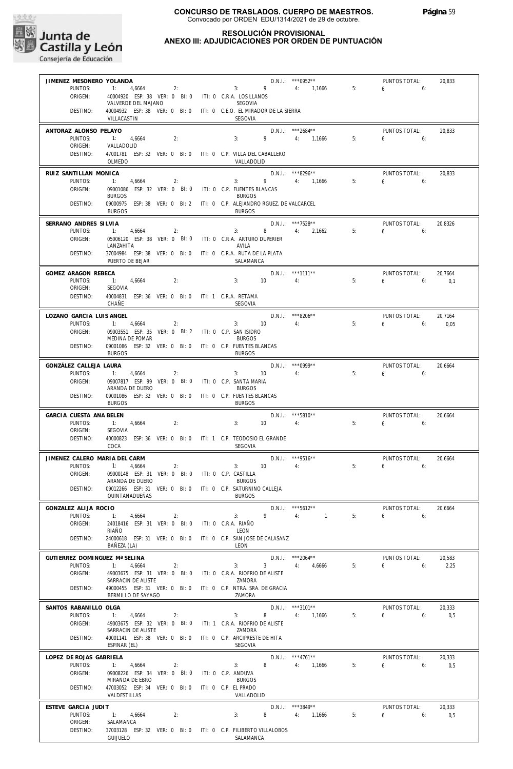**CONCURSO DE TRASLADOS. CUERPO DE MAESTROS.**
Convocado por ORDEN EDU/1314/2021 de 29 de octubre.

**RESOLUCIÓN PROVISIONAL**
**ANEXO III: ADJUDICACIONES POR ORDEN DE PUNTUACIÓN**

**JIMENEZ MESONERO YOLANDA** — D.N.I.: ***0952** — PUNTOS TOTAL: 20,833
PUNTOS: 1: 4,6664 2: 3: 9 4: 1,1666 5: 6 6:
ORIGEN: 40004920 ESP: 38 VER: 0 BI: 0 ITI: 0 C.R.A. LOS LLANOS — VALVERDE DEL MAJANO — SEGOVIA
DESTINO: 40004932 ESP: 38 VER: 0 BI: 0 ITI: 0 C.E.O. EL MIRADOR DE LA SIERRA — VILLACASTIN — SEGOVIA

**ANTORAZ ALONSO PELAYO** — D.N.I.: ***2684** — PUNTOS TOTAL: 20,833
PUNTOS: 1: 4,6664 2: 3: 9 4: 1,1666 5: 6 6:
ORIGEN: VALLADOLID
DESTINO: 47001781 ESP: 32 VER: 0 BI: 0 ITI: 0 C.P. VILLA DEL CABALLERO — OLMEDO — VALLADOLID

**RUIZ SANTILLAN MONICA** — D.N.I.: ***8296** — PUNTOS TOTAL: 20,833
PUNTOS: 1: 4,6664 2: 3: 9 4: 1,1666 5: 6 6:
ORIGEN: 09001086 ESP: 32 VER: 0 BI: 0 ITI: 0 C.P. FUENTES BLANCAS — BURGOS — BURGOS
DESTINO: 09000975 ESP: 38 VER: 0 BI: 2 ITI: 0 C.P. ALEJANDRO RGUEZ. DE VALCARCEL — BURGOS — BURGOS

**SERRANO ANDRES SILVIA** — D.N.I.: ***7528** — PUNTOS TOTAL: 20,8326
PUNTOS: 1: 4,6664 2: 3: 8 4: 2,1662 5: 6 6:
ORIGEN: 05006120 ESP: 38 VER: 0 BI: 0 ITI: 0 C.R.A. ARTURO DUPERIER — LANZAHITA — AVILA
DESTINO: 37004984 ESP: 38 VER: 0 BI: 0 ITI: 0 C.R.A. RUTA DE LA PLATA — PUERTO DE BEJAR — SALAMANCA

**GOMEZ ARAGON REBECA** — D.N.I.: ***1111** — PUNTOS TOTAL: 20,7664
PUNTOS: 1: 4,6664 2: 3: 10 4: 5: 6 6: 0,1
ORIGEN: SEGOVIA
DESTINO: 40004831 ESP: 36 VER: 0 BI: 0 ITI: 1 C.R.A. RETAMA — CHAÑE — SEGOVIA

**LOZANO GARCIA LUIS ANGEL** — D.N.I.: ***8206** — PUNTOS TOTAL: 20,7164
PUNTOS: 1: 4,6664 2: 3: 10 4: 5: 6 6: 0,05
ORIGEN: 09003551 ESP: 35 VER: 0 BI: 2 ITI: 0 C.P. SAN ISIDRO — MEDINA DE POMAR — BURGOS
DESTINO: 09001086 ESP: 32 VER: 0 BI: 0 ITI: 0 C.P. FUENTES BLANCAS — BURGOS — BURGOS

**GONZÁLEZ CALLEJA LAURA** — D.N.I.: ***0999** — PUNTOS TOTAL: 20,6664
PUNTOS: 1: 4,6664 2: 3: 10 4: 5: 6 6:
ORIGEN: 09007817 ESP: 99 VER: 0 BI: 0 ITI: 0 C.P. SANTA MARIA — ARANDA DE DUERO — BURGOS
DESTINO: 09001086 ESP: 32 VER: 0 BI: 0 ITI: 0 C.P. FUENTES BLANCAS — BURGOS — BURGOS

**GARCIA CUESTA ANA BELEN** — D.N.I.: ***5810** — PUNTOS TOTAL: 20,6664
PUNTOS: 1: 4,6664 2: 3: 10 4: 5: 6 6:
ORIGEN: SEGOVIA
DESTINO: 40000823 ESP: 36 VER: 0 BI: 0 ITI: 1 C.P. TEODOSIO EL GRANDE — COCA — SEGOVIA

**JIMENEZ CALERO MARIA DEL CARM** — D.N.I.: ***9516** — PUNTOS TOTAL: 20,6664
PUNTOS: 1: 4,6664 2: 3: 10 4: 5: 6 6:
ORIGEN: 09000148 ESP: 31 VER: 0 BI: 0 ITI: 0 C.P. CASTILLA — ARANDA DE DUERO — BURGOS
DESTINO: 09012266 ESP: 31 VER: 0 BI: 0 ITI: 0 C.P. SATURNINO CALLEJA — QUINTANADUEÑAS — BURGOS

**GONZALEZ ALIJA ROCIO** — D.N.I.: ***5612** — PUNTOS TOTAL: 20,6664
PUNTOS: 1: 4,6664 2: 3: 9 4: 1 5: 6 6:
ORIGEN: 24018416 ESP: 31 VER: 0 BI: 0 ITI: 0 C.R.A. RIAÑO — RIAÑO — LEON
DESTINO: 24000618 ESP: 31 VER: 0 BI: 0 ITI: 0 C.P. SAN JOSE DE CALASANZ — BAÑEZA (LA) — LEON

**GUTIERREZ DOMINGUEZ Mª SELINA** — D.N.I.: ***2064** — PUNTOS TOTAL: 20,583
PUNTOS: 1: 4,6664 2: 3: 3 4: 4,6666 5: 6 6: 2,25
ORIGEN: 49003675 ESP: 31 VER: 0 BI: 0 ITI: 0 C.R.A. RIOFRIO DE ALISTE — SARRACIN DE ALISTE — ZAMORA
DESTINO: 49000455 ESP: 31 VER: 0 BI: 0 ITI: 0 C.P. NTRA. SRA. DE GRACIA — BERMILLO DE SAYAGO — ZAMORA

**SANTOS RABANILLO OLGA** — D.N.I.: ***3101** — PUNTOS TOTAL: 20,333
PUNTOS: 1: 4,6664 2: 3: 8 4: 1,1666 5: 6 6: 0,5
ORIGEN: 49003675 ESP: 32 VER: 0 BI: 0 ITI: 1 C.R.A. RIOFRIO DE ALISTE — SARRACIN DE ALISTE — ZAMORA
DESTINO: 40001141 ESP: 38 VER: 0 BI: 0 ITI: 0 C.P. ARCIPRESTE DE HITA — ESPINAR (EL) — SEGOVIA

**LOPEZ DE ROJAS GABRIELA** — D.N.I.: ***4761** — PUNTOS TOTAL: 20,333
PUNTOS: 1: 4,6664 2: 3: 8 4: 1,1666 5: 6 6: 0,5
ORIGEN: 09008226 ESP: 34 VER: 0 BI: 0 ITI: 0 C.P. ANDUVA — MIRANDA DE EBRO — BURGOS
DESTINO: 47003052 ESP: 34 VER: 0 BI: 0 ITI: 0 C.P. EL PRADO — VALDESTILLAS — VALLADOLID

**ESTEVE GARCIA JUDIT** — D.N.I.: ***3849** — PUNTOS TOTAL: 20,333
PUNTOS: 1: 4,6664 2: 3: 8 4: 1,1666 5: 6 6: 0,5
ORIGEN: SALAMANCA
DESTINO: 37003128 ESP: 32 VER: 0 BI: 0 ITI: 0 C.P. FILIBERTO VILLALOBOS — GUIJUELO — SALAMANCA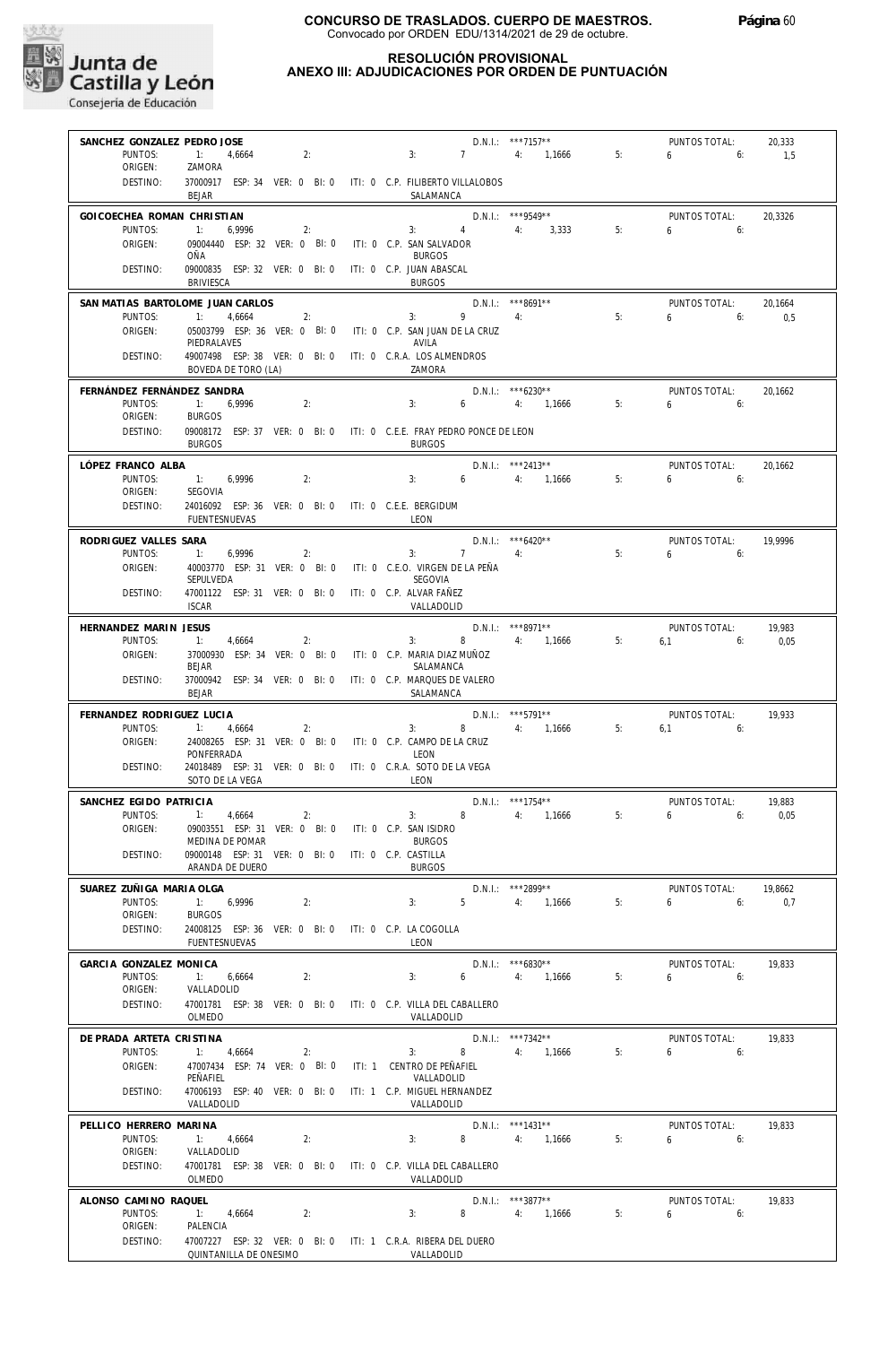**CONCURSO DE TRASLADOS. CUERPO DE MAESTROS.**
Convocado por ORDEN EDU/1314/2021 de 29 de octubre.

Junta de Castilla y León
Consejería de Educación

## RESOLUCIÓN PROVISIONAL
## ANEXO III: ADJUDICACIONES POR ORDEN DE PUNTUACIÓN

**SANCHEZ GONZALEZ PEDRO JOSE** — D.N.I.: ***7157** — PUNTOS TOTAL: 20,333
PUNTOS: 1: 4,6664 2: 3: 7 4: 1,1666 5: 6 6: 1,5
ORIGEN: ZAMORA
DESTINO: 37000917 ESP: 34 VER: 0 BI: 0 ITI: 0 C.P. FILIBERTO VILLALOBOS — BEJAR — SALAMANCA

**GOICOECHEA ROMAN CHRISTIAN** — D.N.I.: ***9549** — PUNTOS TOTAL: 20,3326
PUNTOS: 1: 6,9996 2: 3: 4 4: 3,333 5: 6 6:
ORIGEN: 09004440 ESP: 32 VER: 0 BI: 0 ITI: 0 C.P. SAN SALVADOR — OÑA — BURGOS
DESTINO: 09000835 ESP: 32 VER: 0 BI: 0 ITI: 0 C.P. JUAN ABASCAL — BRIVIESCA — BURGOS

**SAN MATIAS BARTOLOME JUAN CARLOS** — D.N.I.: ***8691** — PUNTOS TOTAL: 20,1664
PUNTOS: 1: 4,6664 2: 3: 9 4: 5: 6 6: 0,5
ORIGEN: 05003799 ESP: 36 VER: 0 BI: 0 ITI: 0 C.P. SAN JUAN DE LA CRUZ — PIEDRALAVES — AVILA
DESTINO: 49007498 ESP: 38 VER: 0 BI: 0 ITI: 0 C.R.A. LOS ALMENDROS — BOVEDA DE TORO (LA) — ZAMORA

**FERNÁNDEZ FERNÁNDEZ SANDRA** — D.N.I.: ***6230** — PUNTOS TOTAL: 20,1662
PUNTOS: 1: 6,9996 2: 3: 6 4: 1,1666 5: 6 6:
ORIGEN: BURGOS
DESTINO: 09008172 ESP: 37 VER: 0 BI: 0 ITI: 0 C.E.E. FRAY PEDRO PONCE DE LEON — BURGOS — BURGOS

**LÓPEZ FRANCO ALBA** — D.N.I.: ***2413** — PUNTOS TOTAL: 20,1662
PUNTOS: 1: 6,9996 2: 3: 6 4: 1,1666 5: 6 6:
ORIGEN: SEGOVIA
DESTINO: 24016092 ESP: 36 VER: 0 BI: 0 ITI: 0 C.E.E. BERGIDUM — FUENTESNUEVAS — LEON

**RODRIGUEZ VALLES SARA** — D.N.I.: ***6420** — PUNTOS TOTAL: 19,9996
PUNTOS: 1: 6,9996 2: 3: 7 4: 5: 6 6:
ORIGEN: 40003770 ESP: 31 VER: 0 BI: 0 ITI: 0 C.E.O. VIRGEN DE LA PEÑA — SEPULVEDA — SEGOVIA
DESTINO: 47001122 ESP: 31 VER: 0 BI: 0 ITI: 0 C.P. ALVAR FAÑEZ — ISCAR — VALLADOLID

**HERNANDEZ MARIN JESUS** — D.N.I.: ***8971** — PUNTOS TOTAL: 19,983
PUNTOS: 1: 4,6664 2: 3: 8 4: 1,1666 5: 6,1 6: 0,05
ORIGEN: 37000930 ESP: 34 VER: 0 BI: 0 ITI: 0 C.P. MARIA DIAZ MUÑOZ — BEJAR — SALAMANCA
DESTINO: 37000942 ESP: 34 VER: 0 BI: 0 ITI: 0 C.P. MARQUES DE VALERO — BEJAR — SALAMANCA

**FERNANDEZ RODRIGUEZ LUCIA** — D.N.I.: ***5791** — PUNTOS TOTAL: 19,933
PUNTOS: 1: 4,6664 2: 3: 8 4: 1,1666 5: 6,1 6:
ORIGEN: 24008265 ESP: 31 VER: 0 BI: 0 ITI: 0 C.P. CAMPO DE LA CRUZ — PONFERRADA — LEON
DESTINO: 24018489 ESP: 31 VER: 0 BI: 0 ITI: 0 C.R.A. SOTO DE LA VEGA — SOTO DE LA VEGA — LEON

**SANCHEZ EGIDO PATRICIA** — D.N.I.: ***1754** — PUNTOS TOTAL: 19,883
PUNTOS: 1: 4,6664 2: 3: 8 4: 1,1666 5: 6 6: 0,05
ORIGEN: 09003551 ESP: 31 VER: 0 BI: 0 ITI: 0 C.P. SAN ISIDRO — MEDINA DE POMAR — BURGOS
DESTINO: 09000148 ESP: 31 VER: 0 BI: 0 ITI: 0 C.P. CASTILLA — ARANDA DE DUERO — BURGOS

**SUAREZ ZUÑIGA MARIA OLGA** — D.N.I.: ***2899** — PUNTOS TOTAL: 19,8662
PUNTOS: 1: 6,9996 2: 3: 5 4: 1,1666 5: 6 6: 0,7
ORIGEN: BURGOS
DESTINO: 24008125 ESP: 36 VER: 0 BI: 0 ITI: 0 C.P. LA COGOLLA — FUENTESNUEVAS — LEON

**GARCIA GONZALEZ MONICA** — D.N.I.: ***6830** — PUNTOS TOTAL: 19,833
PUNTOS: 1: 6,6664 2: 3: 6 4: 1,1666 5: 6 6:
ORIGEN: VALLADOLID
DESTINO: 47001781 ESP: 38 VER: 0 BI: 0 ITI: 0 C.P. VILLA DEL CABALLERO — OLMEDO — VALLADOLID

**DE PRADA ARTETA CRISTINA** — D.N.I.: ***7342** — PUNTOS TOTAL: 19,833
PUNTOS: 1: 4,6664 2: 3: 8 4: 1,1666 5: 6 6:
ORIGEN: 47007434 ESP: 74 VER: 0 BI: 0 ITI: 1 CENTRO DE PEÑAFIEL — PEÑAFIEL — VALLADOLID
DESTINO: 47006193 ESP: 40 VER: 0 BI: 0 ITI: 1 C.P. MIGUEL HERNANDEZ — VALLADOLID — VALLADOLID

**PELLICO HERRERO MARINA** — D.N.I.: ***1431** — PUNTOS TOTAL: 19,833
PUNTOS: 1: 4,6664 2: 3: 8 4: 1,1666 5: 6 6:
ORIGEN: VALLADOLID
DESTINO: 47001781 ESP: 38 VER: 0 BI: 0 ITI: 0 C.P. VILLA DEL CABALLERO — OLMEDO — VALLADOLID

**ALONSO CAMINO RAQUEL** — D.N.I.: ***3877** — PUNTOS TOTAL: 19,833
PUNTOS: 1: 4,6664 2: 3: 8 4: 1,1666 5: 6 6:
ORIGEN: PALENCIA
DESTINO: 47007227 ESP: 32 VER: 0 BI: 0 ITI: 1 C.R.A. RIBERA DEL DUERO — QUINTANILLA DE ONESIMO — VALLADOLID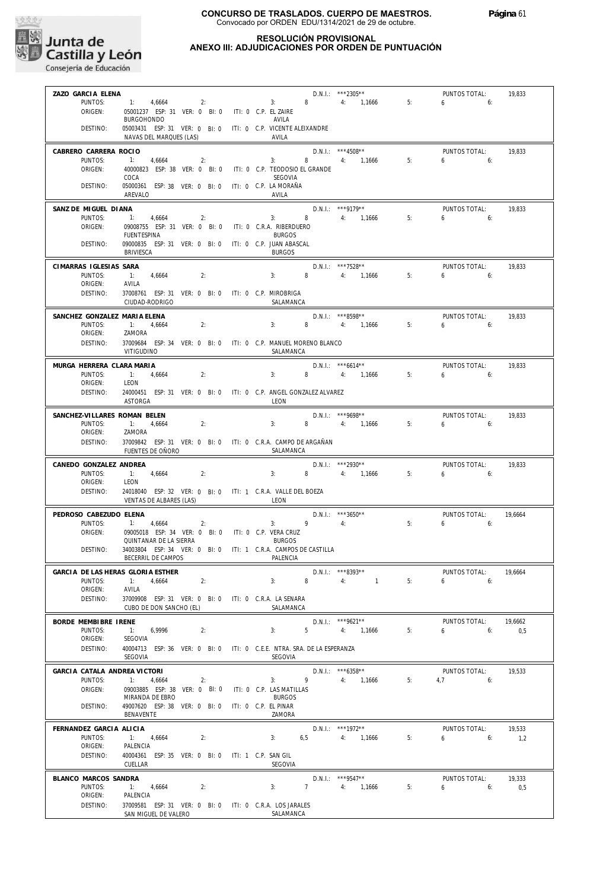**CONCURSO DE TRASLADOS. CUERPO DE MAESTROS.**
Convocado por ORDEN EDU/1314/2021 de 29 de octubre.

**RESOLUCIÓN PROVISIONAL**
**ANEXO III: ADJUDICACIONES POR ORDEN DE PUNTUACIÓN**

---

**ZAZO GARCIA ELENA** — D.N.I.: ***2305** — PUNTOS TOTAL: 19,833
PUNTOS: 1: 4,6664 2: 3: 8 4: 1,1666 5: 6 6:
ORIGEN: 05001237 ESP: 31 VER: 0 BI: 0 ITI: 0 C.P. EL ZAIRE — BURGOHONDO — AVILA
DESTINO: 05003431 ESP: 31 VER: 0 BI: 0 ITI: 0 C.P. VICENTE ALEIXANDRE — NAVAS DEL MARQUES (LAS) — AVILA

---

**CABRERO CARRERA ROCIO** — D.N.I.: ***4508** — PUNTOS TOTAL: 19,833
PUNTOS: 1: 4,6664 2: 3: 8 4: 1,1666 5: 6 6:
ORIGEN: 40000823 ESP: 38 VER: 0 BI: 0 ITI: 0 C.P. TEODOSIO EL GRANDE — COCA — SEGOVIA
DESTINO: 05000361 ESP: 38 VER: 0 BI: 0 ITI: 0 C.P. LA MORAÑA — AREVALO — AVILA

---

**SANZ DE MIGUEL DIANA** — D.N.I.: ***9179** — PUNTOS TOTAL: 19,833
PUNTOS: 1: 4,6664 2: 3: 8 4: 1,1666 5: 6 6:
ORIGEN: 09008755 ESP: 31 VER: 0 BI: 0 ITI: 0 C.R.A. RIBERDUERO — FUENTESPINA — BURGOS
DESTINO: 09000835 ESP: 31 VER: 0 BI: 0 ITI: 0 C.P. JUAN ABASCAL — BRIVIESCA — BURGOS

---

**CIMARRAS IGLESIAS SARA** — D.N.I.: ***7528** — PUNTOS TOTAL: 19,833
PUNTOS: 1: 4,6664 2: 3: 8 4: 1,1666 5: 6 6:
ORIGEN: AVILA
DESTINO: 37008761 ESP: 31 VER: 0 BI: 0 ITI: 0 C.P. MIROBRIGA — CIUDAD-RODRIGO — SALAMANCA

---

**SANCHEZ GONZALEZ MARIA ELENA** — D.N.I.: ***8598** — PUNTOS TOTAL: 19,833
PUNTOS: 1: 4,6664 2: 3: 8 4: 1,1666 5: 6 6:
ORIGEN: ZAMORA
DESTINO: 37009684 ESP: 34 VER: 0 BI: 0 ITI: 0 C.P. MANUEL MORENO BLANCO — VITIGUDINO — SALAMANCA

---

**MURGA HERRERA CLARA MARIA** — D.N.I.: ***6614** — PUNTOS TOTAL: 19,833
PUNTOS: 1: 4,6664 2: 3: 8 4: 1,1666 5: 6 6:
ORIGEN: LEON
DESTINO: 24000451 ESP: 31 VER: 0 BI: 0 ITI: 0 C.P. ANGEL GONZALEZ ALVAREZ — ASTORGA — LEON

---

**SANCHEZ-VILLARES ROMAN BELEN** — D.N.I.: ***9698** — PUNTOS TOTAL: 19,833
PUNTOS: 1: 4,6664 2: 3: 8 4: 1,1666 5: 6 6:
ORIGEN: ZAMORA
DESTINO: 37009842 ESP: 31 VER: 0 BI: 0 ITI: 0 C.R.A. CAMPO DE ARGAÑAN — FUENTES DE OÑORO — SALAMANCA

---

**CANEDO GONZALEZ ANDREA** — D.N.I.: ***2930** — PUNTOS TOTAL: 19,833
PUNTOS: 1: 4,6664 2: 3: 8 4: 1,1666 5: 6 6:
ORIGEN: LEON
DESTINO: 24018040 ESP: 32 VER: 0 BI: 0 ITI: 1 C.R.A. VALLE DEL BOEZA — VENTAS DE ALBARES (LAS) — LEON

---

**PEDROSO CABEZUDO ELENA** — D.N.I.: ***3650** — PUNTOS TOTAL: 19,6664
PUNTOS: 1: 4,6664 2: 3: 9 4: 5: 6 6:
ORIGEN: 09005018 ESP: 34 VER: 0 BI: 0 ITI: 0 C.P. VERA CRUZ — QUINTANAR DE LA SIERRA — BURGOS
DESTINO: 34003804 ESP: 34 VER: 0 BI: 0 ITI: 1 C.R.A. CAMPOS DE CASTILLA — BECERRIL DE CAMPOS — PALENCIA

---

**GARCIA DE LAS HERAS GLORIA ESTHER** — D.N.I.: ***8393** — PUNTOS TOTAL: 19,6664
PUNTOS: 1: 4,6664 2: 3: 8 4: 1 5: 6 6:
ORIGEN: AVILA
DESTINO: 37009908 ESP: 31 VER: 0 BI: 0 ITI: 0 C.R.A. LA SENARA — CUBO DE DON SANCHO (EL) — SALAMANCA

---

**BORDE MEMBIBRE IRENE** — D.N.I.: ***9621** — PUNTOS TOTAL: 19,6662
PUNTOS: 1: 6,9996 2: 3: 5 4: 1,1666 5: 6 6: 0,5
ORIGEN: SEGOVIA
DESTINO: 40004713 ESP: 36 VER: 0 BI: 0 ITI: 0 C.E.E. NTRA. SRA. DE LA ESPERANZA — SEGOVIA — SEGOVIA

---

**GARCIA CATALA ANDREA VICTORI** — D.N.I.: ***6358** — PUNTOS TOTAL: 19,533
PUNTOS: 1: 4,6664 2: 3: 9 4: 1,1666 5: 4,7 6:
ORIGEN: 09003885 ESP: 38 VER: 0 BI: 0 ITI: 0 C.P. LAS MATILLAS — MIRANDA DE EBRO — BURGOS
DESTINO: 49007620 ESP: 38 VER: 0 BI: 0 ITI: 0 C.P. EL PINAR — BENAVENTE — ZAMORA

---

**FERNANDEZ GARCIA ALICIA** — D.N.I.: ***1972** — PUNTOS TOTAL: 19,533
PUNTOS: 1: 4,6664 2: 3: 6,5 4: 1,1666 5: 6 6: 1,2
ORIGEN: PALENCIA
DESTINO: 40004361 ESP: 35 VER: 0 BI: 0 ITI: 1 C.P. SAN GIL — CUELLAR — SEGOVIA

---

**BLANCO MARCOS SANDRA** — D.N.I.: ***9547** — PUNTOS TOTAL: 19,333
PUNTOS: 1: 4,6664 2: 3: 7 4: 1,1666 5: 6 6: 0,5
ORIGEN: PALENCIA
DESTINO: 37009581 ESP: 31 VER: 0 BI: 0 ITI: 0 C.R.A. LOS JARALES — SAN MIGUEL DE VALERO — SALAMANCA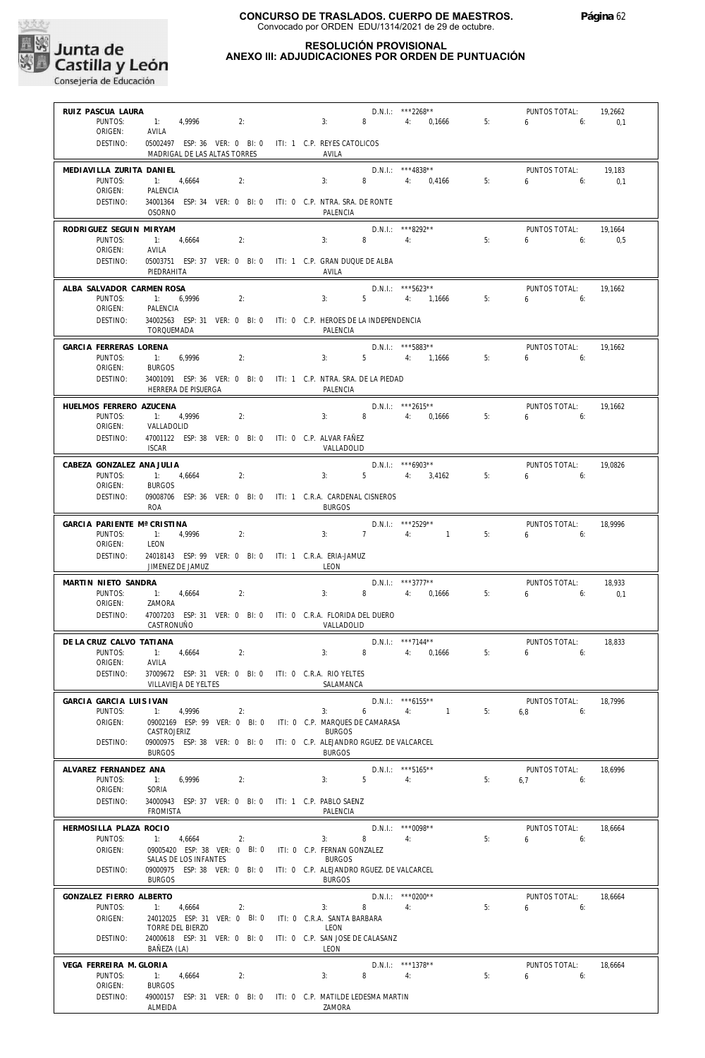# CONCURSO DE TRASLADOS. CUERPO DE MAESTROS.

Convocado por ORDEN EDU/1314/2021 de 29 de octubre.

## RESOLUCIÓN PROVISIONAL
## ANEXO III: ADJUDICACIONES POR ORDEN DE PUNTUACIÓN

**RUIZ PASCUA LAURA** — D.N.I.: ***2268** — PUNTOS TOTAL: 19,2662
PUNTOS: 1: 4,9996 2: 3: 8 4: 0,1666 5: 6 6: 0,1
ORIGEN: AVILA
DESTINO: 05002497 ESP: 36 VER: 0 BI: 0 ITI: 1 C.P. REYES CATOLICOS
MADRIGAL DE LAS ALTAS TORRES — AVILA

**MEDIAVILLA ZURITA DANIEL** — D.N.I.: ***4838** — PUNTOS TOTAL: 19,183
PUNTOS: 1: 4,6664 2: 3: 8 4: 0,4166 5: 6 6: 0,1
ORIGEN: PALENCIA
DESTINO: 34001364 ESP: 34 VER: 0 BI: 0 ITI: 0 C.P. NTRA. SRA. DE RONTE
OSORNO — PALENCIA

**RODRIGUEZ SEGUIN MIRYAM** — D.N.I.: ***8292** — PUNTOS TOTAL: 19,1664
PUNTOS: 1: 4,6664 2: 3: 8 4: 5: 6 6: 0,5
ORIGEN: AVILA
DESTINO: 05003751 ESP: 37 VER: 0 BI: 0 ITI: 1 C.P. GRAN DUQUE DE ALBA
PIEDRAHITA — AVILA

**ALBA SALVADOR CARMEN ROSA** — D.N.I.: ***5623** — PUNTOS TOTAL: 19,1662
PUNTOS: 1: 6,9996 2: 3: 5 4: 1,1666 5: 6 6:
ORIGEN: PALENCIA
DESTINO: 34002563 ESP: 31 VER: 0 BI: 0 ITI: 0 C.P. HEROES DE LA INDEPENDENCIA
TORQUEMADA — PALENCIA

**GARCIA FERRERAS LORENA** — D.N.I.: ***5883** — PUNTOS TOTAL: 19,1662
PUNTOS: 1: 6,9996 2: 3: 5 4: 1,1666 5: 6 6:
ORIGEN: BURGOS
DESTINO: 34001091 ESP: 36 VER: 0 BI: 0 ITI: 1 C.P. NTRA. SRA. DE LA PIEDAD
HERRERA DE PISUERGA — PALENCIA

**HUELMOS FERRERO AZUCENA** — D.N.I.: ***2615** — PUNTOS TOTAL: 19,1662
PUNTOS: 1: 4,9996 2: 3: 8 4: 0,1666 5: 6 6:
ORIGEN: VALLADOLID
DESTINO: 47001122 ESP: 38 VER: 0 BI: 0 ITI: 0 C.P. ALVAR FAÑEZ
ISCAR — VALLADOLID

**CABEZA GONZALEZ ANA JULIA** — D.N.I.: ***6903** — PUNTOS TOTAL: 19,0826
PUNTOS: 1: 4,6664 2: 3: 5 4: 3,4162 5: 6 6:
ORIGEN: BURGOS
DESTINO: 09008706 ESP: 36 VER: 0 BI: 0 ITI: 1 C.R.A. CARDENAL CISNEROS
ROA — BURGOS

**GARCIA PARIENTE Mª CRISTINA** — D.N.I.: ***2529** — PUNTOS TOTAL: 18,9996
PUNTOS: 1: 4,9996 2: 3: 7 4: 1 5: 6 6:
ORIGEN: LEON
DESTINO: 24018143 ESP: 99 VER: 0 BI: 0 ITI: 1 C.R.A. ERIA-JAMUZ
JIMENEZ DE JAMUZ — LEON

**MARTIN NIETO SANDRA** — D.N.I.: ***3777** — PUNTOS TOTAL: 18,933
PUNTOS: 1: 4,6664 2: 3: 8 4: 0,1666 5: 6 6: 0,1
ORIGEN: ZAMORA
DESTINO: 47007203 ESP: 31 VER: 0 BI: 0 ITI: 0 C.R.A. FLORIDA DEL DUERO
CASTRONUÑO — VALLADOLID

**DE LA CRUZ CALVO TATIANA** — D.N.I.: ***7144** — PUNTOS TOTAL: 18,833
PUNTOS: 1: 4,6664 2: 3: 8 4: 0,1666 5: 6 6:
ORIGEN: AVILA
DESTINO: 37009672 ESP: 31 VER: 0 BI: 0 ITI: 0 C.R.A. RIO YELTES
VILLAVIEJA DE YELTES — SALAMANCA

**GARCIA GARCIA LUIS IVAN** — D.N.I.: ***6155** — PUNTOS TOTAL: 18,7996
PUNTOS: 1: 4,9996 2: 3: 6 4: 1 5: 6,8 6:
ORIGEN: 09002169 ESP: 99 VER: 0 BI: 0 ITI: 0 C.P. MARQUES DE CAMARASA
CASTROJERIZ — BURGOS
DESTINO: 09000975 ESP: 38 VER: 0 BI: 0 ITI: 0 C.P. ALEJANDRO RGUEZ. DE VALCARCEL
BURGOS — BURGOS

**ALVAREZ FERNANDEZ ANA** — D.N.I.: ***5165** — PUNTOS TOTAL: 18,6996
PUNTOS: 1: 6,9996 2: 3: 5 4: 5: 6,7 6:
ORIGEN: SORIA
DESTINO: 34000943 ESP: 37 VER: 0 BI: 0 ITI: 1 C.P. PABLO SAENZ
FROMISTA — PALENCIA

**HERMOSILLA PLAZA ROCIO** — D.N.I.: ***0098** — PUNTOS TOTAL: 18,6664
PUNTOS: 1: 4,6664 2: 3: 8 4: 5: 6 6:
ORIGEN: 09005420 ESP: 38 VER: 0 BI: 0 ITI: 0 C.P. FERNAN GONZALEZ
SALAS DE LOS INFANTES — BURGOS
DESTINO: 09000975 ESP: 38 VER: 0 BI: 0 ITI: 0 C.P. ALEJANDRO RGUEZ. DE VALCARCEL
BURGOS — BURGOS

**GONZALEZ FIERRO ALBERTO** — D.N.I.: ***0200** — PUNTOS TOTAL: 18,6664
PUNTOS: 1: 4,6664 2: 3: 8 4: 5: 6 6:
ORIGEN: 24012025 ESP: 31 VER: 0 BI: 0 ITI: 0 C.R.A. SANTA BARBARA
TORRE DEL BIERZO — LEON
DESTINO: 24000618 ESP: 31 VER: 0 BI: 0 ITI: 0 C.P. SAN JOSE DE CALASANZ
BAÑEZA (LA) — LEON

**VEGA FERREIRA M. GLORIA** — D.N.I.: ***1378** — PUNTOS TOTAL: 18,6664
PUNTOS: 1: 4,6664 2: 3: 8 4: 5: 6 6:
ORIGEN: BURGOS
DESTINO: 49000157 ESP: 31 VER: 0 BI: 0 ITI: 0 C.P. MATILDE LEDESMA MARTIN
ALMEIDA — ZAMORA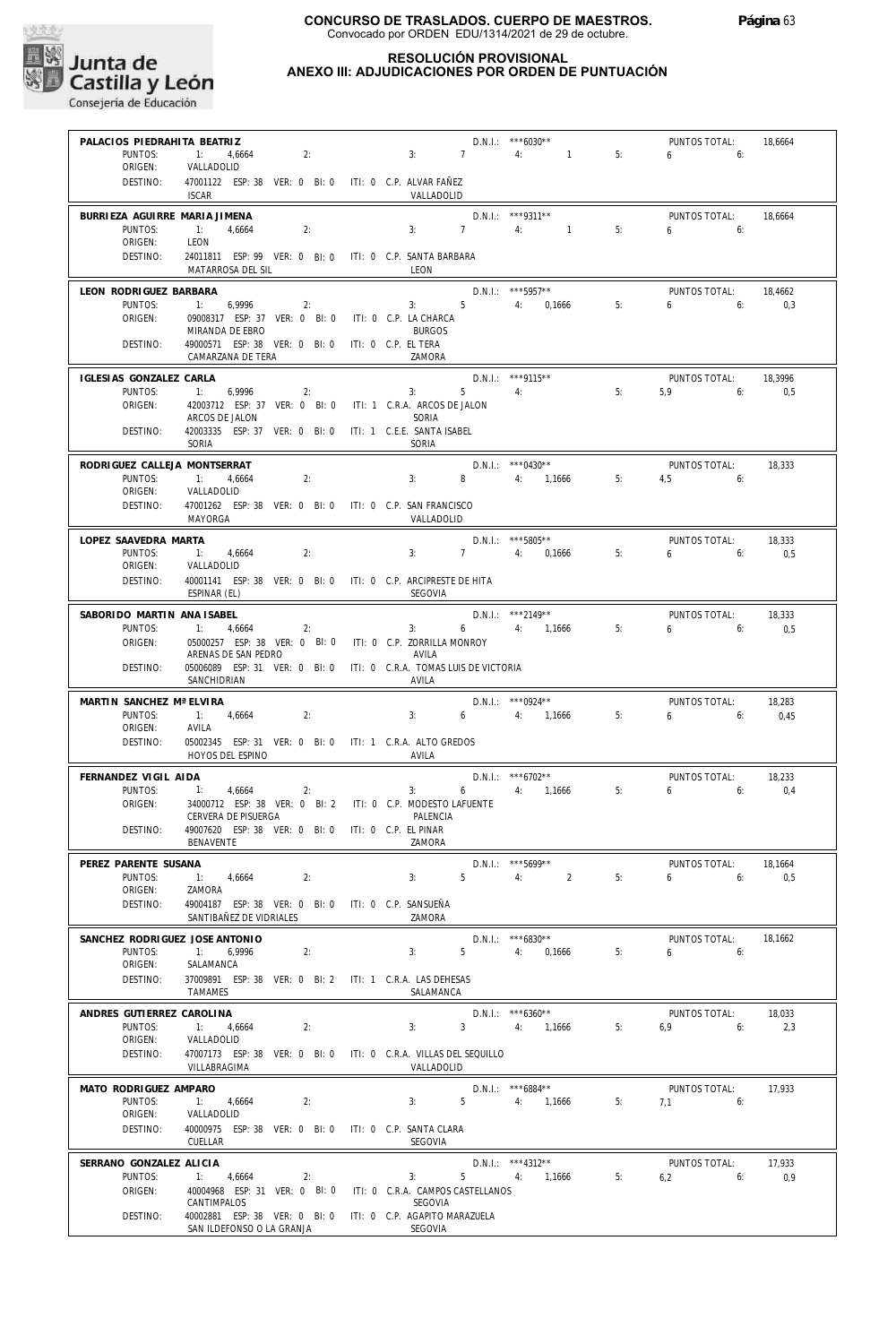**CONCURSO DE TRASLADOS. CUERPO DE MAESTROS.**
Convocado por ORDEN EDU/1314/2021 de 29 de octubre.

**RESOLUCIÓN PROVISIONAL**
**ANEXO III: ADJUDICACIONES POR ORDEN DE PUNTUACIÓN**

Junta de Castilla y León
Consejería de Educación

---

**PALACIOS PIEDRAHITA BEATRIZ** — D.N.I.: ***6030** — PUNTOS TOTAL: 18,6664
PUNTOS: 1: 4,6664 2: 3: 7 4: 1 5: 6 6:
ORIGEN: VALLADOLID
DESTINO: 47001122 ESP: 38 VER: 0 BI: 0 ITI: 0 C.P. ALVAR FAÑEZ
ISCAR — VALLADOLID

---

**BURRIEZA AGUIRRE MARIA JIMENA** — D.N.I.: ***9311** — PUNTOS TOTAL: 18,6664
PUNTOS: 1: 4,6664 2: 3: 7 4: 1 5: 6 6:
ORIGEN: LEON
DESTINO: 24011811 ESP: 99 VER: 0 BI: 0 ITI: 0 C.P. SANTA BARBARA
MATARROSA DEL SIL — LEON

---

**LEON RODRIGUEZ BARBARA** — D.N.I.: ***5957** — PUNTOS TOTAL: 18,4662
PUNTOS: 1: 6,9996 2: 3: 5 4: 0,1666 5: 6 6: 0,3
ORIGEN: 09008317 ESP: 37 VER: 0 BI: 0 ITI: 0 C.P. LA CHARCA
MIRANDA DE EBRO — BURGOS
DESTINO: 49000571 ESP: 38 VER: 0 BI: 0 ITI: 0 C.P. EL TERA
CAMARZANA DE TERA — ZAMORA

---

**IGLESIAS GONZALEZ CARLA** — D.N.I.: ***9115** — PUNTOS TOTAL: 18,3996
PUNTOS: 1: 6,9996 2: 3: 5 4: 5: 5,9 6: 0,5
ORIGEN: 42003712 ESP: 37 VER: 0 BI: 0 ITI: 1 C.R.A. ARCOS DE JALON
ARCOS DE JALON — SORIA
DESTINO: 42003335 ESP: 37 VER: 0 BI: 0 ITI: 1 C.E.E. SANTA ISABEL
SORIA — SORIA

---

**RODRIGUEZ CALLEJA MONTSERRAT** — D.N.I.: ***0430** — PUNTOS TOTAL: 18,333
PUNTOS: 1: 4,6664 2: 3: 8 4: 1,1666 5: 4,5 6:
ORIGEN: VALLADOLID
DESTINO: 47001262 ESP: 38 VER: 0 BI: 0 ITI: 0 C.P. SAN FRANCISCO
MAYORGA — VALLADOLID

---

**LOPEZ SAAVEDRA MARTA** — D.N.I.: ***5805** — PUNTOS TOTAL: 18,333
PUNTOS: 1: 4,6664 2: 3: 7 4: 0,1666 5: 6 6: 0,5
ORIGEN: VALLADOLID
DESTINO: 40001141 ESP: 38 VER: 0 BI: 0 ITI: 0 C.P. ARCIPRESTE DE HITA
ESPINAR (EL) — SEGOVIA

---

**SABORIDO MARTIN ANA ISABEL** — D.N.I.: ***2149** — PUNTOS TOTAL: 18,333
PUNTOS: 1: 4,6664 2: 3: 6 4: 1,1666 5: 6 6: 0,5
ORIGEN: 05000257 ESP: 38 VER: 0 BI: 0 ITI: 0 C.P. ZORRILLA MONROY
ARENAS DE SAN PEDRO — AVILA
DESTINO: 05006089 ESP: 31 VER: 0 BI: 0 ITI: 0 C.R.A. TOMAS LUIS DE VICTORIA
SANCHIDRIAN — AVILA

---

**MARTIN SANCHEZ Mª ELVIRA** — D.N.I.: ***0924** — PUNTOS TOTAL: 18,283
PUNTOS: 1: 4,6664 2: 3: 6 4: 1,1666 5: 6 6: 0,45
ORIGEN: AVILA
DESTINO: 05002345 ESP: 31 VER: 0 BI: 0 ITI: 1 C.R.A. ALTO GREDOS
HOYOS DEL ESPINO — AVILA

---

**FERNANDEZ VIGIL AIDA** — D.N.I.: ***6702** — PUNTOS TOTAL: 18,233
PUNTOS: 1: 4,6664 2: 3: 6 4: 1,1666 5: 6 6: 0,4
ORIGEN: 34000712 ESP: 38 VER: 0 BI: 2 ITI: 0 C.P. MODESTO LAFUENTE
CERVERA DE PISUERGA — PALENCIA
DESTINO: 49007620 ESP: 38 VER: 0 BI: 0 ITI: 0 C.P. EL PINAR
BENAVENTE — ZAMORA

---

**PEREZ PARENTE SUSANA** — D.N.I.: ***5699** — PUNTOS TOTAL: 18,1664
PUNTOS: 1: 4,6664 2: 3: 5 4: 2 5: 6 6: 0,5
ORIGEN: ZAMORA
DESTINO: 49004187 ESP: 38 VER: 0 BI: 0 ITI: 0 C.P. SANSUEÑA
SANTIBAÑEZ DE VIDRIALES — ZAMORA

---

**SANCHEZ RODRIGUEZ JOSE ANTONIO** — D.N.I.: ***6830** — PUNTOS TOTAL: 18,1662
PUNTOS: 1: 6,9996 2: 3: 5 4: 0,1666 5: 6 6:
ORIGEN: SALAMANCA
DESTINO: 37009891 ESP: 38 VER: 0 BI: 2 ITI: 1 C.R.A. LAS DEHESAS
TAMAMES — SALAMANCA

---

**ANDRES GUTIERREZ CAROLINA** — D.N.I.: ***6360** — PUNTOS TOTAL: 18,033
PUNTOS: 1: 4,6664 2: 3: 3 4: 1,1666 5: 6,9 6: 2,3
ORIGEN: VALLADOLID
DESTINO: 47007173 ESP: 38 VER: 0 BI: 0 ITI: 0 C.R.A. VILLAS DEL SEQUILLO
VILLABRAGIMA — VALLADOLID

---

**MATO RODRIGUEZ AMPARO** — D.N.I.: ***6884** — PUNTOS TOTAL: 17,933
PUNTOS: 1: 4,6664 2: 3: 5 4: 1,1666 5: 7,1 6:
ORIGEN: VALLADOLID
DESTINO: 40000975 ESP: 38 VER: 0 BI: 0 ITI: 0 C.P. SANTA CLARA
CUELLAR — SEGOVIA

---

**SERRANO GONZALEZ ALICIA** — D.N.I.: ***4312** — PUNTOS TOTAL: 17,933
PUNTOS: 1: 4,6664 2: 3: 5 4: 1,1666 5: 6,2 6: 0,9
ORIGEN: 40004968 ESP: 31 VER: 0 BI: 0 ITI: 0 C.R.A. CAMPOS CASTELLANOS
CANTIMPALOS — SEGOVIA
DESTINO: 40002881 ESP: 38 VER: 0 BI: 0 ITI: 0 C.P. AGAPITO MARAZUELA
SAN ILDEFONSO O LA GRANJA — SEGOVIA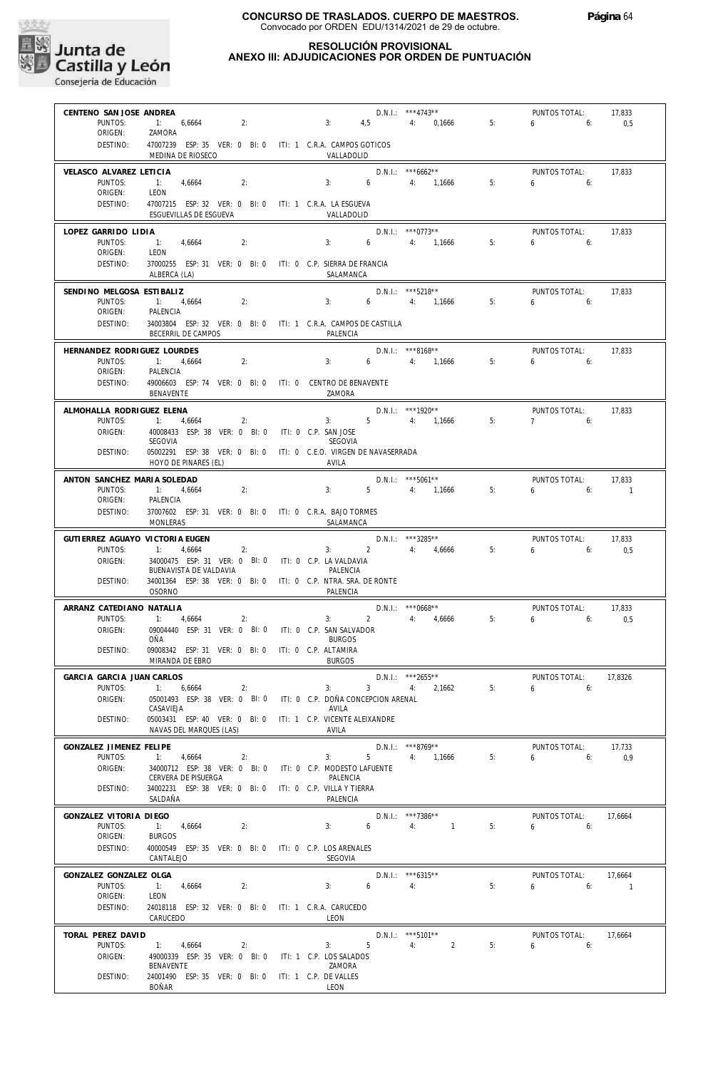# CONCURSO DE TRASLADOS. CUERPO DE MAESTROS.
Convocado por ORDEN EDU/1314/2021 de 29 de octubre.

## RESOLUCIÓN PROVISIONAL
## ANEXO III: ADJUDICACIONES POR ORDEN DE PUNTUACIÓN

**CENTENO SAN JOSE ANDREA** — D.N.I.: ***4743** — PUNTOS TOTAL: 17,833
PUNTOS: 1: 6,6664 2: 3: 4,5 4: 0,1666 5: 6 6: 0,5
ORIGEN: ZAMORA
DESTINO: 47007239 ESP: 35 VER: 0 BI: 0 ITI: 1 C.R.A. CAMPOS GOTICOS — MEDINA DE RIOSECO — VALLADOLID

**VELASCO ALVAREZ LETICIA** — D.N.I.: ***6662** — PUNTOS TOTAL: 17,833
PUNTOS: 1: 4,6664 2: 3: 6 4: 1,1666 5: 6 6:
ORIGEN: LEON
DESTINO: 47007215 ESP: 32 VER: 0 BI: 0 ITI: 1 C.R.A. LA ESGUEVA — ESGUEVILLAS DE ESGUEVA — VALLADOLID

**LOPEZ GARRIDO LIDIA** — D.N.I.: ***0773** — PUNTOS TOTAL: 17,833
PUNTOS: 1: 4,6664 2: 3: 6 4: 1,1666 5: 6 6:
ORIGEN: LEON
DESTINO: 37000255 ESP: 31 VER: 0 BI: 0 ITI: 0 C.P. SIERRA DE FRANCIA — ALBERCA (LA) — SALAMANCA

**SENDINO MELGOSA ESTIBALIZ** — D.N.I.: ***5218** — PUNTOS TOTAL: 17,833
PUNTOS: 1: 4,6664 2: 3: 6 4: 1,1666 5: 6 6:
ORIGEN: PALENCIA
DESTINO: 34003804 ESP: 32 VER: 0 BI: 0 ITI: 1 C.R.A. CAMPOS DE CASTILLA — BECERRIL DE CAMPOS — PALENCIA

**HERNANDEZ RODRIGUEZ LOURDES** — D.N.I.: ***8168** — PUNTOS TOTAL: 17,833
PUNTOS: 1: 4,6664 2: 3: 6 4: 1,1666 5: 6 6:
ORIGEN: PALENCIA
DESTINO: 49006603 ESP: 74 VER: 0 BI: 0 ITI: 0 CENTRO DE BENAVENTE — BENAVENTE — ZAMORA

**ALMOHALLA RODRIGUEZ ELENA** — D.N.I.: ***1920** — PUNTOS TOTAL: 17,833
PUNTOS: 1: 4,6664 2: 3: 5 4: 1,1666 5: 7 6:
ORIGEN: 40008433 ESP: 38 VER: 0 BI: 0 ITI: 0 C.P. SAN JOSE — SEGOVIA — SEGOVIA
DESTINO: 05002291 ESP: 38 VER: 0 BI: 0 ITI: 0 C.E.O. VIRGEN DE NAVASERRADA — HOYO DE PINARES (EL) — AVILA

**ANTON SANCHEZ MARIA SOLEDAD** — D.N.I.: ***5061** — PUNTOS TOTAL: 17,833
PUNTOS: 1: 4,6664 2: 3: 5 4: 1,1666 5: 6 6: 1
ORIGEN: PALENCIA
DESTINO: 37007602 ESP: 31 VER: 0 BI: 0 ITI: 0 C.R.A. BAJO TORMES — MONLERAS — SALAMANCA

**GUTIERREZ AGUAYO VICTORIA EUGEN** — D.N.I.: ***3285** — PUNTOS TOTAL: 17,833
PUNTOS: 1: 4,6664 2: 3: 2 4: 4,6666 5: 6 6: 0,5
ORIGEN: 34000475 ESP: 31 VER: 0 BI: 0 ITI: 0 C.P. LA VALDAVIA — BUENAVISTA DE VALDAVIA — PALENCIA
DESTINO: 34001364 ESP: 38 VER: 0 BI: 0 ITI: 0 C.P. NTRA. SRA. DE RONTE — OSORNO — PALENCIA

**ARRANZ CATEDIANO NATALIA** — D.N.I.: ***0668** — PUNTOS TOTAL: 17,833
PUNTOS: 1: 4,6664 2: 3: 2 4: 4,6666 5: 6 6: 0,5
ORIGEN: 09004440 ESP: 31 VER: 0 BI: 0 ITI: 0 C.P. SAN SALVADOR — OÑA — BURGOS
DESTINO: 09008342 ESP: 31 VER: 0 BI: 0 ITI: 0 C.P. ALTAMIRA — MIRANDA DE EBRO — BURGOS

**GARCIA GARCIA JUAN CARLOS** — D.N.I.: ***2655** — PUNTOS TOTAL: 17,8326
PUNTOS: 1: 6,6664 2: 3: 3 4: 2,1662 5: 6 6:
ORIGEN: 05001493 ESP: 38 VER: 0 BI: 0 ITI: 0 C.P. DOÑA CONCEPCION ARENAL — CASAVIEJA — AVILA
DESTINO: 05003431 ESP: 40 VER: 0 BI: 0 ITI: 1 C.P. VICENTE ALEIXANDRE — NAVAS DEL MARQUES (LAS) — AVILA

**GONZALEZ JIMENEZ FELIPE** — D.N.I.: ***8769** — PUNTOS TOTAL: 17,733
PUNTOS: 1: 4,6664 2: 3: 5 4: 1,1666 5: 6 6: 0,9
ORIGEN: 34000712 ESP: 38 VER: 0 BI: 0 ITI: 0 C.P. MODESTO LAFUENTE — CERVERA DE PISUERGA — PALENCIA
DESTINO: 34002231 ESP: 38 VER: 0 BI: 0 ITI: 0 C.P. VILLA Y TIERRA — SALDAÑA — PALENCIA

**GONZALEZ VITORIA DIEGO** — D.N.I.: ***7386** — PUNTOS TOTAL: 17,6664
PUNTOS: 1: 4,6664 2: 3: 6 4: 1 5: 6 6:
ORIGEN: BURGOS
DESTINO: 40000549 ESP: 35 VER: 0 BI: 0 ITI: 0 C.P. LOS ARENALES — CANTALEJO — SEGOVIA

**GONZALEZ GONZALEZ OLGA** — D.N.I.: ***6315** — PUNTOS TOTAL: 17,6664
PUNTOS: 1: 4,6664 2: 3: 6 4: 5: 6 6: 1
ORIGEN: LEON
DESTINO: 24018118 ESP: 32 VER: 0 BI: 0 ITI: 1 C.R.A. CARUCEDO — CARUCEDO — LEON

**TORAL PEREZ DAVID** — D.N.I.: ***5101** — PUNTOS TOTAL: 17,6664
PUNTOS: 1: 4,6664 2: 3: 5 4: 2 5: 6 6:
ORIGEN: 49000339 ESP: 35 VER: 0 BI: 0 ITI: 1 C.P. LOS SALADOS — BENAVENTE — ZAMORA
DESTINO: 24001490 ESP: 35 VER: 0 BI: 0 ITI: 1 C.P. DE VALLES — BOÑAR — LEON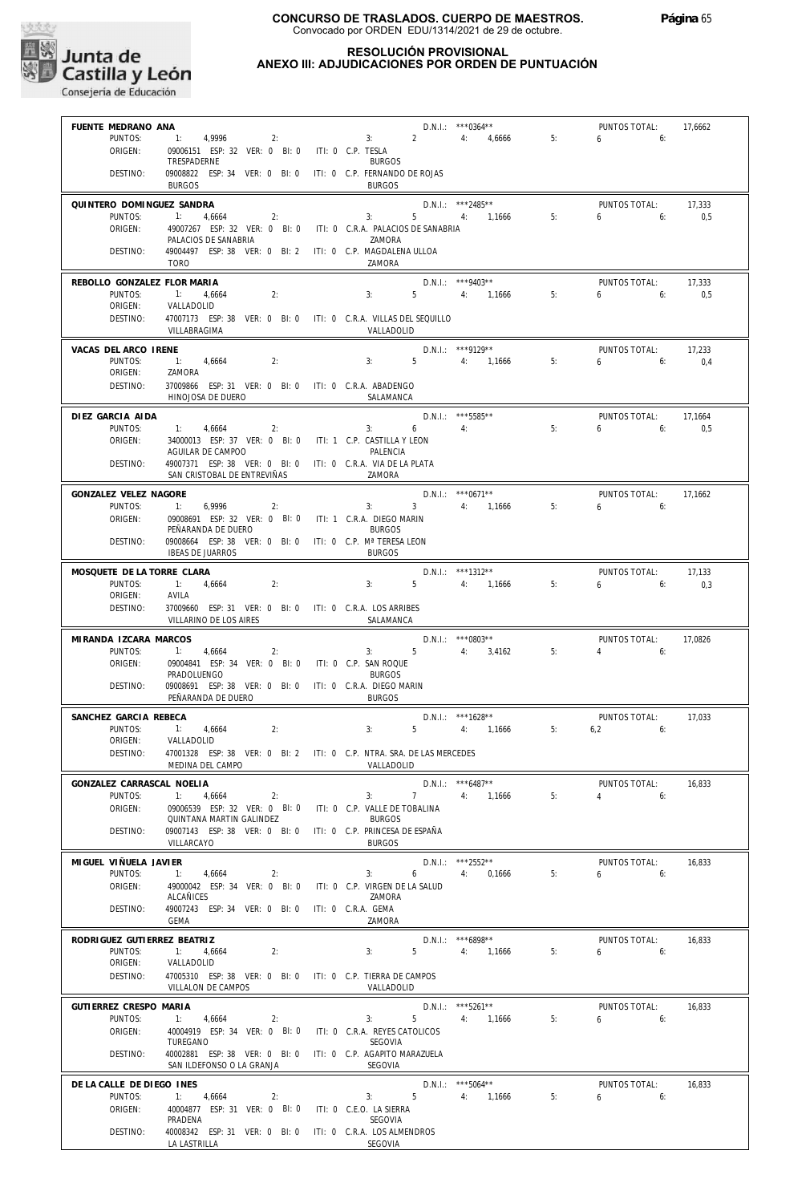# CONCURSO DE TRASLADOS. CUERPO DE MAESTROS.

Convocado por ORDEN EDU/1314/2021 de 29 de octubre.

## RESOLUCIÓN PROVISIONAL
## ANEXO III: ADJUDICACIONES POR ORDEN DE PUNTUACIÓN

---

**FUENTE MEDRANO ANA** — D.N.I.: ***0364** — PUNTOS TOTAL: 17,6662

PUNTOS: 1: 4,9996 2: 3: 2 4: 4,6666 5: 6 6:

ORIGEN: 09006151 ESP: 32 VER: 0 BI: 0 ITI: 0 C.P. TESLA — TRESPADERNE — BURGOS

DESTINO: 09008822 ESP: 34 VER: 0 BI: 0 ITI: 0 C.P. FERNANDO DE ROJAS — BURGOS — BURGOS

---

**QUINTERO DOMINGUEZ SANDRA** — D.N.I.: ***2485** — PUNTOS TOTAL: 17,333

PUNTOS: 1: 4,6664 2: 3: 5 4: 1,1666 5: 6 6: 0,5

ORIGEN: 49007267 ESP: 32 VER: 0 BI: 0 ITI: 0 C.R.A. PALACIOS DE SANABRIA — PALACIOS DE SANABRIA — ZAMORA

DESTINO: 49004497 ESP: 38 VER: 0 BI: 2 ITI: 0 C.P. MAGDALENA ULLOA — TORO — ZAMORA

---

**REBOLLO GONZALEZ FLOR MARIA** — D.N.I.: ***9403** — PUNTOS TOTAL: 17,333

PUNTOS: 1: 4,6664 2: 3: 5 4: 1,1666 5: 6 6: 0,5

ORIGEN: VALLADOLID

DESTINO: 47007173 ESP: 38 VER: 0 BI: 0 ITI: 0 C.R.A. VILLAS DEL SEQUILLO — VILLABRAGIMA — VALLADOLID

---

**VACAS DEL ARCO IRENE** — D.N.I.: ***9129** — PUNTOS TOTAL: 17,233

PUNTOS: 1: 4,6664 2: 3: 5 4: 1,1666 5: 6 6: 0,4

ORIGEN: ZAMORA

DESTINO: 37009866 ESP: 31 VER: 0 BI: 0 ITI: 0 C.R.A. ABADENGO — HINOJOSA DE DUERO — SALAMANCA

---

**DIEZ GARCIA AIDA** — D.N.I.: ***5585** — PUNTOS TOTAL: 17,1664

PUNTOS: 1: 4,6664 2: 3: 6 4: 5: 6 6: 0,5

ORIGEN: 34000013 ESP: 37 VER: 0 BI: 0 ITI: 1 C.P. CASTILLA Y LEON — AGUILAR DE CAMPOO — PALENCIA

DESTINO: 49007371 ESP: 38 VER: 0 BI: 0 ITI: 0 C.R.A. VIA DE LA PLATA — SAN CRISTOBAL DE ENTREVIÑAS — ZAMORA

---

**GONZALEZ VELEZ NAGORE** — D.N.I.: ***0671** — PUNTOS TOTAL: 17,1662

PUNTOS: 1: 6,9996 2: 3: 3 4: 1,1666 5: 6 6:

ORIGEN: 09008691 ESP: 32 VER: 0 BI: 0 ITI: 1 C.R.A. DIEGO MARIN — PEÑARANDA DE DUERO — BURGOS

DESTINO: 09008664 ESP: 38 VER: 0 BI: 0 ITI: 0 C.P. Mª TERESA LEON — IBEAS DE JUARROS — BURGOS

---

**MOSQUETE DE LA TORRE CLARA** — D.N.I.: ***1312** — PUNTOS TOTAL: 17,133

PUNTOS: 1: 4,6664 2: 3: 5 4: 1,1666 5: 6 6: 0,3

ORIGEN: AVILA

DESTINO: 37009660 ESP: 31 VER: 0 BI: 0 ITI: 0 C.R.A. LOS ARRIBES — VILLARINO DE LOS AIRES — SALAMANCA

---

**MIRANDA IZCARA MARCOS** — D.N.I.: ***0803** — PUNTOS TOTAL: 17,0826

PUNTOS: 1: 4,6664 2: 3: 5 4: 3,4162 5: 4 6:

ORIGEN: 09004841 ESP: 34 VER: 0 BI: 0 ITI: 0 C.P. SAN ROQUE — PRADOLUENGO — BURGOS

DESTINO: 09008691 ESP: 38 VER: 0 BI: 0 ITI: 0 C.R.A. DIEGO MARIN — PEÑARANDA DE DUERO — BURGOS

---

**SANCHEZ GARCIA REBECA** — D.N.I.: ***1628** — PUNTOS TOTAL: 17,033

PUNTOS: 1: 4,6664 2: 3: 5 4: 1,1666 5: 6,2 6:

ORIGEN: VALLADOLID

DESTINO: 47001328 ESP: 38 VER: 0 BI: 2 ITI: 0 C.P. NTRA. SRA. DE LAS MERCEDES — MEDINA DEL CAMPO — VALLADOLID

---

**GONZALEZ CARRASCAL NOELIA** — D.N.I.: ***6487** — PUNTOS TOTAL: 16,833

PUNTOS: 1: 4,6664 2: 3: 7 4: 1,1666 5: 4 6:

ORIGEN: 09006539 ESP: 32 VER: 0 BI: 0 ITI: 0 C.P. VALLE DE TOBALINA — QUINTANA MARTIN GALINDEZ — BURGOS

DESTINO: 09007143 ESP: 38 VER: 0 BI: 0 ITI: 0 C.P. PRINCESA DE ESPAÑA — VILLARCAYO — BURGOS

---

**MIGUEL VIÑUELA JAVIER** — D.N.I.: ***2552** — PUNTOS TOTAL: 16,833

PUNTOS: 1: 4,6664 2: 3: 6 4: 0,1666 5: 6 6:

ORIGEN: 49000042 ESP: 34 VER: 0 BI: 0 ITI: 0 C.P. VIRGEN DE LA SALUD — ALCAÑICES — ZAMORA

DESTINO: 49007243 ESP: 34 VER: 0 BI: 0 ITI: 0 C.R.A. GEMA — GEMA — ZAMORA

---

**RODRIGUEZ GUTIERREZ BEATRIZ** — D.N.I.: ***6898** — PUNTOS TOTAL: 16,833

PUNTOS: 1: 4,6664 2: 3: 5 4: 1,1666 5: 6 6:

ORIGEN: VALLADOLID

DESTINO: 47005310 ESP: 38 VER: 0 BI: 0 ITI: 0 C.P. TIERRA DE CAMPOS — VILLALON DE CAMPOS — VALLADOLID

---

**GUTIERREZ CRESPO MARIA** — D.N.I.: ***5261** — PUNTOS TOTAL: 16,833

PUNTOS: 1: 4,6664 2: 3: 5 4: 1,1666 5: 6 6:

ORIGEN: 40004919 ESP: 34 VER: 0 BI: 0 ITI: 0 C.R.A. REYES CATOLICOS — TUREGANO — SEGOVIA

DESTINO: 40002881 ESP: 38 VER: 0 BI: 0 ITI: 0 C.P. AGAPITO MARAZUELA — SAN ILDEFONSO O LA GRANJA — SEGOVIA

---

**DE LA CALLE DE DIEGO INES** — D.N.I.: ***5064** — PUNTOS TOTAL: 16,833

PUNTOS: 1: 4,6664 2: 3: 5 4: 1,1666 5: 6 6:

ORIGEN: 40004877 ESP: 31 VER: 0 BI: 0 ITI: 0 C.E.O. LA SIERRA — PRADENA — SEGOVIA

DESTINO: 40008342 ESP: 31 VER: 0 BI: 0 ITI: 0 C.R.A. LOS ALMENDROS — LA LASTRILLA — SEGOVIA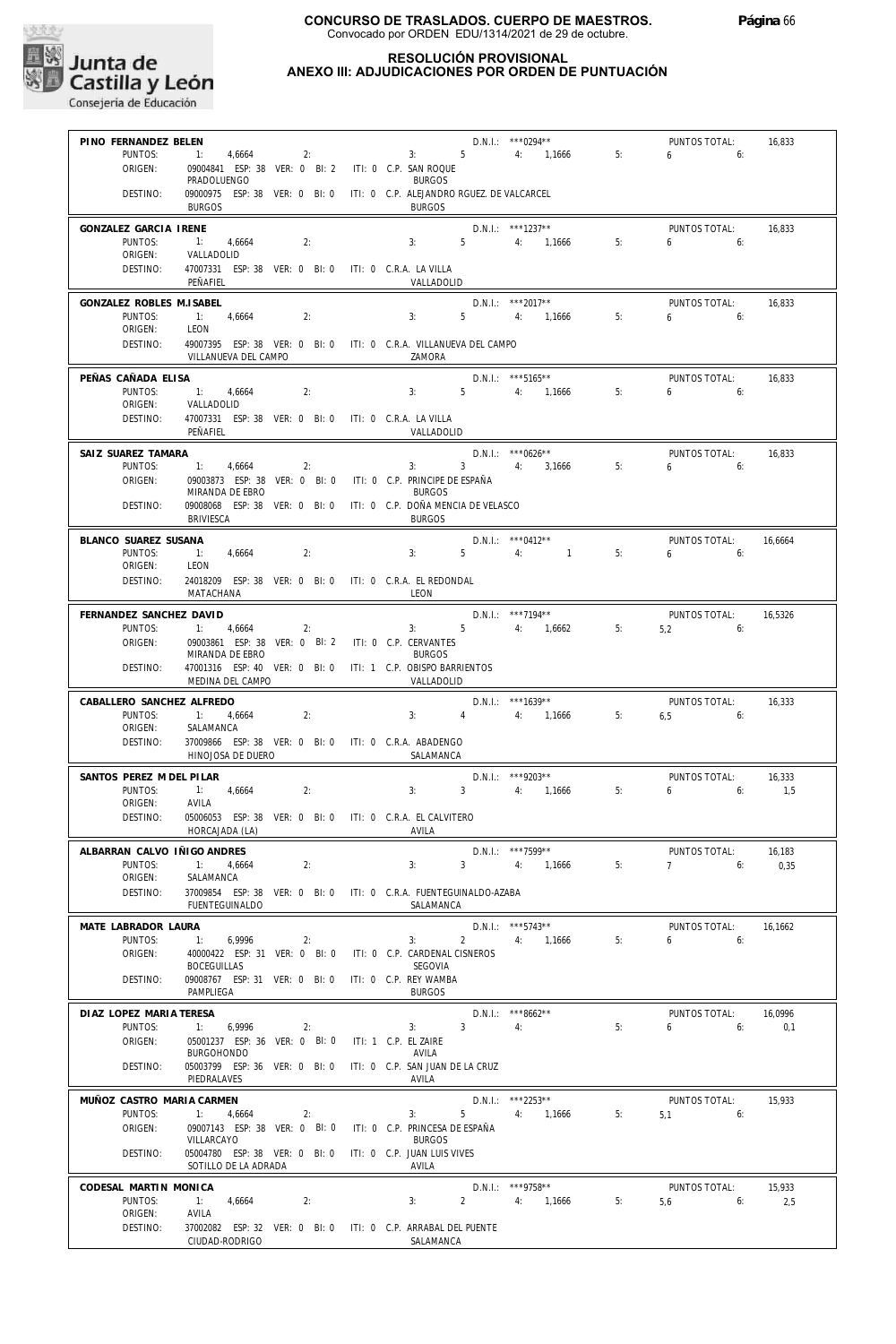**CONCURSO DE TRASLADOS. CUERPO DE MAESTROS.**
Convocado por ORDEN EDU/1314/2021 de 29 de octubre.

**RESOLUCIÓN PROVISIONAL**
**ANEXO III: ADJUDICACIONES POR ORDEN DE PUNTUACIÓN**

**PINO FERNANDEZ BELEN** — D.N.I.: ***0294** — PUNTOS TOTAL: 16,833
PUNTOS: 1: 4,6664 2: 3: 5 4: 1,1666 5: 6 6:
ORIGEN: 09004841 ESP: 38 VER: 0 BI: 2 ITI: 0 C.P. SAN ROQUE — PRADOLUENGO — BURGOS
DESTINO: 09000975 ESP: 38 VER: 0 BI: 0 ITI: 0 C.P. ALEJANDRO RGUEZ. DE VALCARCEL — BURGOS — BURGOS

**GONZALEZ GARCIA IRENE** — D.N.I.: ***1237** — PUNTOS TOTAL: 16,833
PUNTOS: 1: 4,6664 2: 3: 5 4: 1,1666 5: 6 6:
ORIGEN: VALLADOLID
DESTINO: 47007331 ESP: 38 VER: 0 BI: 0 ITI: 0 C.R.A. LA VILLA — PEÑAFIEL — VALLADOLID

**GONZALEZ ROBLES M.ISABEL** — D.N.I.: ***2017** — PUNTOS TOTAL: 16,833
PUNTOS: 1: 4,6664 2: 3: 5 4: 1,1666 5: 6 6:
ORIGEN: LEON
DESTINO: 49007395 ESP: 38 VER: 0 BI: 0 ITI: 0 C.R.A. VILLANUEVA DEL CAMPO — VILLANUEVA DEL CAMPO — ZAMORA

**PEÑAS CAÑADA ELISA** — D.N.I.: ***5165** — PUNTOS TOTAL: 16,833
PUNTOS: 1: 4,6664 2: 3: 5 4: 1,1666 5: 6 6:
ORIGEN: VALLADOLID
DESTINO: 47007331 ESP: 38 VER: 0 BI: 0 ITI: 0 C.R.A. LA VILLA — PEÑAFIEL — VALLADOLID

**SAIZ SUAREZ TAMARA** — D.N.I.: ***0626** — PUNTOS TOTAL: 16,833
PUNTOS: 1: 4,6664 2: 3: 3 4: 3,1666 5: 6 6:
ORIGEN: 09003873 ESP: 38 VER: 0 BI: 0 ITI: 0 C.P. PRINCIPE DE ESPAÑA — MIRANDA DE EBRO — BURGOS
DESTINO: 09008068 ESP: 38 VER: 0 BI: 0 ITI: 0 C.P. DOÑA MENCIA DE VELASCO — BRIVIESCA — BURGOS

**BLANCO SUAREZ SUSANA** — D.N.I.: ***0412** — PUNTOS TOTAL: 16,6664
PUNTOS: 1: 4,6664 2: 3: 5 4: 1 5: 6 6:
ORIGEN: LEON
DESTINO: 24018209 ESP: 38 VER: 0 BI: 0 ITI: 0 C.R.A. EL REDONDAL — MATACHANA — LEON

**FERNANDEZ SANCHEZ DAVID** — D.N.I.: ***7194** — PUNTOS TOTAL: 16,5326
PUNTOS: 1: 4,6664 2: 3: 5 4: 1,6662 5: 5,2 6:
ORIGEN: 09003861 ESP: 38 VER: 0 BI: 2 ITI: 0 C.P. CERVANTES — MIRANDA DE EBRO — BURGOS
DESTINO: 47001316 ESP: 40 VER: 0 BI: 0 ITI: 1 C.P. OBISPO BARRIENTOS — MEDINA DEL CAMPO — VALLADOLID

**CABALLERO SANCHEZ ALFREDO** — D.N.I.: ***1639** — PUNTOS TOTAL: 16,333
PUNTOS: 1: 4,6664 2: 3: 4 4: 1,1666 5: 6,5 6:
ORIGEN: SALAMANCA
DESTINO: 37009866 ESP: 38 VER: 0 BI: 0 ITI: 0 C.R.A. ABADENGO — HINOJOSA DE DUERO — SALAMANCA

**SANTOS PEREZ M DEL PILAR** — D.N.I.: ***9203** — PUNTOS TOTAL: 16,333
PUNTOS: 1: 4,6664 2: 3: 3 4: 1,1666 5: 6 6: 1,5
ORIGEN: AVILA
DESTINO: 05006053 ESP: 38 VER: 0 BI: 0 ITI: 0 C.R.A. EL CALVITERO — HORCAJADA (LA) — AVILA

**ALBARRAN CALVO IÑIGO ANDRES** — D.N.I.: ***7599** — PUNTOS TOTAL: 16,183
PUNTOS: 1: 4,6664 2: 3: 3 4: 1,1666 5: 7 6: 0,35
ORIGEN: SALAMANCA
DESTINO: 37009854 ESP: 38 VER: 0 BI: 0 ITI: 0 C.R.A. FUENTEGUINALDO-AZABA — FUENTEGUINALDO — SALAMANCA

**MATE LABRADOR LAURA** — D.N.I.: ***5743** — PUNTOS TOTAL: 16,1662
PUNTOS: 1: 6,9996 2: 3: 2 4: 1,1666 5: 6 6:
ORIGEN: 40000422 ESP: 31 VER: 0 BI: 0 ITI: 0 C.P. CARDENAL CISNEROS — BOCEGUILLAS — SEGOVIA
DESTINO: 09008767 ESP: 31 VER: 0 BI: 0 ITI: 0 C.P. REY WAMBA — PAMPLIEGA — BURGOS

**DIAZ LOPEZ MARIA TERESA** — D.N.I.: ***8662** — PUNTOS TOTAL: 16,0996
PUNTOS: 1: 6,9996 2: 3: 3 4: 5: 6 6: 0,1
ORIGEN: 05001237 ESP: 36 VER: 0 BI: 0 ITI: 1 C.P. EL ZAIRE — BURGOHONDO — AVILA
DESTINO: 05003799 ESP: 36 VER: 0 BI: 0 ITI: 0 C.P. SAN JUAN DE LA CRUZ — PIEDRALAVES — AVILA

**MUÑOZ CASTRO MARIA CARMEN** — D.N.I.: ***2253** — PUNTOS TOTAL: 15,933
PUNTOS: 1: 4,6664 2: 3: 5 4: 1,1666 5: 5,1 6:
ORIGEN: 09007143 ESP: 38 VER: 0 BI: 0 ITI: 0 C.P. PRINCESA DE ESPAÑA — VILLARCAYO — BURGOS
DESTINO: 05004780 ESP: 38 VER: 0 BI: 0 ITI: 0 C.P. JUAN LUIS VIVES — SOTILLO DE LA ADRADA — AVILA

**CODESAL MARTIN MONICA** — D.N.I.: ***9758** — PUNTOS TOTAL: 15,933
PUNTOS: 1: 4,6664 2: 3: 2 4: 1,1666 5: 5,6 6: 2,5
ORIGEN: AVILA
DESTINO: 37002082 ESP: 32 VER: 0 BI: 0 ITI: 0 C.P. ARRABAL DEL PUENTE — CIUDAD-RODRIGO — SALAMANCA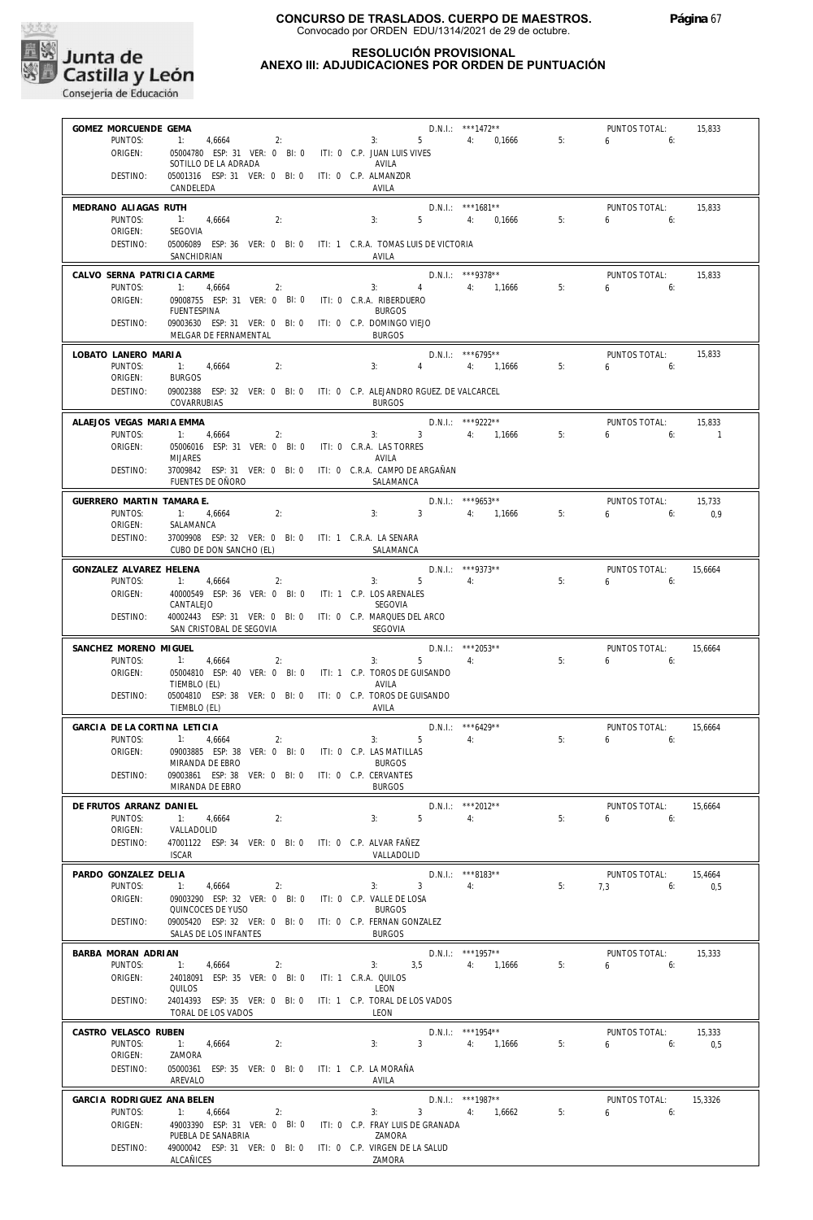# CONCURSO DE TRASLADOS. CUERPO DE MAESTROS.

Convocado por ORDEN EDU/1314/2021 de 29 de octubre.

## RESOLUCIÓN PROVISIONAL
## ANEXO III: ADJUDICACIONES POR ORDEN DE PUNTUACIÓN

**GOMEZ MORCUENDE GEMA** — D.N.I.: ***1472** — PUNTOS TOTAL: 15,833
PUNTOS: 1: 4,6664 2: 3: 5 4: 0,1666 5: 6 6:
ORIGEN: 05004780 ESP: 31 VER: 0 BI: 0 ITI: 0 C.P. JUAN LUIS VIVES — SOTILLO DE LA ADRADA — AVILA
DESTINO: 05001316 ESP: 31 VER: 0 BI: 0 ITI: 0 C.P. ALMANZOR — CANDELEDA — AVILA

**MEDRANO ALIAGAS RUTH** — D.N.I.: ***1681** — PUNTOS TOTAL: 15,833
PUNTOS: 1: 4,6664 2: 3: 5 4: 0,1666 5: 6 6:
ORIGEN: SEGOVIA
DESTINO: 05006089 ESP: 36 VER: 0 BI: 0 ITI: 1 C.R.A. TOMAS LUIS DE VICTORIA — SANCHIDRIAN — AVILA

**CALVO SERNA PATRICIA CARME** — D.N.I.: ***9378** — PUNTOS TOTAL: 15,833
PUNTOS: 1: 4,6664 2: 3: 4 4: 1,1666 5: 6 6:
ORIGEN: 09008755 ESP: 31 VER: 0 BI: 0 ITI: 0 C.R.A. RIBERDUERO — FUENTESPINA — BURGOS
DESTINO: 09003630 ESP: 31 VER: 0 BI: 0 ITI: 0 C.P. DOMINGO VIEJO — MELGAR DE FERNAMENTAL — BURGOS

**LOBATO LANERO MARIA** — D.N.I.: ***6795** — PUNTOS TOTAL: 15,833
PUNTOS: 1: 4,6664 2: 3: 4 4: 1,1666 5: 6 6:
ORIGEN: BURGOS
DESTINO: 09002388 ESP: 32 VER: 0 BI: 0 ITI: 0 C.P. ALEJANDRO RGUEZ. DE VALCARCEL — COVARRUBIAS — BURGOS

**ALAEJOS VEGAS MARIA EMMA** — D.N.I.: ***9222** — PUNTOS TOTAL: 15,833
PUNTOS: 1: 4,6664 2: 3: 3 4: 1,1666 5: 6 6: 1
ORIGEN: 05006016 ESP: 31 VER: 0 BI: 0 ITI: 0 C.R.A. LAS TORRES — MIJARES — AVILA
DESTINO: 37009842 ESP: 31 VER: 0 BI: 0 ITI: 0 C.R.A. CAMPO DE ARGAÑAN — FUENTES DE OÑORO — SALAMANCA

**GUERRERO MARTIN TAMARA E.** — D.N.I.: ***9653** — PUNTOS TOTAL: 15,733
PUNTOS: 1: 4,6664 2: 3: 3 4: 1,1666 5: 6 6: 0,9
ORIGEN: SALAMANCA
DESTINO: 37009908 ESP: 32 VER: 0 BI: 0 ITI: 1 C.R.A. LA SENARA — CUBO DE DON SANCHO (EL) — SALAMANCA

**GONZALEZ ALVAREZ HELENA** — D.N.I.: ***9373** — PUNTOS TOTAL: 15,6664
PUNTOS: 1: 4,6664 2: 3: 5 4: 5: 6 6:
ORIGEN: 40000549 ESP: 36 VER: 0 BI: 0 ITI: 1 C.P. LOS ARENALES — CANTALEJO — SEGOVIA
DESTINO: 40002443 ESP: 31 VER: 0 BI: 0 ITI: 0 C.P. MARQUES DEL ARCO — SAN CRISTOBAL DE SEGOVIA — SEGOVIA

**SANCHEZ MORENO MIGUEL** — D.N.I.: ***2053** — PUNTOS TOTAL: 15,6664
PUNTOS: 1: 4,6664 2: 3: 5 4: 5: 6 6:
ORIGEN: 05004810 ESP: 40 VER: 0 BI: 0 ITI: 1 C.P. TOROS DE GUISANDO — TIEMBLO (EL) — AVILA
DESTINO: 05004810 ESP: 38 VER: 0 BI: 0 ITI: 0 C.P. TOROS DE GUISANDO — TIEMBLO (EL) — AVILA

**GARCIA DE LA CORTINA LETICIA** — D.N.I.: ***6429** — PUNTOS TOTAL: 15,6664
PUNTOS: 1: 4,6664 2: 3: 5 4: 5: 6 6:
ORIGEN: 09003885 ESP: 38 VER: 0 BI: 0 ITI: 0 C.P. LAS MATILLAS — MIRANDA DE EBRO — BURGOS
DESTINO: 09003861 ESP: 38 VER: 0 BI: 0 ITI: 0 C.P. CERVANTES — MIRANDA DE EBRO — BURGOS

**DE FRUTOS ARRANZ DANIEL** — D.N.I.: ***2012** — PUNTOS TOTAL: 15,6664
PUNTOS: 1: 4,6664 2: 3: 5 4: 5: 6 6:
ORIGEN: VALLADOLID
DESTINO: 47001122 ESP: 34 VER: 0 BI: 0 ITI: 0 C.P. ALVAR FAÑEZ — ISCAR — VALLADOLID

**PARDO GONZALEZ DELIA** — D.N.I.: ***8183** — PUNTOS TOTAL: 15,4664
PUNTOS: 1: 4,6664 2: 3: 3 4: 5: 7,3 6: 0,5
ORIGEN: 09003290 ESP: 32 VER: 0 BI: 0 ITI: 0 C.P. VALLE DE LOSA — QUINCOCES DE YUSO — BURGOS
DESTINO: 09005420 ESP: 32 VER: 0 BI: 0 ITI: 0 C.P. FERNAN GONZALEZ — SALAS DE LOS INFANTES — BURGOS

**BARBA MORAN ADRIAN** — D.N.I.: ***1957** — PUNTOS TOTAL: 15,333
PUNTOS: 1: 4,6664 2: 3: 3,5 4: 1,1666 5: 6 6:
ORIGEN: 24018091 ESP: 35 VER: 0 BI: 0 ITI: 1 C.R.A. QUILOS — QUILOS — LEON
DESTINO: 24014393 ESP: 35 VER: 0 BI: 0 ITI: 1 C.P. TORAL DE LOS VADOS — TORAL DE LOS VADOS — LEON

**CASTRO VELASCO RUBEN** — D.N.I.: ***1954** — PUNTOS TOTAL: 15,333
PUNTOS: 1: 4,6664 2: 3: 3 4: 1,1666 5: 6 6: 0,5
ORIGEN: ZAMORA
DESTINO: 05000361 ESP: 35 VER: 0 BI: 0 ITI: 1 C.P. LA MORAÑA — AREVALO — AVILA

**GARCIA RODRIGUEZ ANA BELEN** — D.N.I.: ***1987** — PUNTOS TOTAL: 15,3326
PUNTOS: 1: 4,6664 2: 3: 3 4: 1,6662 5: 6 6:
ORIGEN: 49003390 ESP: 31 VER: 0 BI: 0 ITI: 0 C.P. FRAY LUIS DE GRANADA — PUEBLA DE SANABRIA — ZAMORA
DESTINO: 49000042 ESP: 31 VER: 0 BI: 0 ITI: 0 C.P. VIRGEN DE LA SALUD — ALCAÑICES — ZAMORA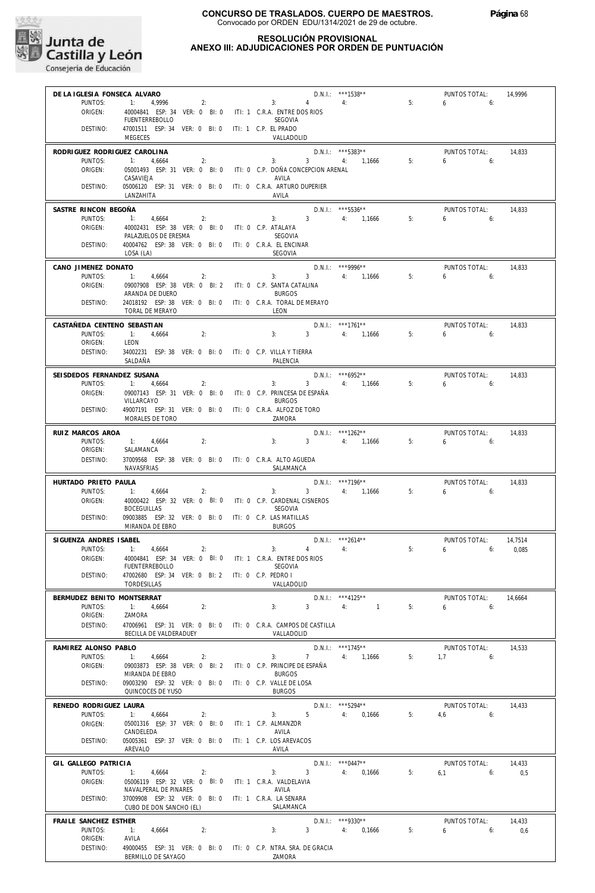**CONCURSO DE TRASLADOS. CUERPO DE MAESTROS.**
Convocado por ORDEN EDU/1314/2021 de 29 de octubre.

**RESOLUCIÓN PROVISIONAL**
**ANEXO III: ADJUDICACIONES POR ORDEN DE PUNTUACIÓN**

---

**DE LA IGLESIA FONSECA ALVARO** — D.N.I.: ***1538** — PUNTOS TOTAL: 14,9996
PUNTOS: 1: 4,9996 2: 3: 4 4: 5: 6 6:
ORIGEN: 40004841 ESP: 34 VER: 0 BI: 0 ITI: 1 C.R.A. ENTRE DOS RIOS — FUENTERREBOLLO — SEGOVIA
DESTINO: 47001511 ESP: 34 VER: 0 BI: 0 ITI: 1 C.P. EL PRADO — MEGECES — VALLADOLID

---

**RODRIGUEZ RODRIGUEZ CAROLINA** — D.N.I.: ***5383** — PUNTOS TOTAL: 14,833
PUNTOS: 1: 4,6664 2: 3: 3 4: 1,1666 5: 6 6:
ORIGEN: 05001493 ESP: 31 VER: 0 BI: 0 ITI: 0 C.P. DOÑA CONCEPCION ARENAL — CASAVIEJA — AVILA
DESTINO: 05006120 ESP: 31 VER: 0 BI: 0 ITI: 0 C.R.A. ARTURO DUPERIER — LANZAHITA — AVILA

---

**SASTRE RINCON BEGOÑA** — D.N.I.: ***5536** — PUNTOS TOTAL: 14,833
PUNTOS: 1: 4,6664 2: 3: 3 4: 1,1666 5: 6 6:
ORIGEN: 40002431 ESP: 38 VER: 0 BI: 0 ITI: 0 C.P. ATALAYA — PALAZUELOS DE ERESMA — SEGOVIA
DESTINO: 40004762 ESP: 38 VER: 0 BI: 0 ITI: 0 C.R.A. EL ENCINAR — LOSA (LA) — SEGOVIA

---

**CANO JIMENEZ DONATO** — D.N.I.: ***9996** — PUNTOS TOTAL: 14,833
PUNTOS: 1: 4,6664 2: 3: 3 4: 1,1666 5: 6 6:
ORIGEN: 09007908 ESP: 38 VER: 0 BI: 2 ITI: 0 C.P. SANTA CATALINA — ARANDA DE DUERO — BURGOS
DESTINO: 24018192 ESP: 38 VER: 0 BI: 0 ITI: 0 C.R.A. TORAL DE MERAYO — TORAL DE MERAYO — LEON

---

**CASTAÑEDA CENTENO SEBASTIAN** — D.N.I.: ***1761** — PUNTOS TOTAL: 14,833
PUNTOS: 1: 4,6664 2: 3: 3 4: 1,1666 5: 6 6:
ORIGEN: LEON
DESTINO: 34002231 ESP: 38 VER: 0 BI: 0 ITI: 0 C.P. VILLA Y TIERRA — SALDAÑA — PALENCIA

---

**SEISDEDOS FERNANDEZ SUSANA** — D.N.I.: ***6952** — PUNTOS TOTAL: 14,833
PUNTOS: 1: 4,6664 2: 3: 3 4: 1,1666 5: 6 6:
ORIGEN: 09007143 ESP: 31 VER: 0 BI: 0 ITI: 0 C.P. PRINCESA DE ESPAÑA — VILLARCAYO — BURGOS
DESTINO: 49007191 ESP: 31 VER: 0 BI: 0 ITI: 0 C.R.A. ALFOZ DE TORO — MORALES DE TORO — ZAMORA

---

**RUIZ MARCOS AROA** — D.N.I.: ***1262** — PUNTOS TOTAL: 14,833
PUNTOS: 1: 4,6664 2: 3: 3 4: 1,1666 5: 6 6:
ORIGEN: SALAMANCA
DESTINO: 37009568 ESP: 38 VER: 0 BI: 0 ITI: 0 C.R.A. ALTO AGUEDA — NAVASFRIAS — SALAMANCA

---

**HURTADO PRIETO PAULA** — D.N.I.: ***7196** — PUNTOS TOTAL: 14,833
PUNTOS: 1: 4,6664 2: 3: 3 4: 1,1666 5: 6 6:
ORIGEN: 40000422 ESP: 32 VER: 0 BI: 0 ITI: 0 C.P. CARDENAL CISNEROS — BOCEGUILLAS — SEGOVIA
DESTINO: 09003885 ESP: 32 VER: 0 BI: 0 ITI: 0 C.P. LAS MATILLAS — MIRANDA DE EBRO — BURGOS

---

**SIGUENZA ANDRES ISABEL** — D.N.I.: ***2614** — PUNTOS TOTAL: 14,7514
PUNTOS: 1: 4,6664 2: 3: 4 4: 5: 6 6: 0,085
ORIGEN: 40004841 ESP: 34 VER: 0 BI: 0 ITI: 1 C.R.A. ENTRE DOS RIOS — FUENTERREBOLLO — SEGOVIA
DESTINO: 47002680 ESP: 34 VER: 0 BI: 2 ITI: 0 C.P. PEDRO I — TORDESILLAS — VALLADOLID

---

**BERMUDEZ BENITO MONTSERRAT** — D.N.I.: ***4125** — PUNTOS TOTAL: 14,6664
PUNTOS: 1: 4,6664 2: 3: 3 4: 1 5: 6 6:
ORIGEN: ZAMORA
DESTINO: 47006961 ESP: 31 VER: 0 BI: 0 ITI: 0 C.R.A. CAMPOS DE CASTILLA — BECILLA DE VALDERADUEY — VALLADOLID

---

**RAMIREZ ALONSO PABLO** — D.N.I.: ***1745** — PUNTOS TOTAL: 14,533
PUNTOS: 1: 4,6664 2: 3: 7 4: 1,1666 5: 1,7 6:
ORIGEN: 09003873 ESP: 38 VER: 0 BI: 2 ITI: 0 C.P. PRINCIPE DE ESPAÑA — MIRANDA DE EBRO — BURGOS
DESTINO: 09003290 ESP: 32 VER: 0 BI: 0 ITI: 0 C.P. VALLE DE LOSA — QUINCOCES DE YUSO — BURGOS

---

**RENEDO RODRIGUEZ LAURA** — D.N.I.: ***5294** — PUNTOS TOTAL: 14,433
PUNTOS: 1: 4,6664 2: 3: 5 4: 0,1666 5: 4,6 6:
ORIGEN: 05001316 ESP: 37 VER: 0 BI: 0 ITI: 1 C.P. ALMANZOR — CANDELEDA — AVILA
DESTINO: 05005361 ESP: 37 VER: 0 BI: 0 ITI: 1 C.P. LOS AREVACOS — AREVALO — AVILA

---

**GIL GALLEGO PATRICIA** — D.N.I.: ***0447** — PUNTOS TOTAL: 14,433
PUNTOS: 1: 4,6664 2: 3: 3 4: 0,1666 5: 6,1 6: 0,5
ORIGEN: 05006119 ESP: 32 VER: 0 BI: 0 ITI: 1 C.R.A. VALDELAVIA — NAVALPERAL DE PINARES — AVILA
DESTINO: 37009908 ESP: 32 VER: 0 BI: 0 ITI: 1 C.R.A. LA SENARA — CUBO DE DON SANCHO (EL) — SALAMANCA

---

**FRAILE SANCHEZ ESTHER** — D.N.I.: ***9330** — PUNTOS TOTAL: 14,433
PUNTOS: 1: 4,6664 2: 3: 3 4: 0,1666 5: 6 6: 0,6
ORIGEN: AVILA
DESTINO: 49000455 ESP: 31 VER: 0 BI: 0 ITI: 0 C.P. NTRA. SRA. DE GRACIA — BERMILLO DE SAYAGO — ZAMORA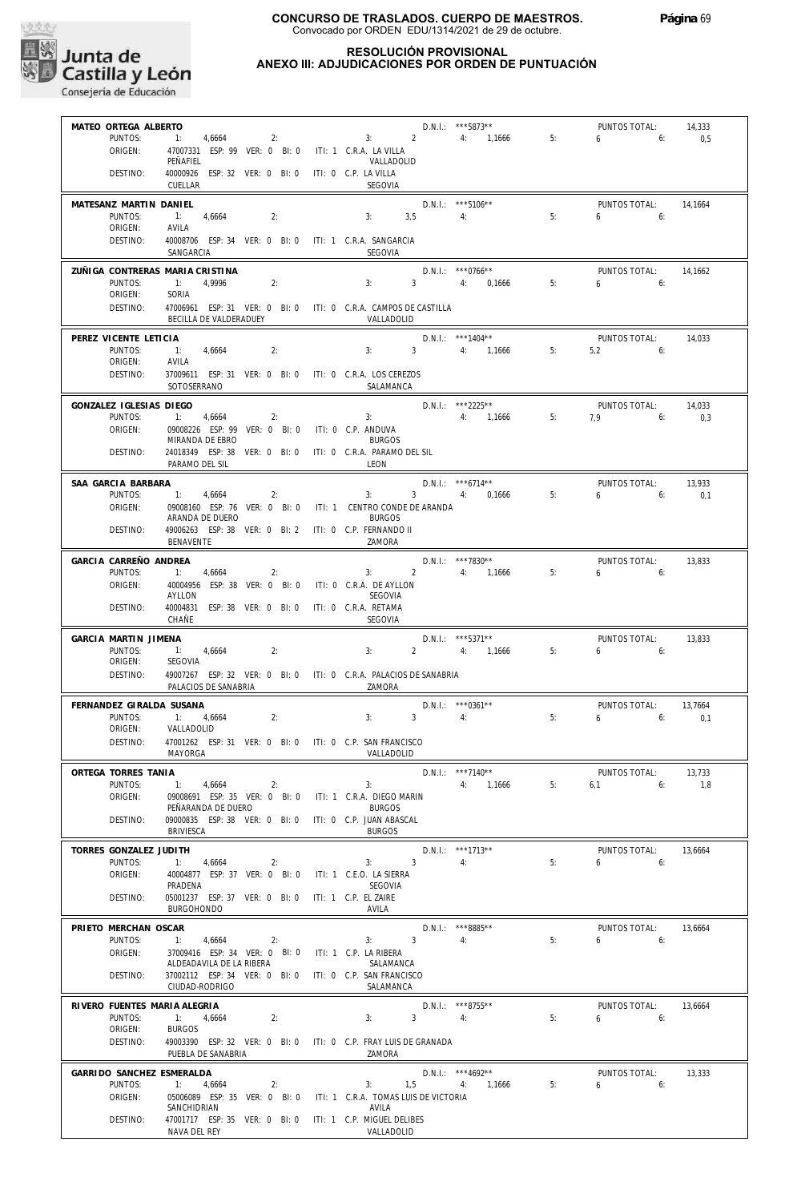# CONCURSO DE TRASLADOS. CUERPO DE MAESTROS.
Convocado por ORDEN EDU/1314/2021 de 29 de octubre.

## RESOLUCIÓN PROVISIONAL
## ANEXO III: ADJUDICACIONES POR ORDEN DE PUNTUACIÓN

**MATEO ORTEGA ALBERTO** — D.N.I.: ***5873** — PUNTOS TOTAL: 14,333
PUNTOS: 1: 4,6664 2: 3: 2 4: 1,1666 5: 6 6: 0,5
ORIGEN: 47007331 ESP: 99 VER: 0 BI: 0 ITI: 1 C.R.A. LA VILLA — PEÑAFIEL — VALLADOLID
DESTINO: 40000926 ESP: 32 VER: 0 BI: 0 ITI: 0 C.P. LA VILLA — CUELLAR — SEGOVIA

**MATESANZ MARTIN DANIEL** — D.N.I.: ***5106** — PUNTOS TOTAL: 14,1664
PUNTOS: 1: 4,6664 2: 3: 3,5 4: 5: 6 6:
ORIGEN: AVILA
DESTINO: 40008706 ESP: 34 VER: 0 BI: 0 ITI: 1 C.R.A. SANGARCIA — SANGARCIA — SEGOVIA

**ZUÑIGA CONTRERAS MARIA CRISTINA** — D.N.I.: ***0766** — PUNTOS TOTAL: 14,1662
PUNTOS: 1: 4,9996 2: 3: 3 4: 0,1666 5: 6 6:
ORIGEN: SORIA
DESTINO: 47006961 ESP: 31 VER: 0 BI: 0 ITI: 0 C.R.A. CAMPOS DE CASTILLA — BECILLA DE VALDERADUEY — VALLADOLID

**PEREZ VICENTE LETICIA** — D.N.I.: ***1404** — PUNTOS TOTAL: 14,033
PUNTOS: 1: 4,6664 2: 3: 3 4: 1,1666 5: 5,2 6:
ORIGEN: AVILA
DESTINO: 37009611 ESP: 31 VER: 0 BI: 0 ITI: 0 C.R.A. LOS CEREZOS — SOTOSERRANO — SALAMANCA

**GONZALEZ IGLESIAS DIEGO** — D.N.I.: ***2225** — PUNTOS TOTAL: 14,033
PUNTOS: 1: 4,6664 2: 3: 4: 1,1666 5: 7,9 6: 0,3
ORIGEN: 09008226 ESP: 99 VER: 0 BI: 0 ITI: 0 C.P. ANDUVA — MIRANDA DE EBRO — BURGOS
DESTINO: 24018349 ESP: 38 VER: 0 BI: 0 ITI: 0 C.R.A. PARAMO DEL SIL — PARAMO DEL SIL — LEON

**SAA GARCIA BARBARA** — D.N.I.: ***6714** — PUNTOS TOTAL: 13,933
PUNTOS: 1: 4,6664 2: 3: 3 4: 0,1666 5: 6 6: 0,1
ORIGEN: 09008160 ESP: 76 VER: 0 BI: 0 ITI: 1 CENTRO CONDE DE ARANDA — ARANDA DE DUERO — BURGOS
DESTINO: 49006263 ESP: 38 VER: 0 BI: 2 ITI: 0 C.P. FERNANDO II — BENAVENTE — ZAMORA

**GARCIA CARREÑO ANDREA** — D.N.I.: ***7830** — PUNTOS TOTAL: 13,833
PUNTOS: 1: 4,6664 2: 3: 2 4: 1,1666 5: 6 6:
ORIGEN: 40004956 ESP: 38 VER: 0 BI: 0 ITI: 0 C.R.A. DE AYLLON — AYLLON — SEGOVIA
DESTINO: 40004831 ESP: 38 VER: 0 BI: 0 ITI: 0 C.R.A. RETAMA — CHAÑE — SEGOVIA

**GARCIA MARTIN JIMENA** — D.N.I.: ***5371** — PUNTOS TOTAL: 13,833
PUNTOS: 1: 4,6664 2: 3: 2 4: 1,1666 5: 6 6:
ORIGEN: SEGOVIA
DESTINO: 49007267 ESP: 32 VER: 0 BI: 0 ITI: 0 C.R.A. PALACIOS DE SANABRIA — PALACIOS DE SANABRIA — ZAMORA

**FERNANDEZ GIRALDA SUSANA** — D.N.I.: ***0361** — PUNTOS TOTAL: 13,7664
PUNTOS: 1: 4,6664 2: 3: 3 4: 5: 6 6: 0,1
ORIGEN: VALLADOLID
DESTINO: 47001262 ESP: 31 VER: 0 BI: 0 ITI: 0 C.P. SAN FRANCISCO — MAYORGA — VALLADOLID

**ORTEGA TORRES TANIA** — D.N.I.: ***7140** — PUNTOS TOTAL: 13,733
PUNTOS: 1: 4,6664 2: 3: 4: 1,1666 5: 6,1 6: 1,8
ORIGEN: 09008691 ESP: 35 VER: 0 BI: 0 ITI: 1 C.R.A. DIEGO MARIN — PEÑARANDA DE DUERO — BURGOS
DESTINO: 09000835 ESP: 38 VER: 0 BI: 0 ITI: 0 C.P. JUAN ABASCAL — BRIVIESCA — BURGOS

**TORRES GONZALEZ JUDITH** — D.N.I.: ***1713** — PUNTOS TOTAL: 13,6664
PUNTOS: 1: 4,6664 2: 3: 3 4: 5: 6 6:
ORIGEN: 40004877 ESP: 37 VER: 0 BI: 0 ITI: 1 C.E.O. LA SIERRA — PRADENA — SEGOVIA
DESTINO: 05001237 ESP: 37 VER: 0 BI: 0 ITI: 1 C.P. EL ZAIRE — BURGOHONDO — AVILA

**PRIETO MERCHAN OSCAR** — D.N.I.: ***8885** — PUNTOS TOTAL: 13,6664
PUNTOS: 1: 4,6664 2: 3: 3 4: 5: 6 6:
ORIGEN: 37009416 ESP: 34 VER: 0 BI: 0 ITI: 1 C.P. LA RIBERA — ALDEADAVILA DE LA RIBERA — SALAMANCA
DESTINO: 37002112 ESP: 34 VER: 0 BI: 0 ITI: 0 C.P. SAN FRANCISCO — CIUDAD-RODRIGO — SALAMANCA

**RIVERO FUENTES MARIA ALEGRIA** — D.N.I.: ***8755** — PUNTOS TOTAL: 13,6664
PUNTOS: 1: 4,6664 2: 3: 3 4: 5: 6 6:
ORIGEN: BURGOS
DESTINO: 49003390 ESP: 32 VER: 0 BI: 0 ITI: 0 C.P. FRAY LUIS DE GRANADA — PUEBLA DE SANABRIA — ZAMORA

**GARRIDO SANCHEZ ESMERALDA** — D.N.I.: ***4692** — PUNTOS TOTAL: 13,333
PUNTOS: 1: 4,6664 2: 3: 1,5 4: 1,1666 5: 6 6:
ORIGEN: 05006089 ESP: 35 VER: 0 BI: 0 ITI: 1 C.R.A. TOMAS LUIS DE VICTORIA — SANCHIDRIAN — AVILA
DESTINO: 47001717 ESP: 35 VER: 0 BI: 0 ITI: 1 C.P. MIGUEL DELIBES — NAVA DEL REY — VALLADOLID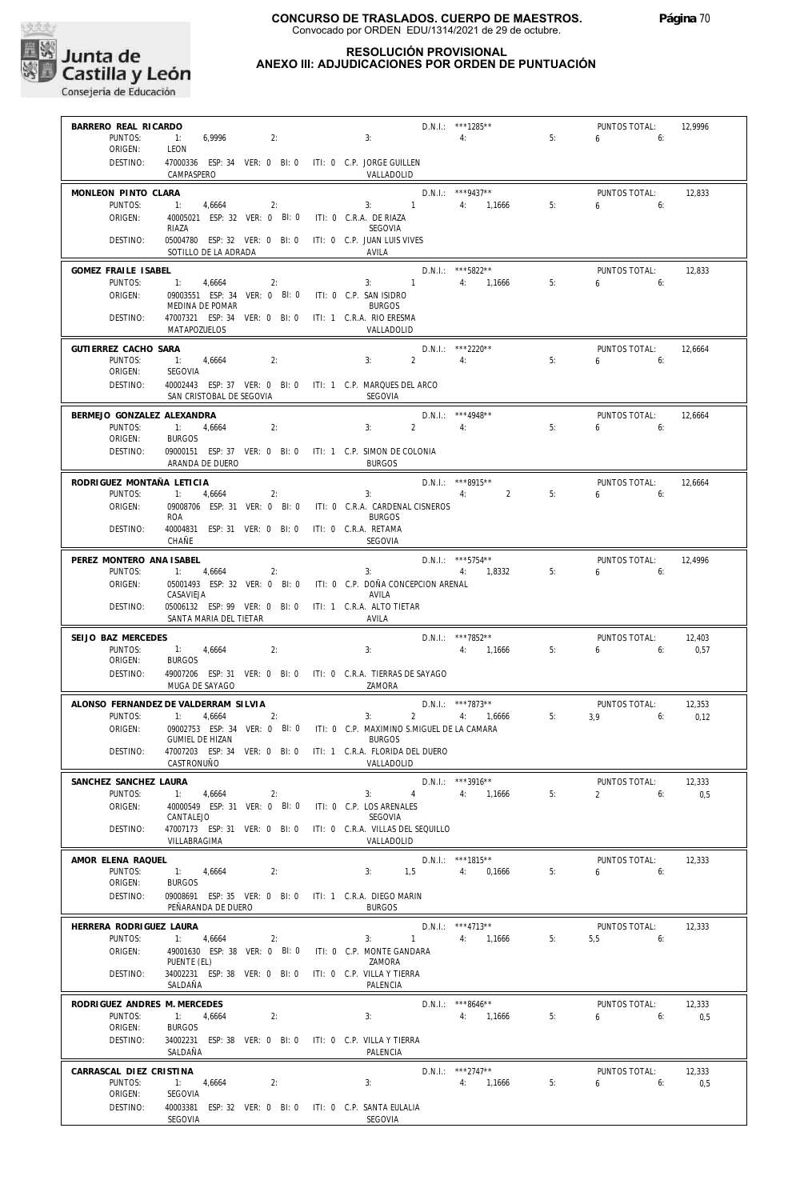**CONCURSO DE TRASLADOS. CUERPO DE MAESTROS.**
Convocado por ORDEN EDU/1314/2021 de 29 de octubre.

**RESOLUCIÓN PROVISIONAL**
**ANEXO III: ADJUDICACIONES POR ORDEN DE PUNTUACIÓN**

---

**BARRERO REAL RICARDO** — D.N.I.: ***1285** — PUNTOS TOTAL: 12,9996
PUNTOS: 1: 6,9996 2: 3: 4: 5: 6 6:
ORIGEN: LEON
DESTINO: 47000336 ESP: 34 VER: 0 BI: 0 ITI: 0 C.P. JORGE GUILLEN — CAMPASPERO — VALLADOLID

---

**MONLEON PINTO CLARA** — D.N.I.: ***9437** — PUNTOS TOTAL: 12,833
PUNTOS: 1: 4,6664 2: 3: 1 4: 1,1666 5: 6 6:
ORIGEN: 40005021 ESP: 32 VER: 0 BI: 0 ITI: 0 C.R.A. DE RIAZA — RIAZA — SEGOVIA
DESTINO: 05004780 ESP: 32 VER: 0 BI: 0 ITI: 0 C.P. JUAN LUIS VIVES — SOTILLO DE LA ADRADA — AVILA

---

**GOMEZ FRAILE ISABEL** — D.N.I.: ***5822** — PUNTOS TOTAL: 12,833
PUNTOS: 1: 4,6664 2: 3: 1 4: 1,1666 5: 6 6:
ORIGEN: 09003551 ESP: 34 VER: 0 BI: 0 ITI: 0 C.P. SAN ISIDRO — MEDINA DE POMAR — BURGOS
DESTINO: 47007321 ESP: 34 VER: 0 BI: 0 ITI: 1 C.R.A. RIO ERESMA — MATAPOZUELOS — VALLADOLID

---

**GUTIERREZ CACHO SARA** — D.N.I.: ***2220** — PUNTOS TOTAL: 12,6664
PUNTOS: 1: 4,6664 2: 3: 2 4: 5: 6 6:
ORIGEN: SEGOVIA
DESTINO: 40002443 ESP: 37 VER: 0 BI: 0 ITI: 1 C.P. MARQUES DEL ARCO — SAN CRISTOBAL DE SEGOVIA — SEGOVIA

---

**BERMEJO GONZALEZ ALEXANDRA** — D.N.I.: ***4948** — PUNTOS TOTAL: 12,6664
PUNTOS: 1: 4,6664 2: 3: 2 4: 5: 6 6:
ORIGEN: BURGOS
DESTINO: 09000151 ESP: 37 VER: 0 BI: 0 ITI: 1 C.P. SIMON DE COLONIA — ARANDA DE DUERO — BURGOS

---

**RODRIGUEZ MONTAÑA LETICIA** — D.N.I.: ***8915** — PUNTOS TOTAL: 12,6664
PUNTOS: 1: 4,6664 2: 3: 4: 2 5: 6 6:
ORIGEN: 09008706 ESP: 31 VER: 0 BI: 0 ITI: 0 C.R.A. CARDENAL CISNEROS — ROA — BURGOS
DESTINO: 40004831 ESP: 31 VER: 0 BI: 0 ITI: 0 C.R.A. RETAMA — CHAÑE — SEGOVIA

---

**PEREZ MONTERO ANA ISABEL** — D.N.I.: ***5754** — PUNTOS TOTAL: 12,4996
PUNTOS: 1: 4,6664 2: 3: 4: 1,8332 5: 6 6:
ORIGEN: 05001493 ESP: 32 VER: 0 BI: 0 ITI: 0 C.P. DOÑA CONCEPCION ARENAL — CASAVIEJA — AVILA
DESTINO: 05006132 ESP: 99 VER: 0 BI: 0 ITI: 1 C.R.A. ALTO TIETAR — SANTA MARIA DEL TIETAR — AVILA

---

**SEIJO BAZ MERCEDES** — D.N.I.: ***7852** — PUNTOS TOTAL: 12,403
PUNTOS: 1: 4,6664 2: 3: 4: 1,1666 5: 6 6: 0,57
ORIGEN: BURGOS
DESTINO: 49007206 ESP: 31 VER: 0 BI: 0 ITI: 0 C.R.A. TIERRAS DE SAYAGO — MUGA DE SAYAGO — ZAMORA

---

**ALONSO FERNANDEZ DE VALDERRAM SILVIA** — D.N.I.: ***7873** — PUNTOS TOTAL: 12,353
PUNTOS: 1: 4,6664 2: 3: 2 4: 1,6666 5: 3,9 6: 0,12
ORIGEN: 09002753 ESP: 34 VER: 0 BI: 0 ITI: 0 C.P. MAXIMINO S.MIGUEL DE LA CAMARA — GUMIEL DE HIZAN — BURGOS
DESTINO: 47007203 ESP: 34 VER: 0 BI: 0 ITI: 1 C.R.A. FLORIDA DEL DUERO — CASTRONUÑO — VALLADOLID

---

**SANCHEZ SANCHEZ LAURA** — D.N.I.: ***3916** — PUNTOS TOTAL: 12,333
PUNTOS: 1: 4,6664 2: 3: 4 4: 1,1666 5: 2 6: 0,5
ORIGEN: 40000549 ESP: 31 VER: 0 BI: 0 ITI: 0 C.P. LOS ARENALES — CANTALEJO — SEGOVIA
DESTINO: 47007173 ESP: 31 VER: 0 BI: 0 ITI: 0 C.R.A. VILLAS DEL SEQUILLO — VILLABRAGIMA — VALLADOLID

---

**AMOR ELENA RAQUEL** — D.N.I.: ***1815** — PUNTOS TOTAL: 12,333
PUNTOS: 1: 4,6664 2: 3: 1,5 4: 0,1666 5: 6 6:
ORIGEN: BURGOS
DESTINO: 09008691 ESP: 35 VER: 0 BI: 0 ITI: 1 C.R.A. DIEGO MARIN — PEÑARANDA DE DUERO — BURGOS

---

**HERRERA RODRIGUEZ LAURA** — D.N.I.: ***4713** — PUNTOS TOTAL: 12,333
PUNTOS: 1: 4,6664 2: 3: 1 4: 1,1666 5: 5,5 6:
ORIGEN: 49001630 ESP: 38 VER: 0 BI: 0 ITI: 0 C.P. MONTE GANDARA — PUENTE (EL) — ZAMORA
DESTINO: 34002231 ESP: 38 VER: 0 BI: 0 ITI: 0 C.P. VILLA Y TIERRA — SALDAÑA — PALENCIA

---

**RODRIGUEZ ANDRES M. MERCEDES** — D.N.I.: ***8646** — PUNTOS TOTAL: 12,333
PUNTOS: 1: 4,6664 2: 3: 4: 1,1666 5: 6 6: 0,5
ORIGEN: BURGOS
DESTINO: 34002231 ESP: 38 VER: 0 BI: 0 ITI: 0 C.P. VILLA Y TIERRA — SALDAÑA — PALENCIA

---

**CARRASCAL DIEZ CRISTINA** — D.N.I.: ***2747** — PUNTOS TOTAL: 12,333
PUNTOS: 1: 4,6664 2: 3: 4: 1,1666 5: 6 6: 0,5
ORIGEN: SEGOVIA
DESTINO: 40003381 ESP: 32 VER: 0 BI: 0 ITI: 0 C.P. SANTA EULALIA — SEGOVIA — SEGOVIA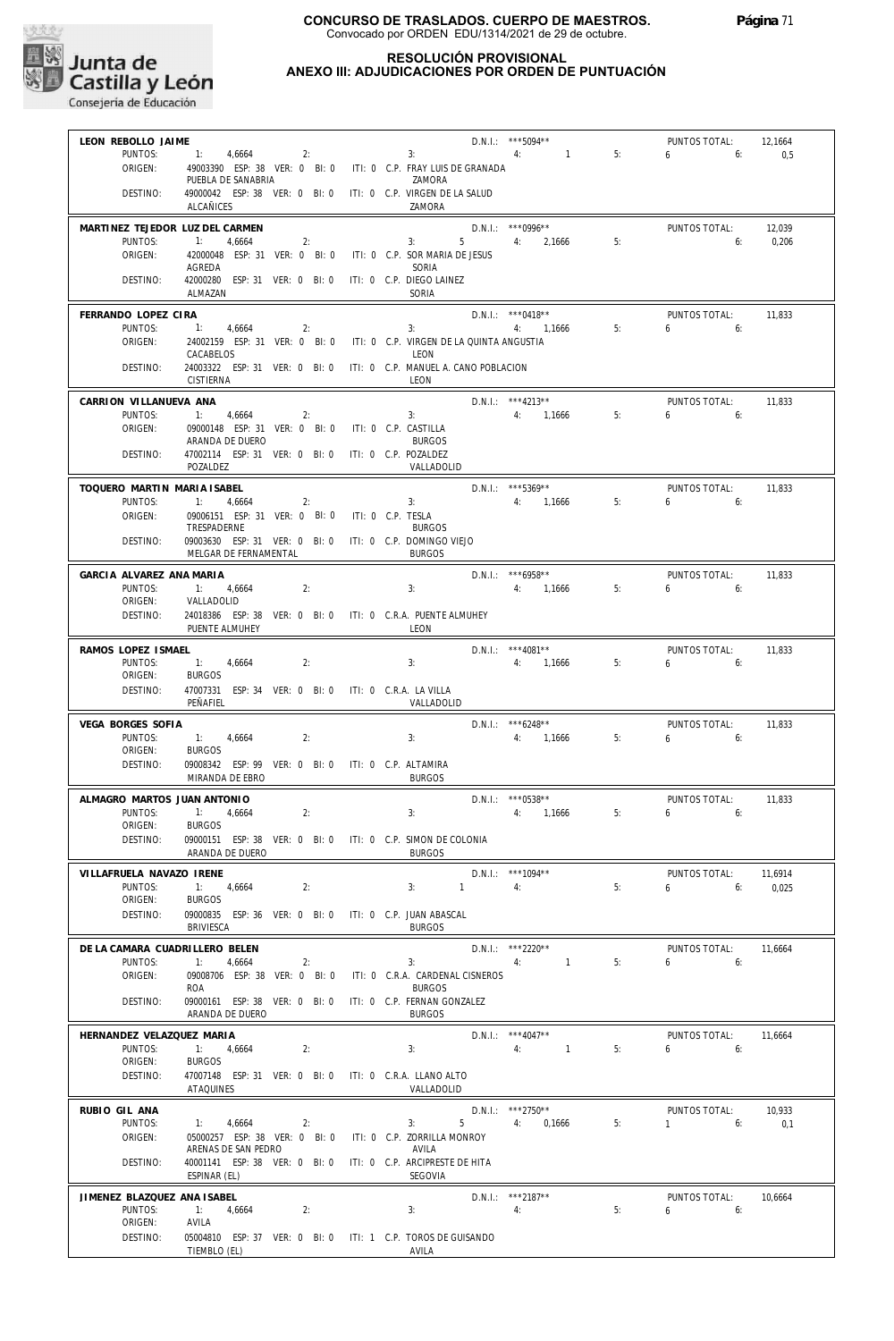# CONCURSO DE TRASLADOS. CUERPO DE MAESTROS.
Convocado por ORDEN EDU/1314/2021 de 29 de octubre.

## RESOLUCIÓN PROVISIONAL
## ANEXO III: ADJUDICACIONES POR ORDEN DE PUNTUACIÓN

**LEON REBOLLO JAIME** — D.N.I.: ***5094** — PUNTOS TOTAL: 12,1664
PUNTOS: 1: 4,6664 2: 3: 4: 1 5: 6 6: 0,5
ORIGEN: 49003390 ESP: 38 VER: 0 BI: 0 ITI: 0 C.P. FRAY LUIS DE GRANADA — PUEBLA DE SANABRIA — ZAMORA
DESTINO: 49000042 ESP: 38 VER: 0 BI: 0 ITI: 0 C.P. VIRGEN DE LA SALUD — ALCAÑICES — ZAMORA

**MARTINEZ TEJEDOR LUZ DEL CARMEN** — D.N.I.: ***0996** — PUNTOS TOTAL: 12,039
PUNTOS: 1: 4,6664 2: 3: 5 4: 2,1666 5: 6: 0,206
ORIGEN: 42000048 ESP: 31 VER: 0 BI: 0 ITI: 0 C.P. SOR MARIA DE JESUS — AGREDA — SORIA
DESTINO: 42000280 ESP: 31 VER: 0 BI: 0 ITI: 0 C.P. DIEGO LAINEZ — ALMAZAN — SORIA

**FERRANDO LOPEZ CIRA** — D.N.I.: ***0418** — PUNTOS TOTAL: 11,833
PUNTOS: 1: 4,6664 2: 3: 4: 1,1666 5: 6 6:
ORIGEN: 24002159 ESP: 31 VER: 0 BI: 0 ITI: 0 C.P. VIRGEN DE LA QUINTA ANGUSTIA — CACABELOS — LEON
DESTINO: 24003322 ESP: 31 VER: 0 BI: 0 ITI: 0 C.P. MANUEL A. CANO POBLACION — CISTIERNA — LEON

**CARRION VILLANUEVA ANA** — D.N.I.: ***4213** — PUNTOS TOTAL: 11,833
PUNTOS: 1: 4,6664 2: 3: 4: 1,1666 5: 6 6:
ORIGEN: 09000148 ESP: 31 VER: 0 BI: 0 ITI: 0 C.P. CASTILLA — ARANDA DE DUERO — BURGOS
DESTINO: 47002114 ESP: 31 VER: 0 BI: 0 ITI: 0 C.P. POZALDEZ — POZALDEZ — VALLADOLID

**TOQUERO MARTIN MARIA ISABEL** — D.N.I.: ***5369** — PUNTOS TOTAL: 11,833
PUNTOS: 1: 4,6664 2: 3: 4: 1,1666 5: 6 6:
ORIGEN: 09006151 ESP: 31 VER: 0 BI: 0 ITI: 0 C.P. TESLA — TRESPADERNE — BURGOS
DESTINO: 09003630 ESP: 31 VER: 0 BI: 0 ITI: 0 C.P. DOMINGO VIEJO — MELGAR DE FERNAMENTAL — BURGOS

**GARCIA ALVAREZ ANA MARIA** — D.N.I.: ***6958** — PUNTOS TOTAL: 11,833
PUNTOS: 1: 4,6664 2: 3: 4: 1,1666 5: 6 6:
ORIGEN: VALLADOLID
DESTINO: 24018386 ESP: 38 VER: 0 BI: 0 ITI: 0 C.R.A. PUENTE ALMUHEY — PUENTE ALMUHEY — LEON

**RAMOS LOPEZ ISMAEL** — D.N.I.: ***4081** — PUNTOS TOTAL: 11,833
PUNTOS: 1: 4,6664 2: 3: 4: 1,1666 5: 6 6:
ORIGEN: BURGOS
DESTINO: 47007331 ESP: 34 VER: 0 BI: 0 ITI: 0 C.R.A. LA VILLA — PEÑAFIEL — VALLADOLID

**VEGA BORGES SOFIA** — D.N.I.: ***6248** — PUNTOS TOTAL: 11,833
PUNTOS: 1: 4,6664 2: 3: 4: 1,1666 5: 6 6:
ORIGEN: BURGOS
DESTINO: 09008342 ESP: 99 VER: 0 BI: 0 ITI: 0 C.P. ALTAMIRA — MIRANDA DE EBRO — BURGOS

**ALMAGRO MARTOS JUAN ANTONIO** — D.N.I.: ***0538** — PUNTOS TOTAL: 11,833
PUNTOS: 1: 4,6664 2: 3: 4: 1,1666 5: 6 6:
ORIGEN: BURGOS
DESTINO: 09000151 ESP: 38 VER: 0 BI: 0 ITI: 0 C.P. SIMON DE COLONIA — ARANDA DE DUERO — BURGOS

**VILLAFRUELA NAVAZO IRENE** — D.N.I.: ***1094** — PUNTOS TOTAL: 11,6914
PUNTOS: 1: 4,6664 2: 3: 1 4: 5: 6 6: 0,025
ORIGEN: BURGOS
DESTINO: 09000835 ESP: 36 VER: 0 BI: 0 ITI: 0 C.P. JUAN ABASCAL — BRIVIESCA — BURGOS

**DE LA CAMARA CUADRILLERO BELEN** — D.N.I.: ***2220** — PUNTOS TOTAL: 11,6664
PUNTOS: 1: 4,6664 2: 3: 4: 1 5: 6 6:
ORIGEN: 09008706 ESP: 38 VER: 0 BI: 0 ITI: 0 C.R.A. CARDENAL CISNEROS — ROA — BURGOS
DESTINO: 09000161 ESP: 38 VER: 0 BI: 0 ITI: 0 C.P. FERNAN GONZALEZ — ARANDA DE DUERO — BURGOS

**HERNANDEZ VELAZQUEZ MARIA** — D.N.I.: ***4047** — PUNTOS TOTAL: 11,6664
PUNTOS: 1: 4,6664 2: 3: 4: 1 5: 6 6:
ORIGEN: BURGOS
DESTINO: 47007148 ESP: 31 VER: 0 BI: 0 ITI: 0 C.R.A. LLANO ALTO — ATAQUINES — VALLADOLID

**RUBIO GIL ANA** — D.N.I.: ***2750** — PUNTOS TOTAL: 10,933
PUNTOS: 1: 4,6664 2: 3: 5 4: 0,1666 5: 1 6: 0,1
ORIGEN: 05000257 ESP: 38 VER: 0 BI: 0 ITI: 0 C.P. ZORRILLA MONROY — ARENAS DE SAN PEDRO — AVILA
DESTINO: 40001141 ESP: 38 VER: 0 BI: 0 ITI: 0 C.P. ARCIPRESTE DE HITA — ESPINAR (EL) — SEGOVIA

**JIMENEZ BLAZQUEZ ANA ISABEL** — D.N.I.: ***2187** — PUNTOS TOTAL: 10,6664
PUNTOS: 1: 4,6664 2: 3: 4: 5: 6 6:
ORIGEN: AVILA
DESTINO: 05004810 ESP: 37 VER: 0 BI: 0 ITI: 1 C.P. TOROS DE GUISANDO — TIEMBLO (EL) — AVILA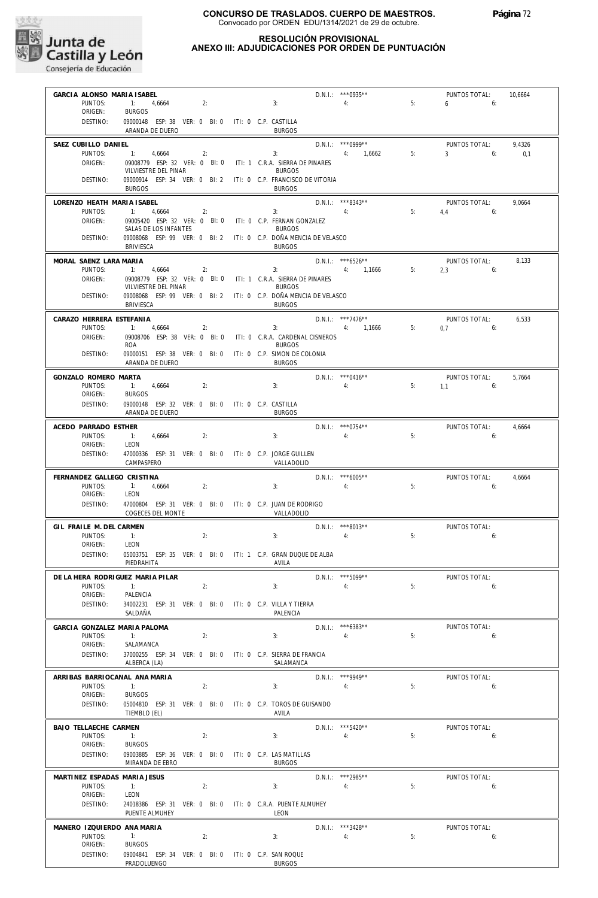# CONCURSO DE TRASLADOS. CUERPO DE MAESTROS.

Convocado por ORDEN EDU/1314/2021 de 29 de octubre.

## RESOLUCIÓN PROVISIONAL
## ANEXO III: ADJUDICACIONES POR ORDEN DE PUNTUACIÓN

**GARCIA ALONSO MARIA ISABEL** — D.N.I.: \*\*\*0935\*\* — PUNTOS TOTAL: 10,6664
PUNTOS: 1: 4,6664 2: 3: 4: 5: 6 6:
ORIGEN: BURGOS
DESTINO: 09000148 ESP: 38 VER: 0 BI: 0 ITI: 0 C.P. CASTILLA — ARANDA DE DUERO — BURGOS

**SAEZ CUBILLO DANIEL** — D.N.I.: \*\*\*0999\*\* — PUNTOS TOTAL: 9,4326
PUNTOS: 1: 4,6664 2: 3: 4: 1,6662 5: 3 6: 0,1
ORIGEN: 09008779 ESP: 32 VER: 0 BI: 0 ITI: 1 C.R.A. SIERRA DE PINARES — VILVIESTRE DEL PINAR — BURGOS
DESTINO: 09000914 ESP: 34 VER: 0 BI: 2 ITI: 0 C.P. FRANCISCO DE VITORIA — BURGOS — BURGOS

**LORENZO HEATH MARIA ISABEL** — D.N.I.: \*\*\*8343\*\* — PUNTOS TOTAL: 9,0664
PUNTOS: 1: 4,6664 2: 3: 4: 5: 4,4 6:
ORIGEN: 09005420 ESP: 32 VER: 0 BI: 0 ITI: 0 C.P. FERNAN GONZALEZ — SALAS DE LOS INFANTES — BURGOS
DESTINO: 09008068 ESP: 99 VER: 0 BI: 2 ITI: 0 C.P. DOÑA MENCIA DE VELASCO — BRIVIESCA — BURGOS

**MORAL SAENZ LARA MARIA** — D.N.I.: \*\*\*6526\*\* — PUNTOS TOTAL: 8,133
PUNTOS: 1: 4,6664 2: 3: 4: 1,1666 5: 2,3 6:
ORIGEN: 09008779 ESP: 32 VER: 0 BI: 0 ITI: 1 C.R.A. SIERRA DE PINARES — VILVIESTRE DEL PINAR — BURGOS
DESTINO: 09008068 ESP: 99 VER: 0 BI: 2 ITI: 0 C.P. DOÑA MENCIA DE VELASCO — BRIVIESCA — BURGOS

**CARAZO HERRERA ESTEFANIA** — D.N.I.: \*\*\*7476\*\* — PUNTOS TOTAL: 6,533
PUNTOS: 1: 4,6664 2: 3: 4: 1,1666 5: 0,7 6:
ORIGEN: 09008706 ESP: 38 VER: 0 BI: 0 ITI: 0 C.R.A. CARDENAL CISNEROS — ROA — BURGOS
DESTINO: 09000151 ESP: 38 VER: 0 BI: 0 ITI: 0 C.P. SIMON DE COLONIA — ARANDA DE DUERO — BURGOS

**GONZALO ROMERO MARTA** — D.N.I.: \*\*\*0416\*\* — PUNTOS TOTAL: 5,7664
PUNTOS: 1: 4,6664 2: 3: 4: 5: 1,1 6:
ORIGEN: BURGOS
DESTINO: 09000148 ESP: 32 VER: 0 BI: 0 ITI: 0 C.P. CASTILLA — ARANDA DE DUERO — BURGOS

**ACEDO PARRADO ESTHER** — D.N.I.: \*\*\*0754\*\* — PUNTOS TOTAL: 4,6664
PUNTOS: 1: 4,6664 2: 3: 4: 5: 6:
ORIGEN: LEON
DESTINO: 47000336 ESP: 31 VER: 0 BI: 0 ITI: 0 C.P. JORGE GUILLEN — CAMPASPERO — VALLADOLID

**FERNANDEZ GALLEGO CRISTINA** — D.N.I.: \*\*\*6005\*\* — PUNTOS TOTAL: 4,6664
PUNTOS: 1: 4,6664 2: 3: 4: 5: 6:
ORIGEN: LEON
DESTINO: 47000804 ESP: 31 VER: 0 BI: 0 ITI: 0 C.P. JUAN DE RODRIGO — COGECES DEL MONTE — VALLADOLID

**GIL FRAILE M. DEL CARMEN** — D.N.I.: \*\*\*8013\*\* — PUNTOS TOTAL:
PUNTOS: 1: 2: 3: 4: 5: 6:
ORIGEN: LEON
DESTINO: 05003751 ESP: 35 VER: 0 BI: 0 ITI: 1 C.P. GRAN DUQUE DE ALBA — PIEDRAHITA — AVILA

**DE LA HERA RODRIGUEZ MARIA PILAR** — D.N.I.: \*\*\*5099\*\* — PUNTOS TOTAL:
PUNTOS: 1: 2: 3: 4: 5: 6:
ORIGEN: PALENCIA
DESTINO: 34002231 ESP: 31 VER: 0 BI: 0 ITI: 0 C.P. VILLA Y TIERRA — SALDAÑA — PALENCIA

**GARCIA GONZALEZ MARIA PALOMA** — D.N.I.: \*\*\*6383\*\* — PUNTOS TOTAL:
PUNTOS: 1: 2: 3: 4: 5: 6:
ORIGEN: SALAMANCA
DESTINO: 37000255 ESP: 34 VER: 0 BI: 0 ITI: 0 C.P. SIERRA DE FRANCIA — ALBERCA (LA) — SALAMANCA

**ARRIBAS BARRIOCANAL ANA MARIA** — D.N.I.: \*\*\*9949\*\* — PUNTOS TOTAL:
PUNTOS: 1: 2: 3: 4: 5: 6:
ORIGEN: BURGOS
DESTINO: 05004810 ESP: 31 VER: 0 BI: 0 ITI: 0 C.P. TOROS DE GUISANDO — TIEMBLO (EL) — AVILA

**BAJO TELLAECHE CARMEN** — D.N.I.: \*\*\*5420\*\* — PUNTOS TOTAL:
PUNTOS: 1: 2: 3: 4: 5: 6:
ORIGEN: BURGOS
DESTINO: 09003885 ESP: 36 VER: 0 BI: 0 ITI: 0 C.P. LAS MATILLAS — MIRANDA DE EBRO — BURGOS

**MARTINEZ ESPADAS MARIA JESUS** — D.N.I.: \*\*\*2985\*\* — PUNTOS TOTAL:
PUNTOS: 1: 2: 3: 4: 5: 6:
ORIGEN: LEON
DESTINO: 24018386 ESP: 31 VER: 0 BI: 0 ITI: 0 C.R.A. PUENTE ALMUHEY — PUENTE ALMUHEY — LEON

**MANERO IZQUIERDO ANA MARIA** — D.N.I.: \*\*\*3428\*\* — PUNTOS TOTAL:
PUNTOS: 1: 2: 3: 4: 5: 6:
ORIGEN: BURGOS
DESTINO: 09004841 ESP: 34 VER: 0 BI: 0 ITI: 0 C.P. SAN ROQUE — PRADOLUENGO — BURGOS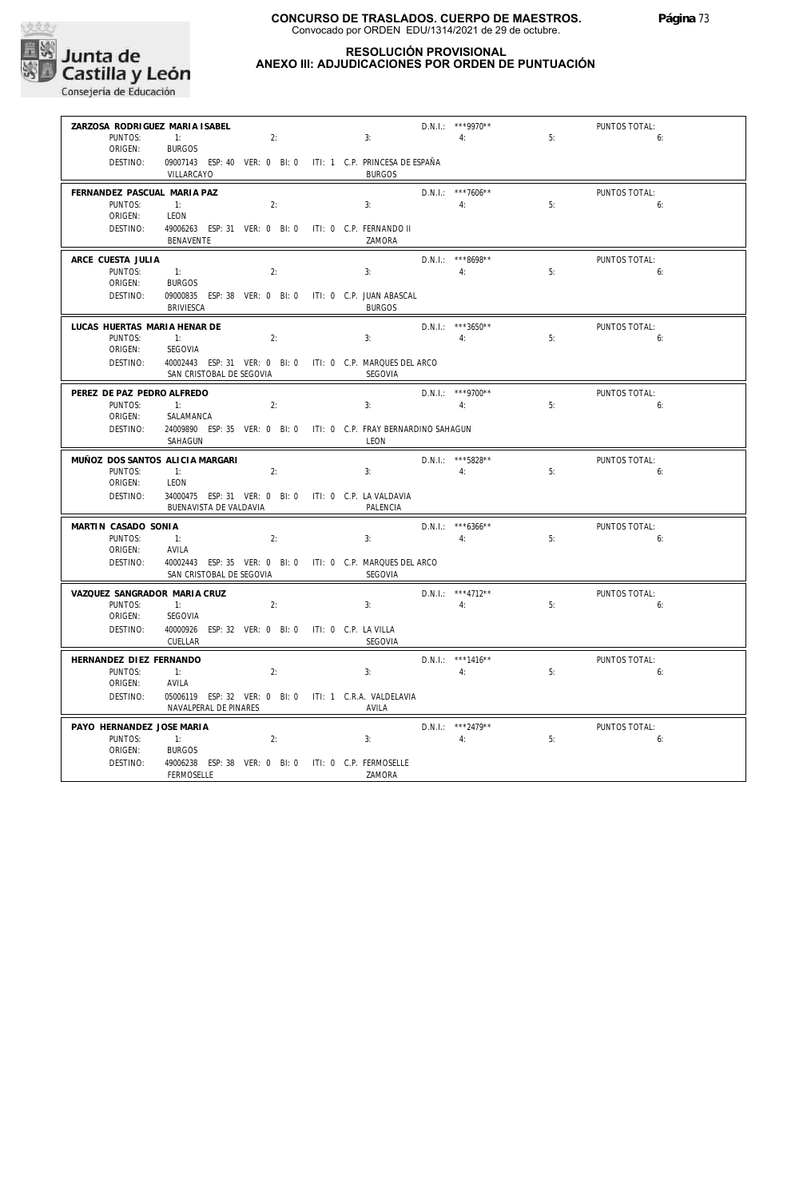**CONCURSO DE TRASLADOS. CUERPO DE MAESTROS.**
Convocado por ORDEN EDU/1314/2021 de 29 de octubre.

**RESOLUCIÓN PROVISIONAL**
**ANEXO III: ADJUDICACIONES POR ORDEN DE PUNTUACIÓN**

**ZARZOSA RODRIGUEZ MARIA ISABEL** — D.N.I.: \*\*\*9970\*\* — PUNTOS TOTAL:
PUNTOS: 1: 2: 3: 4: 5: 6:
ORIGEN: BURGOS
DESTINO: 09007143 ESP: 40 VER: 0 BI: 0 ITI: 1 C.P. PRINCESA DE ESPAÑA
VILLARCAYO — BURGOS

**FERNANDEZ PASCUAL MARIA PAZ** — D.N.I.: \*\*\*7606\*\* — PUNTOS TOTAL:
PUNTOS: 1: 2: 3: 4: 5: 6:
ORIGEN: LEON
DESTINO: 49006263 ESP: 31 VER: 0 BI: 0 ITI: 0 C.P. FERNANDO II
BENAVENTE — ZAMORA

**ARCE CUESTA JULIA** — D.N.I.: \*\*\*8698\*\* — PUNTOS TOTAL:
PUNTOS: 1: 2: 3: 4: 5: 6:
ORIGEN: BURGOS
DESTINO: 09000835 ESP: 38 VER: 0 BI: 0 ITI: 0 C.P. JUAN ABASCAL
BRIVIESCA — BURGOS

**LUCAS HUERTAS MARIA HENAR DE** — D.N.I.: \*\*\*3650\*\* — PUNTOS TOTAL:
PUNTOS: 1: 2: 3: 4: 5: 6:
ORIGEN: SEGOVIA
DESTINO: 40002443 ESP: 31 VER: 0 BI: 0 ITI: 0 C.P. MARQUES DEL ARCO
SAN CRISTOBAL DE SEGOVIA — SEGOVIA

**PEREZ DE PAZ PEDRO ALFREDO** — D.N.I.: \*\*\*9700\*\* — PUNTOS TOTAL:
PUNTOS: 1: 2: 3: 4: 5: 6:
ORIGEN: SALAMANCA
DESTINO: 24009890 ESP: 35 VER: 0 BI: 0 ITI: 0 C.P. FRAY BERNARDINO SAHAGUN
SAHAGUN — LEON

**MUÑOZ DOS SANTOS ALICIA MARGARI** — D.N.I.: \*\*\*5828\*\* — PUNTOS TOTAL:
PUNTOS: 1: 2: 3: 4: 5: 6:
ORIGEN: LEON
DESTINO: 34000475 ESP: 31 VER: 0 BI: 0 ITI: 0 C.P. LA VALDAVIA
BUENAVISTA DE VALDAVIA — PALENCIA

**MARTIN CASADO SONIA** — D.N.I.: \*\*\*6366\*\* — PUNTOS TOTAL:
PUNTOS: 1: 2: 3: 4: 5: 6:
ORIGEN: AVILA
DESTINO: 40002443 ESP: 35 VER: 0 BI: 0 ITI: 0 C.P. MARQUES DEL ARCO
SAN CRISTOBAL DE SEGOVIA — SEGOVIA

**VAZQUEZ SANGRADOR MARIA CRUZ** — D.N.I.: \*\*\*4712\*\* — PUNTOS TOTAL:
PUNTOS: 1: 2: 3: 4: 5: 6:
ORIGEN: SEGOVIA
DESTINO: 40000926 ESP: 32 VER: 0 BI: 0 ITI: 0 C.P. LA VILLA
CUELLAR — SEGOVIA

**HERNANDEZ DIEZ FERNANDO** — D.N.I.: \*\*\*1416\*\* — PUNTOS TOTAL:
PUNTOS: 1: 2: 3: 4: 5: 6:
ORIGEN: AVILA
DESTINO: 05006119 ESP: 32 VER: 0 BI: 0 ITI: 1 C.R.A. VALDELAVIA
NAVALPERAL DE PINARES — AVILA

**PAYO HERNANDEZ JOSE MARIA** — D.N.I.: \*\*\*2479\*\* — PUNTOS TOTAL:
PUNTOS: 1: 2: 3: 4: 5: 6:
ORIGEN: BURGOS
DESTINO: 49006238 ESP: 38 VER: 0 BI: 0 ITI: 0 C.P. FERMOSELLE
FERMOSELLE — ZAMORA